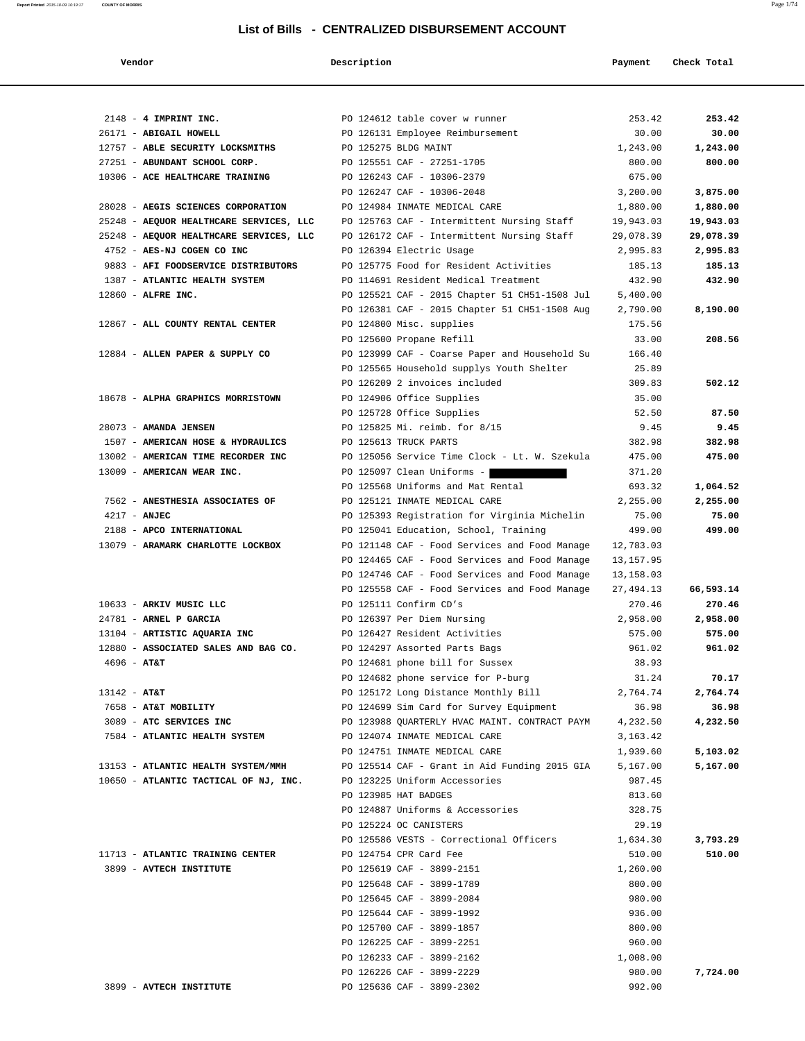# List of Bills - CENTRALIZED DISBURSEMENT ACCOUNT

| Vendor | Description | Payment | Check Total |
|---|---|---|---|
| 2148 - **4 IMPRINT INC.** | PO 124612 table cover w runner | 253.42 | **253.42** |
| 26171 - **ABIGAIL HOWELL** | PO 126131 Employee Reimbursement | 30.00 | **30.00** |
| 12757 - **ABLE SECURITY LOCKSMITHS** | PO 125275 BLDG MAINT | 1,243.00 | **1,243.00** |
| 27251 - **ABUNDANT SCHOOL CORP.** | PO 125551 CAF - 27251-1705 | 800.00 | **800.00** |
| 10306 - **ACE HEALTHCARE TRAINING** | PO 126243 CAF - 10306-2379 | 675.00 | |
| | PO 126247 CAF - 10306-2048 | 3,200.00 | **3,875.00** |
| 28028 - **AEGIS SCIENCES CORPORATION** | PO 124984 INMATE MEDICAL CARE | 1,880.00 | **1,880.00** |
| 25248 - **AEQUOR HEALTHCARE SERVICES, LLC** | PO 125763 CAF - Intermittent Nursing Staff | 19,943.03 | **19,943.03** |
| 25248 - **AEQUOR HEALTHCARE SERVICES, LLC** | PO 126172 CAF - Intermittent Nursing Staff | 29,078.39 | **29,078.39** |
| 4752 - **AES-NJ COGEN CO INC** | PO 126394 Electric Usage | 2,995.83 | **2,995.83** |
| 9883 - **AFI FOODSERVICE DISTRIBUTORS** | PO 125775 Food for Resident Activities | 185.13 | **185.13** |
| 1387 - **ATLANTIC HEALTH SYSTEM** | PO 114691 Resident Medical Treatment | 432.90 | **432.90** |
| 12860 - **ALFRE INC.** | PO 125521 CAF - 2015 Chapter 51 CH51-1508 Jul | 5,400.00 | |
| | PO 126381 CAF - 2015 Chapter 51 CH51-1508 Aug | 2,790.00 | **8,190.00** |
| 12867 - **ALL COUNTY RENTAL CENTER** | PO 124800 Misc. supplies | 175.56 | |
| | PO 125600 Propane Refill | 33.00 | **208.56** |
| 12884 - **ALLEN PAPER & SUPPLY CO** | PO 123999 CAF - Coarse Paper and Household Su | 166.40 | |
| | PO 125565 Household supplys Youth Shelter | 25.89 | |
| | PO 126209 2 invoices included | 309.83 | **502.12** |
| 18678 - **ALPHA GRAPHICS MORRISTOWN** | PO 124906 Office Supplies | 35.00 | |
| | PO 125728 Office Supplies | 52.50 | **87.50** |
| 28073 - **AMANDA JENSEN** | PO 125825 Mi. reimb. for 8/15 | 9.45 | **9.45** |
| 1507 - **AMERICAN HOSE & HYDRAULICS** | PO 125613 TRUCK PARTS | 382.98 | **382.98** |
| 13002 - **AMERICAN TIME RECORDER INC** | PO 125056 Service Time Clock - Lt. W. Szekula | 475.00 | **475.00** |
| 13009 - **AMERICAN WEAR INC.** | PO 125097 Clean Uniforms - [REDACTED] | 371.20 | |
| | PO 125568 Uniforms and Mat Rental | 693.32 | **1,064.52** |
| 7562 - **ANESTHESIA ASSOCIATES OF** | PO 125121 INMATE MEDICAL CARE | 2,255.00 | **2,255.00** |
| 4217 - **ANJEC** | PO 125393 Registration for Virginia Michelin | 75.00 | **75.00** |
| 2188 - **APCO INTERNATIONAL** | PO 125041 Education, School, Training | 499.00 | **499.00** |
| 13079 - **ARAMARK CHARLOTTE LOCKBOX** | PO 121148 CAF - Food Services and Food Manage | 12,783.03 | |
| | PO 124465 CAF - Food Services and Food Manage | 13,157.95 | |
| | PO 124746 CAF - Food Services and Food Manage | 13,158.03 | |
| | PO 125558 CAF - Food Services and Food Manage | 27,494.13 | **66,593.14** |
| 10633 - **ARKIV MUSIC LLC** | PO 125111 Confirm CD's | 270.46 | **270.46** |
| 24781 - **ARNEL P GARCIA** | PO 126397 Per Diem Nursing | 2,958.00 | **2,958.00** |
| 13104 - **ARTISTIC AQUARIA INC** | PO 126427 Resident Activities | 575.00 | **575.00** |
| 12880 - **ASSOCIATED SALES AND BAG CO.** | PO 124297 Assorted Parts Bags | 961.02 | **961.02** |
| 4696 - **AT&T** | PO 124681 phone bill for Sussex | 38.93 | |
| | PO 124682 phone service for P-burg | 31.24 | **70.17** |
| 13142 - **AT&T** | PO 125172 Long Distance Monthly Bill | 2,764.74 | **2,764.74** |
| 7658 - **AT&T MOBILITY** | PO 124699 Sim Card for Survey Equipment | 36.98 | **36.98** |
| 3089 - **ATC SERVICES INC** | PO 123988 QUARTERLY HVAC MAINT. CONTRACT PAYM | 4,232.50 | **4,232.50** |
| 7584 - **ATLANTIC HEALTH SYSTEM** | PO 124074 INMATE MEDICAL CARE | 3,163.42 | |
| | PO 124751 INMATE MEDICAL CARE | 1,939.60 | **5,103.02** |
| 13153 - **ATLANTIC HEALTH SYSTEM/MMH** | PO 125514 CAF - Grant in Aid Funding 2015 GIA | 5,167.00 | **5,167.00** |
| 10650 - **ATLANTIC TACTICAL OF NJ, INC.** | PO 123225 Uniform Accessories | 987.45 | |
| | PO 123985 HAT BADGES | 813.60 | |
| | PO 124887 Uniforms & Accessories | 328.75 | |
| | PO 125224 OC CANISTERS | 29.19 | |
| | PO 125586 VESTS - Correctional Officers | 1,634.30 | **3,793.29** |
| 11713 - **ATLANTIC TRAINING CENTER** | PO 124754 CPR Card Fee | 510.00 | **510.00** |
| 3899 - **AVTECH INSTITUTE** | PO 125619 CAF - 3899-2151 | 1,260.00 | |
| | PO 125648 CAF - 3899-1789 | 800.00 | |
| | PO 125645 CAF - 3899-2084 | 980.00 | |
| | PO 125644 CAF - 3899-1992 | 936.00 | |
| | PO 125700 CAF - 3899-1857 | 800.00 | |
| | PO 126225 CAF - 3899-2251 | 960.00 | |
| | PO 126233 CAF - 3899-2162 | 1,008.00 | |
| | PO 126226 CAF - 3899-2229 | 980.00 | **7,724.00** |
| 3899 - **AVTECH INSTITUTE** | PO 125636 CAF - 3899-2302 | 992.00 | |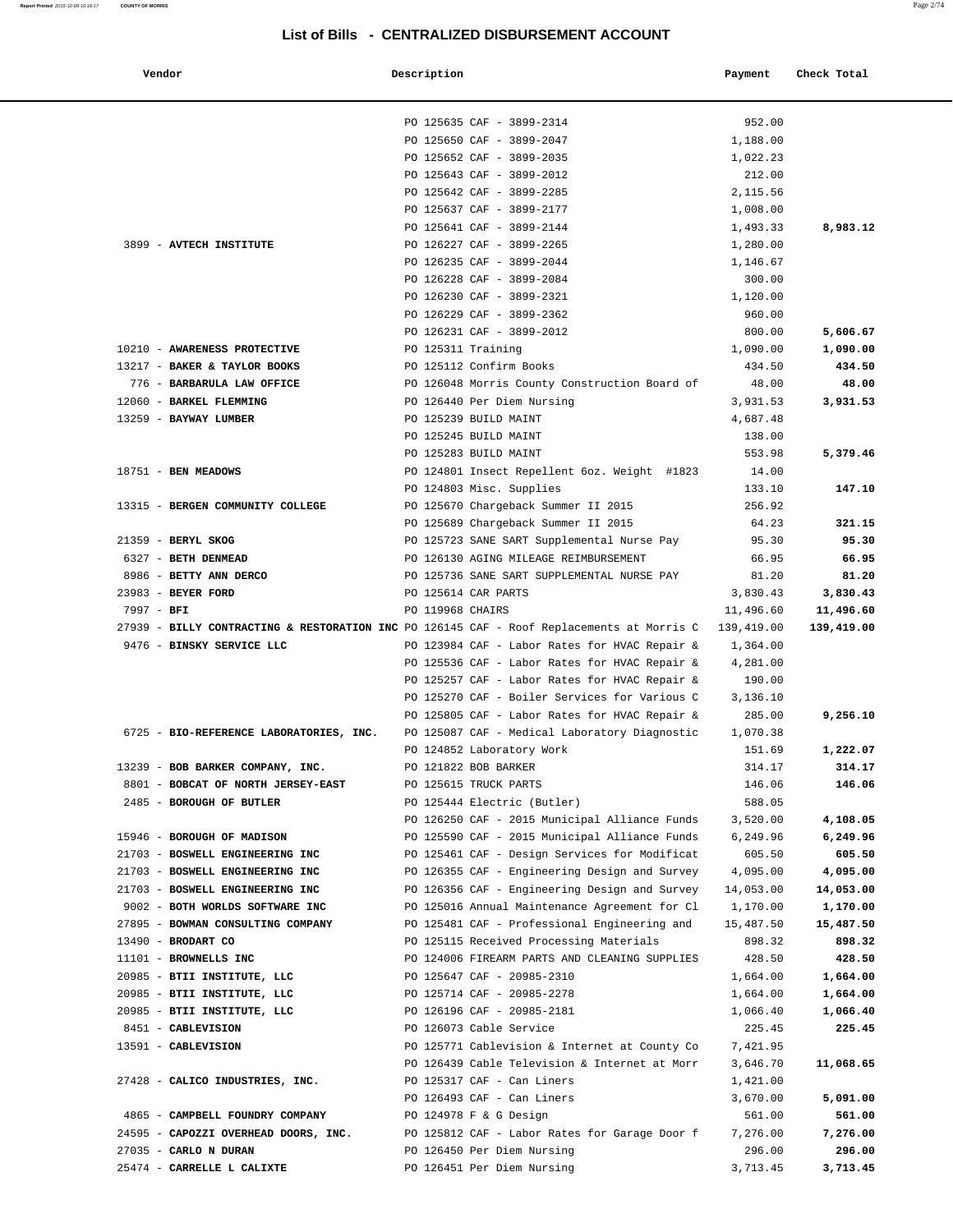# List of Bills - CENTRALIZED DISBURSEMENT ACCOUNT

| Vendor | Description | Payment | Check Total |
|---|---|---|---|
| | PO 125635 CAF - 3899-2314 | 952.00 | |
| | PO 125650 CAF - 3899-2047 | 1,188.00 | |
| | PO 125652 CAF - 3899-2035 | 1,022.23 | |
| | PO 125643 CAF - 3899-2012 | 212.00 | |
| | PO 125642 CAF - 3899-2285 | 2,115.56 | |
| | PO 125637 CAF - 3899-2177 | 1,008.00 | |
| | PO 125641 CAF - 3899-2144 | 1,493.33 | **8,983.12** |
| 3899 - **AVTECH INSTITUTE** | PO 126227 CAF - 3899-2265 | 1,280.00 | |
| | PO 126235 CAF - 3899-2044 | 1,146.67 | |
| | PO 126228 CAF - 3899-2084 | 300.00 | |
| | PO 126230 CAF - 3899-2321 | 1,120.00 | |
| | PO 126229 CAF - 3899-2362 | 960.00 | |
| | PO 126231 CAF - 3899-2012 | 800.00 | **5,606.67** |
| 10210 - **AWARENESS PROTECTIVE** | PO 125311 Training | 1,090.00 | **1,090.00** |
| 13217 - **BAKER & TAYLOR BOOKS** | PO 125112 Confirm Books | 434.50 | **434.50** |
| 776 - **BARBARULA LAW OFFICE** | PO 126048 Morris County Construction Board of | 48.00 | **48.00** |
| 12060 - **BARKEL FLEMMING** | PO 126440 Per Diem Nursing | 3,931.53 | **3,931.53** |
| 13259 - **BAYWAY LUMBER** | PO 125239 BUILD MAINT | 4,687.48 | |
| | PO 125245 BUILD MAINT | 138.00 | |
| | PO 125283 BUILD MAINT | 553.98 | **5,379.46** |
| 18751 - **BEN MEADOWS** | PO 124801 Insect Repellent 6oz. Weight #1823 | 14.00 | |
| | PO 124803 Misc. Supplies | 133.10 | **147.10** |
| 13315 - **BERGEN COMMUNITY COLLEGE** | PO 125670 Chargeback Summer II 2015 | 256.92 | |
| | PO 125689 Chargeback Summer II 2015 | 64.23 | **321.15** |
| 21359 - **BERYL SKOG** | PO 125723 SANE SART Supplemental Nurse Pay | 95.30 | **95.30** |
| 6327 - **BETH DENMEAD** | PO 126130 AGING MILEAGE REIMBURSEMENT | 66.95 | **66.95** |
| 8986 - **BETTY ANN DERCO** | PO 125736 SANE SART SUPPLEMENTAL NURSE PAY | 81.20 | **81.20** |
| 23983 - **BEYER FORD** | PO 125614 CAR PARTS | 3,830.43 | **3,830.43** |
| 7997 - **BFI** | PO 119968 CHAIRS | 11,496.60 | **11,496.60** |
| 27939 - **BILLY CONTRACTING & RESTORATION INC** | PO 126145 CAF - Roof Replacements at Morris C | 139,419.00 | **139,419.00** |
| 9476 - **BINSKY SERVICE LLC** | PO 123984 CAF - Labor Rates for HVAC Repair & | 1,364.00 | |
| | PO 125536 CAF - Labor Rates for HVAC Repair & | 4,281.00 | |
| | PO 125257 CAF - Labor Rates for HVAC Repair & | 190.00 | |
| | PO 125270 CAF - Boiler Services for Various C | 3,136.10 | |
| | PO 125805 CAF - Labor Rates for HVAC Repair & | 285.00 | **9,256.10** |
| 6725 - **BIO-REFERENCE LABORATORIES, INC.** | PO 125087 CAF - Medical Laboratory Diagnostic | 1,070.38 | |
| | PO 124852 Laboratory Work | 151.69 | **1,222.07** |
| 13239 - **BOB BARKER COMPANY, INC.** | PO 121822 BOB BARKER | 314.17 | **314.17** |
| 8801 - **BOBCAT OF NORTH JERSEY-EAST** | PO 125615 TRUCK PARTS | 146.06 | **146.06** |
| 2485 - **BOROUGH OF BUTLER** | PO 125444 Electric (Butler) | 588.05 | |
| | PO 126250 CAF - 2015 Municipal Alliance Funds | 3,520.00 | **4,108.05** |
| 15946 - **BOROUGH OF MADISON** | PO 125590 CAF - 2015 Municipal Alliance Funds | 6,249.96 | **6,249.96** |
| 21703 - **BOSWELL ENGINEERING INC** | PO 125461 CAF - Design Services for Modificat | 605.50 | **605.50** |
| 21703 - **BOSWELL ENGINEERING INC** | PO 126355 CAF - Engineering Design and Survey | 4,095.00 | **4,095.00** |
| 21703 - **BOSWELL ENGINEERING INC** | PO 126356 CAF - Engineering Design and Survey | 14,053.00 | **14,053.00** |
| 9002 - **BOTH WORLDS SOFTWARE INC** | PO 125016 Annual Maintenance Agreement for Cl | 1,170.00 | **1,170.00** |
| 27895 - **BOWMAN CONSULTING COMPANY** | PO 125481 CAF - Professional Engineering and | 15,487.50 | **15,487.50** |
| 13490 - **BRODART CO** | PO 125115 Received Processing Materials | 898.32 | **898.32** |
| 11101 - **BROWNELLS INC** | PO 124006 FIREARM PARTS AND CLEANING SUPPLIES | 428.50 | **428.50** |
| 20985 - **BTII INSTITUTE, LLC** | PO 125647 CAF - 20985-2310 | 1,664.00 | **1,664.00** |
| 20985 - **BTII INSTITUTE, LLC** | PO 125714 CAF - 20985-2278 | 1,664.00 | **1,664.00** |
| 20985 - **BTII INSTITUTE, LLC** | PO 126196 CAF - 20985-2181 | 1,066.40 | **1,066.40** |
| 8451 - **CABLEVISION** | PO 126073 Cable Service | 225.45 | **225.45** |
| 13591 - **CABLEVISION** | PO 125771 Cablevision & Internet at County Co | 7,421.95 | |
| | PO 126439 Cable Television & Internet at Morr | 3,646.70 | **11,068.65** |
| 27428 - **CALICO INDUSTRIES, INC.** | PO 125317 CAF - Can Liners | 1,421.00 | |
| | PO 126493 CAF - Can Liners | 3,670.00 | **5,091.00** |
| 4865 - **CAMPBELL FOUNDRY COMPANY** | PO 124978 F & G Design | 561.00 | **561.00** |
| 24595 - **CAPOZZI OVERHEAD DOORS, INC.** | PO 125812 CAF - Labor Rates for Garage Door f | 7,276.00 | **7,276.00** |
| 27035 - **CARLO N DURAN** | PO 126450 Per Diem Nursing | 296.00 | **296.00** |
| 25474 - **CARRELLE L CALIXTE** | PO 126451 Per Diem Nursing | 3,713.45 | **3,713.45** |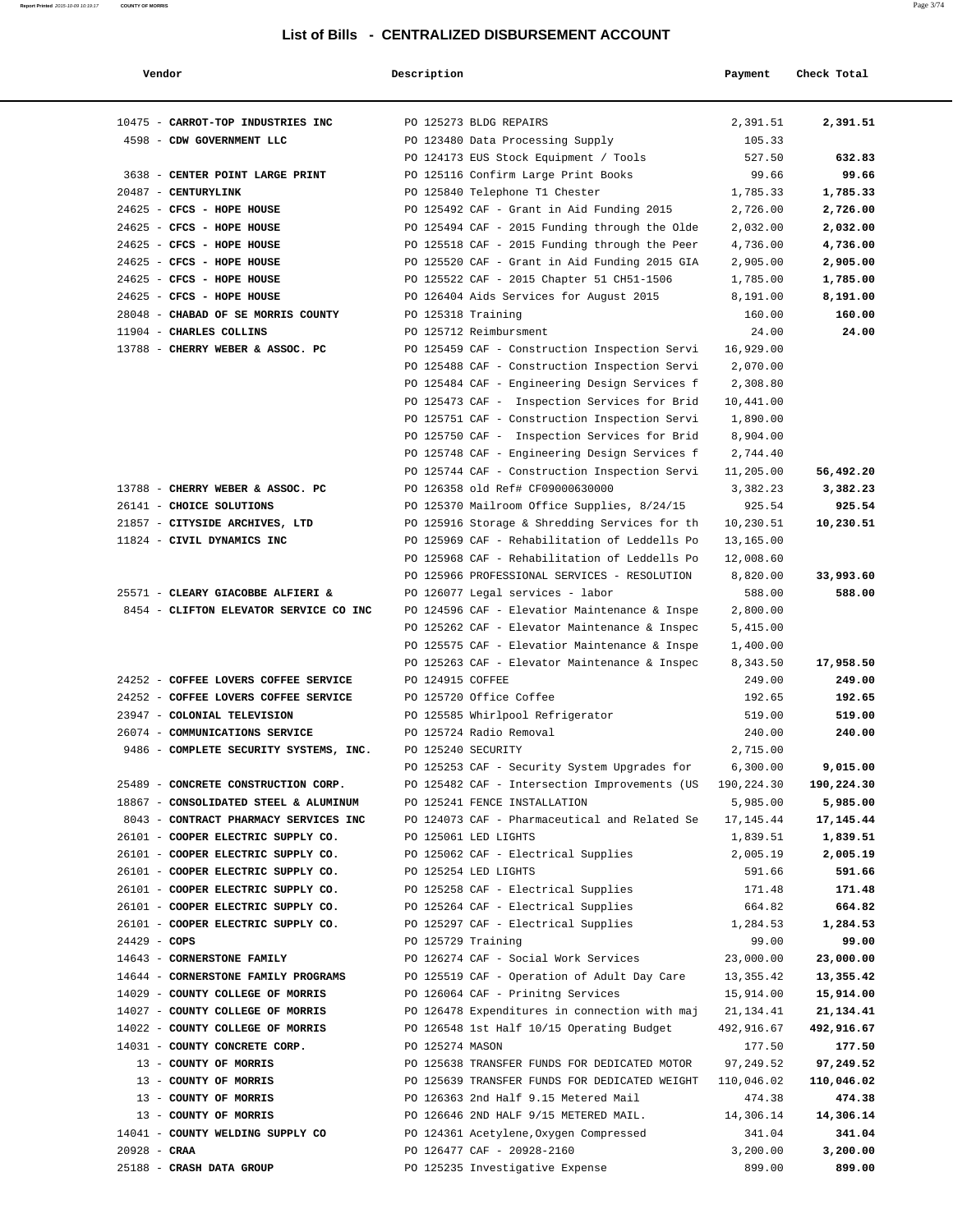# List of Bills - CENTRALIZED DISBURSEMENT ACCOUNT

| Vendor | Description | Payment | Check Total |
|---|---|---|---|
| 10475 - **CARROT-TOP INDUSTRIES INC** | PO 125273 BLDG REPAIRS | 2,391.51 | **2,391.51** |
| 4598 - **CDW GOVERNMENT LLC** | PO 123480 Data Processing Supply | 105.33 | |
| | PO 124173 EUS Stock Equipment / Tools | 527.50 | **632.83** |
| 3638 - **CENTER POINT LARGE PRINT** | PO 125116 Confirm Large Print Books | 99.66 | **99.66** |
| 20487 - **CENTURYLINK** | PO 125840 Telephone T1 Chester | 1,785.33 | **1,785.33** |
| 24625 - **CFCS - HOPE HOUSE** | PO 125492 CAF - Grant in Aid Funding 2015 | 2,726.00 | **2,726.00** |
| 24625 - **CFCS - HOPE HOUSE** | PO 125494 CAF - 2015 Funding through the Olde | 2,032.00 | **2,032.00** |
| 24625 - **CFCS - HOPE HOUSE** | PO 125518 CAF - 2015 Funding through the Peer | 4,736.00 | **4,736.00** |
| 24625 - **CFCS - HOPE HOUSE** | PO 125520 CAF - Grant in Aid Funding 2015 GIA | 2,905.00 | **2,905.00** |
| 24625 - **CFCS - HOPE HOUSE** | PO 125522 CAF - 2015 Chapter 51 CH51-1506 | 1,785.00 | **1,785.00** |
| 24625 - **CFCS - HOPE HOUSE** | PO 126404 Aids Services for August 2015 | 8,191.00 | **8,191.00** |
| 28048 - **CHABAD OF SE MORRIS COUNTY** | PO 125318 Training | 160.00 | **160.00** |
| 11904 - **CHARLES COLLINS** | PO 125712 Reimbursment | 24.00 | **24.00** |
| 13788 - **CHERRY WEBER & ASSOC. PC** | PO 125459 CAF - Construction Inspection Servi | 16,929.00 | |
| | PO 125488 CAF - Construction Inspection Servi | 2,070.00 | |
| | PO 125484 CAF - Engineering Design Services f | 2,308.80 | |
| | PO 125473 CAF - Inspection Services for Brid | 10,441.00 | |
| | PO 125751 CAF - Construction Inspection Servi | 1,890.00 | |
| | PO 125750 CAF - Inspection Services for Brid | 8,904.00 | |
| | PO 125748 CAF - Engineering Design Services f | 2,744.40 | |
| | PO 125744 CAF - Construction Inspection Servi | 11,205.00 | **56,492.20** |
| 13788 - **CHERRY WEBER & ASSOC. PC** | PO 126358 old Ref# CF09000630000 | 3,382.23 | **3,382.23** |
| 26141 - **CHOICE SOLUTIONS** | PO 125370 Mailroom Office Supplies, 8/24/15 | 925.54 | **925.54** |
| 21857 - **CITYSIDE ARCHIVES, LTD** | PO 125916 Storage & Shredding Services for th | 10,230.51 | **10,230.51** |
| 11824 - **CIVIL DYNAMICS INC** | PO 125969 CAF - Rehabilitation of Leddells Po | 13,165.00 | |
| | PO 125968 CAF - Rehabilitation of Leddells Po | 12,008.60 | |
| | PO 125966 PROFESSIONAL SERVICES - RESOLUTION | 8,820.00 | **33,993.60** |
| 25571 - **CLEARY GIACOBBE ALFIERI &** | PO 126077 Legal services - labor | 588.00 | **588.00** |
| 8454 - **CLIFTON ELEVATOR SERVICE CO INC** | PO 124596 CAF - Elevatior Maintenance & Inspe | 2,800.00 | |
| | PO 125262 CAF - Elevator Maintenance & Inspec | 5,415.00 | |
| | PO 125575 CAF - Elevatior Maintenance & Inspe | 1,400.00 | |
| | PO 125263 CAF - Elevator Maintenance & Inspec | 8,343.50 | **17,958.50** |
| 24252 - **COFFEE LOVERS COFFEE SERVICE** | PO 124915 COFFEE | 249.00 | **249.00** |
| 24252 - **COFFEE LOVERS COFFEE SERVICE** | PO 125720 Office Coffee | 192.65 | **192.65** |
| 23947 - **COLONIAL TELEVISION** | PO 125585 Whirlpool Refrigerator | 519.00 | **519.00** |
| 26074 - **COMMUNICATIONS SERVICE** | PO 125724 Radio Removal | 240.00 | **240.00** |
| 9486 - **COMPLETE SECURITY SYSTEMS, INC.** | PO 125240 SECURITY | 2,715.00 | |
| | PO 125253 CAF - Security System Upgrades for | 6,300.00 | **9,015.00** |
| 25489 - **CONCRETE CONSTRUCTION CORP.** | PO 125482 CAF - Intersection Improvements (US | 190,224.30 | **190,224.30** |
| 18867 - **CONSOLIDATED STEEL & ALUMINUM** | PO 125241 FENCE INSTALLATION | 5,985.00 | **5,985.00** |
| 8043 - **CONTRACT PHARMACY SERVICES INC** | PO 124073 CAF - Pharmaceutical and Related Se | 17,145.44 | **17,145.44** |
| 26101 - **COOPER ELECTRIC SUPPLY CO.** | PO 125061 LED LIGHTS | 1,839.51 | **1,839.51** |
| 26101 - **COOPER ELECTRIC SUPPLY CO.** | PO 125062 CAF - Electrical Supplies | 2,005.19 | **2,005.19** |
| 26101 - **COOPER ELECTRIC SUPPLY CO.** | PO 125254 LED LIGHTS | 591.66 | **591.66** |
| 26101 - **COOPER ELECTRIC SUPPLY CO.** | PO 125258 CAF - Electrical Supplies | 171.48 | **171.48** |
| 26101 - **COOPER ELECTRIC SUPPLY CO.** | PO 125264 CAF - Electrical Supplies | 664.82 | **664.82** |
| 26101 - **COOPER ELECTRIC SUPPLY CO.** | PO 125297 CAF - Electrical Supplies | 1,284.53 | **1,284.53** |
| 24429 - **COPS** | PO 125729 Training | 99.00 | **99.00** |
| 14643 - **CORNERSTONE FAMILY** | PO 126274 CAF - Social Work Services | 23,000.00 | **23,000.00** |
| 14644 - **CORNERSTONE FAMILY PROGRAMS** | PO 125519 CAF - Operation of Adult Day Care | 13,355.42 | **13,355.42** |
| 14029 - **COUNTY COLLEGE OF MORRIS** | PO 126064 CAF - Prinitng Services | 15,914.00 | **15,914.00** |
| 14027 - **COUNTY COLLEGE OF MORRIS** | PO 126478 Expenditures in connection with maj | 21,134.41 | **21,134.41** |
| 14022 - **COUNTY COLLEGE OF MORRIS** | PO 126548 1st Half 10/15 Operating Budget | 492,916.67 | **492,916.67** |
| 14031 - **COUNTY CONCRETE CORP.** | PO 125274 MASON | 177.50 | **177.50** |
| 13 - **COUNTY OF MORRIS** | PO 125638 TRANSFER FUNDS FOR DEDICATED MOTOR | 97,249.52 | **97,249.52** |
| 13 - **COUNTY OF MORRIS** | PO 125639 TRANSFER FUNDS FOR DEDICATED WEIGHT | 110,046.02 | **110,046.02** |
| 13 - **COUNTY OF MORRIS** | PO 126363 2nd Half 9.15 Metered Mail | 474.38 | **474.38** |
| 13 - **COUNTY OF MORRIS** | PO 126646 2ND HALF 9/15 METERED MAIL. | 14,306.14 | **14,306.14** |
| 14041 - **COUNTY WELDING SUPPLY CO** | PO 124361 Acetylene,Oxygen Compressed | 341.04 | **341.04** |
| 20928 - **CRAA** | PO 126477 CAF - 20928-2160 | 3,200.00 | **3,200.00** |
| 25188 - **CRASH DATA GROUP** | PO 125235 Investigative Expense | 899.00 | **899.00** |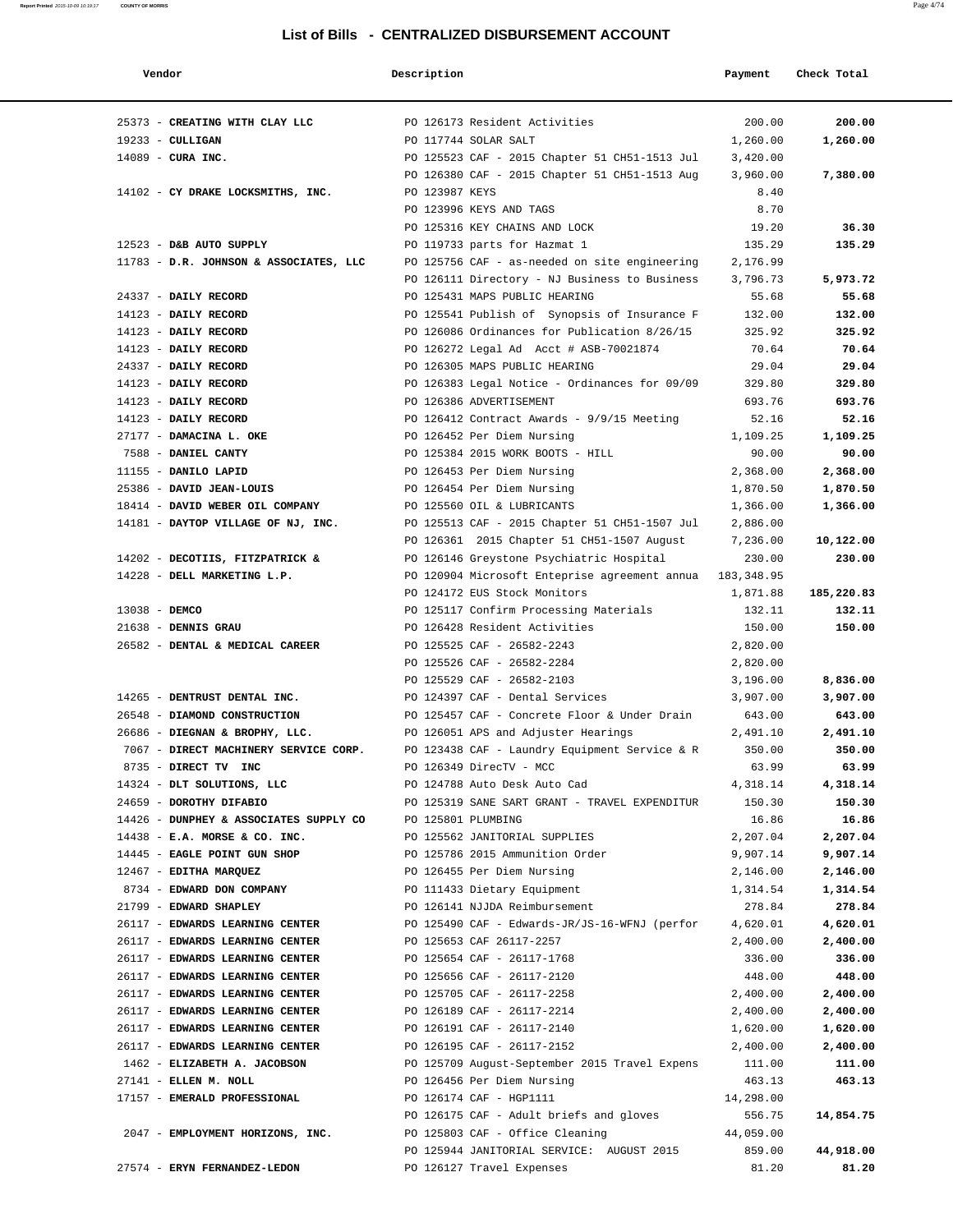# List of Bills - CENTRALIZED DISBURSEMENT ACCOUNT

| Vendor | Description | Payment | Check Total |
|---|---|---|---|
| 25373 - **CREATING WITH CLAY LLC** | PO 126173 Resident Activities | 200.00 | **200.00** |
| 19233 - **CULLIGAN** | PO 117744 SOLAR SALT | 1,260.00 | **1,260.00** |
| 14089 - **CURA INC.** | PO 125523 CAF - 2015 Chapter 51 CH51-1513 Jul | 3,420.00 | |
| | PO 126380 CAF - 2015 Chapter 51 CH51-1513 Aug | 3,960.00 | **7,380.00** |
| 14102 - **CY DRAKE LOCKSMITHS, INC.** | PO 123987 KEYS | 8.40 | |
| | PO 123996 KEYS AND TAGS | 8.70 | |
| | PO 125316 KEY CHAINS AND LOCK | 19.20 | **36.30** |
| 12523 - **D&B AUTO SUPPLY** | PO 119733 parts for Hazmat 1 | 135.29 | **135.29** |
| 11783 - **D.R. JOHNSON & ASSOCIATES, LLC** | PO 125756 CAF - as-needed on site engineering | 2,176.99 | |
| | PO 126111 Directory - NJ Business to Business | 3,796.73 | **5,973.72** |
| 24337 - **DAILY RECORD** | PO 125431 MAPS PUBLIC HEARING | 55.68 | **55.68** |
| 14123 - **DAILY RECORD** | PO 125541 Publish of Synopsis of Insurance F | 132.00 | **132.00** |
| 14123 - **DAILY RECORD** | PO 126086 Ordinances for Publication 8/26/15 | 325.92 | **325.92** |
| 14123 - **DAILY RECORD** | PO 126272 Legal Ad Acct # ASB-70021874 | 70.64 | **70.64** |
| 24337 - **DAILY RECORD** | PO 126305 MAPS PUBLIC HEARING | 29.04 | **29.04** |
| 14123 - **DAILY RECORD** | PO 126383 Legal Notice - Ordinances for 09/09 | 329.80 | **329.80** |
| 14123 - **DAILY RECORD** | PO 126386 ADVERTISEMENT | 693.76 | **693.76** |
| 14123 - **DAILY RECORD** | PO 126412 Contract Awards - 9/9/15 Meeting | 52.16 | **52.16** |
| 27177 - **DAMACINA L. OKE** | PO 126452 Per Diem Nursing | 1,109.25 | **1,109.25** |
| 7588 - **DANIEL CANTY** | PO 125384 2015 WORK BOOTS - HILL | 90.00 | **90.00** |
| 11155 - **DANILO LAPID** | PO 126453 Per Diem Nursing | 2,368.00 | **2,368.00** |
| 25386 - **DAVID JEAN-LOUIS** | PO 126454 Per Diem Nursing | 1,870.50 | **1,870.50** |
| 18414 - **DAVID WEBER OIL COMPANY** | PO 125560 OIL & LUBRICANTS | 1,366.00 | **1,366.00** |
| 14181 - **DAYTOP VILLAGE OF NJ, INC.** | PO 125513 CAF - 2015 Chapter 51 CH51-1507 Jul | 2,886.00 | |
| | PO 126361 2015 Chapter 51 CH51-1507 August | 7,236.00 | **10,122.00** |
| 14202 - **DECOTIIS, FITZPATRICK &** | PO 126146 Greystone Psychiatric Hospital | 230.00 | **230.00** |
| 14228 - **DELL MARKETING L.P.** | PO 120904 Microsoft Enteprise agreement annua | 183,348.95 | |
| | PO 124172 EUS Stock Monitors | 1,871.88 | **185,220.83** |
| 13038 - **DEMCO** | PO 125117 Confirm Processing Materials | 132.11 | **132.11** |
| 21638 - **DENNIS GRAU** | PO 126428 Resident Activities | 150.00 | **150.00** |
| 26582 - **DENTAL & MEDICAL CAREER** | PO 125525 CAF - 26582-2243 | 2,820.00 | |
| | PO 125526 CAF - 26582-2284 | 2,820.00 | |
| | PO 125529 CAF - 26582-2103 | 3,196.00 | **8,836.00** |
| 14265 - **DENTRUST DENTAL INC.** | PO 124397 CAF - Dental Services | 3,907.00 | **3,907.00** |
| 26548 - **DIAMOND CONSTRUCTION** | PO 125457 CAF - Concrete Floor & Under Drain | 643.00 | **643.00** |
| 26686 - **DIEGNAN & BROPHY, LLC.** | PO 126051 APS and Adjuster Hearings | 2,491.10 | **2,491.10** |
| 7067 - **DIRECT MACHINERY SERVICE CORP.** | PO 123438 CAF - Laundry Equipment Service & R | 350.00 | **350.00** |
| 8735 - **DIRECT TV INC** | PO 126349 DirecTV - MCC | 63.99 | **63.99** |
| 14324 - **DLT SOLUTIONS, LLC** | PO 124788 Auto Desk Auto Cad | 4,318.14 | **4,318.14** |
| 24659 - **DOROTHY DIFABIO** | PO 125319 SANE SART GRANT - TRAVEL EXPENDITUR | 150.30 | **150.30** |
| 14426 - **DUNPHEY & ASSOCIATES SUPPLY CO** | PO 125801 PLUMBING | 16.86 | **16.86** |
| 14438 - **E.A. MORSE & CO. INC.** | PO 125562 JANITORIAL SUPPLIES | 2,207.04 | **2,207.04** |
| 14445 - **EAGLE POINT GUN SHOP** | PO 125786 2015 Ammunition Order | 9,907.14 | **9,907.14** |
| 12467 - **EDITHA MARQUEZ** | PO 126455 Per Diem Nursing | 2,146.00 | **2,146.00** |
| 8734 - **EDWARD DON COMPANY** | PO 111433 Dietary Equipment | 1,314.54 | **1,314.54** |
| 21799 - **EDWARD SHAPLEY** | PO 126141 NJJDA Reimbursement | 278.84 | **278.84** |
| 26117 - **EDWARDS LEARNING CENTER** | PO 125490 CAF - Edwards-JR/JS-16-WFNJ (perfor | 4,620.01 | **4,620.01** |
| 26117 - **EDWARDS LEARNING CENTER** | PO 125653 CAF 26117-2257 | 2,400.00 | **2,400.00** |
| 26117 - **EDWARDS LEARNING CENTER** | PO 125654 CAF - 26117-1768 | 336.00 | **336.00** |
| 26117 - **EDWARDS LEARNING CENTER** | PO 125656 CAF - 26117-2120 | 448.00 | **448.00** |
| 26117 - **EDWARDS LEARNING CENTER** | PO 125705 CAF - 26117-2258 | 2,400.00 | **2,400.00** |
| 26117 - **EDWARDS LEARNING CENTER** | PO 126189 CAF - 26117-2214 | 2,400.00 | **2,400.00** |
| 26117 - **EDWARDS LEARNING CENTER** | PO 126191 CAF - 26117-2140 | 1,620.00 | **1,620.00** |
| 26117 - **EDWARDS LEARNING CENTER** | PO 126195 CAF - 26117-2152 | 2,400.00 | **2,400.00** |
| 1462 - **ELIZABETH A. JACOBSON** | PO 125709 August-September 2015 Travel Expens | 111.00 | **111.00** |
| 27141 - **ELLEN M. NOLL** | PO 126456 Per Diem Nursing | 463.13 | **463.13** |
| 17157 - **EMERALD PROFESSIONAL** | PO 126174 CAF - HGP1111 | 14,298.00 | |
| | PO 126175 CAF - Adult briefs and gloves | 556.75 | **14,854.75** |
| 2047 - **EMPLOYMENT HORIZONS, INC.** | PO 125803 CAF - Office Cleaning | 44,059.00 | |
| | PO 125944 JANITORIAL SERVICE: AUGUST 2015 | 859.00 | **44,918.00** |
| 27574 - **ERYN FERNANDEZ-LEDON** | PO 126127 Travel Expenses | 81.20 | **81.20** |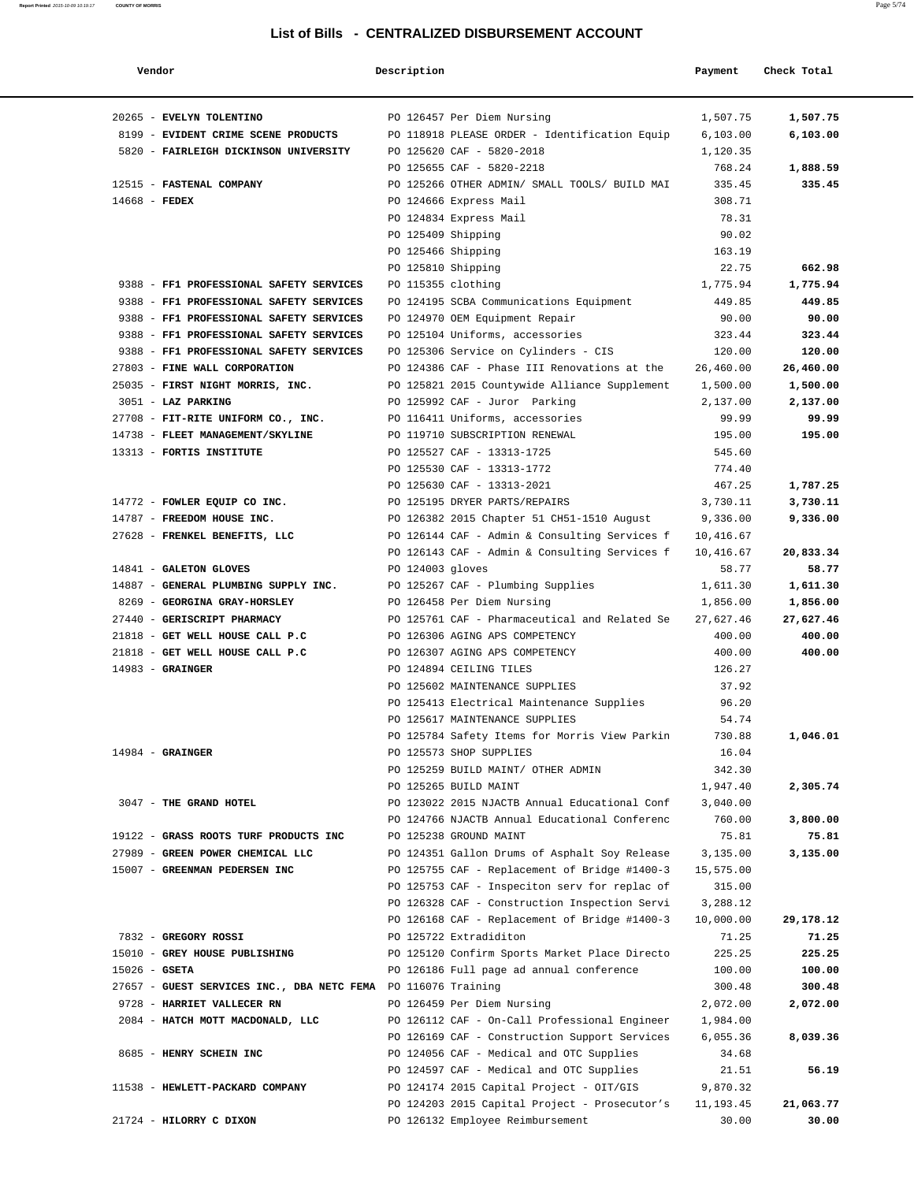## List of Bills - CENTRALIZED DISBURSEMENT ACCOUNT

| Vendor | Description | Payment | Check Total |
|---|---|---|---|
| 20265 - **EVELYN TOLENTINO** | PO 126457 Per Diem Nursing | 1,507.75 | **1,507.75** |
| 8199 - **EVIDENT CRIME SCENE PRODUCTS** | PO 118918 PLEASE ORDER - Identification Equip | 6,103.00 | **6,103.00** |
| 5820 - **FAIRLEIGH DICKINSON UNIVERSITY** | PO 125620 CAF - 5820-2018 | 1,120.35 | |
| | PO 125655 CAF - 5820-2218 | 768.24 | **1,888.59** |
| 12515 - **FASTENAL COMPANY** | PO 125266 OTHER ADMIN/ SMALL TOOLS/ BUILD MAI | 335.45 | **335.45** |
| 14668 - **FEDEX** | PO 124666 Express Mail | 308.71 | |
| | PO 124834 Express Mail | 78.31 | |
| | PO 125409 Shipping | 90.02 | |
| | PO 125466 Shipping | 163.19 | |
| | PO 125810 Shipping | 22.75 | **662.98** |
| 9388 - **FF1 PROFESSIONAL SAFETY SERVICES** | PO 115355 clothing | 1,775.94 | **1,775.94** |
| 9388 - **FF1 PROFESSIONAL SAFETY SERVICES** | PO 124195 SCBA Communications Equipment | 449.85 | **449.85** |
| 9388 - **FF1 PROFESSIONAL SAFETY SERVICES** | PO 124970 OEM Equipment Repair | 90.00 | **90.00** |
| 9388 - **FF1 PROFESSIONAL SAFETY SERVICES** | PO 125104 Uniforms, accessories | 323.44 | **323.44** |
| 9388 - **FF1 PROFESSIONAL SAFETY SERVICES** | PO 125306 Service on Cylinders - CIS | 120.00 | **120.00** |
| 27803 - **FINE WALL CORPORATION** | PO 124386 CAF - Phase III Renovations at the | 26,460.00 | **26,460.00** |
| 25035 - **FIRST NIGHT MORRIS, INC.** | PO 125821 2015 Countywide Alliance Supplement | 1,500.00 | **1,500.00** |
| 3051 - **LAZ PARKING** | PO 125992 CAF - Juror Parking | 2,137.00 | **2,137.00** |
| 27708 - **FIT-RITE UNIFORM CO., INC.** | PO 116411 Uniforms, accessories | 99.99 | **99.99** |
| 14738 - **FLEET MANAGEMENT/SKYLINE** | PO 119710 SUBSCRIPTION RENEWAL | 195.00 | **195.00** |
| 13313 - **FORTIS INSTITUTE** | PO 125527 CAF - 13313-1725 | 545.60 | |
| | PO 125530 CAF - 13313-1772 | 774.40 | |
| | PO 125630 CAF - 13313-2021 | 467.25 | **1,787.25** |
| 14772 - **FOWLER EQUIP CO INC.** | PO 125195 DRYER PARTS/REPAIRS | 3,730.11 | **3,730.11** |
| 14787 - **FREEDOM HOUSE INC.** | PO 126382 2015 Chapter 51 CH51-1510 August | 9,336.00 | **9,336.00** |
| 27628 - **FRENKEL BENEFITS, LLC** | PO 126144 CAF - Admin & Consulting Services f | 10,416.67 | |
| | PO 126143 CAF - Admin & Consulting Services f | 10,416.67 | **20,833.34** |
| 14841 - **GALETON GLOVES** | PO 124003 gloves | 58.77 | **58.77** |
| 14887 - **GENERAL PLUMBING SUPPLY INC.** | PO 125267 CAF - Plumbing Supplies | 1,611.30 | **1,611.30** |
| 8269 - **GEORGINA GRAY-HORSLEY** | PO 126458 Per Diem Nursing | 1,856.00 | **1,856.00** |
| 27440 - **GERISCRIPT PHARMACY** | PO 125761 CAF - Pharmaceutical and Related Se | 27,627.46 | **27,627.46** |
| 21818 - **GET WELL HOUSE CALL P.C** | PO 126306 AGING APS COMPETENCY | 400.00 | **400.00** |
| 21818 - **GET WELL HOUSE CALL P.C** | PO 126307 AGING APS COMPETENCY | 400.00 | **400.00** |
| 14983 - **GRAINGER** | PO 124894 CEILING TILES | 126.27 | |
| | PO 125602 MAINTENANCE SUPPLIES | 37.92 | |
| | PO 125413 Electrical Maintenance Supplies | 96.20 | |
| | PO 125617 MAINTENANCE SUPPLIES | 54.74 | |
| | PO 125784 Safety Items for Morris View Parkin | 730.88 | **1,046.01** |
| 14984 - **GRAINGER** | PO 125573 SHOP SUPPLIES | 16.04 | |
| | PO 125259 BUILD MAINT/ OTHER ADMIN | 342.30 | |
| | PO 125265 BUILD MAINT | 1,947.40 | **2,305.74** |
| 3047 - **THE GRAND HOTEL** | PO 123022 2015 NJACTB Annual Educational Conf | 3,040.00 | |
| | PO 124766 NJACTB Annual Educational Conferenc | 760.00 | **3,800.00** |
| 19122 - **GRASS ROOTS TURF PRODUCTS INC** | PO 125238 GROUND MAINT | 75.81 | **75.81** |
| 27989 - **GREEN POWER CHEMICAL LLC** | PO 124351 Gallon Drums of Asphalt Soy Release | 3,135.00 | **3,135.00** |
| 15007 - **GREENMAN PEDERSEN INC** | PO 125755 CAF - Replacement of Bridge #1400-3 | 15,575.00 | |
| | PO 125753 CAF - Inspeciton serv for replac of | 315.00 | |
| | PO 126328 CAF - Construction Inspection Servi | 3,288.12 | |
| | PO 126168 CAF - Replacement of Bridge #1400-3 | 10,000.00 | **29,178.12** |
| 7832 - **GREGORY ROSSI** | PO 125722 Extradiditon | 71.25 | **71.25** |
| 15010 - **GREY HOUSE PUBLISHING** | PO 125120 Confirm Sports Market Place Directo | 225.25 | **225.25** |
| 15026 - **GSETA** | PO 126186 Full page ad annual conference | 100.00 | **100.00** |
| 27657 - **GUEST SERVICES INC., DBA NETC FEMA** | PO 116076 Training | 300.48 | **300.48** |
| 9728 - **HARRIET VALLECER RN** | PO 126459 Per Diem Nursing | 2,072.00 | **2,072.00** |
| 2084 - **HATCH MOTT MACDONALD, LLC** | PO 126112 CAF - On-Call Professional Engineer | 1,984.00 | |
| | PO 126169 CAF - Construction Support Services | 6,055.36 | **8,039.36** |
| 8685 - **HENRY SCHEIN INC** | PO 124056 CAF - Medical and OTC Supplies | 34.68 | |
| | PO 124597 CAF - Medical and OTC Supplies | 21.51 | **56.19** |
| 11538 - **HEWLETT-PACKARD COMPANY** | PO 124174 2015 Capital Project - OIT/GIS | 9,870.32 | |
| | PO 124203 2015 Capital Project - Prosecutor's | 11,193.45 | **21,063.77** |
| 21724 - **HILORRY C DIXON** | PO 126132 Employee Reimbursement | 30.00 | **30.00** |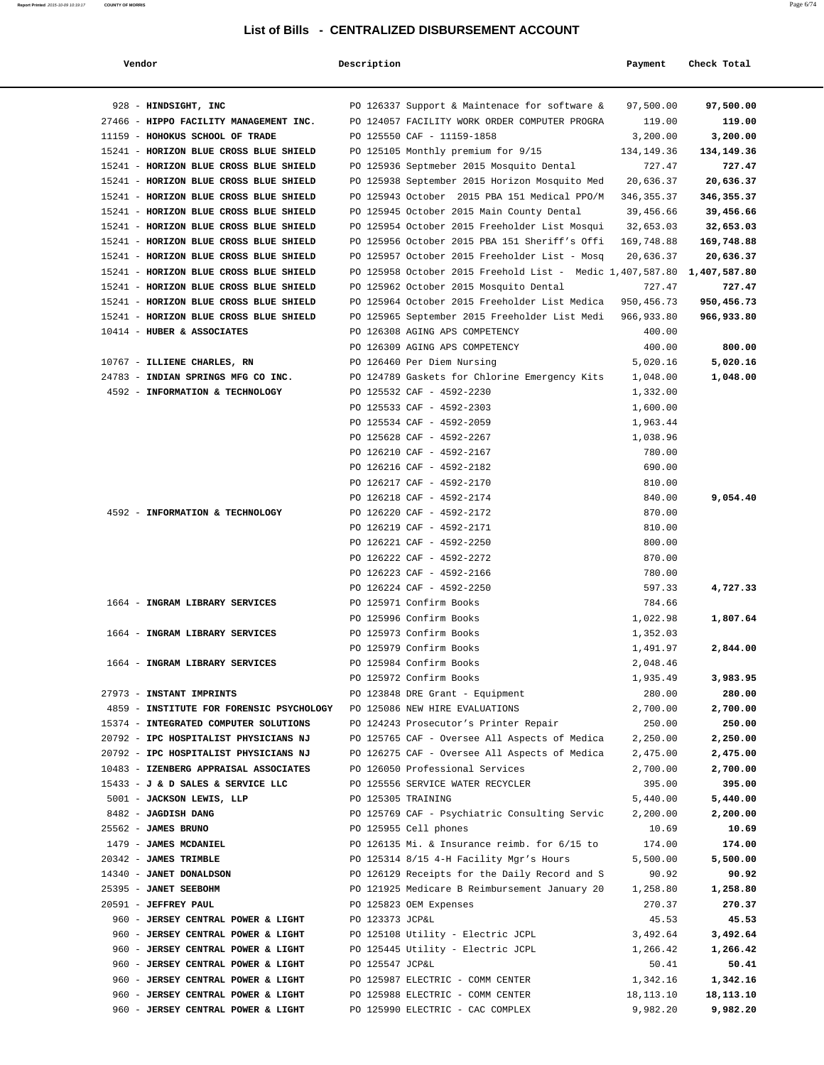# List of Bills - CENTRALIZED DISBURSEMENT ACCOUNT

| Vendor | Description | Payment | Check Total |
|---|---|---|---|
| 928 - **HINDSIGHT, INC** | PO 126337 Support & Maintenace for software & | 97,500.00 | **97,500.00** |
| 27466 - **HIPPO FACILITY MANAGEMENT INC.** | PO 124057 FACILITY WORK ORDER COMPUTER PROGRA | 119.00 | **119.00** |
| 11159 - **HOHOKUS SCHOOL OF TRADE** | PO 125550 CAF - 11159-1858 | 3,200.00 | **3,200.00** |
| 15241 - **HORIZON BLUE CROSS BLUE SHIELD** | PO 125105 Monthly premium for 9/15 | 134,149.36 | **134,149.36** |
| 15241 - **HORIZON BLUE CROSS BLUE SHIELD** | PO 125936 Septmeber 2015 Mosquito Dental | 727.47 | **727.47** |
| 15241 - **HORIZON BLUE CROSS BLUE SHIELD** | PO 125938 September 2015 Horizon Mosquito Med | 20,636.37 | **20,636.37** |
| 15241 - **HORIZON BLUE CROSS BLUE SHIELD** | PO 125943 October 2015 PBA 151 Medical PPO/M | 346,355.37 | **346,355.37** |
| 15241 - **HORIZON BLUE CROSS BLUE SHIELD** | PO 125945 October 2015 Main County Dental | 39,456.66 | **39,456.66** |
| 15241 - **HORIZON BLUE CROSS BLUE SHIELD** | PO 125954 October 2015 Freeholder List Mosqui | 32,653.03 | **32,653.03** |
| 15241 - **HORIZON BLUE CROSS BLUE SHIELD** | PO 125956 October 2015 PBA 151 Sheriff's Offi | 169,748.88 | **169,748.88** |
| 15241 - **HORIZON BLUE CROSS BLUE SHIELD** | PO 125957 October 2015 Freeholder List - Mosq | 20,636.37 | **20,636.37** |
| 15241 - **HORIZON BLUE CROSS BLUE SHIELD** | PO 125958 October 2015 Freehold List - Medic | 1,407,587.80 | **1,407,587.80** |
| 15241 - **HORIZON BLUE CROSS BLUE SHIELD** | PO 125962 October 2015 Mosquito Dental | 727.47 | **727.47** |
| 15241 - **HORIZON BLUE CROSS BLUE SHIELD** | PO 125964 October 2015 Freeholder List Medica | 950,456.73 | **950,456.73** |
| 15241 - **HORIZON BLUE CROSS BLUE SHIELD** | PO 125965 September 2015 Freeholder List Medi | 966,933.80 | **966,933.80** |
| 10414 - **HUBER & ASSOCIATES** | PO 126308 AGING APS COMPETENCY | 400.00 | |
| | PO 126309 AGING APS COMPETENCY | 400.00 | **800.00** |
| 10767 - **ILLIENE CHARLES, RN** | PO 126460 Per Diem Nursing | 5,020.16 | **5,020.16** |
| 24783 - **INDIAN SPRINGS MFG CO INC.** | PO 124789 Gaskets for Chlorine Emergency Kits | 1,048.00 | **1,048.00** |
| 4592 - **INFORMATION & TECHNOLOGY** | PO 125532 CAF - 4592-2230 | 1,332.00 | |
| | PO 125533 CAF - 4592-2303 | 1,600.00 | |
| | PO 125534 CAF - 4592-2059 | 1,963.44 | |
| | PO 125628 CAF - 4592-2267 | 1,038.96 | |
| | PO 126210 CAF - 4592-2167 | 780.00 | |
| | PO 126216 CAF - 4592-2182 | 690.00 | |
| | PO 126217 CAF - 4592-2170 | 810.00 | |
| | PO 126218 CAF - 4592-2174 | 840.00 | **9,054.40** |
| 4592 - **INFORMATION & TECHNOLOGY** | PO 126220 CAF - 4592-2172 | 870.00 | |
| | PO 126219 CAF - 4592-2171 | 810.00 | |
| | PO 126221 CAF - 4592-2250 | 800.00 | |
| | PO 126222 CAF - 4592-2272 | 870.00 | |
| | PO 126223 CAF - 4592-2166 | 780.00 | |
| | PO 126224 CAF - 4592-2250 | 597.33 | **4,727.33** |
| 1664 - **INGRAM LIBRARY SERVICES** | PO 125971 Confirm Books | 784.66 | |
| | PO 125996 Confirm Books | 1,022.98 | **1,807.64** |
| 1664 - **INGRAM LIBRARY SERVICES** | PO 125973 Confirm Books | 1,352.03 | |
| | PO 125979 Confirm Books | 1,491.97 | **2,844.00** |
| 1664 - **INGRAM LIBRARY SERVICES** | PO 125984 Confirm Books | 2,048.46 | |
| | PO 125972 Confirm Books | 1,935.49 | **3,983.95** |
| 27973 - **INSTANT IMPRINTS** | PO 123848 DRE Grant - Equipment | 280.00 | **280.00** |
| 4859 - **INSTITUTE FOR FORENSIC PSYCHOLOGY** | PO 125086 NEW HIRE EVALUATIONS | 2,700.00 | **2,700.00** |
| 15374 - **INTEGRATED COMPUTER SOLUTIONS** | PO 124243 Prosecutor's Printer Repair | 250.00 | **250.00** |
| 20792 - **IPC HOSPITALIST PHYSICIANS NJ** | PO 125765 CAF - Oversee All Aspects of Medica | 2,250.00 | **2,250.00** |
| 20792 - **IPC HOSPITALIST PHYSICIANS NJ** | PO 126275 CAF - Oversee All Aspects of Medica | 2,475.00 | **2,475.00** |
| 10483 - **IZENBERG APPRAISAL ASSOCIATES** | PO 126050 Professional Services | 2,700.00 | **2,700.00** |
| 15433 - **J & D SALES & SERVICE LLC** | PO 125556 SERVICE WATER RECYCLER | 395.00 | **395.00** |
| 5001 - **JACKSON LEWIS, LLP** | PO 125305 TRAINING | 5,440.00 | **5,440.00** |
| 8482 - **JAGDISH DANG** | PO 125769 CAF - Psychiatric Consulting Servic | 2,200.00 | **2,200.00** |
| 25562 - **JAMES BRUNO** | PO 125955 Cell phones | 10.69 | **10.69** |
| 1479 - **JAMES MCDANIEL** | PO 126135 Mi. & Insurance reimb. for 6/15 to | 174.00 | **174.00** |
| 20342 - **JAMES TRIMBLE** | PO 125314 8/15 4-H Facility Mgr's Hours | 5,500.00 | **5,500.00** |
| 14340 - **JANET DONALDSON** | PO 126129 Receipts for the Daily Record and S | 90.92 | **90.92** |
| 25395 - **JANET SEEBOHM** | PO 121925 Medicare B Reimbursement January 20 | 1,258.80 | **1,258.80** |
| 20591 - **JEFFREY PAUL** | PO 125823 OEM Expenses | 270.37 | **270.37** |
| 960 - **JERSEY CENTRAL POWER & LIGHT** | PO 123373 JCP&L | 45.53 | **45.53** |
| 960 - **JERSEY CENTRAL POWER & LIGHT** | PO 125108 Utility - Electric JCPL | 3,492.64 | **3,492.64** |
| 960 - **JERSEY CENTRAL POWER & LIGHT** | PO 125445 Utility - Electric JCPL | 1,266.42 | **1,266.42** |
| 960 - **JERSEY CENTRAL POWER & LIGHT** | PO 125547 JCP&L | 50.41 | **50.41** |
| 960 - **JERSEY CENTRAL POWER & LIGHT** | PO 125987 ELECTRIC - COMM CENTER | 1,342.16 | **1,342.16** |
| 960 - **JERSEY CENTRAL POWER & LIGHT** | PO 125988 ELECTRIC - COMM CENTER | 18,113.10 | **18,113.10** |
| 960 - **JERSEY CENTRAL POWER & LIGHT** | PO 125990 ELECTRIC - CAC COMPLEX | 9,982.20 | **9,982.20** |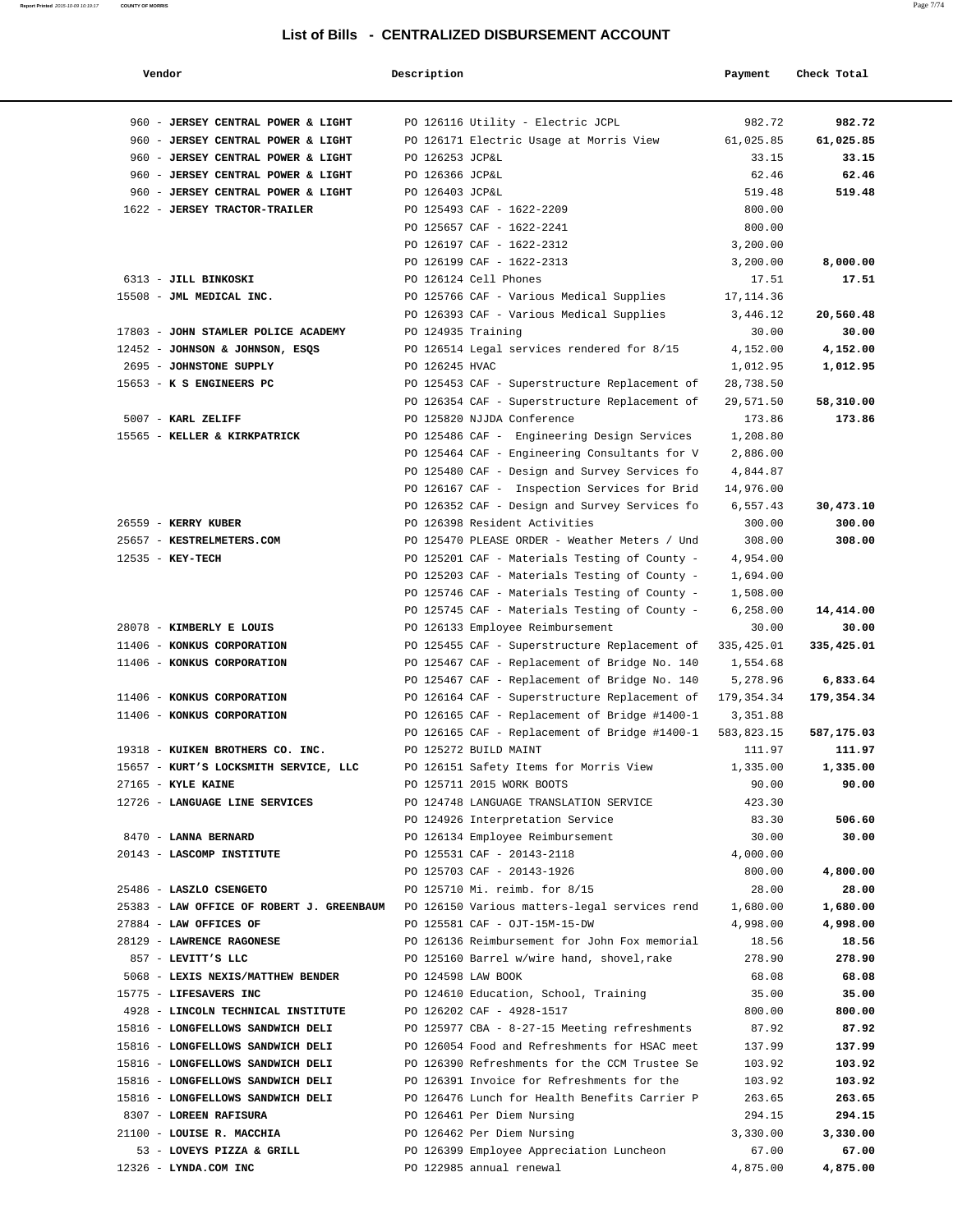# List of Bills - CENTRALIZED DISBURSEMENT ACCOUNT

| Vendor | Description | Payment | Check Total |
|---|---|---|---|
| 960 - **JERSEY CENTRAL POWER & LIGHT** | PO 126116 Utility - Electric JCPL | 982.72 | **982.72** |
| 960 - **JERSEY CENTRAL POWER & LIGHT** | PO 126171 Electric Usage at Morris View | 61,025.85 | **61,025.85** |
| 960 - **JERSEY CENTRAL POWER & LIGHT** | PO 126253 JCP&L | 33.15 | **33.15** |
| 960 - **JERSEY CENTRAL POWER & LIGHT** | PO 126366 JCP&L | 62.46 | **62.46** |
| 960 - **JERSEY CENTRAL POWER & LIGHT** | PO 126403 JCP&L | 519.48 | **519.48** |
| 1622 - **JERSEY TRACTOR-TRAILER** | PO 125493 CAF - 1622-2209 | 800.00 | |
| | PO 125657 CAF - 1622-2241 | 800.00 | |
| | PO 126197 CAF - 1622-2312 | 3,200.00 | |
| | PO 126199 CAF - 1622-2313 | 3,200.00 | **8,000.00** |
| 6313 - **JILL BINKOSKI** | PO 126124 Cell Phones | 17.51 | **17.51** |
| 15508 - **JML MEDICAL INC.** | PO 125766 CAF - Various Medical Supplies | 17,114.36 | |
| | PO 126393 CAF - Various Medical Supplies | 3,446.12 | **20,560.48** |
| 17803 - **JOHN STAMLER POLICE ACADEMY** | PO 124935 Training | 30.00 | **30.00** |
| 12452 - **JOHNSON & JOHNSON, ESQS** | PO 126514 Legal services rendered for 8/15 | 4,152.00 | **4,152.00** |
| 2695 - **JOHNSTONE SUPPLY** | PO 126245 HVAC | 1,012.95 | **1,012.95** |
| 15653 - **K S ENGINEERS PC** | PO 125453 CAF - Superstructure Replacement of | 28,738.50 | |
| | PO 126354 CAF - Superstructure Replacement of | 29,571.50 | **58,310.00** |
| 5007 - **KARL ZELIFF** | PO 125820 NJJDA Conference | 173.86 | **173.86** |
| 15565 - **KELLER & KIRKPATRICK** | PO 125486 CAF - Engineering Design Services | 1,208.80 | |
| | PO 125464 CAF - Engineering Consultants for V | 2,886.00 | |
| | PO 125480 CAF - Design and Survey Services fo | 4,844.87 | |
| | PO 126167 CAF - Inspection Services for Brid | 14,976.00 | |
| | PO 126352 CAF - Design and Survey Services fo | 6,557.43 | **30,473.10** |
| 26559 - **KERRY KUBER** | PO 126398 Resident Activities | 300.00 | **300.00** |
| 25657 - **KESTRELMETERS.COM** | PO 125470 PLEASE ORDER - Weather Meters / Und | 308.00 | **308.00** |
| 12535 - **KEY-TECH** | PO 125201 CAF - Materials Testing of County - | 4,954.00 | |
| | PO 125203 CAF - Materials Testing of County - | 1,694.00 | |
| | PO 125746 CAF - Materials Testing of County - | 1,508.00 | |
| | PO 125745 CAF - Materials Testing of County - | 6,258.00 | **14,414.00** |
| 28078 - **KIMBERLY E LOUIS** | PO 126133 Employee Reimbursement | 30.00 | **30.00** |
| 11406 - **KONKUS CORPORATION** | PO 125455 CAF - Superstructure Replacement of | 335,425.01 | **335,425.01** |
| 11406 - **KONKUS CORPORATION** | PO 125467 CAF - Replacement of Bridge No. 140 | 1,554.68 | |
| | PO 125467 CAF - Replacement of Bridge No. 140 | 5,278.96 | **6,833.64** |
| 11406 - **KONKUS CORPORATION** | PO 126164 CAF - Superstructure Replacement of | 179,354.34 | **179,354.34** |
| 11406 - **KONKUS CORPORATION** | PO 126165 CAF - Replacement of Bridge #1400-1 | 3,351.88 | |
| | PO 126165 CAF - Replacement of Bridge #1400-1 | 583,823.15 | **587,175.03** |
| 19318 - **KUIKEN BROTHERS CO. INC.** | PO 125272 BUILD MAINT | 111.97 | **111.97** |
| 15657 - **KURT'S LOCKSMITH SERVICE, LLC** | PO 126151 Safety Items for Morris View | 1,335.00 | **1,335.00** |
| 27165 - **KYLE KAINE** | PO 125711 2015 WORK BOOTS | 90.00 | **90.00** |
| 12726 - **LANGUAGE LINE SERVICES** | PO 124748 LANGUAGE TRANSLATION SERVICE | 423.30 | |
| | PO 124926 Interpretation Service | 83.30 | **506.60** |
| 8470 - **LANNA BERNARD** | PO 126134 Employee Reimbursement | 30.00 | **30.00** |
| 20143 - **LASCOMP INSTITUTE** | PO 125531 CAF - 20143-2118 | 4,000.00 | |
| | PO 125703 CAF - 20143-1926 | 800.00 | **4,800.00** |
| 25486 - **LASZLO CSENGETO** | PO 125710 Mi. reimb. for 8/15 | 28.00 | **28.00** |
| 25383 - **LAW OFFICE OF ROBERT J. GREENBAUM** | PO 126150 Various matters-legal services rend | 1,680.00 | **1,680.00** |
| 27884 - **LAW OFFICES OF** | PO 125581 CAF - OJT-15M-15-DW | 4,998.00 | **4,998.00** |
| 28129 - **LAWRENCE RAGONESE** | PO 126136 Reimbursement for John Fox memorial | 18.56 | **18.56** |
| 857 - **LEVITT'S LLC** | PO 125160 Barrel w/wire hand, shovel,rake | 278.90 | **278.90** |
| 5068 - **LEXIS NEXIS/MATTHEW BENDER** | PO 124598 LAW BOOK | 68.08 | **68.08** |
| 15775 - **LIFESAVERS INC** | PO 124610 Education, School, Training | 35.00 | **35.00** |
| 4928 - **LINCOLN TECHNICAL INSTITUTE** | PO 126202 CAF - 4928-1517 | 800.00 | **800.00** |
| 15816 - **LONGFELLOWS SANDWICH DELI** | PO 125977 CBA - 8-27-15 Meeting refreshments | 87.92 | **87.92** |
| 15816 - **LONGFELLOWS SANDWICH DELI** | PO 126054 Food and Refreshments for HSAC meet | 137.99 | **137.99** |
| 15816 - **LONGFELLOWS SANDWICH DELI** | PO 126390 Refreshments for the CCM Trustee Se | 103.92 | **103.92** |
| 15816 - **LONGFELLOWS SANDWICH DELI** | PO 126391 Invoice for Refreshments for the | 103.92 | **103.92** |
| 15816 - **LONGFELLOWS SANDWICH DELI** | PO 126476 Lunch for Health Benefits Carrier P | 263.65 | **263.65** |
| 8307 - **LOREEN RAFISURA** | PO 126461 Per Diem Nursing | 294.15 | **294.15** |
| 21100 - **LOUISE R. MACCHIA** | PO 126462 Per Diem Nursing | 3,330.00 | **3,330.00** |
| 53 - **LOVEYS PIZZA & GRILL** | PO 126399 Employee Appreciation Luncheon | 67.00 | **67.00** |
| 12326 - **LYNDA.COM INC** | PO 122985 annual renewal | 4,875.00 | **4,875.00** |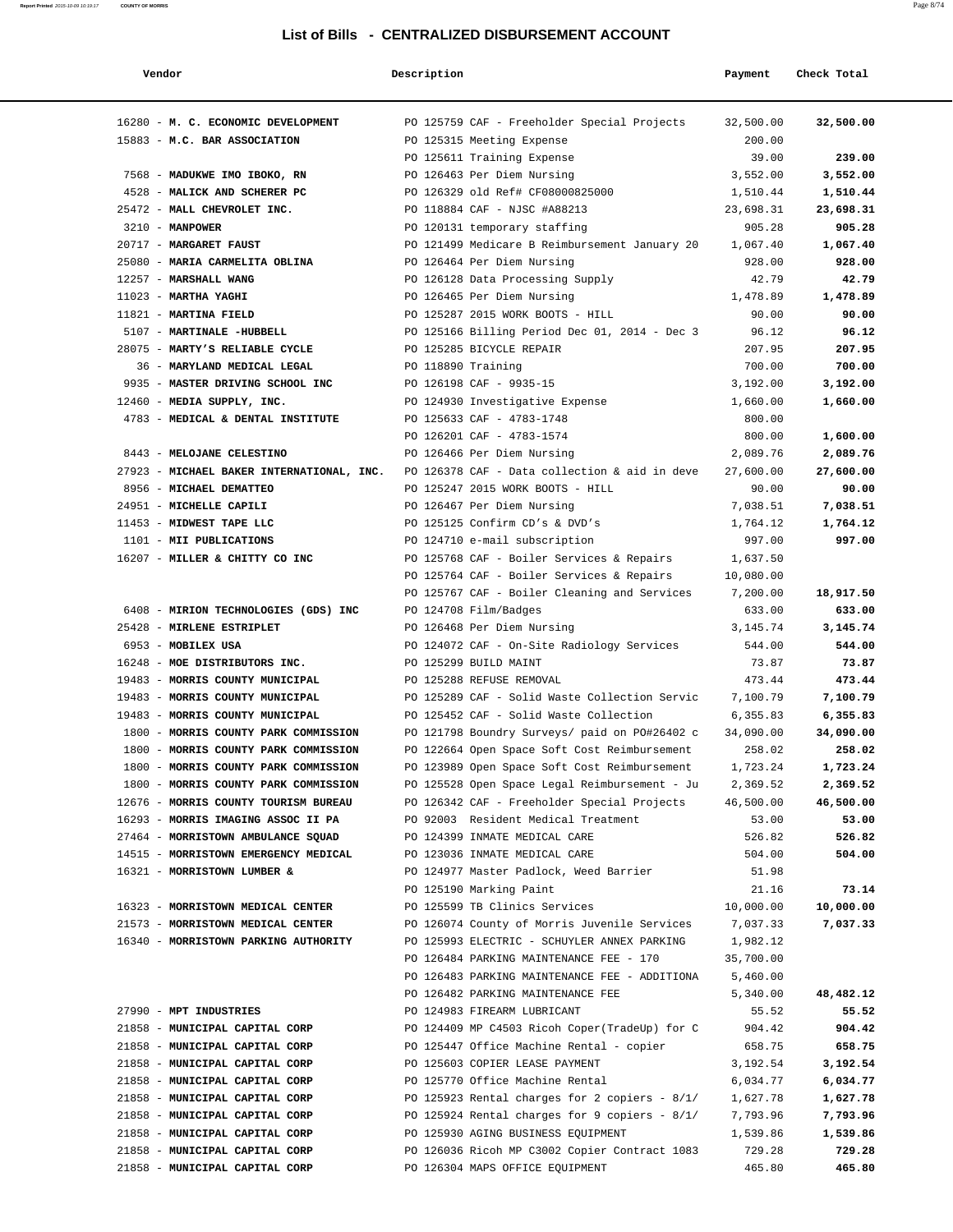# List of Bills - CENTRALIZED DISBURSEMENT ACCOUNT

| Vendor | Description | Payment | Check Total |
|---|---|---|---|
| 16280 - **M. C. ECONOMIC DEVELOPMENT** | PO 125759 CAF - Freeholder Special Projects | 32,500.00 | **32,500.00** |
| 15883 - **M.C. BAR ASSOCIATION** | PO 125315 Meeting Expense | 200.00 | |
| | PO 125611 Training Expense | 39.00 | **239.00** |
| 7568 - **MADUKWE IMO IBOKO, RN** | PO 126463 Per Diem Nursing | 3,552.00 | **3,552.00** |
| 4528 - **MALICK AND SCHERER PC** | PO 126329 old Ref# CF08000825000 | 1,510.44 | **1,510.44** |
| 25472 - **MALL CHEVROLET INC.** | PO 118884 CAF - NJSC #A88213 | 23,698.31 | **23,698.31** |
| 3210 - **MANPOWER** | PO 120131 temporary staffing | 905.28 | **905.28** |
| 20717 - **MARGARET FAUST** | PO 121499 Medicare B Reimbursement January 20 | 1,067.40 | **1,067.40** |
| 25080 - **MARIA CARMELITA OBLINA** | PO 126464 Per Diem Nursing | 928.00 | **928.00** |
| 12257 - **MARSHALL WANG** | PO 126128 Data Processing Supply | 42.79 | **42.79** |
| 11023 - **MARTHA YAGHI** | PO 126465 Per Diem Nursing | 1,478.89 | **1,478.89** |
| 11821 - **MARTINA FIELD** | PO 125287 2015 WORK BOOTS - HILL | 90.00 | **90.00** |
| 5107 - **MARTINALE -HUBBELL** | PO 125166 Billing Period Dec 01, 2014 - Dec 3 | 96.12 | **96.12** |
| 28075 - **MARTY'S RELIABLE CYCLE** | PO 125285 BICYCLE REPAIR | 207.95 | **207.95** |
| 36 - **MARYLAND MEDICAL LEGAL** | PO 118890 Training | 700.00 | **700.00** |
| 9935 - **MASTER DRIVING SCHOOL INC** | PO 126198 CAF - 9935-15 | 3,192.00 | **3,192.00** |
| 12460 - **MEDIA SUPPLY, INC.** | PO 124930 Investigative Expense | 1,660.00 | **1,660.00** |
| 4783 - **MEDICAL & DENTAL INSTITUTE** | PO 125633 CAF - 4783-1748 | 800.00 | |
| | PO 126201 CAF - 4783-1574 | 800.00 | **1,600.00** |
| 8443 - **MELOJANE CELESTINO** | PO 126466 Per Diem Nursing | 2,089.76 | **2,089.76** |
| 27923 - **MICHAEL BAKER INTERNATIONAL, INC.** | PO 126378 CAF - Data collection & aid in deve | 27,600.00 | **27,600.00** |
| 8956 - **MICHAEL DEMATTEO** | PO 125247 2015 WORK BOOTS - HILL | 90.00 | **90.00** |
| 24951 - **MICHELLE CAPILI** | PO 126467 Per Diem Nursing | 7,038.51 | **7,038.51** |
| 11453 - **MIDWEST TAPE LLC** | PO 125125 Confirm CD's & DVD's | 1,764.12 | **1,764.12** |
| 1101 - **MII PUBLICATIONS** | PO 124710 e-mail subscription | 997.00 | **997.00** |
| 16207 - **MILLER & CHITTY CO INC** | PO 125768 CAF - Boiler Services & Repairs | 1,637.50 | |
| | PO 125764 CAF - Boiler Services & Repairs | 10,080.00 | |
| | PO 125767 CAF - Boiler Cleaning and Services | 7,200.00 | **18,917.50** |
| 6408 - **MIRION TECHNOLOGIES (GDS) INC** | PO 124708 Film/Badges | 633.00 | **633.00** |
| 25428 - **MIRLENE ESTRIPLET** | PO 126468 Per Diem Nursing | 3,145.74 | **3,145.74** |
| 6953 - **MOBILEX USA** | PO 124072 CAF - On-Site Radiology Services | 544.00 | **544.00** |
| 16248 - **MOE DISTRIBUTORS INC.** | PO 125299 BUILD MAINT | 73.87 | **73.87** |
| 19483 - **MORRIS COUNTY MUNICIPAL** | PO 125288 REFUSE REMOVAL | 473.44 | **473.44** |
| 19483 - **MORRIS COUNTY MUNICIPAL** | PO 125289 CAF - Solid Waste Collection Servic | 7,100.79 | **7,100.79** |
| 19483 - **MORRIS COUNTY MUNICIPAL** | PO 125452 CAF - Solid Waste Collection | 6,355.83 | **6,355.83** |
| 1800 - **MORRIS COUNTY PARK COMMISSION** | PO 121798 Boundry Surveys/ paid on PO#26402 c | 34,090.00 | **34,090.00** |
| 1800 - **MORRIS COUNTY PARK COMMISSION** | PO 122664 Open Space Soft Cost Reimbursement | 258.02 | **258.02** |
| 1800 - **MORRIS COUNTY PARK COMMISSION** | PO 123989 Open Space Soft Cost Reimbursement | 1,723.24 | **1,723.24** |
| 1800 - **MORRIS COUNTY PARK COMMISSION** | PO 125528 Open Space Legal Reimbursement - Ju | 2,369.52 | **2,369.52** |
| 12676 - **MORRIS COUNTY TOURISM BUREAU** | PO 126342 CAF - Freeholder Special Projects | 46,500.00 | **46,500.00** |
| 16293 - **MORRIS IMAGING ASSOC II PA** | PO 92003 Resident Medical Treatment | 53.00 | **53.00** |
| 27464 - **MORRISTOWN AMBULANCE SQUAD** | PO 124399 INMATE MEDICAL CARE | 526.82 | **526.82** |
| 14515 - **MORRISTOWN EMERGENCY MEDICAL** | PO 123036 INMATE MEDICAL CARE | 504.00 | **504.00** |
| 16321 - **MORRISTOWN LUMBER &** | PO 124977 Master Padlock, Weed Barrier | 51.98 | |
| | PO 125190 Marking Paint | 21.16 | **73.14** |
| 16323 - **MORRISTOWN MEDICAL CENTER** | PO 125599 TB Clinics Services | 10,000.00 | **10,000.00** |
| 21573 - **MORRISTOWN MEDICAL CENTER** | PO 126074 County of Morris Juvenile Services | 7,037.33 | **7,037.33** |
| 16340 - **MORRISTOWN PARKING AUTHORITY** | PO 125993 ELECTRIC - SCHUYLER ANNEX PARKING | 1,982.12 | |
| | PO 126484 PARKING MAINTENANCE FEE - 170 | 35,700.00 | |
| | PO 126483 PARKING MAINTENANCE FEE - ADDITIONA | 5,460.00 | |
| | PO 126482 PARKING MAINTENANCE FEE | 5,340.00 | **48,482.12** |
| 27990 - **MPT INDUSTRIES** | PO 124983 FIREARM LUBRICANT | 55.52 | **55.52** |
| 21858 - **MUNICIPAL CAPITAL CORP** | PO 124409 MP C4503 Ricoh Coper(TradeUp) for C | 904.42 | **904.42** |
| 21858 - **MUNICIPAL CAPITAL CORP** | PO 125447 Office Machine Rental - copier | 658.75 | **658.75** |
| 21858 - **MUNICIPAL CAPITAL CORP** | PO 125603 COPIER LEASE PAYMENT | 3,192.54 | **3,192.54** |
| 21858 - **MUNICIPAL CAPITAL CORP** | PO 125770 Office Machine Rental | 6,034.77 | **6,034.77** |
| 21858 - **MUNICIPAL CAPITAL CORP** | PO 125923 Rental charges for 2 copiers - 8/1/ | 1,627.78 | **1,627.78** |
| 21858 - **MUNICIPAL CAPITAL CORP** | PO 125924 Rental charges for 9 copiers - 8/1/ | 7,793.96 | **7,793.96** |
| 21858 - **MUNICIPAL CAPITAL CORP** | PO 125930 AGING BUSINESS EQUIPMENT | 1,539.86 | **1,539.86** |
| 21858 - **MUNICIPAL CAPITAL CORP** | PO 126036 Ricoh MP C3002 Copier Contract 1083 | 729.28 | **729.28** |
| 21858 - **MUNICIPAL CAPITAL CORP** | PO 126304 MAPS OFFICE EQUIPMENT | 465.80 | **465.80** |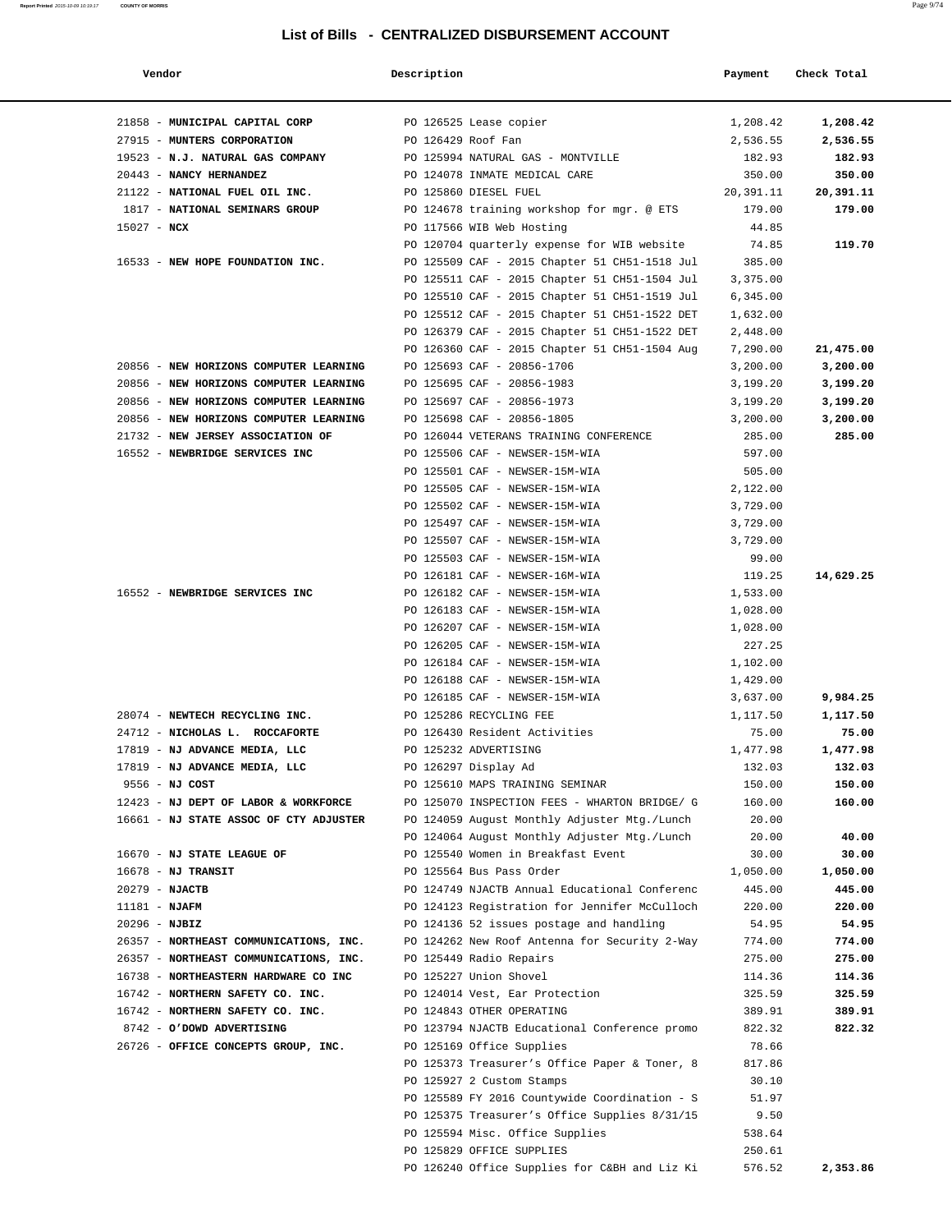# List of Bills - CENTRALIZED DISBURSEMENT ACCOUNT

| Vendor | Description | Payment | Check Total |
|---|---|---|---|
| 21858 - **MUNICIPAL CAPITAL CORP** | PO 126525 Lease copier | 1,208.42 | **1,208.42** |
| 27915 - **MUNTERS CORPORATION** | PO 126429 Roof Fan | 2,536.55 | **2,536.55** |
| 19523 - **N.J. NATURAL GAS COMPANY** | PO 125994 NATURAL GAS - MONTVILLE | 182.93 | **182.93** |
| 20443 - **NANCY HERNANDEZ** | PO 124078 INMATE MEDICAL CARE | 350.00 | **350.00** |
| 21122 - **NATIONAL FUEL OIL INC.** | PO 125860 DIESEL FUEL | 20,391.11 | **20,391.11** |
| 1817 - **NATIONAL SEMINARS GROUP** | PO 124678 training workshop for mgr. @ ETS | 179.00 | **179.00** |
| 15027 - **NCX** | PO 117566 WIB Web Hosting | 44.85 | |
| | PO 120704 quarterly expense for WIB website | 74.85 | **119.70** |
| 16533 - **NEW HOPE FOUNDATION INC.** | PO 125509 CAF - 2015 Chapter 51 CH51-1518 Jul | 385.00 | |
| | PO 125511 CAF - 2015 Chapter 51 CH51-1504 Jul | 3,375.00 | |
| | PO 125510 CAF - 2015 Chapter 51 CH51-1519 Jul | 6,345.00 | |
| | PO 125512 CAF - 2015 Chapter 51 CH51-1522 DET | 1,632.00 | |
| | PO 126379 CAF - 2015 Chapter 51 CH51-1522 DET | 2,448.00 | |
| | PO 126360 CAF - 2015 Chapter 51 CH51-1504 Aug | 7,290.00 | **21,475.00** |
| 20856 - **NEW HORIZONS COMPUTER LEARNING** | PO 125693 CAF - 20856-1706 | 3,200.00 | **3,200.00** |
| 20856 - **NEW HORIZONS COMPUTER LEARNING** | PO 125695 CAF - 20856-1983 | 3,199.20 | **3,199.20** |
| 20856 - **NEW HORIZONS COMPUTER LEARNING** | PO 125697 CAF - 20856-1973 | 3,199.20 | **3,199.20** |
| 20856 - **NEW HORIZONS COMPUTER LEARNING** | PO 125698 CAF - 20856-1805 | 3,200.00 | **3,200.00** |
| 21732 - **NEW JERSEY ASSOCIATION OF** | PO 126044 VETERANS TRAINING CONFERENCE | 285.00 | **285.00** |
| 16552 - **NEWBRIDGE SERVICES INC** | PO 125506 CAF - NEWSER-15M-WIA | 597.00 | |
| | PO 125501 CAF - NEWSER-15M-WIA | 505.00 | |
| | PO 125505 CAF - NEWSER-15M-WIA | 2,122.00 | |
| | PO 125502 CAF - NEWSER-15M-WIA | 3,729.00 | |
| | PO 125497 CAF - NEWSER-15M-WIA | 3,729.00 | |
| | PO 125507 CAF - NEWSER-15M-WIA | 3,729.00 | |
| | PO 125503 CAF - NEWSER-15M-WIA | 99.00 | |
| | PO 126181 CAF - NEWSER-16M-WIA | 119.25 | **14,629.25** |
| 16552 - **NEWBRIDGE SERVICES INC** | PO 126182 CAF - NEWSER-15M-WIA | 1,533.00 | |
| | PO 126183 CAF - NEWSER-15M-WIA | 1,028.00 | |
| | PO 126207 CAF - NEWSER-15M-WIA | 1,028.00 | |
| | PO 126205 CAF - NEWSER-15M-WIA | 227.25 | |
| | PO 126184 CAF - NEWSER-15M-WIA | 1,102.00 | |
| | PO 126188 CAF - NEWSER-15M-WIA | 1,429.00 | |
| | PO 126185 CAF - NEWSER-15M-WIA | 3,637.00 | **9,984.25** |
| 28074 - **NEWTECH RECYCLING INC.** | PO 125286 RECYCLING FEE | 1,117.50 | **1,117.50** |
| 24712 - **NICHOLAS L. ROCCAFORTE** | PO 126430 Resident Activities | 75.00 | **75.00** |
| 17819 - **NJ ADVANCE MEDIA, LLC** | PO 125232 ADVERTISING | 1,477.98 | **1,477.98** |
| 17819 - **NJ ADVANCE MEDIA, LLC** | PO 126297 Display Ad | 132.03 | **132.03** |
| 9556 - **NJ COST** | PO 125610 MAPS TRAINING SEMINAR | 150.00 | **150.00** |
| 12423 - **NJ DEPT OF LABOR & WORKFORCE** | PO 125070 INSPECTION FEES - WHARTON BRIDGE/ G | 160.00 | **160.00** |
| 16661 - **NJ STATE ASSOC OF CTY ADJUSTER** | PO 124059 August Monthly Adjuster Mtg./Lunch | 20.00 | |
| | PO 124064 August Monthly Adjuster Mtg./Lunch | 20.00 | **40.00** |
| 16670 - **NJ STATE LEAGUE OF** | PO 125540 Women in Breakfast Event | 30.00 | **30.00** |
| 16678 - **NJ TRANSIT** | PO 125564 Bus Pass Order | 1,050.00 | **1,050.00** |
| 20279 - **NJACTB** | PO 124749 NJACTB Annual Educational Conferenc | 445.00 | **445.00** |
| 11181 - **NJAFM** | PO 124123 Registration for Jennifer McCulloch | 220.00 | **220.00** |
| 20296 - **NJBIZ** | PO 124136 52 issues postage and handling | 54.95 | **54.95** |
| 26357 - **NORTHEAST COMMUNICATIONS, INC.** | PO 124262 New Roof Antenna for Security 2-Way | 774.00 | **774.00** |
| 26357 - **NORTHEAST COMMUNICATIONS, INC.** | PO 125449 Radio Repairs | 275.00 | **275.00** |
| 16738 - **NORTHEASTERN HARDWARE CO INC** | PO 125227 Union Shovel | 114.36 | **114.36** |
| 16742 - **NORTHERN SAFETY CO. INC.** | PO 124014 Vest, Ear Protection | 325.59 | **325.59** |
| 16742 - **NORTHERN SAFETY CO. INC.** | PO 124843 OTHER OPERATING | 389.91 | **389.91** |
| 8742 - **O'DOWD ADVERTISING** | PO 123794 NJACTB Educational Conference promo | 822.32 | **822.32** |
| 26726 - **OFFICE CONCEPTS GROUP, INC.** | PO 125169 Office Supplies | 78.66 | |
| | PO 125373 Treasurer's Office Paper & Toner, 8 | 817.86 | |
| | PO 125927 2 Custom Stamps | 30.10 | |
| | PO 125589 FY 2016 Countywide Coordination - S | 51.97 | |
| | PO 125375 Treasurer's Office Supplies 8/31/15 | 9.50 | |
| | PO 125594 Misc. Office Supplies | 538.64 | |
| | PO 125829 OFFICE SUPPLIES | 250.61 | |
| | PO 126240 Office Supplies for C&BH and Liz Ki | 576.52 | **2,353.86** |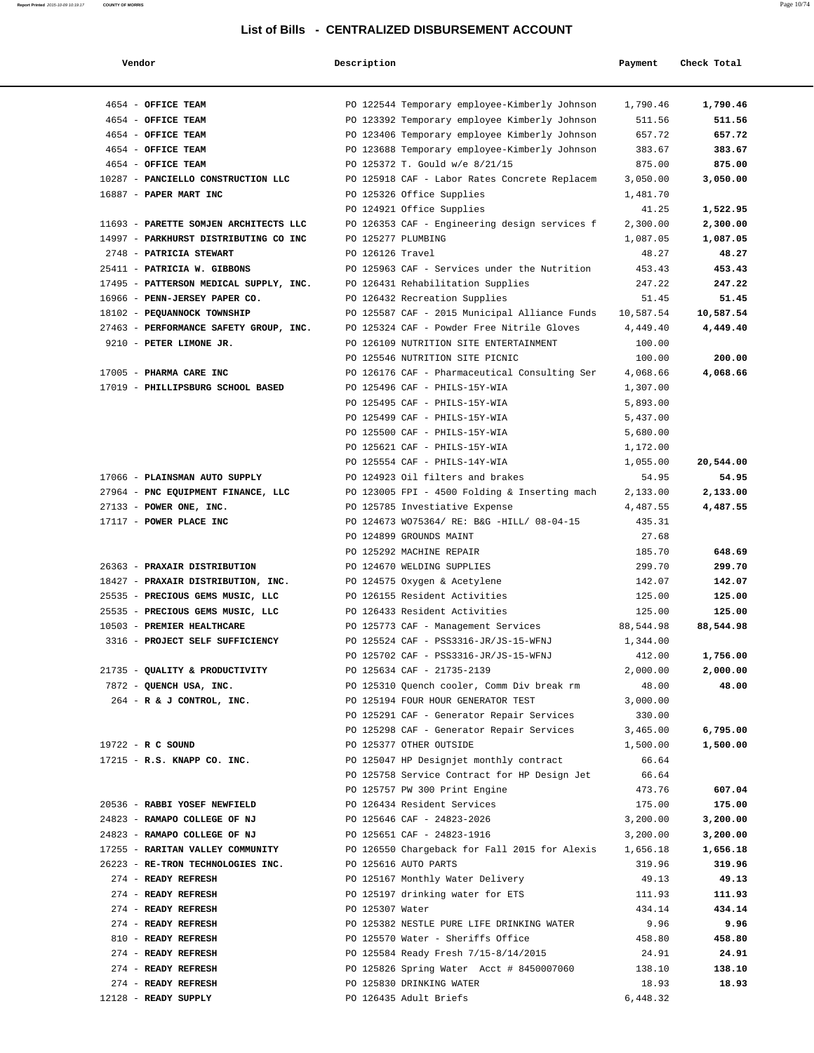# List of Bills - CENTRALIZED DISBURSEMENT ACCOUNT

| Vendor | Description | Payment | Check Total |
|---|---|---|---|
| 4654 - **OFFICE TEAM** | PO 122544 Temporary employee-Kimberly Johnson | 1,790.46 | **1,790.46** |
| 4654 - **OFFICE TEAM** | PO 123392 Temporary employee Kimberly Johnson | 511.56 | **511.56** |
| 4654 - **OFFICE TEAM** | PO 123406 Temporary employee Kimberly Johnson | 657.72 | **657.72** |
| 4654 - **OFFICE TEAM** | PO 123688 Temporary employee-Kimberly Johnson | 383.67 | **383.67** |
| 4654 - **OFFICE TEAM** | PO 125372 T. Gould w/e 8/21/15 | 875.00 | **875.00** |
| 10287 - **PANCIELLO CONSTRUCTION LLC** | PO 125918 CAF - Labor Rates Concrete Replacem | 3,050.00 | **3,050.00** |
| 16887 - **PAPER MART INC** | PO 125326 Office Supplies | 1,481.70 | |
| | PO 124921 Office Supplies | 41.25 | **1,522.95** |
| 11693 - **PARETTE SOMJEN ARCHITECTS LLC** | PO 126353 CAF - Engineering design services f | 2,300.00 | **2,300.00** |
| 14997 - **PARKHURST DISTRIBUTING CO INC** | PO 125277 PLUMBING | 1,087.05 | **1,087.05** |
| 2748 - **PATRICIA STEWART** | PO 126126 Travel | 48.27 | **48.27** |
| 25411 - **PATRICIA W. GIBBONS** | PO 125963 CAF - Services under the Nutrition | 453.43 | **453.43** |
| 17495 - **PATTERSON MEDICAL SUPPLY, INC.** | PO 126431 Rehabilitation Supplies | 247.22 | **247.22** |
| 16966 - **PENN-JERSEY PAPER CO.** | PO 126432 Recreation Supplies | 51.45 | **51.45** |
| 18102 - **PEQUANNOCK TOWNSHIP** | PO 125587 CAF - 2015 Municipal Alliance Funds | 10,587.54 | **10,587.54** |
| 27463 - **PERFORMANCE SAFETY GROUP, INC.** | PO 125324 CAF - Powder Free Nitrile Gloves | 4,449.40 | **4,449.40** |
| 9210 - **PETER LIMONE JR.** | PO 126109 NUTRITION SITE ENTERTAINMENT | 100.00 | |
| | PO 125546 NUTRITION SITE PICNIC | 100.00 | **200.00** |
| 17005 - **PHARMA CARE INC** | PO 126176 CAF - Pharmaceutical Consulting Ser | 4,068.66 | **4,068.66** |
| 17019 - **PHILLIPSBURG SCHOOL BASED** | PO 125496 CAF - PHILS-15Y-WIA | 1,307.00 | |
| | PO 125495 CAF - PHILS-15Y-WIA | 5,893.00 | |
| | PO 125499 CAF - PHILS-15Y-WIA | 5,437.00 | |
| | PO 125500 CAF - PHILS-15Y-WIA | 5,680.00 | |
| | PO 125621 CAF - PHILS-15Y-WIA | 1,172.00 | |
| | PO 125554 CAF - PHILS-14Y-WIA | 1,055.00 | **20,544.00** |
| 17066 - **PLAINSMAN AUTO SUPPLY** | PO 124923 Oil filters and brakes | 54.95 | **54.95** |
| 27964 - **PNC EQUIPMENT FINANCE, LLC** | PO 123005 FPI - 4500 Folding & Inserting mach | 2,133.00 | **2,133.00** |
| 27133 - **POWER ONE, INC.** | PO 125785 Investiative Expense | 4,487.55 | **4,487.55** |
| 17117 - **POWER PLACE INC** | PO 124673 WO75364/ RE: B&G -HILL/ 08-04-15 | 435.31 | |
| | PO 124899 GROUNDS MAINT | 27.68 | |
| | PO 125292 MACHINE REPAIR | 185.70 | **648.69** |
| 26363 - **PRAXAIR DISTRIBUTION** | PO 124670 WELDING SUPPLIES | 299.70 | **299.70** |
| 18427 - **PRAXAIR DISTRIBUTION, INC.** | PO 124575 Oxygen & Acetylene | 142.07 | **142.07** |
| 25535 - **PRECIOUS GEMS MUSIC, LLC** | PO 126155 Resident Activities | 125.00 | **125.00** |
| 25535 - **PRECIOUS GEMS MUSIC, LLC** | PO 126433 Resident Activities | 125.00 | **125.00** |
| 10503 - **PREMIER HEALTHCARE** | PO 125773 CAF - Management Services | 88,544.98 | **88,544.98** |
| 3316 - **PROJECT SELF SUFFICIENCY** | PO 125524 CAF - PSS3316-JR/JS-15-WFNJ | 1,344.00 | |
| | PO 125702 CAF - PSS3316-JR/JS-15-WFNJ | 412.00 | **1,756.00** |
| 21735 - **QUALITY & PRODUCTIVITY** | PO 125634 CAF - 21735-2139 | 2,000.00 | **2,000.00** |
| 7872 - **QUENCH USA, INC.** | PO 125310 Quench cooler, Comm Div break rm | 48.00 | **48.00** |
| 264 - **R & J CONTROL, INC.** | PO 125194 FOUR HOUR GENERATOR TEST | 3,000.00 | |
| | PO 125291 CAF - Generator Repair Services | 330.00 | |
| | PO 125298 CAF - Generator Repair Services | 3,465.00 | **6,795.00** |
| 19722 - **R C SOUND** | PO 125377 OTHER OUTSIDE | 1,500.00 | **1,500.00** |
| 17215 - **R.S. KNAPP CO. INC.** | PO 125047 HP Designjet monthly contract | 66.64 | |
| | PO 125758 Service Contract for HP Design Jet | 66.64 | |
| | PO 125757 PW 300 Print Engine | 473.76 | **607.04** |
| 20536 - **RABBI YOSEF NEWFIELD** | PO 126434 Resident Services | 175.00 | **175.00** |
| 24823 - **RAMAPO COLLEGE OF NJ** | PO 125646 CAF - 24823-2026 | 3,200.00 | **3,200.00** |
| 24823 - **RAMAPO COLLEGE OF NJ** | PO 125651 CAF - 24823-1916 | 3,200.00 | **3,200.00** |
| 17255 - **RARITAN VALLEY COMMUNITY** | PO 126550 Chargeback for Fall 2015 for Alexis | 1,656.18 | **1,656.18** |
| 26223 - **RE-TRON TECHNOLOGIES INC.** | PO 125616 AUTO PARTS | 319.96 | **319.96** |
| 274 - **READY REFRESH** | PO 125167 Monthly Water Delivery | 49.13 | **49.13** |
| 274 - **READY REFRESH** | PO 125197 drinking water for ETS | 111.93 | **111.93** |
| 274 - **READY REFRESH** | PO 125307 Water | 434.14 | **434.14** |
| 274 - **READY REFRESH** | PO 125382 NESTLE PURE LIFE DRINKING WATER | 9.96 | **9.96** |
| 810 - **READY REFRESH** | PO 125570 Water - Sheriffs Office | 458.80 | **458.80** |
| 274 - **READY REFRESH** | PO 125584 Ready Fresh 7/15-8/14/2015 | 24.91 | **24.91** |
| 274 - **READY REFRESH** | PO 125826 Spring Water Acct # 8450007060 | 138.10 | **138.10** |
| 274 - **READY REFRESH** | PO 125830 DRINKING WATER | 18.93 | **18.93** |
| 12128 - **READY SUPPLY** | PO 126435 Adult Briefs | 6,448.32 | |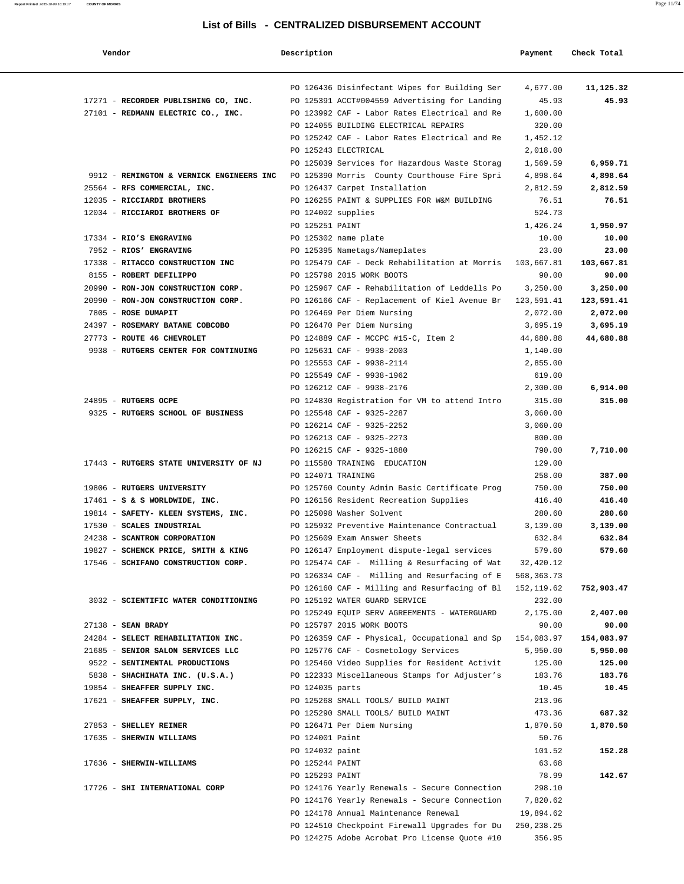## List of Bills - CENTRALIZED DISBURSEMENT ACCOUNT

| Vendor | Description | Payment | Check Total |
|---|---|---|---|
| | PO 126436 Disinfectant Wipes for Building Ser | 4,677.00 | 11,125.32 |
| 17271 - **RECORDER PUBLISHING CO, INC.** | PO 125391 ACCT#004559 Advertising for Landing | 45.93 | 45.93 |
| 27101 - **REDMANN ELECTRIC CO., INC.** | PO 123992 CAF - Labor Rates Electrical and Re | 1,600.00 | |
| | PO 124055 BUILDING ELECTRICAL REPAIRS | 320.00 | |
| | PO 125242 CAF - Labor Rates Electrical and Re | 1,452.12 | |
| | PO 125243 ELECTRICAL | 2,018.00 | |
| | PO 125039 Services for Hazardous Waste Storag | 1,569.59 | 6,959.71 |
| 9912 - **REMINGTON & VERNICK ENGINEERS INC** | PO 125390 Morris County Courthouse Fire Spri | 4,898.64 | 4,898.64 |
| 25564 - **RFS COMMERCIAL, INC.** | PO 126437 Carpet Installation | 2,812.59 | 2,812.59 |
| 12035 - **RICCIARDI BROTHERS** | PO 126255 PAINT & SUPPLIES FOR W&M BUILDING | 76.51 | 76.51 |
| 12034 - **RICCIARDI BROTHERS OF** | PO 124002 supplies | 524.73 | |
| | PO 125251 PAINT | 1,426.24 | 1,950.97 |
| 17334 - **RIO'S ENGRAVING** | PO 125302 name plate | 10.00 | 10.00 |
| 7952 - **RIOS' ENGRAVING** | PO 125395 Nametags/Nameplates | 23.00 | 23.00 |
| 17338 - **RITACCO CONSTRUCTION INC** | PO 125479 CAF - Deck Rehabilitation at Morris | 103,667.81 | 103,667.81 |
| 8155 - **ROBERT DEFILIPPO** | PO 125798 2015 WORK BOOTS | 90.00 | 90.00 |
| 20990 - **RON-JON CONSTRUCTION CORP.** | PO 125967 CAF - Rehabilitation of Leddells Po | 3,250.00 | 3,250.00 |
| 20990 - **RON-JON CONSTRUCTION CORP.** | PO 126166 CAF - Replacement of Kiel Avenue Br | 123,591.41 | 123,591.41 |
| 7805 - **ROSE DUMAPIT** | PO 126469 Per Diem Nursing | 2,072.00 | 2,072.00 |
| 24397 - **ROSEMARY BATANE COBCOBO** | PO 126470 Per Diem Nursing | 3,695.19 | 3,695.19 |
| 27773 - **ROUTE 46 CHEVROLET** | PO 124889 CAF - MCCPC #15-C, Item 2 | 44,680.88 | 44,680.88 |
| 9938 - **RUTGERS CENTER FOR CONTINUING** | PO 125631 CAF - 9938-2003 | 1,140.00 | |
| | PO 125553 CAF - 9938-2114 | 2,855.00 | |
| | PO 125549 CAF - 9938-1962 | 619.00 | |
| | PO 126212 CAF - 9938-2176 | 2,300.00 | 6,914.00 |
| 24895 - **RUTGERS OCPE** | PO 124830 Registration for VM to attend Intro | 315.00 | 315.00 |
| 9325 - **RUTGERS SCHOOL OF BUSINESS** | PO 125548 CAF - 9325-2287 | 3,060.00 | |
| | PO 126214 CAF - 9325-2252 | 3,060.00 | |
| | PO 126213 CAF - 9325-2273 | 800.00 | |
| | PO 126215 CAF - 9325-1880 | 790.00 | 7,710.00 |
| 17443 - **RUTGERS STATE UNIVERSITY OF NJ** | PO 115580 TRAINING EDUCATION | 129.00 | |
| | PO 124071 TRAINING | 258.00 | 387.00 |
| 19806 - **RUTGERS UNIVERSITY** | PO 125760 County Admin Basic Certificate Prog | 750.00 | 750.00 |
| 17461 - **S & S WORLDWIDE, INC.** | PO 126156 Resident Recreation Supplies | 416.40 | 416.40 |
| 19814 - **SAFETY- KLEEN SYSTEMS, INC.** | PO 125098 Washer Solvent | 280.60 | 280.60 |
| 17530 - **SCALES INDUSTRIAL** | PO 125932 Preventive Maintenance Contractual | 3,139.00 | 3,139.00 |
| 24238 - **SCANTRON CORPORATION** | PO 125609 Exam Answer Sheets | 632.84 | 632.84 |
| 19827 - **SCHENCK PRICE, SMITH & KING** | PO 126147 Employment dispute-legal services | 579.60 | 579.60 |
| 17546 - **SCHIFANO CONSTRUCTION CORP.** | PO 125474 CAF - Milling & Resurfacing of Wat | 32,420.12 | |
| | PO 126334 CAF - Milling and Resurfacing of E | 568,363.73 | |
| | PO 126160 CAF - Milling and Resurfacing of Bl | 152,119.62 | 752,903.47 |
| 3032 - **SCIENTIFIC WATER CONDITIONING** | PO 125192 WATER GUARD SERVICE | 232.00 | |
| | PO 125249 EQUIP SERV AGREEMENTS - WATERGUARD | 2,175.00 | 2,407.00 |
| 27138 - **SEAN BRADY** | PO 125797 2015 WORK BOOTS | 90.00 | 90.00 |
| 24284 - **SELECT REHABILITATION INC.** | PO 126359 CAF - Physical, Occupational and Sp | 154,083.97 | 154,083.97 |
| 21685 - **SENIOR SALON SERVICES LLC** | PO 125776 CAF - Cosmetology Services | 5,950.00 | 5,950.00 |
| 9522 - **SENTIMENTAL PRODUCTIONS** | PO 125460 Video Supplies for Resident Activit | 125.00 | 125.00 |
| 5838 - **SHACHIHATA INC. (U.S.A.)** | PO 122333 Miscellaneous Stamps for Adjuster's | 183.76 | 183.76 |
| 19854 - **SHEAFFER SUPPLY INC.** | PO 124035 parts | 10.45 | 10.45 |
| 17621 - **SHEAFFER SUPPLY, INC.** | PO 125268 SMALL TOOLS/ BUILD MAINT | 213.96 | |
| | PO 125290 SMALL TOOLS/ BUILD MAINT | 473.36 | 687.32 |
| 27853 - **SHELLEY REINER** | PO 126471 Per Diem Nursing | 1,870.50 | 1,870.50 |
| 17635 - **SHERWIN WILLIAMS** | PO 124001 Paint | 50.76 | |
| | PO 124032 paint | 101.52 | 152.28 |
| 17636 - **SHERWIN-WILLIAMS** | PO 125244 PAINT | 63.68 | |
| | PO 125293 PAINT | 78.99 | 142.67 |
| 17726 - **SHI INTERNATIONAL CORP** | PO 124176 Yearly Renewals - Secure Connection | 298.10 | |
| | PO 124176 Yearly Renewals - Secure Connection | 7,820.62 | |
| | PO 124178 Annual Maintenance Renewal | 19,894.62 | |
| | PO 124510 Checkpoint Firewall Upgrades for Du | 250,238.25 | |
| | PO 124275 Adobe Acrobat Pro License Quote #10 | 356.95 | |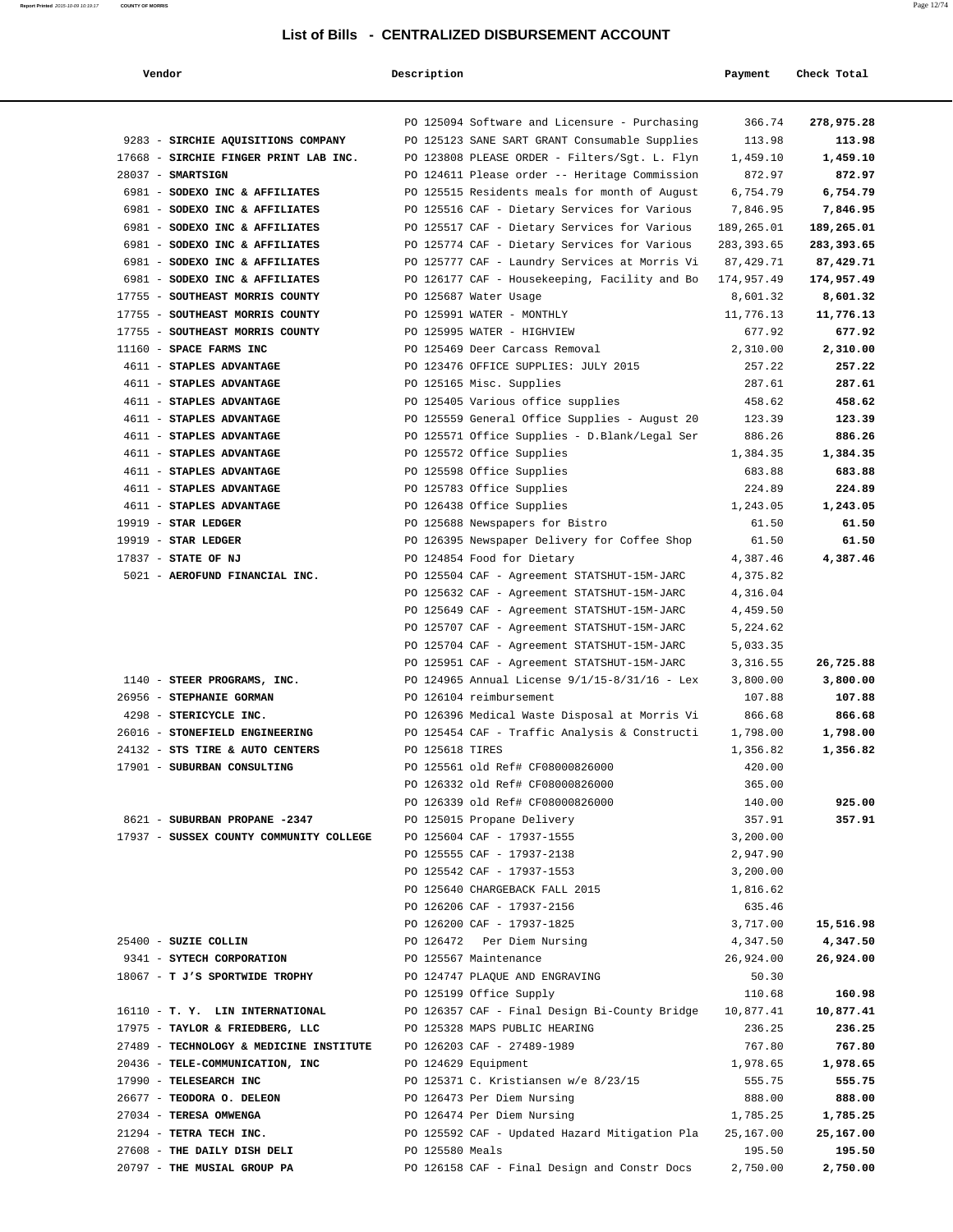# List of Bills - CENTRALIZED DISBURSEMENT ACCOUNT

| Vendor | Description | Payment | Check Total |
|---|---|---|---|
| | PO 125094 Software and Licensure - Purchasing | 366.74 | **278,975.28** |
| 9283 - **SIRCHIE AQUISITIONS COMPANY** | PO 125123 SANE SART GRANT Consumable Supplies | 113.98 | **113.98** |
| 17668 - **SIRCHIE FINGER PRINT LAB INC.** | PO 123808 PLEASE ORDER - Filters/Sgt. L. Flyn | 1,459.10 | **1,459.10** |
| 28037 - **SMARTSIGN** | PO 124611 Please order -- Heritage Commission | 872.97 | **872.97** |
| 6981 - **SODEXO INC & AFFILIATES** | PO 125515 Residents meals for month of August | 6,754.79 | **6,754.79** |
| 6981 - **SODEXO INC & AFFILIATES** | PO 125516 CAF - Dietary Services for Various | 7,846.95 | **7,846.95** |
| 6981 - **SODEXO INC & AFFILIATES** | PO 125517 CAF - Dietary Services for Various | 189,265.01 | **189,265.01** |
| 6981 - **SODEXO INC & AFFILIATES** | PO 125774 CAF - Dietary Services for Various | 283,393.65 | **283,393.65** |
| 6981 - **SODEXO INC & AFFILIATES** | PO 125777 CAF - Laundry Services at Morris Vi | 87,429.71 | **87,429.71** |
| 6981 - **SODEXO INC & AFFILIATES** | PO 126177 CAF - Housekeeping, Facility and Bo | 174,957.49 | **174,957.49** |
| 17755 - **SOUTHEAST MORRIS COUNTY** | PO 125687 Water Usage | 8,601.32 | **8,601.32** |
| 17755 - **SOUTHEAST MORRIS COUNTY** | PO 125991 WATER - MONTHLY | 11,776.13 | **11,776.13** |
| 17755 - **SOUTHEAST MORRIS COUNTY** | PO 125995 WATER - HIGHVIEW | 677.92 | **677.92** |
| 11160 - **SPACE FARMS INC** | PO 125469 Deer Carcass Removal | 2,310.00 | **2,310.00** |
| 4611 - **STAPLES ADVANTAGE** | PO 123476 OFFICE SUPPLIES: JULY 2015 | 257.22 | **257.22** |
| 4611 - **STAPLES ADVANTAGE** | PO 125165 Misc. Supplies | 287.61 | **287.61** |
| 4611 - **STAPLES ADVANTAGE** | PO 125405 Various office supplies | 458.62 | **458.62** |
| 4611 - **STAPLES ADVANTAGE** | PO 125559 General Office Supplies - August 20 | 123.39 | **123.39** |
| 4611 - **STAPLES ADVANTAGE** | PO 125571 Office Supplies - D.Blank/Legal Ser | 886.26 | **886.26** |
| 4611 - **STAPLES ADVANTAGE** | PO 125572 Office Supplies | 1,384.35 | **1,384.35** |
| 4611 - **STAPLES ADVANTAGE** | PO 125598 Office Supplies | 683.88 | **683.88** |
| 4611 - **STAPLES ADVANTAGE** | PO 125783 Office Supplies | 224.89 | **224.89** |
| 4611 - **STAPLES ADVANTAGE** | PO 126438 Office Supplies | 1,243.05 | **1,243.05** |
| 19919 - **STAR LEDGER** | PO 125688 Newspapers for Bistro | 61.50 | **61.50** |
| 19919 - **STAR LEDGER** | PO 126395 Newspaper Delivery for Coffee Shop | 61.50 | **61.50** |
| 17837 - **STATE OF NJ** | PO 124854 Food for Dietary | 4,387.46 | **4,387.46** |
| 5021 - **AEROFUND FINANCIAL INC.** | PO 125504 CAF - Agreement STATSHUT-15M-JARC | 4,375.82 | |
| | PO 125632 CAF - Agreement STATSHUT-15M-JARC | 4,316.04 | |
| | PO 125649 CAF - Agreement STATSHUT-15M-JARC | 4,459.50 | |
| | PO 125707 CAF - Agreement STATSHUT-15M-JARC | 5,224.62 | |
| | PO 125704 CAF - Agreement STATSHUT-15M-JARC | 5,033.35 | |
| | PO 125951 CAF - Agreement STATSHUT-15M-JARC | 3,316.55 | **26,725.88** |
| 1140 - **STEER PROGRAMS, INC.** | PO 124965 Annual License 9/1/15-8/31/16 - Lex | 3,800.00 | **3,800.00** |
| 26956 - **STEPHANIE GORMAN** | PO 126104 reimbursement | 107.88 | **107.88** |
| 4298 - **STERICYCLE INC.** | PO 126396 Medical Waste Disposal at Morris Vi | 866.68 | **866.68** |
| 26016 - **STONEFIELD ENGINEERING** | PO 125454 CAF - Traffic Analysis & Constructi | 1,798.00 | **1,798.00** |
| 24132 - **STS TIRE & AUTO CENTERS** | PO 125618 TIRES | 1,356.82 | **1,356.82** |
| 17901 - **SUBURBAN CONSULTING** | PO 125561 old Ref# CF08000826000 | 420.00 | |
| | PO 126332 old Ref# CF08000826000 | 365.00 | |
| | PO 126339 old Ref# CF08000826000 | 140.00 | **925.00** |
| 8621 - **SUBURBAN PROPANE -2347** | PO 125015 Propane Delivery | 357.91 | **357.91** |
| 17937 - **SUSSEX COUNTY COMMUNITY COLLEGE** | PO 125604 CAF - 17937-1555 | 3,200.00 | |
| | PO 125555 CAF - 17937-2138 | 2,947.90 | |
| | PO 125542 CAF - 17937-1553 | 3,200.00 | |
| | PO 125640 CHARGEBACK FALL 2015 | 1,816.62 | |
| | PO 126206 CAF - 17937-2156 | 635.46 | |
| | PO 126200 CAF - 17937-1825 | 3,717.00 | **15,516.98** |
| 25400 - **SUZIE COLLIN** | PO 126472 Per Diem Nursing | 4,347.50 | **4,347.50** |
| 9341 - **SYTECH CORPORATION** | PO 125567 Maintenance | 26,924.00 | **26,924.00** |
| 18067 - **T J'S SPORTWIDE TROPHY** | PO 124747 PLAQUE AND ENGRAVING | 50.30 | |
| | PO 125199 Office Supply | 110.68 | **160.98** |
| 16110 - **T. Y. LIN INTERNATIONAL** | PO 126357 CAF - Final Design Bi-County Bridge | 10,877.41 | **10,877.41** |
| 17975 - **TAYLOR & FRIEDBERG, LLC** | PO 125328 MAPS PUBLIC HEARING | 236.25 | **236.25** |
| 27489 - **TECHNOLOGY & MEDICINE INSTITUTE** | PO 126203 CAF - 27489-1989 | 767.80 | **767.80** |
| 20436 - **TELE-COMMUNICATION, INC** | PO 124629 Equipment | 1,978.65 | **1,978.65** |
| 17990 - **TELESEARCH INC** | PO 125371 C. Kristiansen w/e 8/23/15 | 555.75 | **555.75** |
| 26677 - **TEODORA O. DELEON** | PO 126473 Per Diem Nursing | 888.00 | **888.00** |
| 27034 - **TERESA OMWENGA** | PO 126474 Per Diem Nursing | 1,785.25 | **1,785.25** |
| 21294 - **TETRA TECH INC.** | PO 125592 CAF - Updated Hazard Mitigation Pla | 25,167.00 | **25,167.00** |
| 27608 - **THE DAILY DISH DELI** | PO 125580 Meals | 195.50 | **195.50** |
| 20797 - **THE MUSIAL GROUP PA** | PO 126158 CAF - Final Design and Constr Docs | 2,750.00 | **2,750.00** |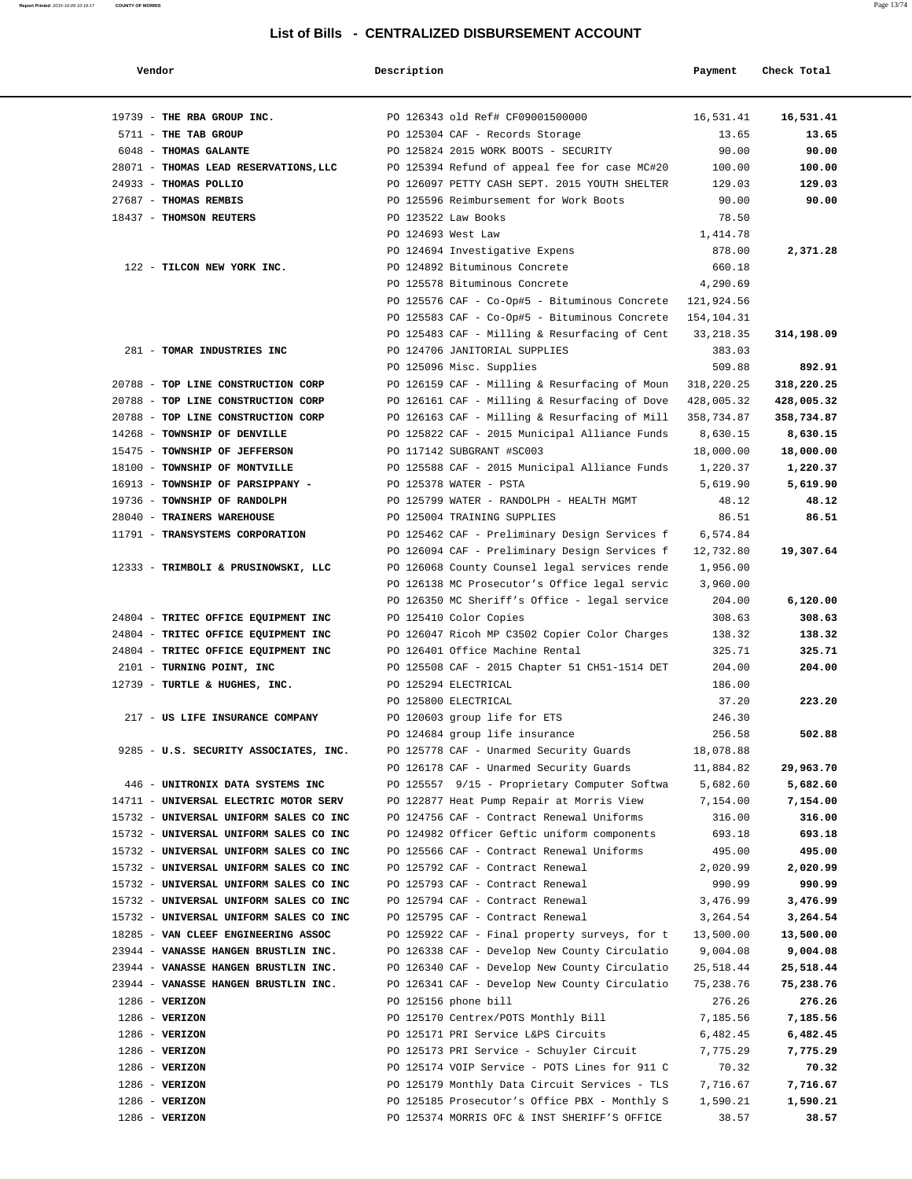## List of Bills - CENTRALIZED DISBURSEMENT ACCOUNT

| Vendor | Description | Payment | Check Total |
|---|---|---|---|
| 19739 - **THE RBA GROUP INC.** | PO 126343 old Ref# CF09001500000 | 16,531.41 | **16,531.41** |
| 5711 - **THE TAB GROUP** | PO 125304 CAF - Records Storage | 13.65 | **13.65** |
| 6048 - **THOMAS GALANTE** | PO 125824 2015 WORK BOOTS - SECURITY | 90.00 | **90.00** |
| 28071 - **THOMAS LEAD RESERVATIONS,LLC** | PO 125394 Refund of appeal fee for case MC#20 | 100.00 | **100.00** |
| 24933 - **THOMAS POLLIO** | PO 126097 PETTY CASH SEPT. 2015 YOUTH SHELTER | 129.03 | **129.03** |
| 27687 - **THOMAS REMBIS** | PO 125596 Reimbursement for Work Boots | 90.00 | **90.00** |
| 18437 - **THOMSON REUTERS** | PO 123522 Law Books | 78.50 | |
| | PO 124693 West Law | 1,414.78 | |
| | PO 124694 Investigative Expens | 878.00 | **2,371.28** |
| 122 - **TILCON NEW YORK INC.** | PO 124892 Bituminous Concrete | 660.18 | |
| | PO 125578 Bituminous Concrete | 4,290.69 | |
| | PO 125576 CAF - Co-Op#5 - Bituminous Concrete | 121,924.56 | |
| | PO 125583 CAF - Co-Op#5 - Bituminous Concrete | 154,104.31 | |
| | PO 125483 CAF - Milling & Resurfacing of Cent | 33,218.35 | **314,198.09** |
| 281 - **TOMAR INDUSTRIES INC** | PO 124706 JANITORIAL SUPPLIES | 383.03 | |
| | PO 125096 Misc. Supplies | 509.88 | **892.91** |
| 20788 - **TOP LINE CONSTRUCTION CORP** | PO 126159 CAF - Milling & Resurfacing of Moun | 318,220.25 | **318,220.25** |
| 20788 - **TOP LINE CONSTRUCTION CORP** | PO 126161 CAF - Milling & Resurfacing of Dove | 428,005.32 | **428,005.32** |
| 20788 - **TOP LINE CONSTRUCTION CORP** | PO 126163 CAF - Milling & Resurfacing of Mill | 358,734.87 | **358,734.87** |
| 14268 - **TOWNSHIP OF DENVILLE** | PO 125822 CAF - 2015 Municipal Alliance Funds | 8,630.15 | **8,630.15** |
| 15475 - **TOWNSHIP OF JEFFERSON** | PO 117142 SUBGRANT #SC003 | 18,000.00 | **18,000.00** |
| 18100 - **TOWNSHIP OF MONTVILLE** | PO 125588 CAF - 2015 Municipal Alliance Funds | 1,220.37 | **1,220.37** |
| 16913 - **TOWNSHIP OF PARSIPPANY -** | PO 125378 WATER - PSTA | 5,619.90 | **5,619.90** |
| 19736 - **TOWNSHIP OF RANDOLPH** | PO 125799 WATER - RANDOLPH - HEALTH MGMT | 48.12 | **48.12** |
| 28040 - **TRAINERS WAREHOUSE** | PO 125004 TRAINING SUPPLIES | 86.51 | **86.51** |
| 11791 - **TRANSYSTEMS CORPORATION** | PO 125462 CAF - Preliminary Design Services f | 6,574.84 | |
| | PO 126094 CAF - Preliminary Design Services f | 12,732.80 | **19,307.64** |
| 12333 - **TRIMBOLI & PRUSINOWSKI, LLC** | PO 126068 County Counsel legal services rende | 1,956.00 | |
| | PO 126138 MC Prosecutor's Office legal servic | 3,960.00 | |
| | PO 126350 MC Sheriff's Office - legal service | 204.00 | **6,120.00** |
| 24804 - **TRITEC OFFICE EQUIPMENT INC** | PO 125410 Color Copies | 308.63 | **308.63** |
| 24804 - **TRITEC OFFICE EQUIPMENT INC** | PO 126047 Ricoh MP C3502 Copier Color Charges | 138.32 | **138.32** |
| 24804 - **TRITEC OFFICE EQUIPMENT INC** | PO 126401 Office Machine Rental | 325.71 | **325.71** |
| 2101 - **TURNING POINT, INC** | PO 125508 CAF - 2015 Chapter 51 CH51-1514 DET | 204.00 | **204.00** |
| 12739 - **TURTLE & HUGHES, INC.** | PO 125294 ELECTRICAL | 186.00 | |
| | PO 125800 ELECTRICAL | 37.20 | **223.20** |
| 217 - **US LIFE INSURANCE COMPANY** | PO 120603 group life for ETS | 246.30 | |
| | PO 124684 group life insurance | 256.58 | **502.88** |
| 9285 - **U.S. SECURITY ASSOCIATES, INC.** | PO 125778 CAF - Unarmed Security Guards | 18,078.88 | |
| | PO 126178 CAF - Unarmed Security Guards | 11,884.82 | **29,963.70** |
| 446 - **UNITRONIX DATA SYSTEMS INC** | PO 125557 9/15 - Proprietary Computer Softwa | 5,682.60 | **5,682.60** |
| 14711 - **UNIVERSAL ELECTRIC MOTOR SERV** | PO 122877 Heat Pump Repair at Morris View | 7,154.00 | **7,154.00** |
| 15732 - **UNIVERSAL UNIFORM SALES CO INC** | PO 124756 CAF - Contract Renewal Uniforms | 316.00 | **316.00** |
| 15732 - **UNIVERSAL UNIFORM SALES CO INC** | PO 124982 Officer Geftic uniform components | 693.18 | **693.18** |
| 15732 - **UNIVERSAL UNIFORM SALES CO INC** | PO 125566 CAF - Contract Renewal Uniforms | 495.00 | **495.00** |
| 15732 - **UNIVERSAL UNIFORM SALES CO INC** | PO 125792 CAF - Contract Renewal | 2,020.99 | **2,020.99** |
| 15732 - **UNIVERSAL UNIFORM SALES CO INC** | PO 125793 CAF - Contract Renewal | 990.99 | **990.99** |
| 15732 - **UNIVERSAL UNIFORM SALES CO INC** | PO 125794 CAF - Contract Renewal | 3,476.99 | **3,476.99** |
| 15732 - **UNIVERSAL UNIFORM SALES CO INC** | PO 125795 CAF - Contract Renewal | 3,264.54 | **3,264.54** |
| 18285 - **VAN CLEEF ENGINEERING ASSOC** | PO 125922 CAF - Final property surveys, for t | 13,500.00 | **13,500.00** |
| 23944 - **VANASSE HANGEN BRUSTLIN INC.** | PO 126338 CAF - Develop New County Circulatio | 9,004.08 | **9,004.08** |
| 23944 - **VANASSE HANGEN BRUSTLIN INC.** | PO 126340 CAF - Develop New County Circulatio | 25,518.44 | **25,518.44** |
| 23944 - **VANASSE HANGEN BRUSTLIN INC.** | PO 126341 CAF - Develop New County Circulatio | 75,238.76 | **75,238.76** |
| 1286 - **VERIZON** | PO 125156 phone bill | 276.26 | **276.26** |
| 1286 - **VERIZON** | PO 125170 Centrex/POTS Monthly Bill | 7,185.56 | **7,185.56** |
| 1286 - **VERIZON** | PO 125171 PRI Service L&PS Circuits | 6,482.45 | **6,482.45** |
| 1286 - **VERIZON** | PO 125173 PRI Service - Schuyler Circuit | 7,775.29 | **7,775.29** |
| 1286 - **VERIZON** | PO 125174 VOIP Service - POTS Lines for 911 C | 70.32 | **70.32** |
| 1286 - **VERIZON** | PO 125179 Monthly Data Circuit Services - TLS | 7,716.67 | **7,716.67** |
| 1286 - **VERIZON** | PO 125185 Prosecutor's Office PBX - Monthly S | 1,590.21 | **1,590.21** |
| 1286 - **VERIZON** | PO 125374 MORRIS OFC & INST SHERIFF'S OFFICE | 38.57 | **38.57** |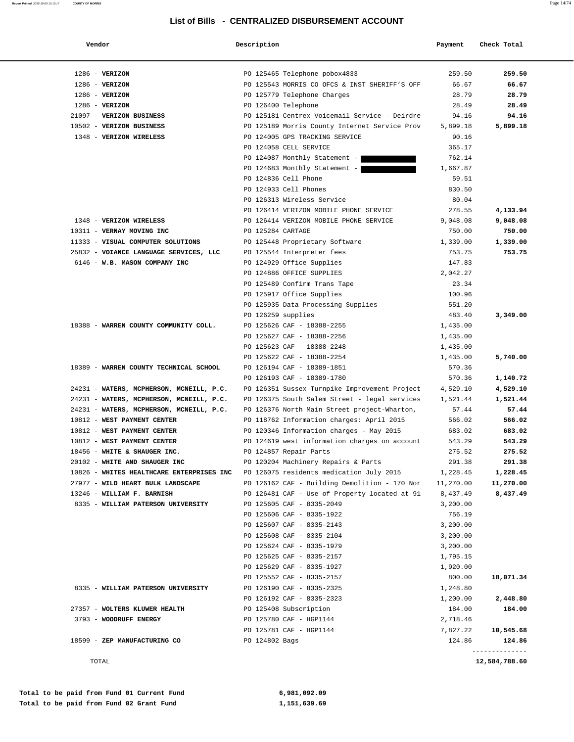# List of Bills - CENTRALIZED DISBURSEMENT ACCOUNT

| Vendor | Description | Payment | Check Total |
|---|---|---|---|
| 1286 - **VERIZON** | PO 125465 Telephone pobox4833 | 259.50 | **259.50** |
| 1286 - **VERIZON** | PO 125543 MORRIS CO OFCS & INST SHERIFF'S OFF | 66.67 | **66.67** |
| 1286 - **VERIZON** | PO 125779 Telephone Charges | 28.79 | **28.79** |
| 1286 - **VERIZON** | PO 126400 Telephone | 28.49 | **28.49** |
| 21097 - **VERIZON BUSINESS** | PO 125181 Centrex Voicemail Service - Deirdre | 94.16 | **94.16** |
| 10502 - **VERIZON BUSINESS** | PO 125189 Morris County Internet Service Prov | 5,899.18 | **5,899.18** |
| 1348 - **VERIZON WIRELESS** | PO 124005 GPS TRACKING SERVICE | 90.16 | |
| | PO 124058 CELL SERVICE | 365.17 | |
| | PO 124087 Monthly Statement - | 762.14 | |
| | PO 124683 Monthly Statement - | 1,667.87 | |
| | PO 124836 Cell Phone | 59.51 | |
| | PO 124933 Cell Phones | 830.50 | |
| | PO 126313 Wireless Service | 80.04 | |
| | PO 126414 VERIZON MOBILE PHONE SERVICE | 278.55 | **4,133.94** |
| 1348 - **VERIZON WIRELESS** | PO 126414 VERIZON MOBILE PHONE SERVICE | 9,048.08 | **9,048.08** |
| 10311 - **VERNAY MOVING INC** | PO 125284 CARTAGE | 750.00 | **750.00** |
| 11333 - **VISUAL COMPUTER SOLUTIONS** | PO 125448 Proprietary Software | 1,339.00 | **1,339.00** |
| 25832 - **VOIANCE LANGUAGE SERVICES, LLC** | PO 125544 Interpreter fees | 753.75 | **753.75** |
| 6146 - **W.B. MASON COMPANY INC** | PO 124929 Office Supplies | 147.83 | |
| | PO 124886 OFFICE SUPPLIES | 2,042.27 | |
| | PO 125489 Confirm Trans Tape | 23.34 | |
| | PO 125917 Office Supplies | 100.96 | |
| | PO 125935 Data Processing Supplies | 551.20 | |
| | PO 126259 supplies | 483.40 | **3,349.00** |
| 18388 - **WARREN COUNTY COMMUNITY COLL.** | PO 125626 CAF - 18388-2255 | 1,435.00 | |
| | PO 125627 CAF - 18388-2256 | 1,435.00 | |
| | PO 125623 CAF - 18388-2248 | 1,435.00 | |
| | PO 125622 CAF - 18388-2254 | 1,435.00 | **5,740.00** |
| 18389 - **WARREN COUNTY TECHNICAL SCHOOL** | PO 126194 CAF - 18389-1851 | 570.36 | |
| | PO 126193 CAF - 18389-1780 | 570.36 | **1,140.72** |
| 24231 - **WATERS, MCPHERSON, MCNEILL, P.C.** | PO 126351 Sussex Turnpike Improvement Project | 4,529.10 | **4,529.10** |
| 24231 - **WATERS, MCPHERSON, MCNEILL, P.C.** | PO 126375 South Salem Street - legal services | 1,521.44 | **1,521.44** |
| 24231 - **WATERS, MCPHERSON, MCNEILL, P.C.** | PO 126376 North Main Street project-Wharton, | 57.44 | **57.44** |
| 10812 - **WEST PAYMENT CENTER** | PO 118762 Information charges: April 2015 | 566.02 | **566.02** |
| 10812 - **WEST PAYMENT CENTER** | PO 120346 Information charges - May 2015 | 683.02 | **683.02** |
| 10812 - **WEST PAYMENT CENTER** | PO 124619 west information charges on account | 543.29 | **543.29** |
| 18456 - **WHITE & SHAUGER INC.** | PO 124857 Repair Parts | 275.52 | **275.52** |
| 20102 - **WHITE AND SHAUGER INC** | PO 120204 Machinery Repairs & Parts | 291.38 | **291.38** |
| 10826 - **WHITES HEALTHCARE ENTERPRISES INC** | PO 126075 residents medication July 2015 | 1,228.45 | **1,228.45** |
| 27977 - **WILD HEART BULK LANDSCAPE** | PO 126162 CAF - Building Demolition - 170 Nor | 11,270.00 | **11,270.00** |
| 13246 - **WILLIAM F. BARNISH** | PO 126481 CAF - Use of Property located at 91 | 8,437.49 | **8,437.49** |
| 8335 - **WILLIAM PATERSON UNIVERSITY** | PO 125605 CAF - 8335-2049 | 3,200.00 | |
| | PO 125606 CAF - 8335-1922 | 756.19 | |
| | PO 125607 CAF - 8335-2143 | 3,200.00 | |
| | PO 125608 CAF - 8335-2104 | 3,200.00 | |
| | PO 125624 CAF - 8335-1979 | 3,200.00 | |
| | PO 125625 CAF - 8335-2157 | 1,795.15 | |
| | PO 125629 CAF - 8335-1927 | 1,920.00 | |
| | PO 125552 CAF - 8335-2157 | 800.00 | **18,071.34** |
| 8335 - **WILLIAM PATERSON UNIVERSITY** | PO 126190 CAF - 8335-2325 | 1,248.80 | |
| | PO 126192 CAF - 8335-2323 | 1,200.00 | **2,448.80** |
| 27357 - **WOLTERS KLUWER HEALTH** | PO 125408 Subscription | 184.00 | **184.00** |
| 3793 - **WOODRUFF ENERGY** | PO 125780 CAF - HGP1144 | 2,718.46 | |
| | PO 125781 CAF - HGP1144 | 7,827.22 | **10,545.68** |
| 18599 - **ZEP MANUFACTURING CO** | PO 124802 Bags | 124.86 | **124.86** |
| TOTAL | | | **12,584,788.60** |

**Total to be paid from Fund 01 Current Fund** **6,981,092.09**

**Total to be paid from Fund 02 Grant Fund** **1,151,639.69**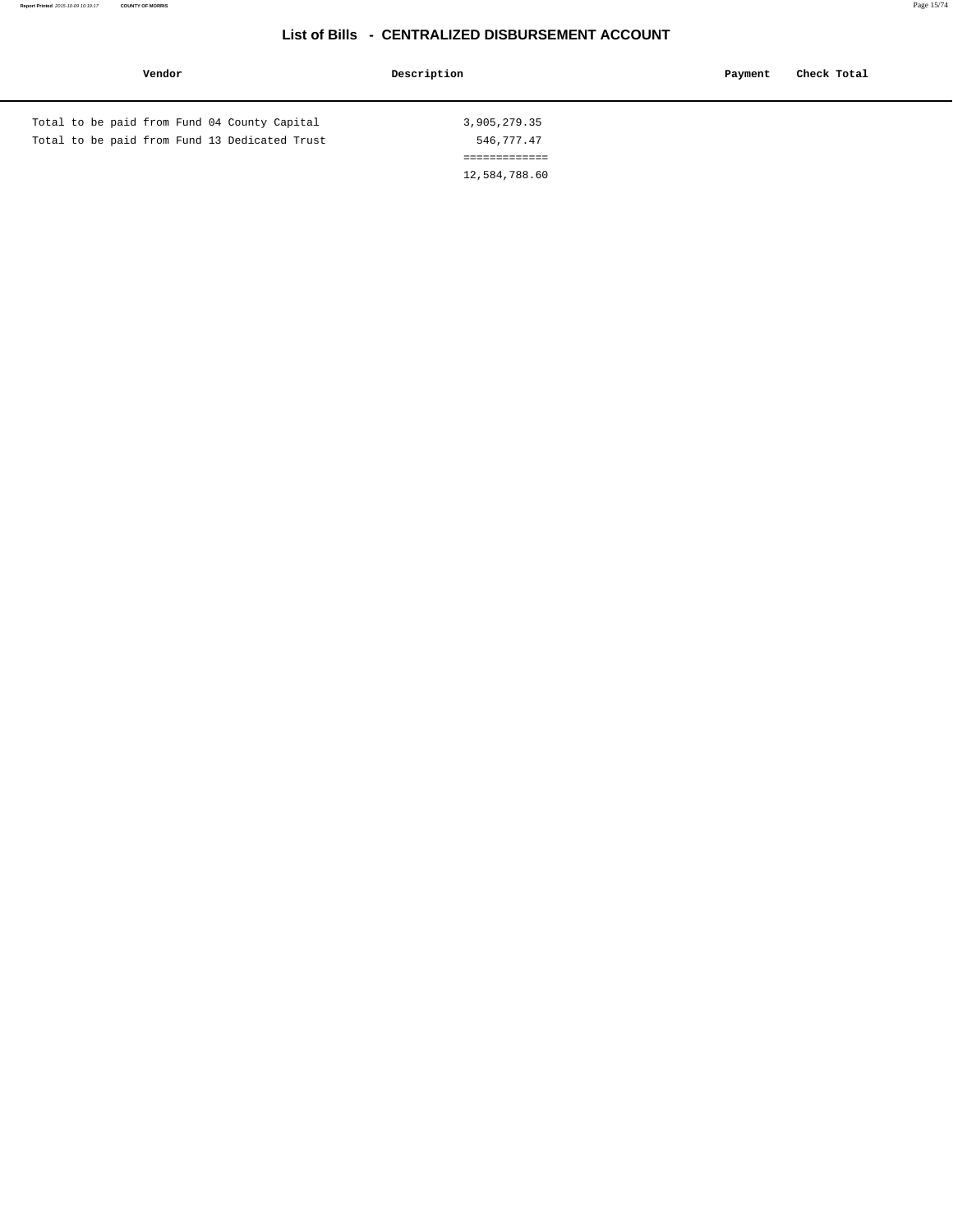# List of Bills - CENTRALIZED DISBURSEMENT ACCOUNT

| Vendor | Description | Payment | Check Total |
| --- | --- | --- | --- |
| Total to be paid from Fund 04 County Capital | 3,905,279.35 | | |
| Total to be paid from Fund 13 Dedicated Trust | 546,777.47 | | |
| | ============= | | |
| | 12,584,788.60 | | |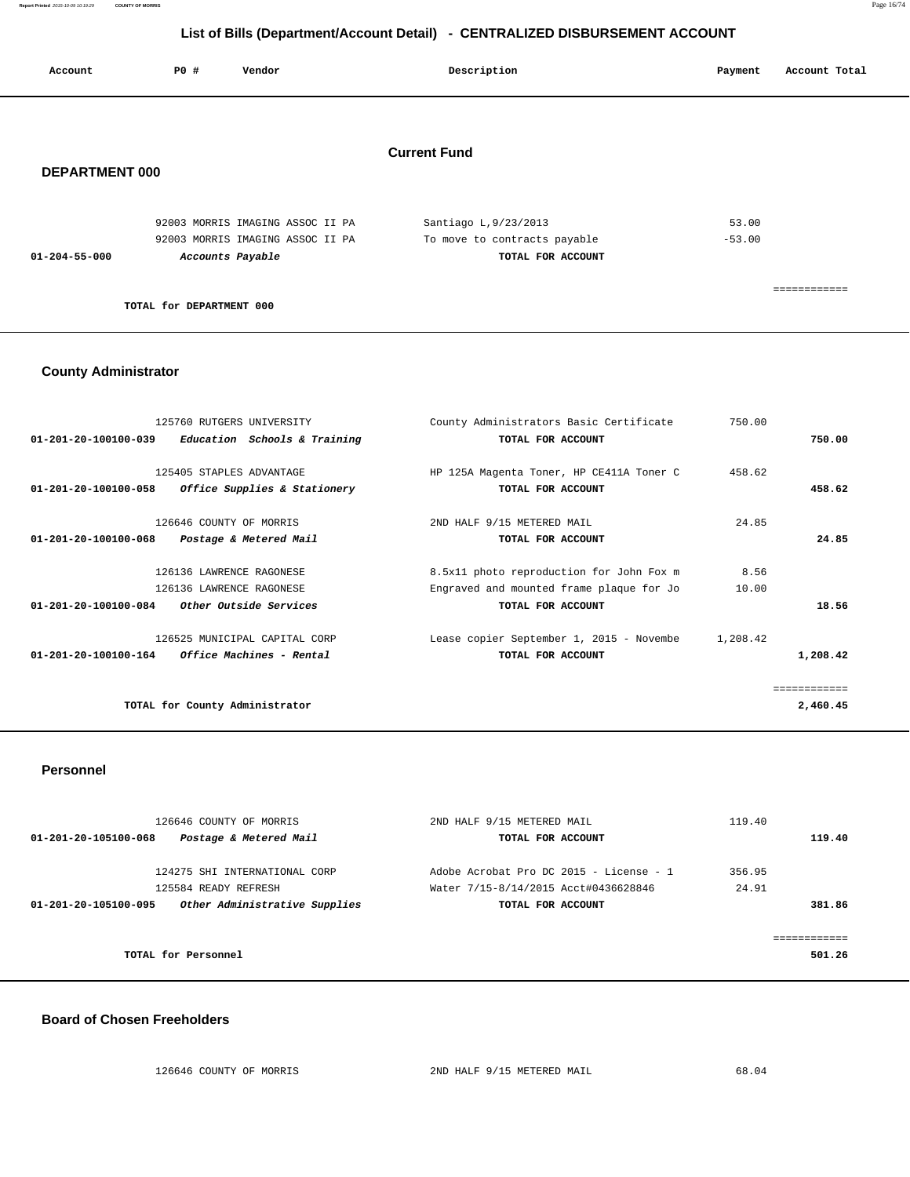## List of Bills (Department/Account Detail) - CENTRALIZED DISBURSEMENT ACCOUNT

| Account | PO # | Vendor | Description | Payment | Account Total |
|---|---|---|---|---|---|

### Current Fund

### DEPARTMENT 000

| Account | PO # | Vendor | Description | Payment | Account Total |
|---|---|---|---|---|---|
| | 92003 | MORRIS IMAGING ASSOC II PA | Santiago L,9/23/2013 | 53.00 | |
| | 92003 | MORRIS IMAGING ASSOC II PA | To move to contracts payable | -53.00 | |
| 01-204-55-000 | | *Accounts Payable* | TOTAL FOR ACCOUNT | | |
| | | | | | ============ |
| | | TOTAL for DEPARTMENT 000 | | | |

### County Administrator

| Account | PO # | Vendor | Description | Payment | Account Total |
|---|---|---|---|---|---|
| | 125760 | RUTGERS UNIVERSITY | County Administrators Basic Certificate | 750.00 | |
| 01-201-20-100100-039 | | *Education Schools & Training* | TOTAL FOR ACCOUNT | | 750.00 |
| | 125405 | STAPLES ADVANTAGE | HP 125A Magenta Toner, HP CE411A Toner C | 458.62 | |
| 01-201-20-100100-058 | | *Office Supplies & Stationery* | TOTAL FOR ACCOUNT | | 458.62 |
| | 126646 | COUNTY OF MORRIS | 2ND HALF 9/15 METERED MAIL | 24.85 | |
| 01-201-20-100100-068 | | *Postage & Metered Mail* | TOTAL FOR ACCOUNT | | 24.85 |
| | 126136 | LAWRENCE RAGONESE | 8.5x11 photo reproduction for John Fox m | 8.56 | |
| | 126136 | LAWRENCE RAGONESE | Engraved and mounted frame plaque for Jo | 10.00 | |
| 01-201-20-100100-084 | | *Other Outside Services* | TOTAL FOR ACCOUNT | | 18.56 |
| | 126525 | MUNICIPAL CAPITAL CORP | Lease copier September 1, 2015 - Novembe | 1,208.42 | |
| 01-201-20-100100-164 | | *Office Machines - Rental* | TOTAL FOR ACCOUNT | | 1,208.42 |
| | | | | | ============ |
| | | TOTAL for County Administrator | | | 2,460.45 |

### Personnel

| Account | PO # | Vendor | Description | Payment | Account Total |
|---|---|---|---|---|---|
| | 126646 | COUNTY OF MORRIS | 2ND HALF 9/15 METERED MAIL | 119.40 | |
| 01-201-20-105100-068 | | *Postage & Metered Mail* | TOTAL FOR ACCOUNT | | 119.40 |
| | 124275 | SHI INTERNATIONAL CORP | Adobe Acrobat Pro DC 2015 - License - 1 | 356.95 | |
| | 125584 | READY REFRESH | Water 7/15-8/14/2015 Acct#0436628846 | 24.91 | |
| 01-201-20-105100-095 | | *Other Administrative Supplies* | TOTAL FOR ACCOUNT | | 381.86 |
| | | | | | ============ |
| | | TOTAL for Personnel | | | 501.26 |

### Board of Chosen Freeholders

| Account | PO # | Vendor | Description | Payment | Account Total |
|---|---|---|---|---|---|
| | 126646 | COUNTY OF MORRIS | 2ND HALF 9/15 METERED MAIL | 68.04 | |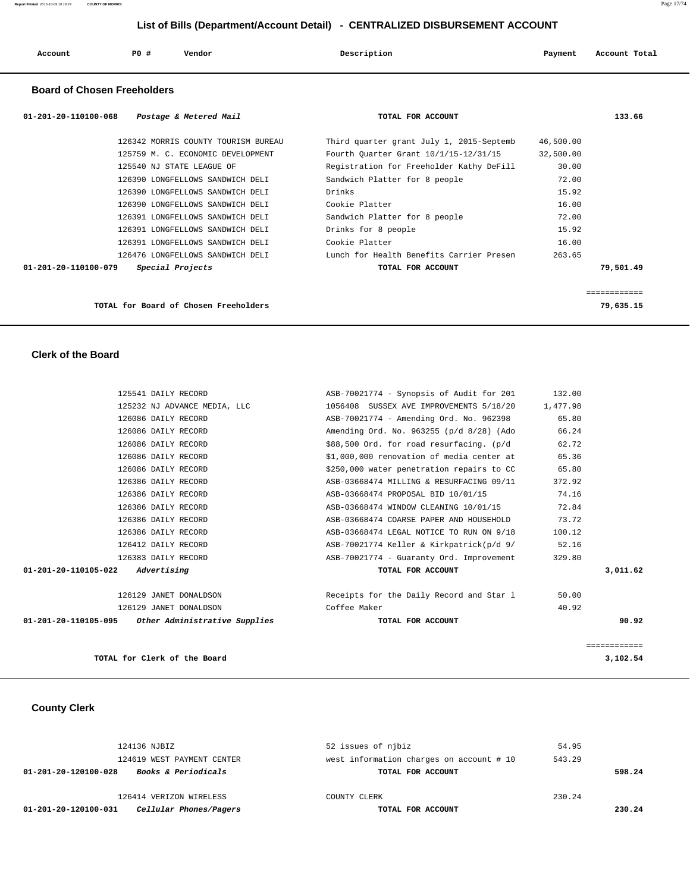# List of Bills (Department/Account Detail) - CENTRALIZED DISBURSEMENT ACCOUNT

| Account | PO # | Vendor | Description | Payment | Account Total |
|---|---|---|---|---|---|

## Board of Chosen Freeholders

| Account | PO # | Vendor | Description | Payment | Account Total |
|---|---|---|---|---|---|
| 01-201-20-110100-068 | | *Postage & Metered Mail* | TOTAL FOR ACCOUNT | | 133.66 |
| | 126342 | MORRIS COUNTY TOURISM BUREAU | Third quarter grant July 1, 2015-Septemb | 46,500.00 | |
| | 125759 | M. C. ECONOMIC DEVELOPMENT | Fourth Quarter Grant 10/1/15-12/31/15 | 32,500.00 | |
| | 125540 | NJ STATE LEAGUE OF | Registration for Freeholder Kathy DeFill | 30.00 | |
| | 126390 | LONGFELLOWS SANDWICH DELI | Sandwich Platter for 8 people | 72.00 | |
| | 126390 | LONGFELLOWS SANDWICH DELI | Drinks | 15.92 | |
| | 126390 | LONGFELLOWS SANDWICH DELI | Cookie Platter | 16.00 | |
| | 126391 | LONGFELLOWS SANDWICH DELI | Sandwich Platter for 8 people | 72.00 | |
| | 126391 | LONGFELLOWS SANDWICH DELI | Drinks for 8 people | 15.92 | |
| | 126391 | LONGFELLOWS SANDWICH DELI | Cookie Platter | 16.00 | |
| | 126476 | LONGFELLOWS SANDWICH DELI | Lunch for Health Benefits Carrier Presen | 263.65 | |
| 01-201-20-110100-079 | | *Special Projects* | TOTAL FOR ACCOUNT | | 79,501.49 |
| | | | | | ============ |
| | | **TOTAL for Board of Chosen Freeholders** | | | **79,635.15** |

## Clerk of the Board

| Account | PO # | Vendor | Description | Payment | Account Total |
|---|---|---|---|---|---|
| | 125541 | DAILY RECORD | ASB-70021774 - Synopsis of Audit for 201 | 132.00 | |
| | 125232 | NJ ADVANCE MEDIA, LLC | 1056408 SUSSEX AVE IMPROVEMENTS 5/18/20 | 1,477.98 | |
| | 126086 | DAILY RECORD | ASB-70021774 - Amending Ord. No. 962398 | 65.80 | |
| | 126086 | DAILY RECORD | Amending Ord. No. 963255 (p/d 8/28) (Ado | 66.24 | |
| | 126086 | DAILY RECORD | $88,500 Ord. for road resurfacing. (p/d | 62.72 | |
| | 126086 | DAILY RECORD | $1,000,000 renovation of media center at | 65.36 | |
| | 126086 | DAILY RECORD | $250,000 water penetration repairs to CC | 65.80 | |
| | 126386 | DAILY RECORD | ASB-03668474 MILLING & RESURFACING 09/11 | 372.92 | |
| | 126386 | DAILY RECORD | ASB-03668474 PROPOSAL BID 10/01/15 | 74.16 | |
| | 126386 | DAILY RECORD | ASB-03668474 WINDOW CLEANING 10/01/15 | 72.84 | |
| | 126386 | DAILY RECORD | ASB-03668474 COARSE PAPER AND HOUSEHOLD | 73.72 | |
| | 126386 | DAILY RECORD | ASB-03668474 LEGAL NOTICE TO RUN ON 9/18 | 100.12 | |
| | 126412 | DAILY RECORD | ASB-70021774 Keller & Kirkpatrick(p/d 9/ | 52.16 | |
| | 126383 | DAILY RECORD | ASB-70021774 - Guaranty Ord. Improvement | 329.80 | |
| 01-201-20-110105-022 | | *Advertising* | TOTAL FOR ACCOUNT | | 3,011.62 |
| | 126129 | JANET DONALDSON | Receipts for the Daily Record and Star l | 50.00 | |
| | 126129 | JANET DONALDSON | Coffee Maker | 40.92 | |
| 01-201-20-110105-095 | | *Other Administrative Supplies* | TOTAL FOR ACCOUNT | | 90.92 |
| | | | | | ============ |
| | | **TOTAL for Clerk of the Board** | | | **3,102.54** |

## County Clerk

| Account | PO # | Vendor | Description | Payment | Account Total |
|---|---|---|---|---|---|
| | 124136 | NJBIZ | 52 issues of njbiz | 54.95 | |
| | 124619 | WEST PAYMENT CENTER | west information charges on account # 10 | 543.29 | |
| 01-201-20-120100-028 | | *Books & Periodicals* | TOTAL FOR ACCOUNT | | 598.24 |
| | 126414 | VERIZON WIRELESS | COUNTY CLERK | 230.24 | |
| 01-201-20-120100-031 | | *Cellular Phones/Pagers* | TOTAL FOR ACCOUNT | | 230.24 |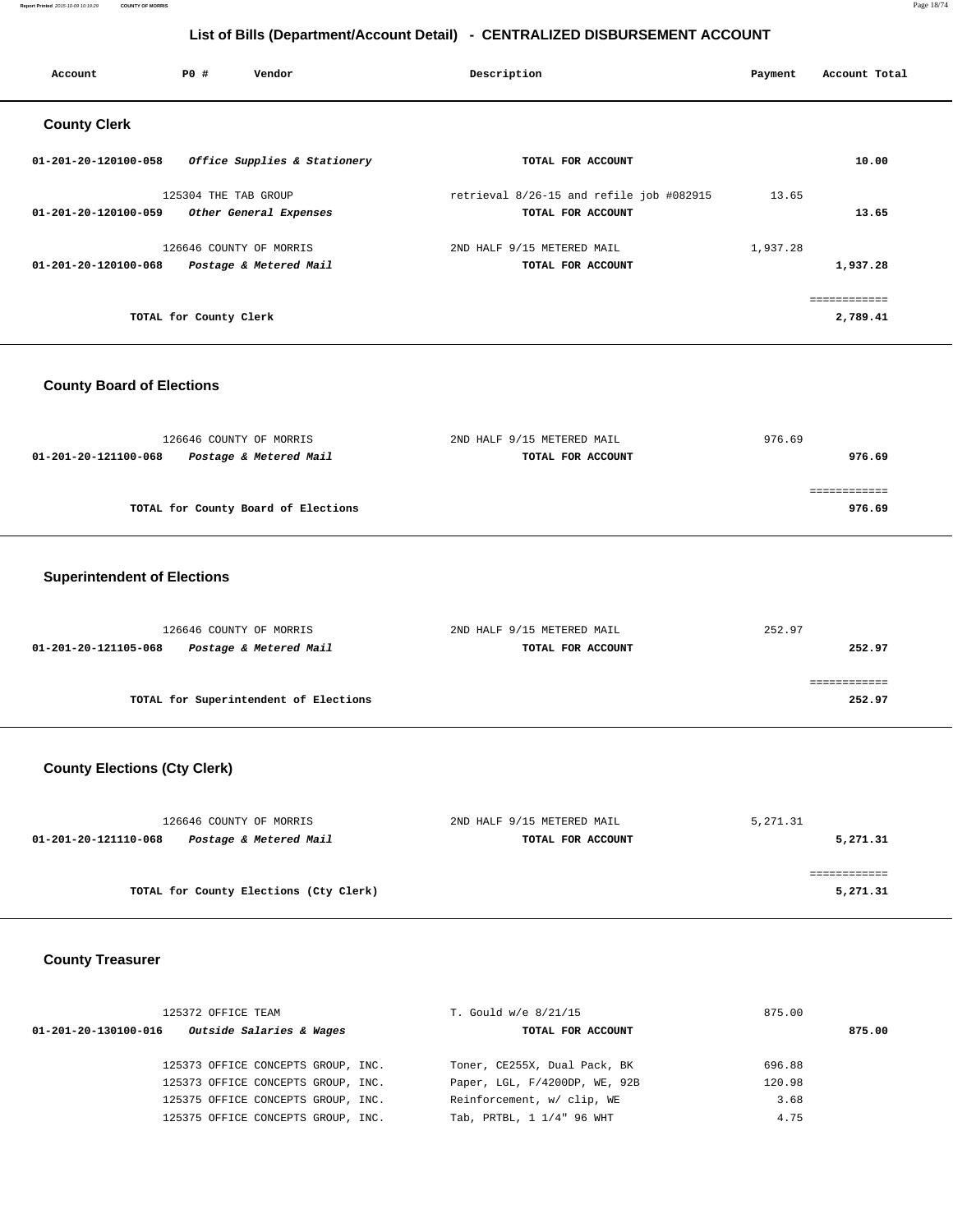# List of Bills (Department/Account Detail) - CENTRALIZED DISBURSEMENT ACCOUNT

| Account | PO # | Vendor | Description | Payment | Account Total |
|---|---|---|---|---|---|

## County Clerk

| Account | PO # | Vendor | Description | Payment | Account Total |
|---|---|---|---|---|---|
| 01-201-20-120100-058 | | *Office Supplies & Stationery* | **TOTAL FOR ACCOUNT** | | **10.00** |
| | 125304 | THE TAB GROUP | retrieval 8/26-15 and refile job #082915 | 13.65 | |
| 01-201-20-120100-059 | | *Other General Expenses* | **TOTAL FOR ACCOUNT** | | **13.65** |
| | 126646 | COUNTY OF MORRIS | 2ND HALF 9/15 METERED MAIL | 1,937.28 | |
| 01-201-20-120100-068 | | *Postage & Metered Mail* | **TOTAL FOR ACCOUNT** | | **1,937.28** |
| | | **TOTAL for County Clerk** | | | **2,789.41** |

## County Board of Elections

| Account | PO # | Vendor | Description | Payment | Account Total |
|---|---|---|---|---|---|
| | 126646 | COUNTY OF MORRIS | 2ND HALF 9/15 METERED MAIL | 976.69 | |
| 01-201-20-121100-068 | | *Postage & Metered Mail* | **TOTAL FOR ACCOUNT** | | **976.69** |
| | | **TOTAL for County Board of Elections** | | | **976.69** |

## Superintendent of Elections

| Account | PO # | Vendor | Description | Payment | Account Total |
|---|---|---|---|---|---|
| | 126646 | COUNTY OF MORRIS | 2ND HALF 9/15 METERED MAIL | 252.97 | |
| 01-201-20-121105-068 | | *Postage & Metered Mail* | **TOTAL FOR ACCOUNT** | | **252.97** |
| | | **TOTAL for Superintendent of Elections** | | | **252.97** |

## County Elections (Cty Clerk)

| Account | PO # | Vendor | Description | Payment | Account Total |
|---|---|---|---|---|---|
| | 126646 | COUNTY OF MORRIS | 2ND HALF 9/15 METERED MAIL | 5,271.31 | |
| 01-201-20-121110-068 | | *Postage & Metered Mail* | **TOTAL FOR ACCOUNT** | | **5,271.31** |
| | | **TOTAL for County Elections (Cty Clerk)** | | | **5,271.31** |

## County Treasurer

| Account | PO # | Vendor | Description | Payment | Account Total |
|---|---|---|---|---|---|
| | 125372 | OFFICE TEAM | T. Gould w/e 8/21/15 | 875.00 | |
| 01-201-20-130100-016 | | *Outside Salaries & Wages* | **TOTAL FOR ACCOUNT** | | **875.00** |
| | 125373 | OFFICE CONCEPTS GROUP, INC. | Toner, CE255X, Dual Pack, BK | 696.88 | |
| | 125373 | OFFICE CONCEPTS GROUP, INC. | Paper, LGL, F/4200DP, WE, 92B | 120.98 | |
| | 125375 | OFFICE CONCEPTS GROUP, INC. | Reinforcement, w/ clip, WE | 3.68 | |
| | 125375 | OFFICE CONCEPTS GROUP, INC. | Tab, PRTBL, 1 1/4" 96 WHT | 4.75 | |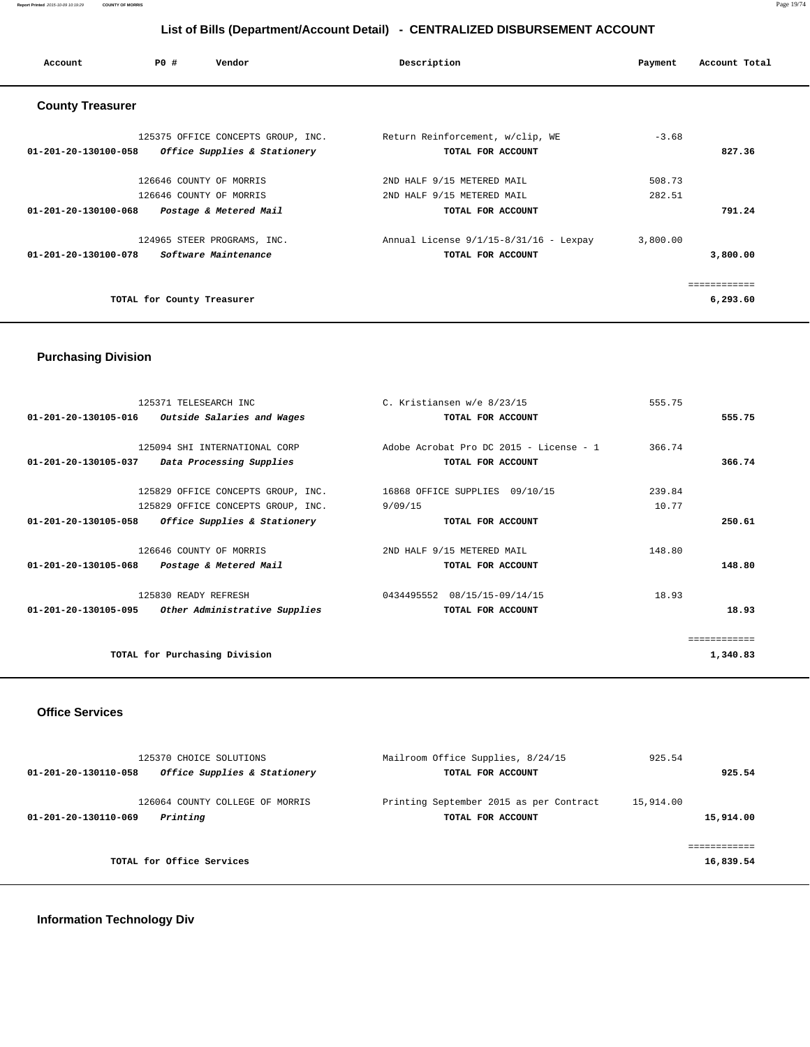## List of Bills (Department/Account Detail) - CENTRALIZED DISBURSEMENT ACCOUNT

| Account | PO # | Vendor | Description | Payment | Account Total |
|---|---|---|---|---|---|

### County Treasurer

| Account | PO # | Vendor | Description | Payment | Account Total |
|---|---|---|---|---|---|
| | 125375 | OFFICE CONCEPTS GROUP, INC. | Return Reinforcement, w/clip, WE | -3.68 | |
| 01-201-20-130100-058 | | *Office Supplies & Stationery* | TOTAL FOR ACCOUNT | | 827.36 |
| | 126646 | COUNTY OF MORRIS | 2ND HALF 9/15 METERED MAIL | 508.73 | |
| | 126646 | COUNTY OF MORRIS | 2ND HALF 9/15 METERED MAIL | 282.51 | |
| 01-201-20-130100-068 | | *Postage & Metered Mail* | TOTAL FOR ACCOUNT | | 791.24 |
| | 124965 | STEER PROGRAMS, INC. | Annual License 9/1/15-8/31/16 - Lexpay | 3,800.00 | |
| 01-201-20-130100-078 | | *Software Maintenance* | TOTAL FOR ACCOUNT | | 3,800.00 |
| | | | | | ============ |
| | TOTAL for County Treasurer | | | | 6,293.60 |

### Purchasing Division

| Account | PO # | Vendor | Description | Payment | Account Total |
|---|---|---|---|---|---|
| | 125371 | TELESEARCH INC | C. Kristiansen w/e 8/23/15 | 555.75 | |
| 01-201-20-130105-016 | | *Outside Salaries and Wages* | TOTAL FOR ACCOUNT | | 555.75 |
| | 125094 | SHI INTERNATIONAL CORP | Adobe Acrobat Pro DC 2015 - License - 1 | 366.74 | |
| 01-201-20-130105-037 | | *Data Processing Supplies* | TOTAL FOR ACCOUNT | | 366.74 |
| | 125829 | OFFICE CONCEPTS GROUP, INC. | 16868 OFFICE SUPPLIES 09/10/15 | 239.84 | |
| | 125829 | OFFICE CONCEPTS GROUP, INC. | 9/09/15 | 10.77 | |
| 01-201-20-130105-058 | | *Office Supplies & Stationery* | TOTAL FOR ACCOUNT | | 250.61 |
| | 126646 | COUNTY OF MORRIS | 2ND HALF 9/15 METERED MAIL | 148.80 | |
| 01-201-20-130105-068 | | *Postage & Metered Mail* | TOTAL FOR ACCOUNT | | 148.80 |
| | 125830 | READY REFRESH | 0434495552 08/15/15-09/14/15 | 18.93 | |
| 01-201-20-130105-095 | | *Other Administrative Supplies* | TOTAL FOR ACCOUNT | | 18.93 |
| | | | | | ============ |
| | TOTAL for Purchasing Division | | | | 1,340.83 |

### Office Services

| Account | PO # | Vendor | Description | Payment | Account Total |
|---|---|---|---|---|---|
| | 125370 | CHOICE SOLUTIONS | Mailroom Office Supplies, 8/24/15 | 925.54 | |
| 01-201-20-130110-058 | | *Office Supplies & Stationery* | TOTAL FOR ACCOUNT | | 925.54 |
| | 126064 | COUNTY COLLEGE OF MORRIS | Printing September 2015 as per Contract | 15,914.00 | |
| 01-201-20-130110-069 | | *Printing* | TOTAL FOR ACCOUNT | | 15,914.00 |
| | | | | | ============ |
| | TOTAL for Office Services | | | | 16,839.54 |

### Information Technology Div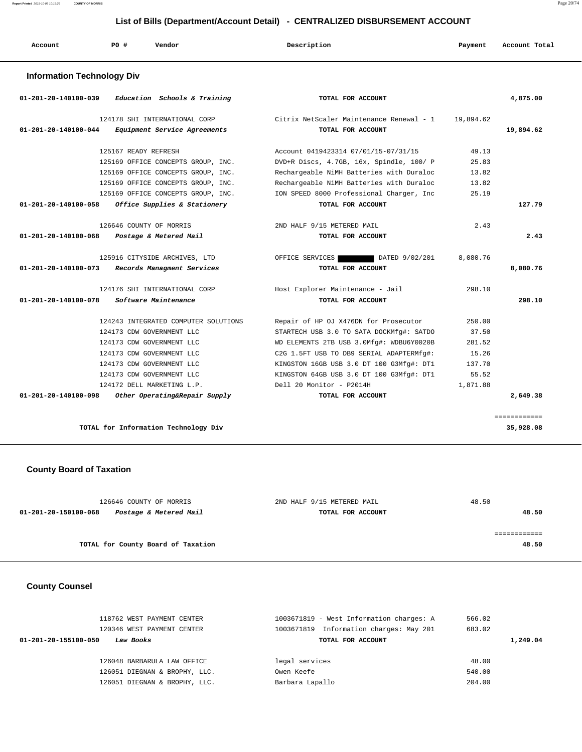## List of Bills (Department/Account Detail) - CENTRALIZED DISBURSEMENT ACCOUNT

| Account | PO # | Vendor | Description | Payment | Account Total |
|---|---|---|---|---|---|

### Information Technology Div

| Account | PO # | Vendor | Description | Payment | Account Total |
|---|---|---|---|---|---|
| 01-201-20-140100-039 | | *Education Schools & Training* | TOTAL FOR ACCOUNT | | 4,875.00 |
| | 124178 | SHI INTERNATIONAL CORP | Citrix NetScaler Maintenance Renewal - 1 | 19,894.62 | |
| 01-201-20-140100-044 | | *Equipment Service Agreements* | TOTAL FOR ACCOUNT | | 19,894.62 |
| | 125167 | READY REFRESH | Account 0419423314 07/01/15-07/31/15 | 49.13 | |
| | 125169 | OFFICE CONCEPTS GROUP, INC. | DVD+R Discs, 4.7GB, 16x, Spindle, 100/ P | 25.83 | |
| | 125169 | OFFICE CONCEPTS GROUP, INC. | Rechargeable NiMH Batteries with Duraloc | 13.82 | |
| | 125169 | OFFICE CONCEPTS GROUP, INC. | Rechargeable NiMH Batteries with Duraloc | 13.82 | |
| | 125169 | OFFICE CONCEPTS GROUP, INC. | ION SPEED 8000 Professional Charger, Inc | 25.19 | |
| 01-201-20-140100-058 | | *Office Supplies & Stationery* | TOTAL FOR ACCOUNT | | 127.79 |
| | 126646 | COUNTY OF MORRIS | 2ND HALF 9/15 METERED MAIL | 2.43 | |
| 01-201-20-140100-068 | | *Postage & Metered Mail* | TOTAL FOR ACCOUNT | | 2.43 |
| | 125916 | CITYSIDE ARCHIVES, LTD | OFFICE SERVICES ████ DATED 9/02/201 | 8,080.76 | |
| 01-201-20-140100-073 | | *Records Managment Services* | TOTAL FOR ACCOUNT | | 8,080.76 |
| | 124176 | SHI INTERNATIONAL CORP | Host Explorer Maintenance - Jail | 298.10 | |
| 01-201-20-140100-078 | | *Software Maintenance* | TOTAL FOR ACCOUNT | | 298.10 |
| | 124243 | INTEGRATED COMPUTER SOLUTIONS | Repair of HP OJ X476DN for Prosecutor | 250.00 | |
| | 124173 | CDW GOVERNMENT LLC | STARTECH USB 3.0 TO SATA DOCKMfg#: SATDO | 37.50 | |
| | 124173 | CDW GOVERNMENT LLC | WD ELEMENTS 2TB USB 3.0Mfg#: WDBU6Y0020B | 281.52 | |
| | 124173 | CDW GOVERNMENT LLC | C2G 1.5FT USB TO DB9 SERIAL ADAPTERMfg#: | 15.26 | |
| | 124173 | CDW GOVERNMENT LLC | KINGSTON 16GB USB 3.0 DT 100 G3Mfg#: DT1 | 137.70 | |
| | 124173 | CDW GOVERNMENT LLC | KINGSTON 64GB USB 3.0 DT 100 G3Mfg#: DT1 | 55.52 | |
| | 124172 | DELL MARKETING L.P. | Dell 20 Monitor - P2014H | 1,871.88 | |
| 01-201-20-140100-098 | | *Other Operating&Repair Supply* | TOTAL FOR ACCOUNT | | 2,649.38 |
| | | **TOTAL for Information Technology Div** | | | **35,928.08** |

### County Board of Taxation

| Account | PO # | Vendor | Description | Payment | Account Total |
|---|---|---|---|---|---|
| | 126646 | COUNTY OF MORRIS | 2ND HALF 9/15 METERED MAIL | 48.50 | |
| 01-201-20-150100-068 | | *Postage & Metered Mail* | TOTAL FOR ACCOUNT | | 48.50 |
| | | **TOTAL for County Board of Taxation** | | | **48.50** |

### County Counsel

| Account | PO # | Vendor | Description | Payment | Account Total |
|---|---|---|---|---|---|
| | 118762 | WEST PAYMENT CENTER | 1003671819 - West Information charges: A | 566.02 | |
| | 120346 | WEST PAYMENT CENTER | 1003671819 Information charges: May 201 | 683.02 | |
| 01-201-20-155100-050 | | *Law Books* | TOTAL FOR ACCOUNT | | 1,249.04 |
| | 126048 | BARBARULA LAW OFFICE | legal services | 48.00 | |
| | 126051 | DIEGNAN & BROPHY, LLC. | Owen Keefe | 540.00 | |
| | 126051 | DIEGNAN & BROPHY, LLC. | Barbara Lapallo | 204.00 | |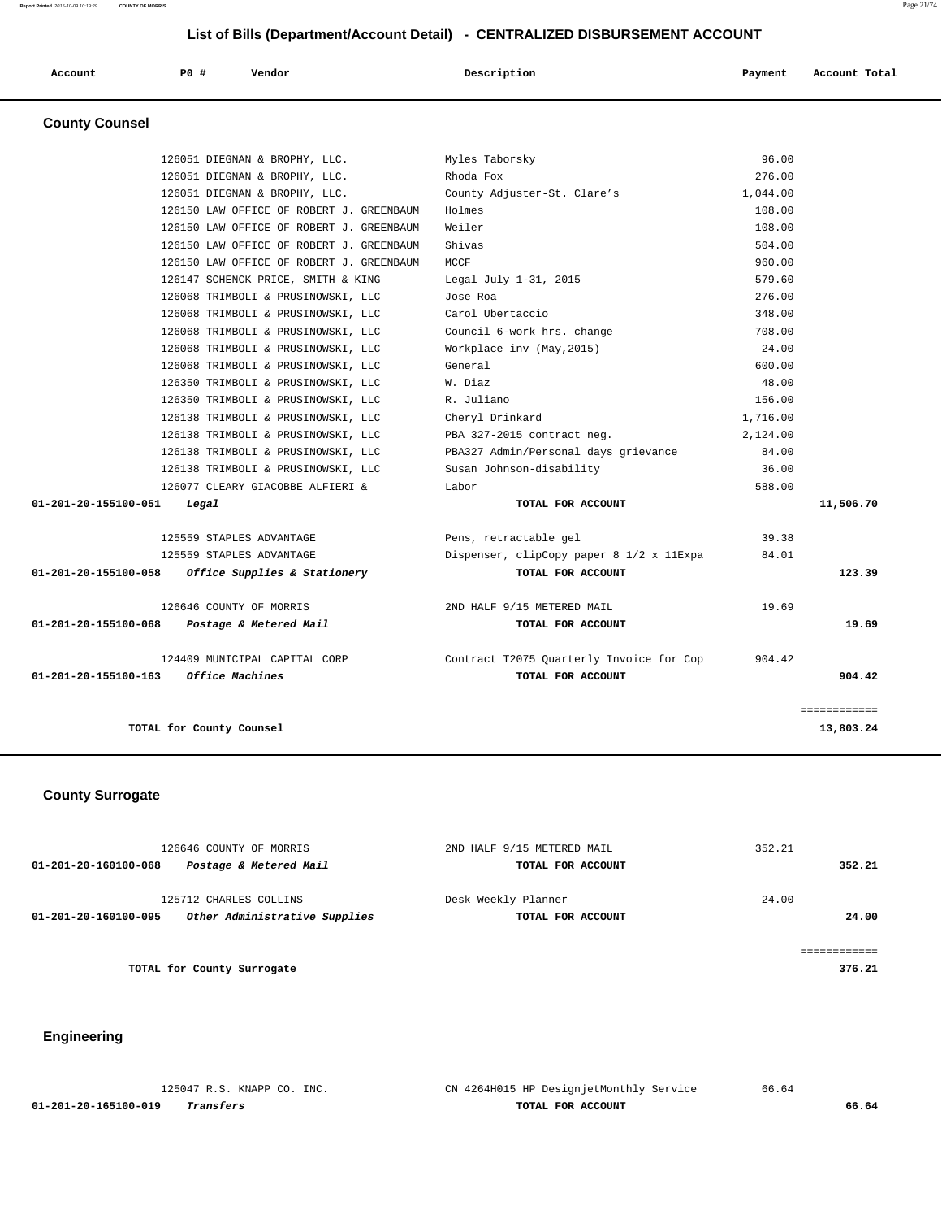## List of Bills (Department/Account Detail) - CENTRALIZED DISBURSEMENT ACCOUNT

| Account | PO # | Vendor | Description | Payment | Account Total |
|---|---|---|---|---|---|

### County Counsel

| Account | PO # | Vendor | Description | Payment | Account Total |
|---|---|---|---|---|---|
| | 126051 | DIEGNAN & BROPHY, LLC. | Myles Taborsky | 96.00 | |
| | 126051 | DIEGNAN & BROPHY, LLC. | Rhoda Fox | 276.00 | |
| | 126051 | DIEGNAN & BROPHY, LLC. | County Adjuster-St. Clare's | 1,044.00 | |
| | 126150 | LAW OFFICE OF ROBERT J. GREENBAUM | Holmes | 108.00 | |
| | 126150 | LAW OFFICE OF ROBERT J. GREENBAUM | Weiler | 108.00 | |
| | 126150 | LAW OFFICE OF ROBERT J. GREENBAUM | Shivas | 504.00 | |
| | 126150 | LAW OFFICE OF ROBERT J. GREENBAUM | MCCF | 960.00 | |
| | 126147 | SCHENCK PRICE, SMITH & KING | Legal July 1-31, 2015 | 579.60 | |
| | 126068 | TRIMBOLI & PRUSINOWSKI, LLC | Jose Roa | 276.00 | |
| | 126068 | TRIMBOLI & PRUSINOWSKI, LLC | Carol Ubertaccio | 348.00 | |
| | 126068 | TRIMBOLI & PRUSINOWSKI, LLC | Council 6-work hrs. change | 708.00 | |
| | 126068 | TRIMBOLI & PRUSINOWSKI, LLC | Workplace inv (May,2015) | 24.00 | |
| | 126068 | TRIMBOLI & PRUSINOWSKI, LLC | General | 600.00 | |
| | 126350 | TRIMBOLI & PRUSINOWSKI, LLC | W. Diaz | 48.00 | |
| | 126350 | TRIMBOLI & PRUSINOWSKI, LLC | R. Juliano | 156.00 | |
| | 126138 | TRIMBOLI & PRUSINOWSKI, LLC | Cheryl Drinkard | 1,716.00 | |
| | 126138 | TRIMBOLI & PRUSINOWSKI, LLC | PBA 327-2015 contract neg. | 2,124.00 | |
| | 126138 | TRIMBOLI & PRUSINOWSKI, LLC | PBA327 Admin/Personal days grievance | 84.00 | |
| | 126138 | TRIMBOLI & PRUSINOWSKI, LLC | Susan Johnson-disability | 36.00 | |
| | 126077 | CLEARY GIACOBBE ALFIERI & | Labor | 588.00 | |
| **01-201-20-155100-051** | | *Legal* | **TOTAL FOR ACCOUNT** | | **11,506.70** |
| | 125559 | STAPLES ADVANTAGE | Pens, retractable gel | 39.38 | |
| | 125559 | STAPLES ADVANTAGE | Dispenser, clipCopy paper 8 1/2 x 11Expa | 84.01 | |
| **01-201-20-155100-058** | | *Office Supplies & Stationery* | **TOTAL FOR ACCOUNT** | | **123.39** |
| | 126646 | COUNTY OF MORRIS | 2ND HALF 9/15 METERED MAIL | 19.69 | |
| **01-201-20-155100-068** | | *Postage & Metered Mail* | **TOTAL FOR ACCOUNT** | | **19.69** |
| | 124409 | MUNICIPAL CAPITAL CORP | Contract T2075 Quarterly Invoice for Cop | 904.42 | |
| **01-201-20-155100-163** | | *Office Machines* | **TOTAL FOR ACCOUNT** | | **904.42** |
| | | | | | ============ |
| **TOTAL for County Counsel** | | | | | **13,803.24** |

### County Surrogate

| Account | PO # | Vendor | Description | Payment | Account Total |
|---|---|---|---|---|---|
| | 126646 | COUNTY OF MORRIS | 2ND HALF 9/15 METERED MAIL | 352.21 | |
| **01-201-20-160100-068** | | *Postage & Metered Mail* | **TOTAL FOR ACCOUNT** | | **352.21** |
| | 125712 | CHARLES COLLINS | Desk Weekly Planner | 24.00 | |
| **01-201-20-160100-095** | | *Other Administrative Supplies* | **TOTAL FOR ACCOUNT** | | **24.00** |
| | | | | | ============ |
| **TOTAL for County Surrogate** | | | | | **376.21** |

### Engineering

| Account | PO # | Vendor | Description | Payment | Account Total |
|---|---|---|---|---|---|
| | 125047 | R.S. KNAPP CO. INC. | CN 4264H015 HP DesignjetMonthly Service | 66.64 | |
| **01-201-20-165100-019** | | *Transfers* | **TOTAL FOR ACCOUNT** | | **66.64** |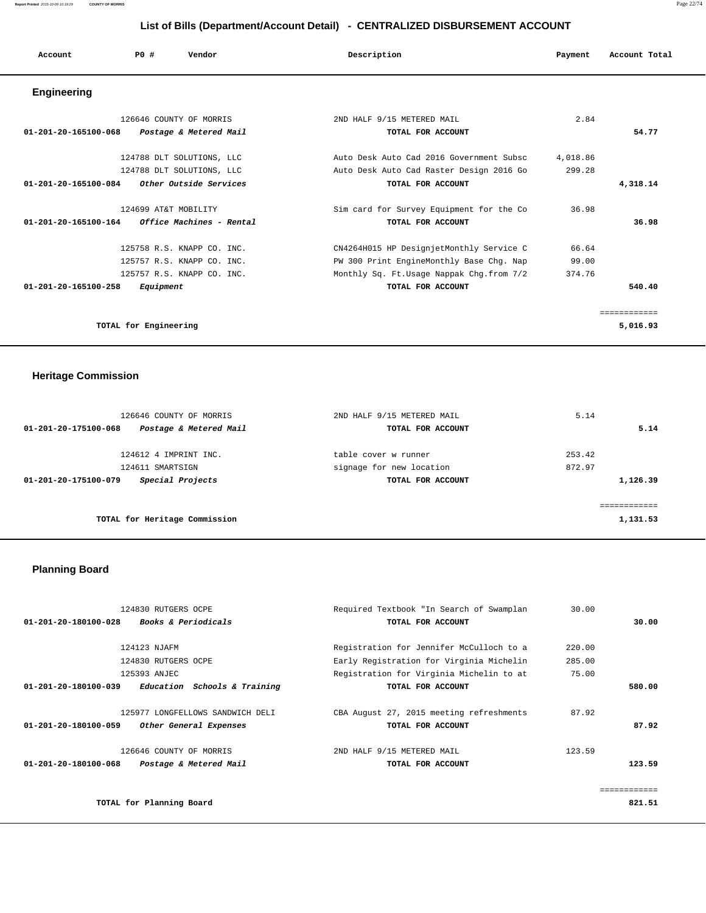# List of Bills (Department/Account Detail) - CENTRALIZED DISBURSEMENT ACCOUNT

| Account | PO # | Vendor | Description | Payment | Account Total |
|---|---|---|---|---|---|

## Engineering

| Account | PO # | Vendor | Description | Payment | Account Total |
|---|---|---|---|---|---|
| | 126646 | COUNTY OF MORRIS | 2ND HALF 9/15 METERED MAIL | 2.84 | |
| **01-201-20-165100-068** | | ***Postage & Metered Mail*** | **TOTAL FOR ACCOUNT** | | **54.77** |
| | 124788 | DLT SOLUTIONS, LLC | Auto Desk Auto Cad 2016 Government Subsc | 4,018.86 | |
| | 124788 | DLT SOLUTIONS, LLC | Auto Desk Auto Cad Raster Design 2016 Go | 299.28 | |
| **01-201-20-165100-084** | | ***Other Outside Services*** | **TOTAL FOR ACCOUNT** | | **4,318.14** |
| | 124699 | AT&T MOBILITY | Sim card for Survey Equipment for the Co | 36.98 | |
| **01-201-20-165100-164** | | ***Office Machines - Rental*** | **TOTAL FOR ACCOUNT** | | **36.98** |
| | 125758 | R.S. KNAPP CO. INC. | CN4264H015 HP DesignjetMonthly Service C | 66.64 | |
| | 125757 | R.S. KNAPP CO. INC. | PW 300 Print EngineMonthly Base Chg. Nap | 99.00 | |
| | 125757 | R.S. KNAPP CO. INC. | Monthly Sq. Ft.Usage Nappak Chg.from 7/2 | 374.76 | |
| **01-201-20-165100-258** | | ***Equipment*** | **TOTAL FOR ACCOUNT** | | **540.40** |
| | | **TOTAL for Engineering** | | | **5,016.93** |

## Heritage Commission

| Account | PO # | Vendor | Description | Payment | Account Total |
|---|---|---|---|---|---|
| | 126646 | COUNTY OF MORRIS | 2ND HALF 9/15 METERED MAIL | 5.14 | |
| **01-201-20-175100-068** | | ***Postage & Metered Mail*** | **TOTAL FOR ACCOUNT** | | **5.14** |
| | 124612 | 4 IMPRINT INC. | table cover w runner | 253.42 | |
| | 124611 | SMARTSIGN | signage for new location | 872.97 | |
| **01-201-20-175100-079** | | ***Special Projects*** | **TOTAL FOR ACCOUNT** | | **1,126.39** |
| | | **TOTAL for Heritage Commission** | | | **1,131.53** |

## Planning Board

| Account | PO # | Vendor | Description | Payment | Account Total |
|---|---|---|---|---|---|
| | 124830 | RUTGERS OCPE | Required Textbook "In Search of Swamplan | 30.00 | |
| **01-201-20-180100-028** | | ***Books & Periodicals*** | **TOTAL FOR ACCOUNT** | | **30.00** |
| | 124123 | NJAFM | Registration for Jennifer McCulloch to a | 220.00 | |
| | 124830 | RUTGERS OCPE | Early Registration for Virginia Michelin | 285.00 | |
| | 125393 | ANJEC | Registration for Virginia Michelin to at | 75.00 | |
| **01-201-20-180100-039** | | ***Education Schools & Training*** | **TOTAL FOR ACCOUNT** | | **580.00** |
| | 125977 | LONGFELLOWS SANDWICH DELI | CBA August 27, 2015 meeting refreshments | 87.92 | |
| **01-201-20-180100-059** | | ***Other General Expenses*** | **TOTAL FOR ACCOUNT** | | **87.92** |
| | 126646 | COUNTY OF MORRIS | 2ND HALF 9/15 METERED MAIL | 123.59 | |
| **01-201-20-180100-068** | | ***Postage & Metered Mail*** | **TOTAL FOR ACCOUNT** | | **123.59** |
| | | **TOTAL for Planning Board** | | | **821.51** |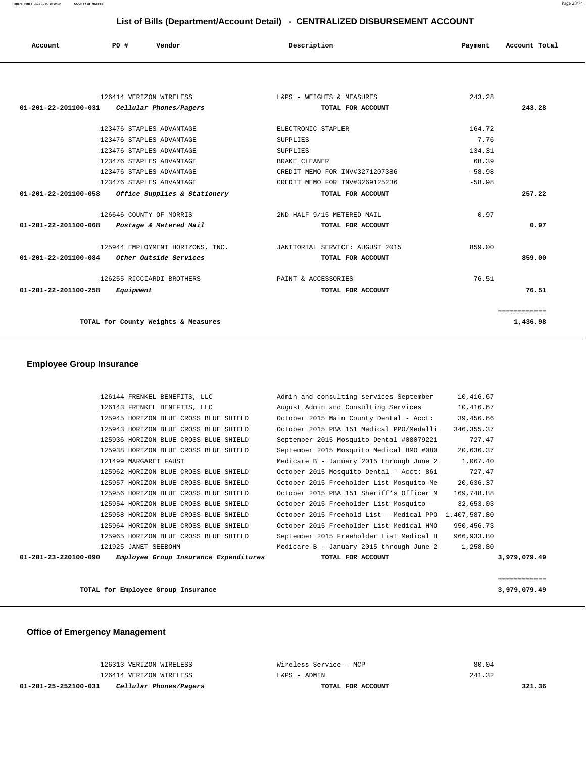## List of Bills (Department/Account Detail) - CENTRALIZED DISBURSEMENT ACCOUNT

| Account | PO # | Vendor | Description | Payment | Account Total |
|---|---|---|---|---|---|
| | 126414 | VERIZON WIRELESS | L&PS - WEIGHTS & MEASURES | 243.28 | |
| 01-201-22-201100-031 | | *Cellular Phones/Pagers* | **TOTAL FOR ACCOUNT** | | **243.28** |
| | 123476 | STAPLES ADVANTAGE | ELECTRONIC STAPLER | 164.72 | |
| | 123476 | STAPLES ADVANTAGE | SUPPLIES | 7.76 | |
| | 123476 | STAPLES ADVANTAGE | SUPPLIES | 134.31 | |
| | 123476 | STAPLES ADVANTAGE | BRAKE CLEANER | 68.39 | |
| | 123476 | STAPLES ADVANTAGE | CREDIT MEMO FOR INV#3271207386 | -58.98 | |
| | 123476 | STAPLES ADVANTAGE | CREDIT MEMO FOR INV#3269125236 | -58.98 | |
| 01-201-22-201100-058 | | *Office Supplies & Stationery* | **TOTAL FOR ACCOUNT** | | **257.22** |
| | 126646 | COUNTY OF MORRIS | 2ND HALF 9/15 METERED MAIL | 0.97 | |
| 01-201-22-201100-068 | | *Postage & Metered Mail* | **TOTAL FOR ACCOUNT** | | **0.97** |
| | 125944 | EMPLOYMENT HORIZONS, INC. | JANITORIAL SERVICE: AUGUST 2015 | 859.00 | |
| 01-201-22-201100-084 | | *Other Outside Services* | **TOTAL FOR ACCOUNT** | | **859.00** |
| | 126255 | RICCIARDI BROTHERS | PAINT & ACCESSORIES | 76.51 | |
| 01-201-22-201100-258 | | *Equipment* | **TOTAL FOR ACCOUNT** | | **76.51** |
| | | | | | ============ |
| | | **TOTAL for County Weights & Measures** | | | **1,436.98** |

### Employee Group Insurance

| Account | PO # | Vendor | Description | Payment | Account Total |
|---|---|---|---|---|---|
| | 126144 | FRENKEL BENEFITS, LLC | Admin and consulting services September | 10,416.67 | |
| | 126143 | FRENKEL BENEFITS, LLC | August Admin and Consulting Services | 10,416.67 | |
| | 125945 | HORIZON BLUE CROSS BLUE SHIELD | October 2015 Main County Dental - Acct: | 39,456.66 | |
| | 125943 | HORIZON BLUE CROSS BLUE SHIELD | October 2015 PBA 151 Medical PPO/Medalli | 346,355.37 | |
| | 125936 | HORIZON BLUE CROSS BLUE SHIELD | September 2015 Mosquito Dental #08079221 | 727.47 | |
| | 125938 | HORIZON BLUE CROSS BLUE SHIELD | September 2015 Mosquito Medical HMO #080 | 20,636.37 | |
| | 121499 | MARGARET FAUST | Medicare B - January 2015 through June 2 | 1,067.40 | |
| | 125962 | HORIZON BLUE CROSS BLUE SHIELD | October 2015 Mosquito Dental - Acct: 861 | 727.47 | |
| | 125957 | HORIZON BLUE CROSS BLUE SHIELD | October 2015 Freeholder List Mosquito Me | 20,636.37 | |
| | 125956 | HORIZON BLUE CROSS BLUE SHIELD | October 2015 PBA 151 Sheriff's Officer M | 169,748.88 | |
| | 125954 | HORIZON BLUE CROSS BLUE SHIELD | October 2015 Freeholder List Mosquito - | 32,653.03 | |
| | 125958 | HORIZON BLUE CROSS BLUE SHIELD | October 2015 Freehold List - Medical PPO | 1,407,587.80 | |
| | 125964 | HORIZON BLUE CROSS BLUE SHIELD | October 2015 Freeholder List Medical HMO | 950,456.73 | |
| | 125965 | HORIZON BLUE CROSS BLUE SHIELD | September 2015 Freeholder List Medical H | 966,933.80 | |
| | 121925 | JANET SEEBOHM | Medicare B - January 2015 through June 2 | 1,258.80 | |
| 01-201-23-220100-090 | | *Employee Group Insurance Expenditures* | **TOTAL FOR ACCOUNT** | | **3,979,079.49** |
| | | | | | ============ |
| | | **TOTAL for Employee Group Insurance** | | | **3,979,079.49** |

### Office of Emergency Management

| Account | PO # | Vendor | Description | Payment | Account Total |
|---|---|---|---|---|---|
| | 126313 | VERIZON WIRELESS | Wireless Service - MCP | 80.04 | |
| | 126414 | VERIZON WIRELESS | L&PS - ADMIN | 241.32 | |
| 01-201-25-252100-031 | | *Cellular Phones/Pagers* | **TOTAL FOR ACCOUNT** | | **321.36** |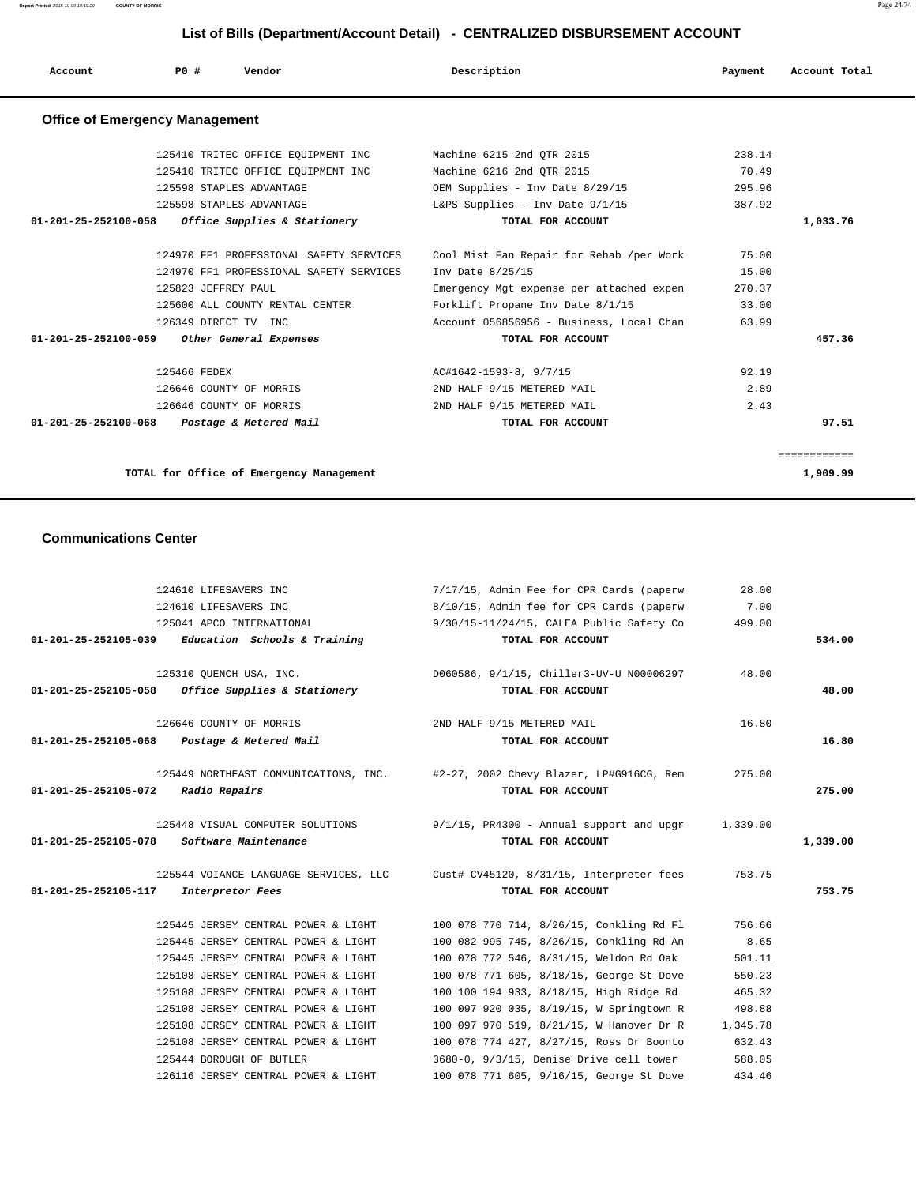# List of Bills (Department/Account Detail) - CENTRALIZED DISBURSEMENT ACCOUNT

| Account | PO # | Vendor | Description | Payment | Account Total |
|---|---|---|---|---|---|

## Office of Emergency Management

| Account | PO # | Vendor | Description | Payment | Account Total |
|---|---|---|---|---|---|
| | 125410 | TRITEC OFFICE EQUIPMENT INC | Machine 6215 2nd QTR 2015 | 238.14 | |
| | 125410 | TRITEC OFFICE EQUIPMENT INC | Machine 6216 2nd QTR 2015 | 70.49 | |
| | 125598 | STAPLES ADVANTAGE | OEM Supplies - Inv Date 8/29/15 | 295.96 | |
| | 125598 | STAPLES ADVANTAGE | L&PS Supplies - Inv Date 9/1/15 | 387.92 | |
| 01-201-25-252100-058 | | *Office Supplies & Stationery* | **TOTAL FOR ACCOUNT** | | **1,033.76** |
| | 124970 | FF1 PROFESSIONAL SAFETY SERVICES | Cool Mist Fan Repair for Rehab /per Work | 75.00 | |
| | 124970 | FF1 PROFESSIONAL SAFETY SERVICES | Inv Date 8/25/15 | 15.00 | |
| | 125823 | JEFFREY PAUL | Emergency Mgt expense per attached expen | 270.37 | |
| | 125600 | ALL COUNTY RENTAL CENTER | Forklift Propane Inv Date 8/1/15 | 33.00 | |
| | 126349 | DIRECT TV INC | Account 056856956 - Business, Local Chan | 63.99 | |
| 01-201-25-252100-059 | | *Other General Expenses* | **TOTAL FOR ACCOUNT** | | **457.36** |
| | 125466 | FEDEX | AC#1642-1593-8, 9/7/15 | 92.19 | |
| | 126646 | COUNTY OF MORRIS | 2ND HALF 9/15 METERED MAIL | 2.89 | |
| | 126646 | COUNTY OF MORRIS | 2ND HALF 9/15 METERED MAIL | 2.43 | |
| 01-201-25-252100-068 | | *Postage & Metered Mail* | **TOTAL FOR ACCOUNT** | | **97.51** |
| | | | | | ============ |
| | | **TOTAL for Office of Emergency Management** | | | **1,909.99** |

## Communications Center

| Account | PO # | Vendor | Description | Payment | Account Total |
|---|---|---|---|---|---|
| | 124610 | LIFESAVERS INC | 7/17/15, Admin Fee for CPR Cards (paperw | 28.00 | |
| | 124610 | LIFESAVERS INC | 8/10/15, Admin fee for CPR Cards (paperw | 7.00 | |
| | 125041 | APCO INTERNATIONAL | 9/30/15-11/24/15, CALEA Public Safety Co | 499.00 | |
| 01-201-25-252105-039 | | *Education Schools & Training* | **TOTAL FOR ACCOUNT** | | **534.00** |
| | 125310 | QUENCH USA, INC. | D060586, 9/1/15, Chiller3-UV-U N00006297 | 48.00 | |
| 01-201-25-252105-058 | | *Office Supplies & Stationery* | **TOTAL FOR ACCOUNT** | | **48.00** |
| | 126646 | COUNTY OF MORRIS | 2ND HALF 9/15 METERED MAIL | 16.80 | |
| 01-201-25-252105-068 | | *Postage & Metered Mail* | **TOTAL FOR ACCOUNT** | | **16.80** |
| | 125449 | NORTHEAST COMMUNICATIONS, INC. | #2-27, 2002 Chevy Blazer, LP#G916CG, Rem | 275.00 | |
| 01-201-25-252105-072 | | *Radio Repairs* | **TOTAL FOR ACCOUNT** | | **275.00** |
| | 125448 | VISUAL COMPUTER SOLUTIONS | 9/1/15, PR4300 - Annual support and upgr | 1,339.00 | |
| 01-201-25-252105-078 | | *Software Maintenance* | **TOTAL FOR ACCOUNT** | | **1,339.00** |
| | 125544 | VOIANCE LANGUAGE SERVICES, LLC | Cust# CV45120, 8/31/15, Interpreter fees | 753.75 | |
| 01-201-25-252105-117 | | *Interpretor Fees* | **TOTAL FOR ACCOUNT** | | **753.75** |
| | 125445 | JERSEY CENTRAL POWER & LIGHT | 100 078 770 714, 8/26/15, Conkling Rd Fl | 756.66 | |
| | 125445 | JERSEY CENTRAL POWER & LIGHT | 100 082 995 745, 8/26/15, Conkling Rd An | 8.65 | |
| | 125445 | JERSEY CENTRAL POWER & LIGHT | 100 078 772 546, 8/31/15, Weldon Rd Oak | 501.11 | |
| | 125108 | JERSEY CENTRAL POWER & LIGHT | 100 078 771 605, 8/18/15, George St Dove | 550.23 | |
| | 125108 | JERSEY CENTRAL POWER & LIGHT | 100 100 194 933, 8/18/15, High Ridge Rd | 465.32 | |
| | 125108 | JERSEY CENTRAL POWER & LIGHT | 100 097 920 035, 8/19/15, W Springtown R | 498.88 | |
| | 125108 | JERSEY CENTRAL POWER & LIGHT | 100 097 970 519, 8/21/15, W Hanover Dr R | 1,345.78 | |
| | 125108 | JERSEY CENTRAL POWER & LIGHT | 100 078 774 427, 8/27/15, Ross Dr Boonto | 632.43 | |
| | 125444 | BOROUGH OF BUTLER | 3680-0, 9/3/15, Denise Drive cell tower | 588.05 | |
| | 126116 | JERSEY CENTRAL POWER & LIGHT | 100 078 771 605, 9/16/15, George St Dove | 434.46 | |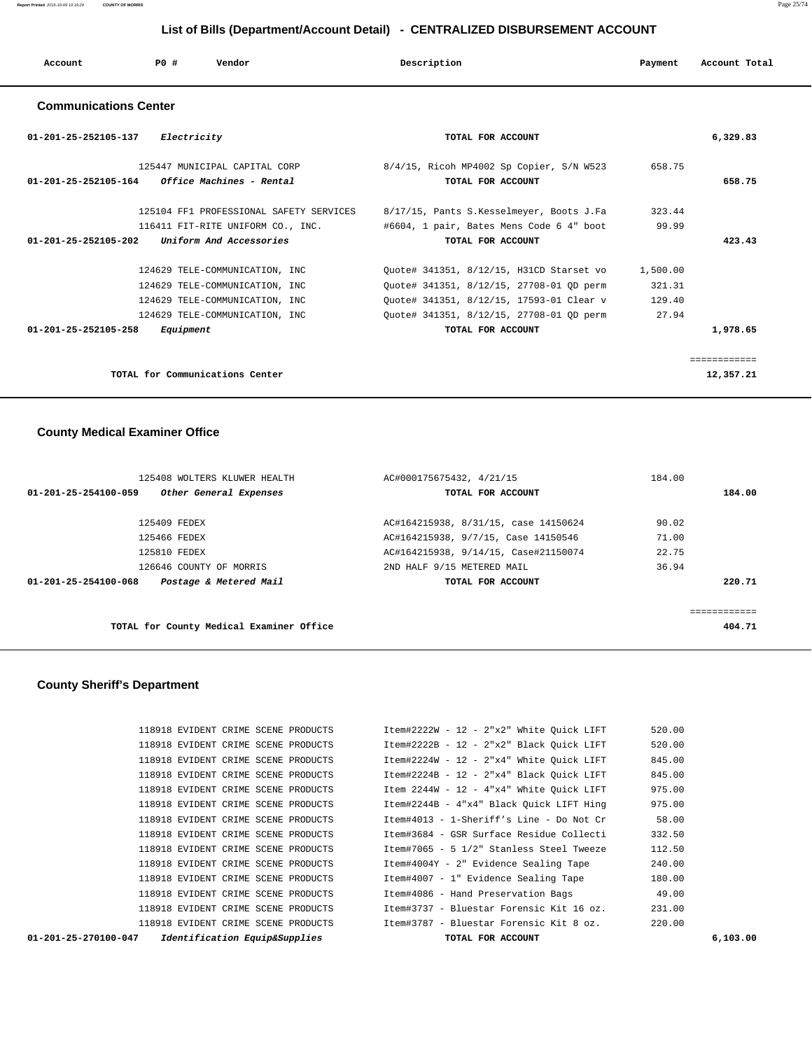## List of Bills (Department/Account Detail) - CENTRALIZED DISBURSEMENT ACCOUNT

| Account | PO # | Vendor | Description | Payment | Account Total |
|---|---|---|---|---|---|

### Communications Center

| Account | PO # | Vendor | Description | Payment | Account Total |
|---|---|---|---|---|---|
| 01-201-25-252105-137 | | *Electricity* | TOTAL FOR ACCOUNT | | 6,329.83 |
| | 125447 | MUNICIPAL CAPITAL CORP | 8/4/15, Ricoh MP4002 Sp Copier, S/N W523 | 658.75 | |
| 01-201-25-252105-164 | | *Office Machines - Rental* | TOTAL FOR ACCOUNT | | 658.75 |
| | 125104 | FF1 PROFESSIONAL SAFETY SERVICES | 8/17/15, Pants S.Kesselmeyer, Boots J.Fa | 323.44 | |
| | 116411 | FIT-RITE UNIFORM CO., INC. | #6604, 1 pair, Bates Mens Code 6 4" boot | 99.99 | |
| 01-201-25-252105-202 | | *Uniform And Accessories* | TOTAL FOR ACCOUNT | | 423.43 |
| | 124629 | TELE-COMMUNICATION, INC | Quote# 341351, 8/12/15, H31CD Starset vo | 1,500.00 | |
| | 124629 | TELE-COMMUNICATION, INC | Quote# 341351, 8/12/15, 27708-01 QD perm | 321.31 | |
| | 124629 | TELE-COMMUNICATION, INC | Quote# 341351, 8/12/15, 17593-01 Clear v | 129.40 | |
| | 124629 | TELE-COMMUNICATION, INC | Quote# 341351, 8/12/15, 27708-01 QD perm | 27.94 | |
| 01-201-25-252105-258 | | *Equipment* | TOTAL FOR ACCOUNT | | 1,978.65 |
| | | TOTAL for Communications Center | | | 12,357.21 |

### County Medical Examiner Office

| Account | PO # | Vendor | Description | Payment | Account Total |
|---|---|---|---|---|---|
| | 125408 | WOLTERS KLUWER HEALTH | AC#000175675432, 4/21/15 | 184.00 | |
| 01-201-25-254100-059 | | *Other General Expenses* | TOTAL FOR ACCOUNT | | 184.00 |
| | 125409 | FEDEX | AC#164215938, 8/31/15, case 14150624 | 90.02 | |
| | 125466 | FEDEX | AC#164215938, 9/7/15, Case 14150546 | 71.00 | |
| | 125810 | FEDEX | AC#164215938, 9/14/15, Case#21150074 | 22.75 | |
| | 126646 | COUNTY OF MORRIS | 2ND HALF 9/15 METERED MAIL | 36.94 | |
| 01-201-25-254100-068 | | *Postage & Metered Mail* | TOTAL FOR ACCOUNT | | 220.71 |
| | | TOTAL for County Medical Examiner Office | | | 404.71 |

### County Sheriff's Department

| Account | PO # | Vendor | Description | Payment | Account Total |
|---|---|---|---|---|---|
| | 118918 | EVIDENT CRIME SCENE PRODUCTS | Item#2222W - 12 - 2"x2" White Quick LIFT | 520.00 | |
| | 118918 | EVIDENT CRIME SCENE PRODUCTS | Item#2222B - 12 - 2"x2" Black Quick LIFT | 520.00 | |
| | 118918 | EVIDENT CRIME SCENE PRODUCTS | Item#2224W - 12 - 2"x4" White Quick LIFT | 845.00 | |
| | 118918 | EVIDENT CRIME SCENE PRODUCTS | Item#2224B - 12 - 2"x4" Black Quick LIFT | 845.00 | |
| | 118918 | EVIDENT CRIME SCENE PRODUCTS | Item 2244W - 12 - 4"x4" White Quick LIFT | 975.00 | |
| | 118918 | EVIDENT CRIME SCENE PRODUCTS | Item#2244B - 4"x4" Black Quick LIFT Hing | 975.00 | |
| | 118918 | EVIDENT CRIME SCENE PRODUCTS | Item#4013 - 1-Sheriff's Line - Do Not Cr | 58.00 | |
| | 118918 | EVIDENT CRIME SCENE PRODUCTS | Item#3684 - GSR Surface Residue Collecti | 332.50 | |
| | 118918 | EVIDENT CRIME SCENE PRODUCTS | Item#7065 - 5 1/2" Stanless Steel Tweeze | 112.50 | |
| | 118918 | EVIDENT CRIME SCENE PRODUCTS | Item#4004Y - 2" Evidence Sealing Tape | 240.00 | |
| | 118918 | EVIDENT CRIME SCENE PRODUCTS | Item#4007 - 1" Evidence Sealing Tape | 180.00 | |
| | 118918 | EVIDENT CRIME SCENE PRODUCTS | Item#4086 - Hand Preservation Bags | 49.00 | |
| | 118918 | EVIDENT CRIME SCENE PRODUCTS | Item#3737 - Bluestar Forensic Kit 16 oz. | 231.00 | |
| | 118918 | EVIDENT CRIME SCENE PRODUCTS | Item#3787 - Bluestar Forensic Kit 8 oz. | 220.00 | |
| 01-201-25-270100-047 | | *Identification Equip&Supplies* | TOTAL FOR ACCOUNT | | 6,103.00 |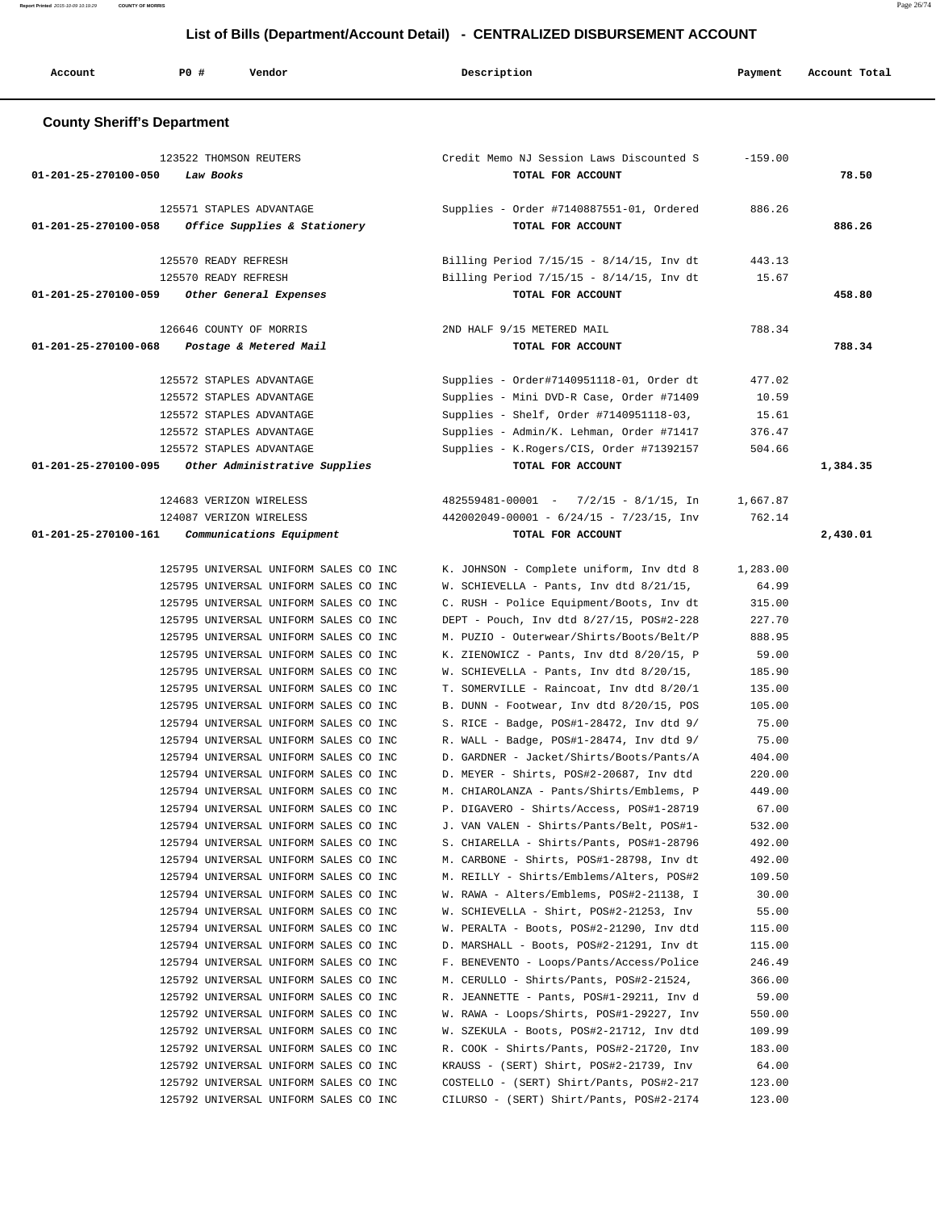# List of Bills (Department/Account Detail) - CENTRALIZED DISBURSEMENT ACCOUNT

| Account | PO # | Vendor | Description | Payment | Account Total |
|---|---|---|---|---|---|

## County Sheriff's Department

| Account | PO # | Vendor | Description | Payment | Account Total |
|---|---|---|---|---|---|
| | 123522 | THOMSON REUTERS | Credit Memo NJ Session Laws Discounted S | -159.00 | |
| 01-201-25-270100-050 | | *Law Books* | TOTAL FOR ACCOUNT | | 78.50 |
| | 125571 | STAPLES ADVANTAGE | Supplies - Order #7140887551-01, Ordered | 886.26 | |
| 01-201-25-270100-058 | | *Office Supplies & Stationery* | TOTAL FOR ACCOUNT | | 886.26 |
| | 125570 | READY REFRESH | Billing Period 7/15/15 - 8/14/15, Inv dt | 443.13 | |
| | 125570 | READY REFRESH | Billing Period 7/15/15 - 8/14/15, Inv dt | 15.67 | |
| 01-201-25-270100-059 | | *Other General Expenses* | TOTAL FOR ACCOUNT | | 458.80 |
| | 126646 | COUNTY OF MORRIS | 2ND HALF 9/15 METERED MAIL | 788.34 | |
| 01-201-25-270100-068 | | *Postage & Metered Mail* | TOTAL FOR ACCOUNT | | 788.34 |
| | 125572 | STAPLES ADVANTAGE | Supplies - Order#7140951118-01, Order dt | 477.02 | |
| | 125572 | STAPLES ADVANTAGE | Supplies - Mini DVD-R Case, Order #71409 | 10.59 | |
| | 125572 | STAPLES ADVANTAGE | Supplies - Shelf, Order #7140951118-03, | 15.61 | |
| | 125572 | STAPLES ADVANTAGE | Supplies - Admin/K. Lehman, Order #71417 | 376.47 | |
| | 125572 | STAPLES ADVANTAGE | Supplies - K.Rogers/CIS, Order #71392157 | 504.66 | |
| 01-201-25-270100-095 | | *Other Administrative Supplies* | TOTAL FOR ACCOUNT | | 1,384.35 |
| | 124683 | VERIZON WIRELESS | 482559481-00001 - 7/2/15 - 8/1/15, In | 1,667.87 | |
| | 124087 | VERIZON WIRELESS | 442002049-00001 - 6/24/15 - 7/23/15, Inv | 762.14 | |
| 01-201-25-270100-161 | | *Communications Equipment* | TOTAL FOR ACCOUNT | | 2,430.01 |
| | 125795 | UNIVERSAL UNIFORM SALES CO INC | K. JOHNSON - Complete uniform, Inv dtd 8 | 1,283.00 | |
| | 125795 | UNIVERSAL UNIFORM SALES CO INC | W. SCHIEVELLA - Pants, Inv dtd 8/21/15, | 64.99 | |
| | 125795 | UNIVERSAL UNIFORM SALES CO INC | C. RUSH - Police Equipment/Boots, Inv dt | 315.00 | |
| | 125795 | UNIVERSAL UNIFORM SALES CO INC | DEPT - Pouch, Inv dtd 8/27/15, POS#2-228 | 227.70 | |
| | 125795 | UNIVERSAL UNIFORM SALES CO INC | M. PUZIO - Outerwear/Shirts/Boots/Belt/P | 888.95 | |
| | 125795 | UNIVERSAL UNIFORM SALES CO INC | K. ZIENOWICZ - Pants, Inv dtd 8/20/15, P | 59.00 | |
| | 125795 | UNIVERSAL UNIFORM SALES CO INC | W. SCHIEVELLA - Pants, Inv dtd 8/20/15, | 185.90 | |
| | 125795 | UNIVERSAL UNIFORM SALES CO INC | T. SOMERVILLE - Raincoat, Inv dtd 8/20/1 | 135.00 | |
| | 125795 | UNIVERSAL UNIFORM SALES CO INC | B. DUNN - Footwear, Inv dtd 8/20/15, POS | 105.00 | |
| | 125794 | UNIVERSAL UNIFORM SALES CO INC | S. RICE - Badge, POS#1-28472, Inv dtd 9/ | 75.00 | |
| | 125794 | UNIVERSAL UNIFORM SALES CO INC | R. WALL - Badge, POS#1-28474, Inv dtd 9/ | 75.00 | |
| | 125794 | UNIVERSAL UNIFORM SALES CO INC | D. GARDNER - Jacket/Shirts/Boots/Pants/A | 404.00 | |
| | 125794 | UNIVERSAL UNIFORM SALES CO INC | D. MEYER - Shirts, POS#2-20687, Inv dtd | 220.00 | |
| | 125794 | UNIVERSAL UNIFORM SALES CO INC | M. CHIAROLANZA - Pants/Shirts/Emblems, P | 449.00 | |
| | 125794 | UNIVERSAL UNIFORM SALES CO INC | P. DIGAVERO - Shirts/Access, POS#1-28719 | 67.00 | |
| | 125794 | UNIVERSAL UNIFORM SALES CO INC | J. VAN VALEN - Shirts/Pants/Belt, POS#1- | 532.00 | |
| | 125794 | UNIVERSAL UNIFORM SALES CO INC | S. CHIARELLA - Shirts/Pants, POS#1-28796 | 492.00 | |
| | 125794 | UNIVERSAL UNIFORM SALES CO INC | M. CARBONE - Shirts, POS#1-28798, Inv dt | 492.00 | |
| | 125794 | UNIVERSAL UNIFORM SALES CO INC | M. REILLY - Shirts/Emblems/Alters, POS#2 | 109.50 | |
| | 125794 | UNIVERSAL UNIFORM SALES CO INC | W. RAWA - Alters/Emblems, POS#2-21138, I | 30.00 | |
| | 125794 | UNIVERSAL UNIFORM SALES CO INC | W. SCHIEVELLA - Shirt, POS#2-21253, Inv | 55.00 | |
| | 125794 | UNIVERSAL UNIFORM SALES CO INC | W. PERALTA - Boots, POS#2-21290, Inv dtd | 115.00 | |
| | 125794 | UNIVERSAL UNIFORM SALES CO INC | D. MARSHALL - Boots, POS#2-21291, Inv dt | 115.00 | |
| | 125794 | UNIVERSAL UNIFORM SALES CO INC | F. BENEVENTO - Loops/Pants/Access/Police | 246.49 | |
| | 125792 | UNIVERSAL UNIFORM SALES CO INC | M. CERULLO - Shirts/Pants, POS#2-21524, | 366.00 | |
| | 125792 | UNIVERSAL UNIFORM SALES CO INC | R. JEANNETTE - Pants, POS#1-29211, Inv d | 59.00 | |
| | 125792 | UNIVERSAL UNIFORM SALES CO INC | W. RAWA - Loops/Shirts, POS#1-29227, Inv | 550.00 | |
| | 125792 | UNIVERSAL UNIFORM SALES CO INC | W. SZEKULA - Boots, POS#2-21712, Inv dtd | 109.99 | |
| | 125792 | UNIVERSAL UNIFORM SALES CO INC | R. COOK - Shirts/Pants, POS#2-21720, Inv | 183.00 | |
| | 125792 | UNIVERSAL UNIFORM SALES CO INC | KRAUSS - (SERT) Shirt, POS#2-21739, Inv | 64.00 | |
| | 125792 | UNIVERSAL UNIFORM SALES CO INC | COSTELLO - (SERT) Shirt/Pants, POS#2-217 | 123.00 | |
| | 125792 | UNIVERSAL UNIFORM SALES CO INC | CILURSO - (SERT) Shirt/Pants, POS#2-2174 | 123.00 | |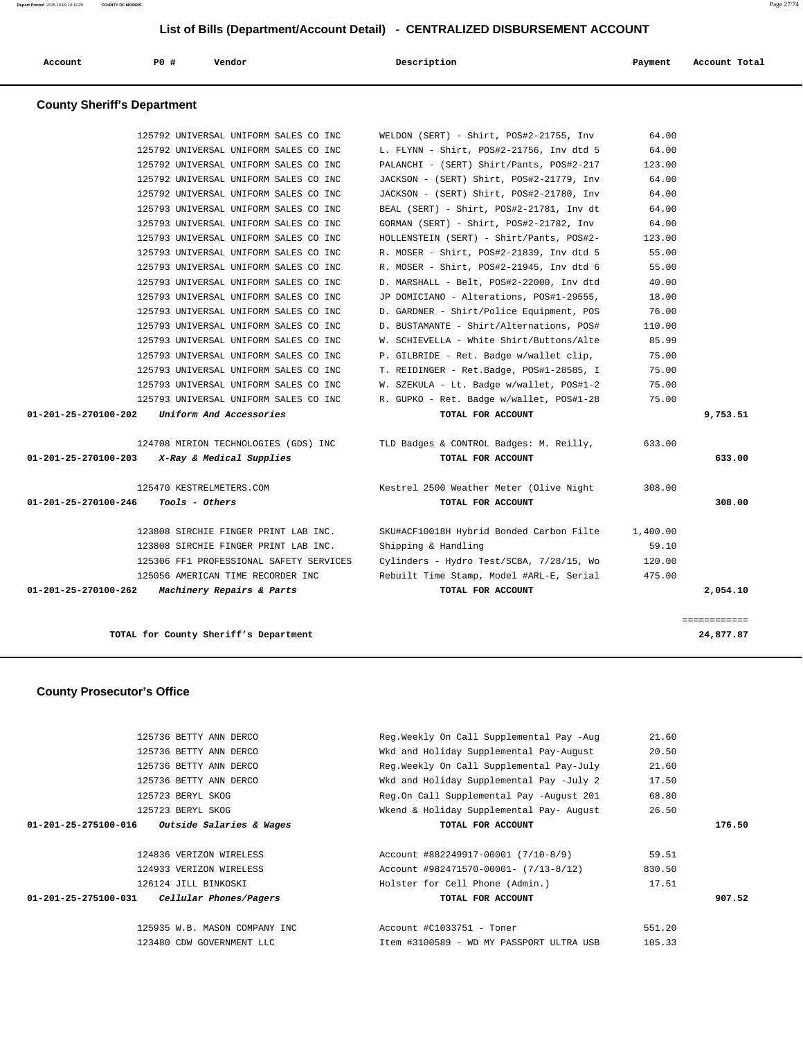## List of Bills (Department/Account Detail) - CENTRALIZED DISBURSEMENT ACCOUNT

| Account | PO # | Vendor | Description | Payment | Account Total |
|---|---|---|---|---|---|

### County Sheriff's Department

| Account | PO # | Vendor | Description | Payment | Account Total |
|---|---|---|---|---|---|
| | 125792 | UNIVERSAL UNIFORM SALES CO INC | WELDON (SERT) - Shirt, POS#2-21755, Inv | 64.00 | |
| | 125792 | UNIVERSAL UNIFORM SALES CO INC | L. FLYNN - Shirt, POS#2-21756, Inv dtd 5 | 64.00 | |
| | 125792 | UNIVERSAL UNIFORM SALES CO INC | PALANCHI - (SERT) Shirt/Pants, POS#2-217 | 123.00 | |
| | 125792 | UNIVERSAL UNIFORM SALES CO INC | JACKSON - (SERT) Shirt, POS#2-21779, Inv | 64.00 | |
| | 125792 | UNIVERSAL UNIFORM SALES CO INC | JACKSON - (SERT) Shirt, POS#2-21780, Inv | 64.00 | |
| | 125793 | UNIVERSAL UNIFORM SALES CO INC | BEAL (SERT) - Shirt, POS#2-21781, Inv dt | 64.00 | |
| | 125793 | UNIVERSAL UNIFORM SALES CO INC | GORMAN (SERT) - Shirt, POS#2-21782, Inv | 64.00 | |
| | 125793 | UNIVERSAL UNIFORM SALES CO INC | HOLLENSTEIN (SERT) - Shirt/Pants, POS#2- | 123.00 | |
| | 125793 | UNIVERSAL UNIFORM SALES CO INC | R. MOSER - Shirt, POS#2-21839, Inv dtd 5 | 55.00 | |
| | 125793 | UNIVERSAL UNIFORM SALES CO INC | R. MOSER - Shirt, POS#2-21945, Inv dtd 6 | 55.00 | |
| | 125793 | UNIVERSAL UNIFORM SALES CO INC | D. MARSHALL - Belt, POS#2-22000, Inv dtd | 40.00 | |
| | 125793 | UNIVERSAL UNIFORM SALES CO INC | JP DOMICIANO - Alterations, POS#1-29555, | 18.00 | |
| | 125793 | UNIVERSAL UNIFORM SALES CO INC | D. GARDNER - Shirt/Police Equipment, POS | 76.00 | |
| | 125793 | UNIVERSAL UNIFORM SALES CO INC | D. BUSTAMANTE - Shirt/Alternations, POS# | 110.00 | |
| | 125793 | UNIVERSAL UNIFORM SALES CO INC | W. SCHIEVELLA - White Shirt/Buttons/Alte | 85.99 | |
| | 125793 | UNIVERSAL UNIFORM SALES CO INC | P. GILBRIDE - Ret. Badge w/wallet clip, | 75.00 | |
| | 125793 | UNIVERSAL UNIFORM SALES CO INC | T. REIDINGER - Ret.Badge, POS#1-28585, I | 75.00 | |
| | 125793 | UNIVERSAL UNIFORM SALES CO INC | W. SZEKULA - Lt. Badge w/wallet, POS#1-2 | 75.00 | |
| | 125793 | UNIVERSAL UNIFORM SALES CO INC | R. GUPKO - Ret. Badge w/wallet, POS#1-28 | 75.00 | |
| **01-201-25-270100-202** | | ***Uniform And Accessories*** | **TOTAL FOR ACCOUNT** | | **9,753.51** |
| | 124708 | MIRION TECHNOLOGIES (GDS) INC | TLD Badges & CONTROL Badges: M. Reilly, | 633.00 | |
| **01-201-25-270100-203** | | ***X-Ray & Medical Supplies*** | **TOTAL FOR ACCOUNT** | | **633.00** |
| | 125470 | KESTRELMETERS.COM | Kestrel 2500 Weather Meter (Olive Night | 308.00 | |
| **01-201-25-270100-246** | | ***Tools - Others*** | **TOTAL FOR ACCOUNT** | | **308.00** |
| | 123808 | SIRCHIE FINGER PRINT LAB INC. | SKU#ACF10018H Hybrid Bonded Carbon Filte | 1,400.00 | |
| | 123808 | SIRCHIE FINGER PRINT LAB INC. | Shipping & Handling | 59.10 | |
| | 125306 | FF1 PROFESSIONAL SAFETY SERVICES | Cylinders - Hydro Test/SCBA, 7/28/15, Wo | 120.00 | |
| | 125056 | AMERICAN TIME RECORDER INC | Rebuilt Time Stamp, Model #ARL-E, Serial | 475.00 | |
| **01-201-25-270100-262** | | ***Machinery Repairs & Parts*** | **TOTAL FOR ACCOUNT** | | **2,054.10** |
| | | **TOTAL for County Sheriff's Department** | | | **24,877.87** |

### County Prosecutor's Office

| Account | PO # | Vendor | Description | Payment | Account Total |
|---|---|---|---|---|---|
| | 125736 | BETTY ANN DERCO | Reg.Weekly On Call Supplemental Pay -Aug | 21.60 | |
| | 125736 | BETTY ANN DERCO | Wkd and Holiday Supplemental Pay-August | 20.50 | |
| | 125736 | BETTY ANN DERCO | Reg.Weekly On Call Supplemental Pay-July | 21.60 | |
| | 125736 | BETTY ANN DERCO | Wkd and Holiday Supplemental Pay -July 2 | 17.50 | |
| | 125723 | BERYL SKOG | Reg.On Call Supplemental Pay -August 201 | 68.80 | |
| | 125723 | BERYL SKOG | Wkend & Holiday Supplemental Pay- August | 26.50 | |
| **01-201-25-275100-016** | | ***Outside Salaries & Wages*** | **TOTAL FOR ACCOUNT** | | **176.50** |
| | 124836 | VERIZON WIRELESS | Account #882249917-00001 (7/10-8/9) | 59.51 | |
| | 124933 | VERIZON WIRELESS | Account #982471570-00001- (7/13-8/12) | 830.50 | |
| | 126124 | JILL BINKOSKI | Holster for Cell Phone (Admin.) | 17.51 | |
| **01-201-25-275100-031** | | ***Cellular Phones/Pagers*** | **TOTAL FOR ACCOUNT** | | **907.52** |
| | 125935 | W.B. MASON COMPANY INC | Account #C1033751 - Toner | 551.20 | |
| | 123480 | CDW GOVERNMENT LLC | Item #3100589 - WD MY PASSPORT ULTRA USB | 105.33 | |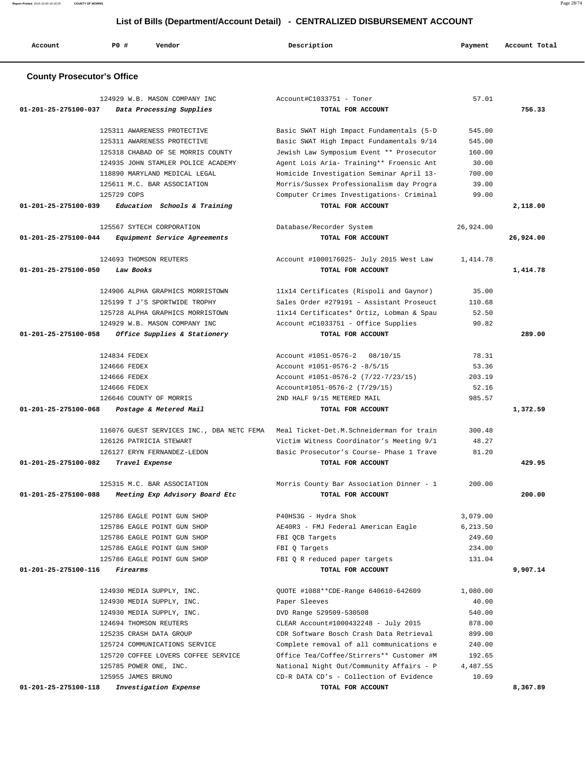## List of Bills (Department/Account Detail) - CENTRALIZED DISBURSEMENT ACCOUNT

| Account | PO # | Vendor | Description | Payment | Account Total |
|---|---|---|---|---|---|

### County Prosecutor's Office

| Account | PO # | Vendor | Description | Payment | Account Total |
|---|---|---|---|---|---|
| | 124929 | W.B. MASON COMPANY INC | Account#C1033751 - Toner | 57.01 | |
| 01-201-25-275100-037 | | *Data Processing Supplies* | **TOTAL FOR ACCOUNT** | | **756.33** |
| | 125311 | AWARENESS PROTECTIVE | Basic SWAT High Impact Fundamentals (5-D | 545.00 | |
| | 125311 | AWARENESS PROTECTIVE | Basic SWAT High Impact Fundamentals 9/14 | 545.00 | |
| | 125318 | CHABAD OF SE MORRIS COUNTY | Jewish Law Symposium Event ** Prosecutor | 160.00 | |
| | 124935 | JOHN STAMLER POLICE ACADEMY | Agent Lois Aria- Training** Froensic Ant | 30.00 | |
| | 118890 | MARYLAND MEDICAL LEGAL | Homicide Investigation Seminar April 13- | 700.00 | |
| | 125611 | M.C. BAR ASSOCIATION | Morris/Sussex Professionalism day Progra | 39.00 | |
| | 125729 | COPS | Computer Crimes Investigations- Criminal | 99.00 | |
| 01-201-25-275100-039 | | *Education Schools & Training* | **TOTAL FOR ACCOUNT** | | **2,118.00** |
| | 125567 | SYTECH CORPORATION | Database/Recorder System | 26,924.00 | |
| 01-201-25-275100-044 | | *Equipment Service Agreements* | **TOTAL FOR ACCOUNT** | | **26,924.00** |
| | 124693 | THOMSON REUTERS | Account #1000176025- July 2015 West Law | 1,414.78 | |
| 01-201-25-275100-050 | | *Law Books* | **TOTAL FOR ACCOUNT** | | **1,414.78** |
| | 124906 | ALPHA GRAPHICS MORRISTOWN | 11x14 Certificates (Rispoli and Gaynor) | 35.00 | |
| | 125199 | T J'S SPORTWIDE TROPHY | Sales Order #279191 - Assistant Proseuct | 110.68 | |
| | 125728 | ALPHA GRAPHICS MORRISTOWN | 11x14 Certificates* Ortiz, Lobman & Spau | 52.50 | |
| | 124929 | W.B. MASON COMPANY INC | Account #C1033751 - Office Supplies | 90.82 | |
| 01-201-25-275100-058 | | *Office Supplies & Stationery* | **TOTAL FOR ACCOUNT** | | **289.00** |
| | 124834 | FEDEX | Account #1051-0576-2 08/10/15 | 78.31 | |
| | 124666 | FEDEX | Account #1051-0576-2 -8/5/15 | 53.36 | |
| | 124666 | FEDEX | Account #1051-0576-2 (7/22-7/23/15) | 203.19 | |
| | 124666 | FEDEX | Account#1051-0576-2 (7/29/15) | 52.16 | |
| | 126646 | COUNTY OF MORRIS | 2ND HALF 9/15 METERED MAIL | 985.57 | |
| 01-201-25-275100-068 | | *Postage & Metered Mail* | **TOTAL FOR ACCOUNT** | | **1,372.59** |
| | 116076 | GUEST SERVICES INC., DBA NETC FEMA | Meal Ticket-Det.M.Schneiderman for train | 300.48 | |
| | 126126 | PATRICIA STEWART | Victim Witness Coordinator's Meeting 9/1 | 48.27 | |
| | 126127 | ERYN FERNANDEZ-LEDON | Basic Prosecutor's Course- Phase 1 Trave | 81.20 | |
| 01-201-25-275100-082 | | *Travel Expense* | **TOTAL FOR ACCOUNT** | | **429.95** |
| | 125315 | M.C. BAR ASSOCIATION | Morris County Bar Association Dinner - 1 | 200.00 | |
| 01-201-25-275100-088 | | *Meeting Exp Advisory Board Etc* | **TOTAL FOR ACCOUNT** | | **200.00** |
| | 125786 | EAGLE POINT GUN SHOP | P40HS3G - Hydra Shok | 3,079.00 | |
| | 125786 | EAGLE POINT GUN SHOP | AE40R3 - FMJ Federal American Eagle | 6,213.50 | |
| | 125786 | EAGLE POINT GUN SHOP | FBI QCB Targets | 249.60 | |
| | 125786 | EAGLE POINT GUN SHOP | FBI Q Targets | 234.00 | |
| | 125786 | EAGLE POINT GUN SHOP | FBI Q R reduced paper targets | 131.04 | |
| 01-201-25-275100-116 | | *Firearms* | **TOTAL FOR ACCOUNT** | | **9,907.14** |
| | 124930 | MEDIA SUPPLY, INC. | QUOTE #1088**CDE-Range 640610-642609 | 1,080.00 | |
| | 124930 | MEDIA SUPPLY, INC. | Paper Sleeves | 40.00 | |
| | 124930 | MEDIA SUPPLY, INC. | DVD Range 529509-530508 | 540.00 | |
| | 124694 | THOMSON REUTERS | CLEAR Account#1000432248 - July 2015 | 878.00 | |
| | 125235 | CRASH DATA GROUP | CDR Software Bosch Crash Data Retrieval | 899.00 | |
| | 125724 | COMMUNICATIONS SERVICE | Complete removal of all communications e | 240.00 | |
| | 125720 | COFFEE LOVERS COFFEE SERVICE | Office Tea/Coffee/Stirrers** Customer #M | 192.65 | |
| | 125785 | POWER ONE, INC. | National Night Out/Community Affairs - P | 4,487.55 | |
| | 125955 | JAMES BRUNO | CD-R DATA CD's - Collection of Evidence | 10.69 | |
| 01-201-25-275100-118 | | *Investigation Expense* | **TOTAL FOR ACCOUNT** | | **8,367.89** |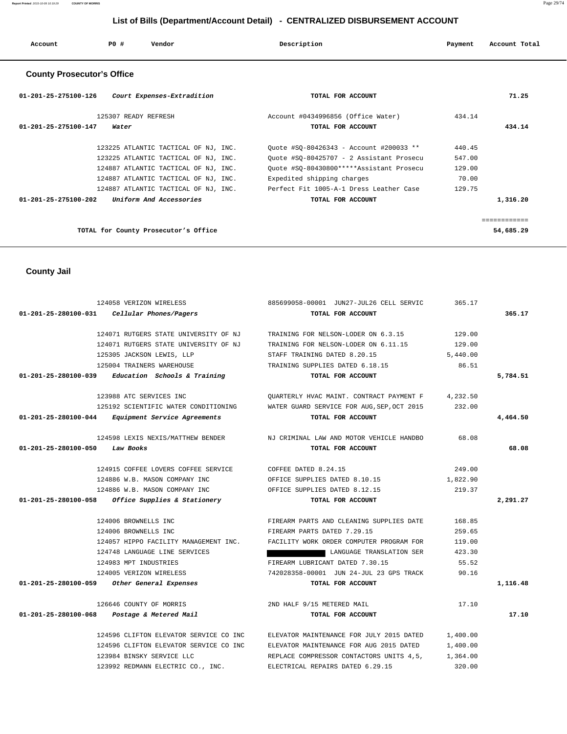## List of Bills (Department/Account Detail) - CENTRALIZED DISBURSEMENT ACCOUNT

| Account | PO # | Vendor | Description | Payment | Account Total |
|---|---|---|---|---|---|

### County Prosecutor's Office

| Account | PO # | Vendor | Description | Payment | Account Total |
|---|---|---|---|---|---|
| 01-201-25-275100-126 | | *Court Expenses-Extradition* | TOTAL FOR ACCOUNT | | 71.25 |
| | 125307 | READY REFRESH | Account #0434996856 (Office Water) | 434.14 | |
| 01-201-25-275100-147 | | *Water* | TOTAL FOR ACCOUNT | | 434.14 |
| | 123225 | ATLANTIC TACTICAL OF NJ, INC. | Quote #SQ-80426343 - Account #200033 ** | 440.45 | |
| | 123225 | ATLANTIC TACTICAL OF NJ, INC. | Quote #SQ-80425707 - 2 Assistant Prosecu | 547.00 | |
| | 124887 | ATLANTIC TACTICAL OF NJ, INC. | Quote #SQ-80430800*****Assistant Prosecu | 129.00 | |
| | 124887 | ATLANTIC TACTICAL OF NJ, INC. | Expedited shipping charges | 70.00 | |
| | 124887 | ATLANTIC TACTICAL OF NJ, INC. | Perfect Fit 1005-A-1 Dress Leather Case | 129.75 | |
| 01-201-25-275100-202 | | *Uniform And Accessories* | TOTAL FOR ACCOUNT | | 1,316.20 |
| | | TOTAL for County Prosecutor's Office | | | 54,685.29 |

### County Jail

| Account | PO # | Vendor | Description | Payment | Account Total |
|---|---|---|---|---|---|
| | 124058 | VERIZON WIRELESS | 885699058-00001 JUN27-JUL26 CELL SERVIC | 365.17 | |
| 01-201-25-280100-031 | | *Cellular Phones/Pagers* | TOTAL FOR ACCOUNT | | 365.17 |
| | 124071 | RUTGERS STATE UNIVERSITY OF NJ | TRAINING FOR NELSON-LODER ON 6.3.15 | 129.00 | |
| | 124071 | RUTGERS STATE UNIVERSITY OF NJ | TRAINING FOR NELSON-LODER ON 6.11.15 | 129.00 | |
| | 125305 | JACKSON LEWIS, LLP | STAFF TRAINING DATED 8.20.15 | 5,440.00 | |
| | 125004 | TRAINERS WAREHOUSE | TRAINING SUPPLIES DATED 6.18.15 | 86.51 | |
| 01-201-25-280100-039 | | *Education Schools & Training* | TOTAL FOR ACCOUNT | | 5,784.51 |
| | 123988 | ATC SERVICES INC | QUARTERLY HVAC MAINT. CONTRACT PAYMENT F | 4,232.50 | |
| | 125192 | SCIENTIFIC WATER CONDITIONING | WATER GUARD SERVICE FOR AUG,SEP,OCT 2015 | 232.00 | |
| 01-201-25-280100-044 | | *Equipment Service Agreements* | TOTAL FOR ACCOUNT | | 4,464.50 |
| | 124598 | LEXIS NEXIS/MATTHEW BENDER | NJ CRIMINAL LAW AND MOTOR VEHICLE HANDBO | 68.08 | |
| 01-201-25-280100-050 | | *Law Books* | TOTAL FOR ACCOUNT | | 68.08 |
| | 124915 | COFFEE LOVERS COFFEE SERVICE | COFFEE DATED 8.24.15 | 249.00 | |
| | 124886 | W.B. MASON COMPANY INC | OFFICE SUPPLIES DATED 8.10.15 | 1,822.90 | |
| | 124886 | W.B. MASON COMPANY INC | OFFICE SUPPLIES DATED 8.12.15 | 219.37 | |
| 01-201-25-280100-058 | | *Office Supplies & Stationery* | TOTAL FOR ACCOUNT | | 2,291.27 |
| | 124006 | BROWNELLS INC | FIREARM PARTS AND CLEANING SUPPLIES DATE | 168.85 | |
| | 124006 | BROWNELLS INC | FIREARM PARTS DATED 7.29.15 | 259.65 | |
| | 124057 | HIPPO FACILITY MANAGEMENT INC. | FACILITY WORK ORDER COMPUTER PROGRAM FOR | 119.00 | |
| | 124748 | LANGUAGE LINE SERVICES | LANGUAGE TRANSLATION SER | 423.30 | |
| | 124983 | MPT INDUSTRIES | FIREARM LUBRICANT DATED 7.30.15 | 55.52 | |
| | 124005 | VERIZON WIRELESS | 742028358-00001 JUN 24-JUL 23 GPS TRACK | 90.16 | |
| 01-201-25-280100-059 | | *Other General Expenses* | TOTAL FOR ACCOUNT | | 1,116.48 |
| | 126646 | COUNTY OF MORRIS | 2ND HALF 9/15 METERED MAIL | 17.10 | |
| 01-201-25-280100-068 | | *Postage & Metered Mail* | TOTAL FOR ACCOUNT | | 17.10 |
| | 124596 | CLIFTON ELEVATOR SERVICE CO INC | ELEVATOR MAINTENANCE FOR JULY 2015 DATED | 1,400.00 | |
| | 124596 | CLIFTON ELEVATOR SERVICE CO INC | ELEVATOR MAINTENANCE FOR AUG 2015 DATED | 1,400.00 | |
| | 123984 | BINSKY SERVICE LLC | REPLACE COMPRESSOR CONTACTORS UNITS 4,5, | 1,364.00 | |
| | 123992 | REDMANN ELECTRIC CO., INC. | ELECTRICAL REPAIRS DATED 6.29.15 | 320.00 | |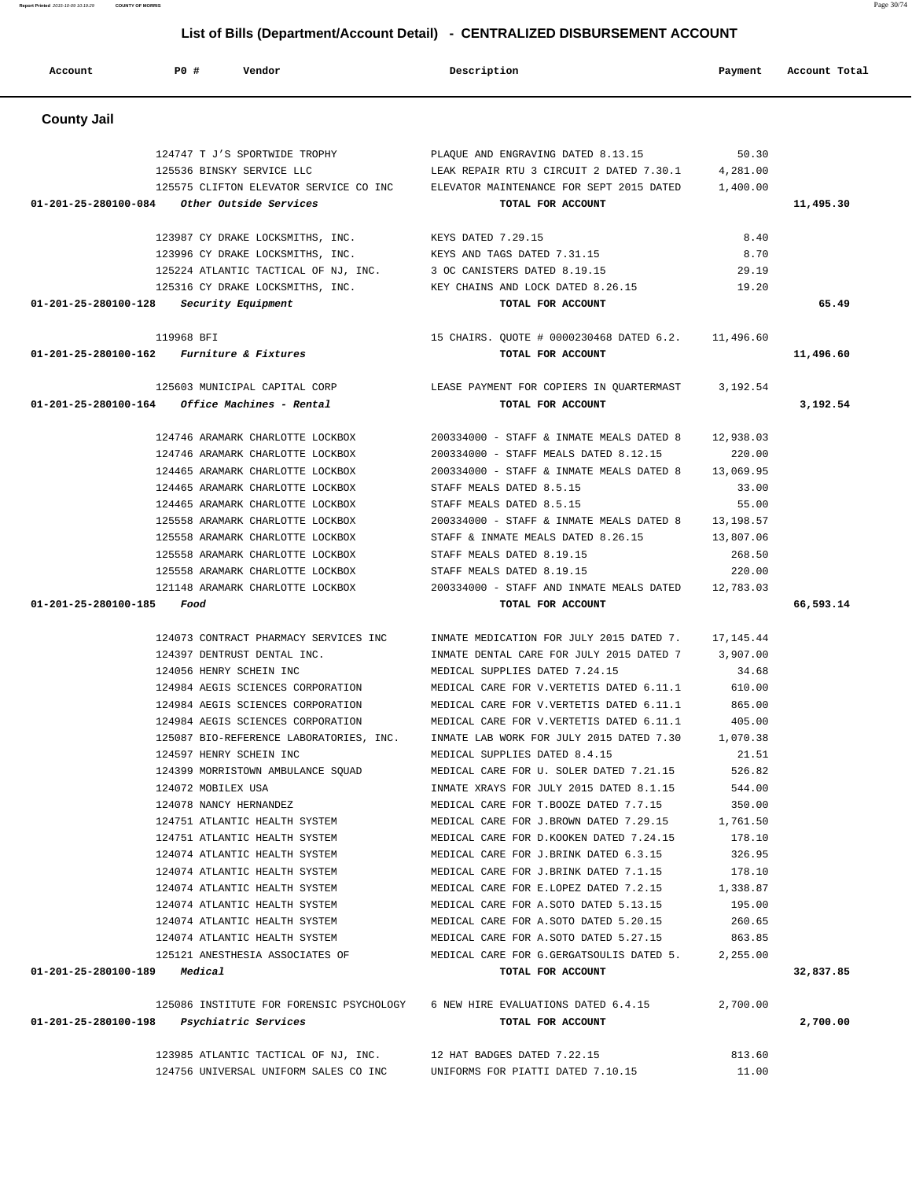## List of Bills (Department/Account Detail) - CENTRALIZED DISBURSEMENT ACCOUNT

| Account | PO # | Vendor | Description | Payment | Account Total |
|---|---|---|---|---|---|

### County Jail

| Account | PO # | Vendor | Description | Payment | Account Total |
|---|---|---|---|---|---|
| | 124747 | T J'S SPORTWIDE TROPHY | PLAQUE AND ENGRAVING DATED 8.13.15 | 50.30 | |
| | 125536 | BINSKY SERVICE LLC | LEAK REPAIR RTU 3 CIRCUIT 2 DATED 7.30.1 | 4,281.00 | |
| | 125575 | CLIFTON ELEVATOR SERVICE CO INC | ELEVATOR MAINTENANCE FOR SEPT 2015 DATED | 1,400.00 | |
| 01-201-25-280100-084 | | *Other Outside Services* | TOTAL FOR ACCOUNT | | 11,495.30 |
| | 123987 | CY DRAKE LOCKSMITHS, INC. | KEYS DATED 7.29.15 | 8.40 | |
| | 123996 | CY DRAKE LOCKSMITHS, INC. | KEYS AND TAGS DATED 7.31.15 | 8.70 | |
| | 125224 | ATLANTIC TACTICAL OF NJ, INC. | 3 OC CANISTERS DATED 8.19.15 | 29.19 | |
| | 125316 | CY DRAKE LOCKSMITHS, INC. | KEY CHAINS AND LOCK DATED 8.26.15 | 19.20 | |
| 01-201-25-280100-128 | | *Security Equipment* | TOTAL FOR ACCOUNT | | 65.49 |
| | 119968 | BFI | 15 CHAIRS. QUOTE # 0000230468 DATED 6.2. | 11,496.60 | |
| 01-201-25-280100-162 | | *Furniture & Fixtures* | TOTAL FOR ACCOUNT | | 11,496.60 |
| | 125603 | MUNICIPAL CAPITAL CORP | LEASE PAYMENT FOR COPIERS IN QUARTERMAST | 3,192.54 | |
| 01-201-25-280100-164 | | *Office Machines - Rental* | TOTAL FOR ACCOUNT | | 3,192.54 |
| | 124746 | ARAMARK CHARLOTTE LOCKBOX | 200334000 - STAFF & INMATE MEALS DATED 8 | 12,938.03 | |
| | 124746 | ARAMARK CHARLOTTE LOCKBOX | 200334000 - STAFF MEALS DATED 8.12.15 | 220.00 | |
| | 124465 | ARAMARK CHARLOTTE LOCKBOX | 200334000 - STAFF & INMATE MEALS DATED 8 | 13,069.95 | |
| | 124465 | ARAMARK CHARLOTTE LOCKBOX | STAFF MEALS DATED 8.5.15 | 33.00 | |
| | 124465 | ARAMARK CHARLOTTE LOCKBOX | STAFF MEALS DATED 8.5.15 | 55.00 | |
| | 125558 | ARAMARK CHARLOTTE LOCKBOX | 200334000 - STAFF & INMATE MEALS DATED 8 | 13,198.57 | |
| | 125558 | ARAMARK CHARLOTTE LOCKBOX | STAFF & INMATE MEALS DATED 8.26.15 | 13,807.06 | |
| | 125558 | ARAMARK CHARLOTTE LOCKBOX | STAFF MEALS DATED 8.19.15 | 268.50 | |
| | 125558 | ARAMARK CHARLOTTE LOCKBOX | STAFF MEALS DATED 8.19.15 | 220.00 | |
| | 121148 | ARAMARK CHARLOTTE LOCKBOX | 200334000 - STAFF AND INMATE MEALS DATED | 12,783.03 | |
| 01-201-25-280100-185 | | *Food* | TOTAL FOR ACCOUNT | | 66,593.14 |
| | 124073 | CONTRACT PHARMACY SERVICES INC | INMATE MEDICATION FOR JULY 2015 DATED 7. | 17,145.44 | |
| | 124397 | DENTRUST DENTAL INC. | INMATE DENTAL CARE FOR JULY 2015 DATED 7 | 3,907.00 | |
| | 124056 | HENRY SCHEIN INC | MEDICAL SUPPLIES DATED 7.24.15 | 34.68 | |
| | 124984 | AEGIS SCIENCES CORPORATION | MEDICAL CARE FOR V.VERTETIS DATED 6.11.1 | 610.00 | |
| | 124984 | AEGIS SCIENCES CORPORATION | MEDICAL CARE FOR V.VERTETIS DATED 6.11.1 | 865.00 | |
| | 124984 | AEGIS SCIENCES CORPORATION | MEDICAL CARE FOR V.VERTETIS DATED 6.11.1 | 405.00 | |
| | 125087 | BIO-REFERENCE LABORATORIES, INC. | INMATE LAB WORK FOR JULY 2015 DATED 7.30 | 1,070.38 | |
| | 124597 | HENRY SCHEIN INC | MEDICAL SUPPLIES DATED 8.4.15 | 21.51 | |
| | 124399 | MORRISTOWN AMBULANCE SQUAD | MEDICAL CARE FOR U. SOLER DATED 7.21.15 | 526.82 | |
| | 124072 | MOBILEX USA | INMATE XRAYS FOR JULY 2015 DATED 8.1.15 | 544.00 | |
| | 124078 | NANCY HERNANDEZ | MEDICAL CARE FOR T.BOOZE DATED 7.7.15 | 350.00 | |
| | 124751 | ATLANTIC HEALTH SYSTEM | MEDICAL CARE FOR J.BROWN DATED 7.29.15 | 1,761.50 | |
| | 124751 | ATLANTIC HEALTH SYSTEM | MEDICAL CARE FOR D.KOOKEN DATED 7.24.15 | 178.10 | |
| | 124074 | ATLANTIC HEALTH SYSTEM | MEDICAL CARE FOR J.BRINK DATED 6.3.15 | 326.95 | |
| | 124074 | ATLANTIC HEALTH SYSTEM | MEDICAL CARE FOR J.BRINK DATED 7.1.15 | 178.10 | |
| | 124074 | ATLANTIC HEALTH SYSTEM | MEDICAL CARE FOR E.LOPEZ DATED 7.2.15 | 1,338.87 | |
| | 124074 | ATLANTIC HEALTH SYSTEM | MEDICAL CARE FOR A.SOTO DATED 5.13.15 | 195.00 | |
| | 124074 | ATLANTIC HEALTH SYSTEM | MEDICAL CARE FOR A.SOTO DATED 5.20.15 | 260.65 | |
| | 124074 | ATLANTIC HEALTH SYSTEM | MEDICAL CARE FOR A.SOTO DATED 5.27.15 | 863.85 | |
| | 125121 | ANESTHESIA ASSOCIATES OF | MEDICAL CARE FOR G.GERGATSOULIS DATED 5. | 2,255.00 | |
| 01-201-25-280100-189 | | *Medical* | TOTAL FOR ACCOUNT | | 32,837.85 |
| | 125086 | INSTITUTE FOR FORENSIC PSYCHOLOGY | 6 NEW HIRE EVALUATIONS DATED 6.4.15 | 2,700.00 | |
| 01-201-25-280100-198 | | *Psychiatric Services* | TOTAL FOR ACCOUNT | | 2,700.00 |
| | 123985 | ATLANTIC TACTICAL OF NJ, INC. | 12 HAT BADGES DATED 7.22.15 | 813.60 | |
| | 124756 | UNIVERSAL UNIFORM SALES CO INC | UNIFORMS FOR PIATTI DATED 7.10.15 | 11.00 | |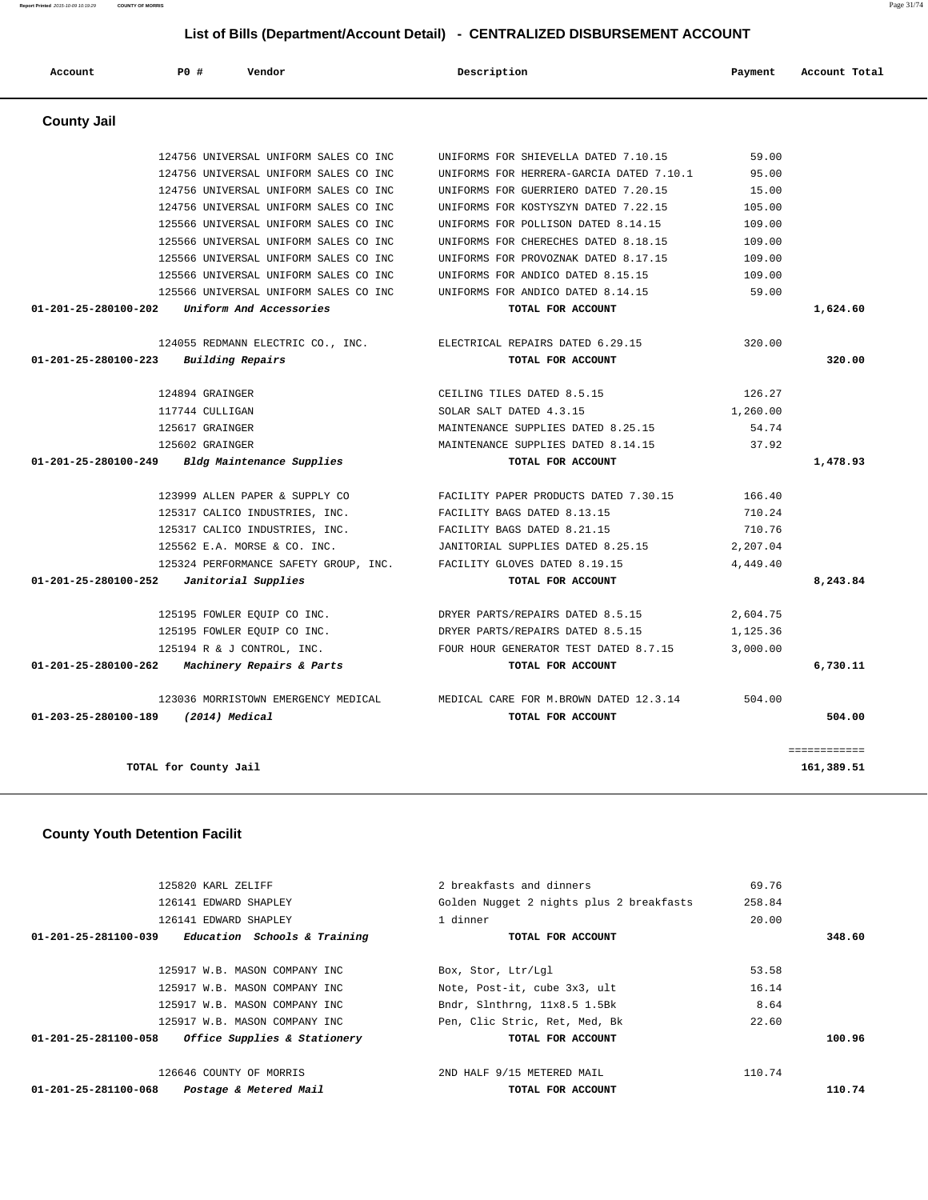## List of Bills (Department/Account Detail) - CENTRALIZED DISBURSEMENT ACCOUNT

| Account | PO # | Vendor | Description | Payment | Account Total |
|---|---|---|---|---|---|

### County Jail

| Account | PO # | Vendor | Description | Payment | Account Total |
|---|---|---|---|---|---|
| | 124756 | UNIVERSAL UNIFORM SALES CO INC | UNIFORMS FOR SHIEVELLA DATED 7.10.15 | 59.00 | |
| | 124756 | UNIVERSAL UNIFORM SALES CO INC | UNIFORMS FOR HERRERA-GARCIA DATED 7.10.1 | 95.00 | |
| | 124756 | UNIVERSAL UNIFORM SALES CO INC | UNIFORMS FOR GUERRIERO DATED 7.20.15 | 15.00 | |
| | 124756 | UNIVERSAL UNIFORM SALES CO INC | UNIFORMS FOR KOSTYSZYN DATED 7.22.15 | 105.00 | |
| | 125566 | UNIVERSAL UNIFORM SALES CO INC | UNIFORMS FOR POLLISON DATED 8.14.15 | 109.00 | |
| | 125566 | UNIVERSAL UNIFORM SALES CO INC | UNIFORMS FOR CHERECHES DATED 8.18.15 | 109.00 | |
| | 125566 | UNIVERSAL UNIFORM SALES CO INC | UNIFORMS FOR PROVOZNAK DATED 8.17.15 | 109.00 | |
| | 125566 | UNIVERSAL UNIFORM SALES CO INC | UNIFORMS FOR ANDICO DATED 8.15.15 | 109.00 | |
| | 125566 | UNIVERSAL UNIFORM SALES CO INC | UNIFORMS FOR ANDICO DATED 8.14.15 | 59.00 | |
| **01-201-25-280100-202** | | ***Uniform And Accessories*** | **TOTAL FOR ACCOUNT** | | **1,624.60** |
| | 124055 | REDMANN ELECTRIC CO., INC. | ELECTRICAL REPAIRS DATED 6.29.15 | 320.00 | |
| **01-201-25-280100-223** | | ***Building Repairs*** | **TOTAL FOR ACCOUNT** | | **320.00** |
| | 124894 | GRAINGER | CEILING TILES DATED 8.5.15 | 126.27 | |
| | 117744 | CULLIGAN | SOLAR SALT DATED 4.3.15 | 1,260.00 | |
| | 125617 | GRAINGER | MAINTENANCE SUPPLIES DATED 8.25.15 | 54.74 | |
| | 125602 | GRAINGER | MAINTENANCE SUPPLIES DATED 8.14.15 | 37.92 | |
| **01-201-25-280100-249** | | ***Bldg Maintenance Supplies*** | **TOTAL FOR ACCOUNT** | | **1,478.93** |
| | 123999 | ALLEN PAPER & SUPPLY CO | FACILITY PAPER PRODUCTS DATED 7.30.15 | 166.40 | |
| | 125317 | CALICO INDUSTRIES, INC. | FACILITY BAGS DATED 8.13.15 | 710.24 | |
| | 125317 | CALICO INDUSTRIES, INC. | FACILITY BAGS DATED 8.21.15 | 710.76 | |
| | 125562 | E.A. MORSE & CO. INC. | JANITORIAL SUPPLIES DATED 8.25.15 | 2,207.04 | |
| | 125324 | PERFORMANCE SAFETY GROUP, INC. | FACILITY GLOVES DATED 8.19.15 | 4,449.40 | |
| **01-201-25-280100-252** | | ***Janitorial Supplies*** | **TOTAL FOR ACCOUNT** | | **8,243.84** |
| | 125195 | FOWLER EQUIP CO INC. | DRYER PARTS/REPAIRS DATED 8.5.15 | 2,604.75 | |
| | 125195 | FOWLER EQUIP CO INC. | DRYER PARTS/REPAIRS DATED 8.5.15 | 1,125.36 | |
| | 125194 | R & J CONTROL, INC. | FOUR HOUR GENERATOR TEST DATED 8.7.15 | 3,000.00 | |
| **01-201-25-280100-262** | | ***Machinery Repairs & Parts*** | **TOTAL FOR ACCOUNT** | | **6,730.11** |
| | 123036 | MORRISTOWN EMERGENCY MEDICAL | MEDICAL CARE FOR M.BROWN DATED 12.3.14 | 504.00 | |
| **01-203-25-280100-189** | | ***(2014) Medical*** | **TOTAL FOR ACCOUNT** | | **504.00** |
| | | | | | ============ |
| | | **TOTAL for County Jail** | | | **161,389.51** |

### County Youth Detention Facilit

| Account | PO # | Vendor | Description | Payment | Account Total |
|---|---|---|---|---|---|
| | 125820 | KARL ZELIFF | 2 breakfasts and dinners | 69.76 | |
| | 126141 | EDWARD SHAPLEY | Golden Nugget 2 nights plus 2 breakfasts | 258.84 | |
| | 126141 | EDWARD SHAPLEY | 1 dinner | 20.00 | |
| **01-201-25-281100-039** | | ***Education Schools & Training*** | **TOTAL FOR ACCOUNT** | | **348.60** |
| | 125917 | W.B. MASON COMPANY INC | Box, Stor, Ltr/Lgl | 53.58 | |
| | 125917 | W.B. MASON COMPANY INC | Note, Post-it, cube 3x3, ult | 16.14 | |
| | 125917 | W.B. MASON COMPANY INC | Bndr, Slnthrng, 11x8.5 1.5Bk | 8.64 | |
| | 125917 | W.B. MASON COMPANY INC | Pen, Clic Stric, Ret, Med, Bk | 22.60 | |
| **01-201-25-281100-058** | | ***Office Supplies & Stationery*** | **TOTAL FOR ACCOUNT** | | **100.96** |
| | 126646 | COUNTY OF MORRIS | 2ND HALF 9/15 METERED MAIL | 110.74 | |
| **01-201-25-281100-068** | | ***Postage & Metered Mail*** | **TOTAL FOR ACCOUNT** | | **110.74** |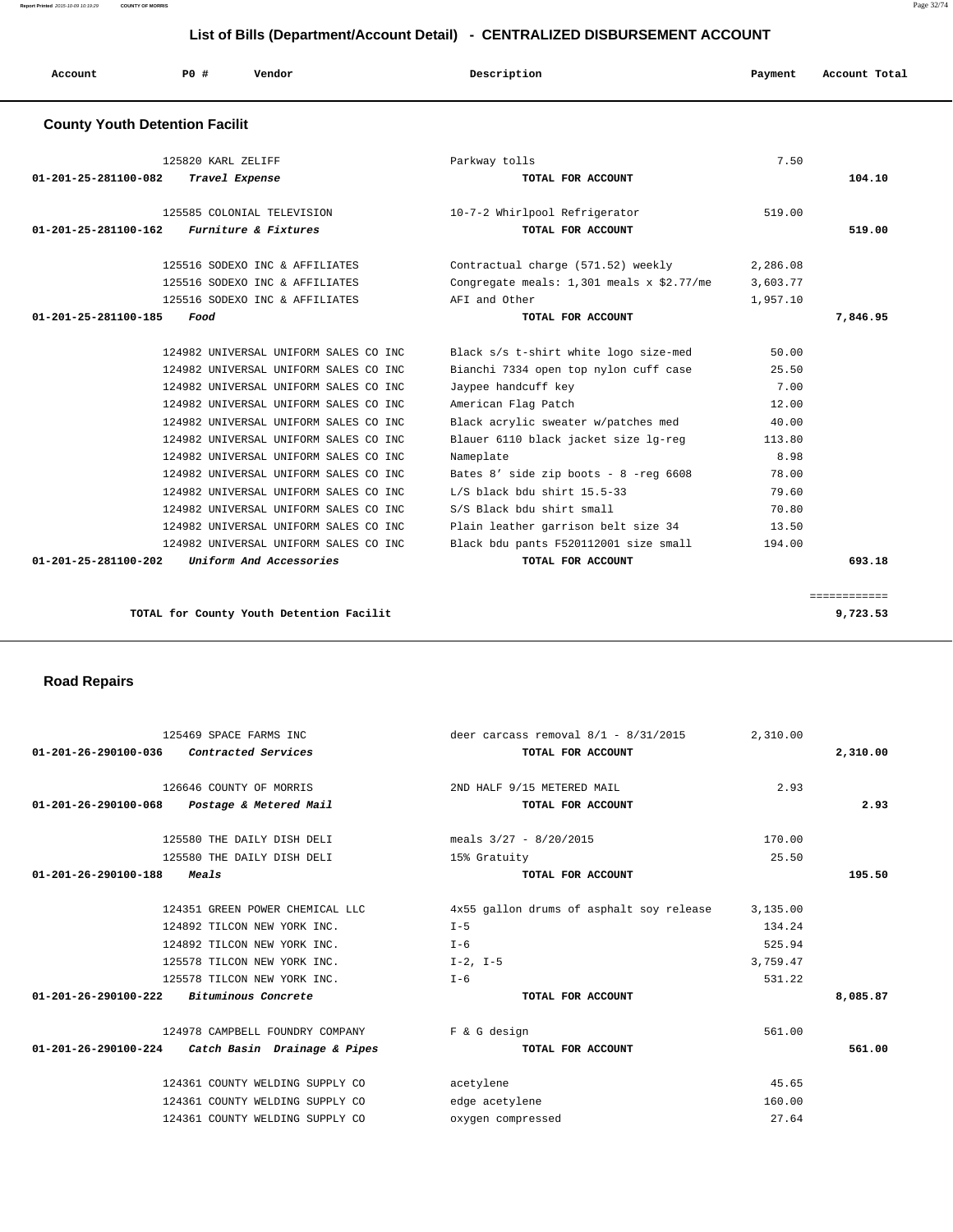## List of Bills (Department/Account Detail) - CENTRALIZED DISBURSEMENT ACCOUNT

| Account | PO # | Vendor | Description | Payment | Account Total |
|---|---|---|---|---|---|

### County Youth Detention Facilit

| Account | PO # | Vendor | Description | Payment | Account Total |
|---|---|---|---|---|---|
| | 125820 | KARL ZELIFF | Parkway tolls | 7.50 | |
| 01-201-25-281100-082 | | *Travel Expense* | TOTAL FOR ACCOUNT | | 104.10 |
| | 125585 | COLONIAL TELEVISION | 10-7-2 Whirlpool Refrigerator | 519.00 | |
| 01-201-25-281100-162 | | *Furniture & Fixtures* | TOTAL FOR ACCOUNT | | 519.00 |
| | 125516 | SODEXO INC & AFFILIATES | Contractual charge (571.52) weekly | 2,286.08 | |
| | 125516 | SODEXO INC & AFFILIATES | Congregate meals: 1,301 meals x $2.77/me | 3,603.77 | |
| | 125516 | SODEXO INC & AFFILIATES | AFI and Other | 1,957.10 | |
| 01-201-25-281100-185 | | *Food* | TOTAL FOR ACCOUNT | | 7,846.95 |
| | 124982 | UNIVERSAL UNIFORM SALES CO INC | Black s/s t-shirt white logo size-med | 50.00 | |
| | 124982 | UNIVERSAL UNIFORM SALES CO INC | Bianchi 7334 open top nylon cuff case | 25.50 | |
| | 124982 | UNIVERSAL UNIFORM SALES CO INC | Jaypee handcuff key | 7.00 | |
| | 124982 | UNIVERSAL UNIFORM SALES CO INC | American Flag Patch | 12.00 | |
| | 124982 | UNIVERSAL UNIFORM SALES CO INC | Black acrylic sweater w/patches med | 40.00 | |
| | 124982 | UNIVERSAL UNIFORM SALES CO INC | Blauer 6110 black jacket size lg-reg | 113.80 | |
| | 124982 | UNIVERSAL UNIFORM SALES CO INC | Nameplate | 8.98 | |
| | 124982 | UNIVERSAL UNIFORM SALES CO INC | Bates 8' side zip boots - 8 -reg 6608 | 78.00 | |
| | 124982 | UNIVERSAL UNIFORM SALES CO INC | L/S black bdu shirt 15.5-33 | 79.60 | |
| | 124982 | UNIVERSAL UNIFORM SALES CO INC | S/S Black bdu shirt small | 70.80 | |
| | 124982 | UNIVERSAL UNIFORM SALES CO INC | Plain leather garrison belt size 34 | 13.50 | |
| | 124982 | UNIVERSAL UNIFORM SALES CO INC | Black bdu pants F520112001 size small | 194.00 | |
| 01-201-25-281100-202 | | *Uniform And Accessories* | TOTAL FOR ACCOUNT | | 693.18 |
| | | | | | ============ |
| | | TOTAL for County Youth Detention Facilit | | | 9,723.53 |

### Road Repairs

| Account | PO # | Vendor | Description | Payment | Account Total |
|---|---|---|---|---|---|
| | 125469 | SPACE FARMS INC | deer carcass removal 8/1 - 8/31/2015 | 2,310.00 | |
| 01-201-26-290100-036 | | *Contracted Services* | TOTAL FOR ACCOUNT | | 2,310.00 |
| | 126646 | COUNTY OF MORRIS | 2ND HALF 9/15 METERED MAIL | 2.93 | |
| 01-201-26-290100-068 | | *Postage & Metered Mail* | TOTAL FOR ACCOUNT | | 2.93 |
| | 125580 | THE DAILY DISH DELI | meals 3/27 - 8/20/2015 | 170.00 | |
| | 125580 | THE DAILY DISH DELI | 15% Gratuity | 25.50 | |
| 01-201-26-290100-188 | | *Meals* | TOTAL FOR ACCOUNT | | 195.50 |
| | 124351 | GREEN POWER CHEMICAL LLC | 4x55 gallon drums of asphalt soy release | 3,135.00 | |
| | 124892 | TILCON NEW YORK INC. | I-5 | 134.24 | |
| | 124892 | TILCON NEW YORK INC. | I-6 | 525.94 | |
| | 125578 | TILCON NEW YORK INC. | I-2, I-5 | 3,759.47 | |
| | 125578 | TILCON NEW YORK INC. | I-6 | 531.22 | |
| 01-201-26-290100-222 | | *Bituminous Concrete* | TOTAL FOR ACCOUNT | | 8,085.87 |
| | 124978 | CAMPBELL FOUNDRY COMPANY | F & G design | 561.00 | |
| 01-201-26-290100-224 | | *Catch Basin Drainage & Pipes* | TOTAL FOR ACCOUNT | | 561.00 |
| | 124361 | COUNTY WELDING SUPPLY CO | acetylene | 45.65 | |
| | 124361 | COUNTY WELDING SUPPLY CO | edge acetylene | 160.00 | |
| | 124361 | COUNTY WELDING SUPPLY CO | oxygen compressed | 27.64 | |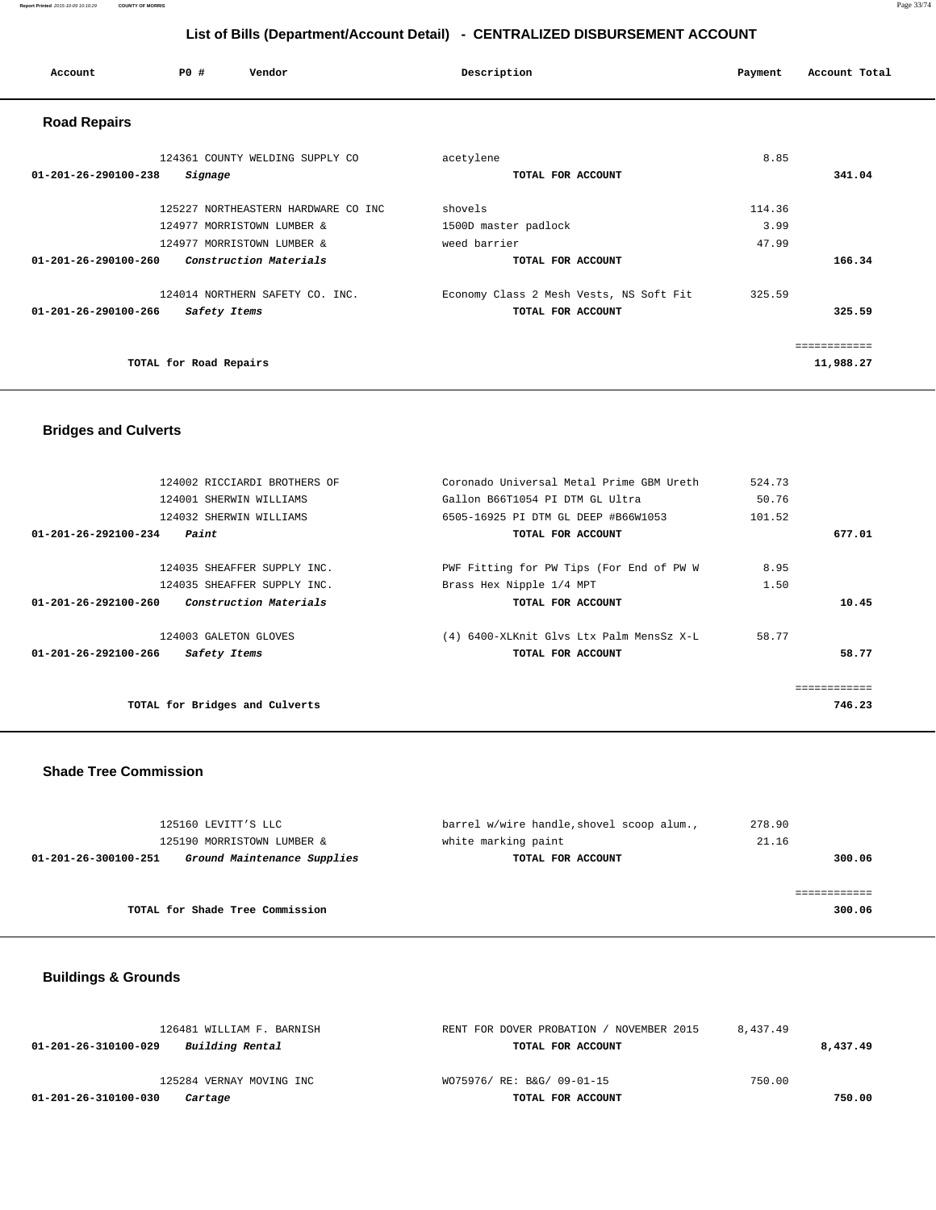# List of Bills (Department/Account Detail) - CENTRALIZED DISBURSEMENT ACCOUNT

| Account | PO # | Vendor | Description | Payment | Account Total |
|---|---|---|---|---|---|

## Road Repairs

| Account | PO # | Vendor | Description | Payment | Account Total |
|---|---|---|---|---|---|
| | 124361 | COUNTY WELDING SUPPLY CO | acetylene | 8.85 | |
| 01-201-26-290100-238 | | *Signage* | TOTAL FOR ACCOUNT | | 341.04 |
| | 125227 | NORTHEASTERN HARDWARE CO INC | shovels | 114.36 | |
| | 124977 | MORRISTOWN LUMBER & | 1500D master padlock | 3.99 | |
| | 124977 | MORRISTOWN LUMBER & | weed barrier | 47.99 | |
| 01-201-26-290100-260 | | *Construction Materials* | TOTAL FOR ACCOUNT | | 166.34 |
| | 124014 | NORTHERN SAFETY CO. INC. | Economy Class 2 Mesh Vests, NS Soft Fit | 325.59 | |
| 01-201-26-290100-266 | | *Safety Items* | TOTAL FOR ACCOUNT | | 325.59 |
| | | TOTAL for Road Repairs | | | 11,988.27 |

## Bridges and Culverts

| Account | PO # | Vendor | Description | Payment | Account Total |
|---|---|---|---|---|---|
| | 124002 | RICCIARDI BROTHERS OF | Coronado Universal Metal Prime GBM Ureth | 524.73 | |
| | 124001 | SHERWIN WILLIAMS | Gallon B66T1054 PI DTM GL Ultra | 50.76 | |
| | 124032 | SHERWIN WILLIAMS | 6505-16925 PI DTM GL DEEP #B66W1053 | 101.52 | |
| 01-201-26-292100-234 | | *Paint* | TOTAL FOR ACCOUNT | | 677.01 |
| | 124035 | SHEAFFER SUPPLY INC. | PWF Fitting for PW Tips (For End of PW W | 8.95 | |
| | 124035 | SHEAFFER SUPPLY INC. | Brass Hex Nipple 1/4 MPT | 1.50 | |
| 01-201-26-292100-260 | | *Construction Materials* | TOTAL FOR ACCOUNT | | 10.45 |
| | 124003 | GALETON GLOVES | (4) 6400-XLKnit Glvs Ltx Palm MensSz X-L | 58.77 | |
| 01-201-26-292100-266 | | *Safety Items* | TOTAL FOR ACCOUNT | | 58.77 |
| | | TOTAL for Bridges and Culverts | | | 746.23 |

## Shade Tree Commission

| Account | PO # | Vendor | Description | Payment | Account Total |
|---|---|---|---|---|---|
| | 125160 | LEVITT'S LLC | barrel w/wire handle,shovel scoop alum., | 278.90 | |
| | 125190 | MORRISTOWN LUMBER & | white marking paint | 21.16 | |
| 01-201-26-300100-251 | | *Ground Maintenance Supplies* | TOTAL FOR ACCOUNT | | 300.06 |
| | | TOTAL for Shade Tree Commission | | | 300.06 |

## Buildings & Grounds

| Account | PO # | Vendor | Description | Payment | Account Total |
|---|---|---|---|---|---|
| | 126481 | WILLIAM F. BARNISH | RENT FOR DOVER PROBATION / NOVEMBER 2015 | 8,437.49 | |
| 01-201-26-310100-029 | | *Building Rental* | TOTAL FOR ACCOUNT | | 8,437.49 |
| | 125284 | VERNAY MOVING INC | WO75976/ RE: B&G/ 09-01-15 | 750.00 | |
| 01-201-26-310100-030 | | *Cartage* | TOTAL FOR ACCOUNT | | 750.00 |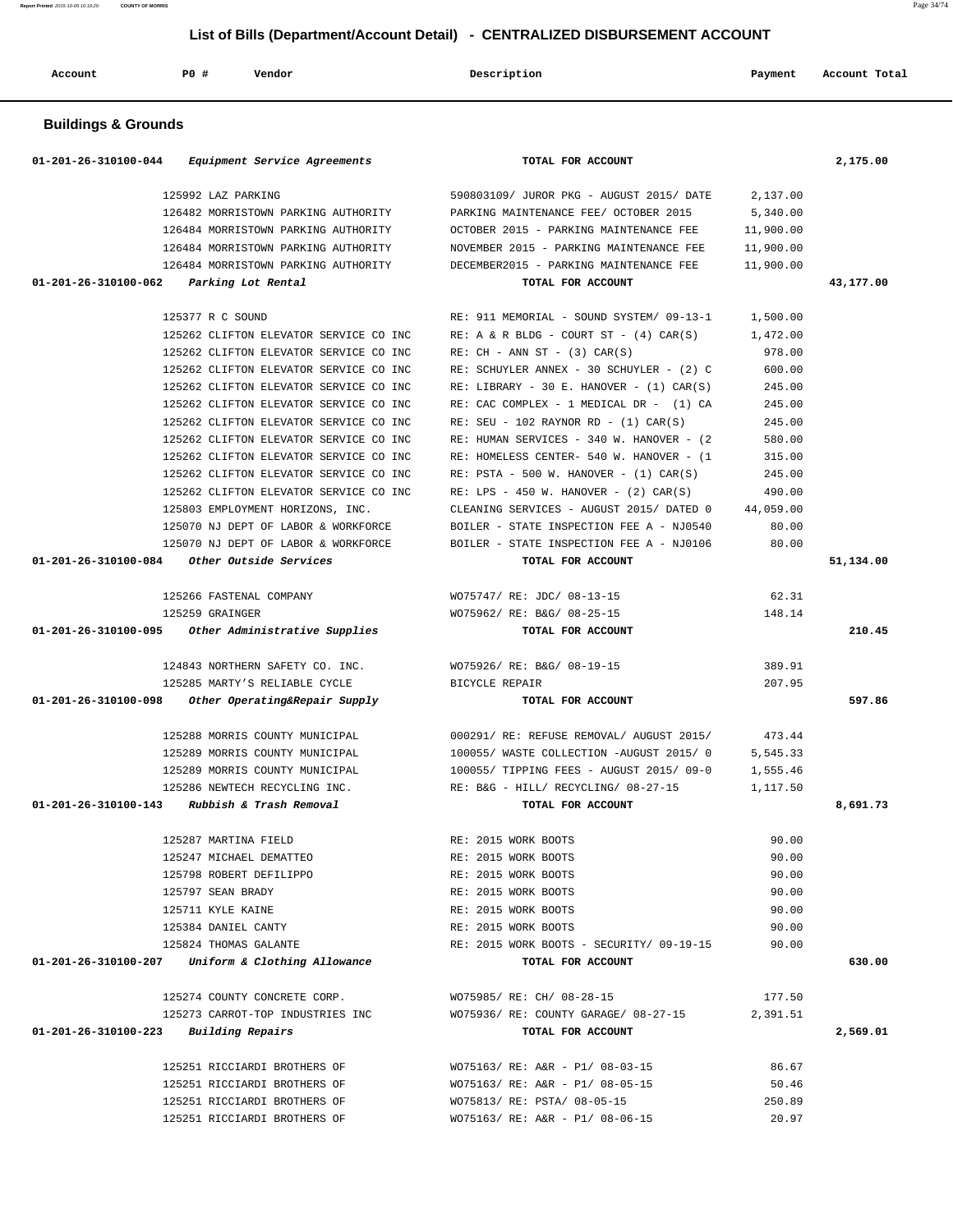# List of Bills (Department/Account Detail) - CENTRALIZED DISBURSEMENT ACCOUNT

| Account | PO # | Vendor | Description | Payment | Account Total |
|---|---|---|---|---|---|

## Buildings & Grounds

| Account | PO # | Vendor | Description | Payment | Account Total |
|---|---|---|---|---|---|
| 01-201-26-310100-044 | | *Equipment Service Agreements* | TOTAL FOR ACCOUNT | | 2,175.00 |
| | 125992 | LAZ PARKING | 590803109/ JUROR PKG - AUGUST 2015/ DATE | 2,137.00 | |
| | 126482 | MORRISTOWN PARKING AUTHORITY | PARKING MAINTENANCE FEE/ OCTOBER 2015 | 5,340.00 | |
| | 126484 | MORRISTOWN PARKING AUTHORITY | OCTOBER 2015 - PARKING MAINTENANCE FEE | 11,900.00 | |
| | 126484 | MORRISTOWN PARKING AUTHORITY | NOVEMBER 2015 - PARKING MAINTENANCE FEE | 11,900.00 | |
| | 126484 | MORRISTOWN PARKING AUTHORITY | DECEMBER2015 - PARKING MAINTENANCE FEE | 11,900.00 | |
| 01-201-26-310100-062 | | *Parking Lot Rental* | TOTAL FOR ACCOUNT | | 43,177.00 |
| | 125377 | R C SOUND | RE: 911 MEMORIAL - SOUND SYSTEM/ 09-13-1 | 1,500.00 | |
| | 125262 | CLIFTON ELEVATOR SERVICE CO INC | RE: A & R BLDG - COURT ST - (4) CAR(S) | 1,472.00 | |
| | 125262 | CLIFTON ELEVATOR SERVICE CO INC | RE: CH - ANN ST - (3) CAR(S) | 978.00 | |
| | 125262 | CLIFTON ELEVATOR SERVICE CO INC | RE: SCHUYLER ANNEX - 30 SCHUYLER - (2) C | 600.00 | |
| | 125262 | CLIFTON ELEVATOR SERVICE CO INC | RE: LIBRARY - 30 E. HANOVER - (1) CAR(S) | 245.00 | |
| | 125262 | CLIFTON ELEVATOR SERVICE CO INC | RE: CAC COMPLEX - 1 MEDICAL DR - (1) CA | 245.00 | |
| | 125262 | CLIFTON ELEVATOR SERVICE CO INC | RE: SEU - 102 RAYNOR RD - (1) CAR(S) | 245.00 | |
| | 125262 | CLIFTON ELEVATOR SERVICE CO INC | RE: HUMAN SERVICES - 340 W. HANOVER - (2 | 580.00 | |
| | 125262 | CLIFTON ELEVATOR SERVICE CO INC | RE: HOMELESS CENTER- 540 W. HANOVER - (1 | 315.00 | |
| | 125262 | CLIFTON ELEVATOR SERVICE CO INC | RE: PSTA - 500 W. HANOVER - (1) CAR(S) | 245.00 | |
| | 125262 | CLIFTON ELEVATOR SERVICE CO INC | RE: LPS - 450 W. HANOVER - (2) CAR(S) | 490.00 | |
| | 125803 | EMPLOYMENT HORIZONS, INC. | CLEANING SERVICES - AUGUST 2015/ DATED 0 | 44,059.00 | |
| | 125070 | NJ DEPT OF LABOR & WORKFORCE | BOILER - STATE INSPECTION FEE A - NJ0540 | 80.00 | |
| | 125070 | NJ DEPT OF LABOR & WORKFORCE | BOILER - STATE INSPECTION FEE A - NJ0106 | 80.00 | |
| 01-201-26-310100-084 | | *Other Outside Services* | TOTAL FOR ACCOUNT | | 51,134.00 |
| | 125266 | FASTENAL COMPANY | WO75747/ RE: JDC/ 08-13-15 | 62.31 | |
| | 125259 | GRAINGER | WO75962/ RE: B&G/ 08-25-15 | 148.14 | |
| 01-201-26-310100-095 | | *Other Administrative Supplies* | TOTAL FOR ACCOUNT | | 210.45 |
| | 124843 | NORTHERN SAFETY CO. INC. | WO75926/ RE: B&G/ 08-19-15 | 389.91 | |
| | 125285 | MARTY'S RELIABLE CYCLE | BICYCLE REPAIR | 207.95 | |
| 01-201-26-310100-098 | | *Other Operating&Repair Supply* | TOTAL FOR ACCOUNT | | 597.86 |
| | 125288 | MORRIS COUNTY MUNICIPAL | 000291/ RE: REFUSE REMOVAL/ AUGUST 2015/ | 473.44 | |
| | 125289 | MORRIS COUNTY MUNICIPAL | 100055/ WASTE COLLECTION -AUGUST 2015/ 0 | 5,545.33 | |
| | 125289 | MORRIS COUNTY MUNICIPAL | 100055/ TIPPING FEES - AUGUST 2015/ 09-0 | 1,555.46 | |
| | 125286 | NEWTECH RECYCLING INC. | RE: B&G - HILL/ RECYCLING/ 08-27-15 | 1,117.50 | |
| 01-201-26-310100-143 | | *Rubbish & Trash Removal* | TOTAL FOR ACCOUNT | | 8,691.73 |
| | 125287 | MARTINA FIELD | RE: 2015 WORK BOOTS | 90.00 | |
| | 125247 | MICHAEL DEMATTEO | RE: 2015 WORK BOOTS | 90.00 | |
| | 125798 | ROBERT DEFILIPPO | RE: 2015 WORK BOOTS | 90.00 | |
| | 125797 | SEAN BRADY | RE: 2015 WORK BOOTS | 90.00 | |
| | 125711 | KYLE KAINE | RE: 2015 WORK BOOTS | 90.00 | |
| | 125384 | DANIEL CANTY | RE: 2015 WORK BOOTS | 90.00 | |
| | 125824 | THOMAS GALANTE | RE: 2015 WORK BOOTS - SECURITY/ 09-19-15 | 90.00 | |
| 01-201-26-310100-207 | | *Uniform & Clothing Allowance* | TOTAL FOR ACCOUNT | | 630.00 |
| | 125274 | COUNTY CONCRETE CORP. | WO75985/ RE: CH/ 08-28-15 | 177.50 | |
| | 125273 | CARROT-TOP INDUSTRIES INC | WO75936/ RE: COUNTY GARAGE/ 08-27-15 | 2,391.51 | |
| 01-201-26-310100-223 | | *Building Repairs* | TOTAL FOR ACCOUNT | | 2,569.01 |
| | 125251 | RICCIARDI BROTHERS OF | WO75163/ RE: A&R - P1/ 08-03-15 | 86.67 | |
| | 125251 | RICCIARDI BROTHERS OF | WO75163/ RE: A&R - P1/ 08-05-15 | 50.46 | |
| | 125251 | RICCIARDI BROTHERS OF | WO75813/ RE: PSTA/ 08-05-15 | 250.89 | |
| | 125251 | RICCIARDI BROTHERS OF | WO75163/ RE: A&R - P1/ 08-06-15 | 20.97 | |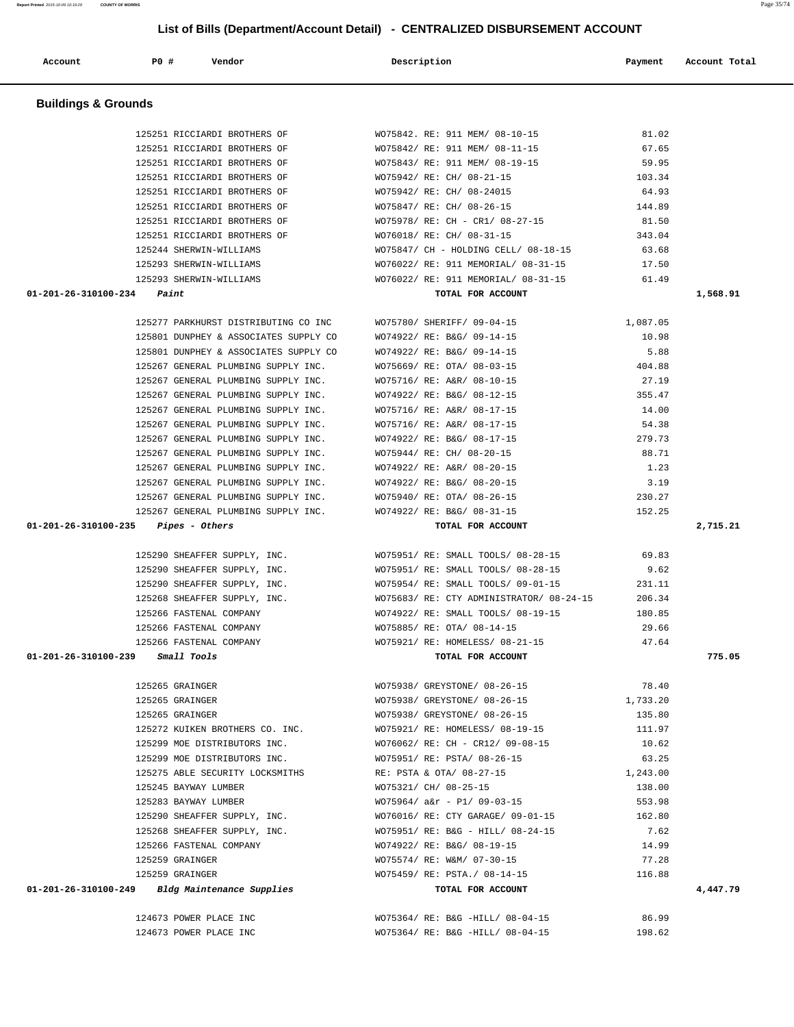## List of Bills (Department/Account Detail) - CENTRALIZED DISBURSEMENT ACCOUNT

| Account | PO # | Vendor | Description | Payment | Account Total |
|---|---|---|---|---|---|

### Buildings & Grounds

| Account | PO # | Vendor | Description | Payment | Account Total |
|---|---|---|---|---|---|
| | 125251 | RICCIARDI BROTHERS OF | WO75842. RE: 911 MEM/ 08-10-15 | 81.02 | |
| | 125251 | RICCIARDI BROTHERS OF | WO75842/ RE: 911 MEM/ 08-11-15 | 67.65 | |
| | 125251 | RICCIARDI BROTHERS OF | WO75843/ RE: 911 MEM/ 08-19-15 | 59.95 | |
| | 125251 | RICCIARDI BROTHERS OF | WO75942/ RE: CH/ 08-21-15 | 103.34 | |
| | 125251 | RICCIARDI BROTHERS OF | WO75942/ RE: CH/ 08-24015 | 64.93 | |
| | 125251 | RICCIARDI BROTHERS OF | WO75847/ RE: CH/ 08-26-15 | 144.89 | |
| | 125251 | RICCIARDI BROTHERS OF | WO75978/ RE: CH - CR1/ 08-27-15 | 81.50 | |
| | 125251 | RICCIARDI BROTHERS OF | WO76018/ RE: CH/ 08-31-15 | 343.04 | |
| | 125244 | SHERWIN-WILLIAMS | WO75847/ CH - HOLDING CELL/ 08-18-15 | 63.68 | |
| | 125293 | SHERWIN-WILLIAMS | WO76022/ RE: 911 MEMORIAL/ 08-31-15 | 17.50 | |
| | 125293 | SHERWIN-WILLIAMS | WO76022/ RE: 911 MEMORIAL/ 08-31-15 | 61.49 | |
| **01-201-26-310100-234** | | *Paint* | **TOTAL FOR ACCOUNT** | | **1,568.91** |
| | 125277 | PARKHURST DISTRIBUTING CO INC | WO75780/ SHERIFF/ 09-04-15 | 1,087.05 | |
| | 125801 | DUNPHEY & ASSOCIATES SUPPLY CO | WO74922/ RE: B&G/ 09-14-15 | 10.98 | |
| | 125801 | DUNPHEY & ASSOCIATES SUPPLY CO | WO74922/ RE: B&G/ 09-14-15 | 5.88 | |
| | 125267 | GENERAL PLUMBING SUPPLY INC. | WO75669/ RE: OTA/ 08-03-15 | 404.88 | |
| | 125267 | GENERAL PLUMBING SUPPLY INC. | WO75716/ RE: A&R/ 08-10-15 | 27.19 | |
| | 125267 | GENERAL PLUMBING SUPPLY INC. | WO74922/ RE: B&G/ 08-12-15 | 355.47 | |
| | 125267 | GENERAL PLUMBING SUPPLY INC. | WO75716/ RE: A&R/ 08-17-15 | 14.00 | |
| | 125267 | GENERAL PLUMBING SUPPLY INC. | WO75716/ RE: A&R/ 08-17-15 | 54.38 | |
| | 125267 | GENERAL PLUMBING SUPPLY INC. | WO74922/ RE: B&G/ 08-17-15 | 279.73 | |
| | 125267 | GENERAL PLUMBING SUPPLY INC. | WO75944/ RE: CH/ 08-20-15 | 88.71 | |
| | 125267 | GENERAL PLUMBING SUPPLY INC. | WO74922/ RE: A&R/ 08-20-15 | 1.23 | |
| | 125267 | GENERAL PLUMBING SUPPLY INC. | WO74922/ RE: B&G/ 08-20-15 | 3.19 | |
| | 125267 | GENERAL PLUMBING SUPPLY INC. | WO75940/ RE: OTA/ 08-26-15 | 230.27 | |
| | 125267 | GENERAL PLUMBING SUPPLY INC. | WO74922/ RE: B&G/ 08-31-15 | 152.25 | |
| **01-201-26-310100-235** | | *Pipes - Others* | **TOTAL FOR ACCOUNT** | | **2,715.21** |
| | 125290 | SHEAFFER SUPPLY, INC. | WO75951/ RE: SMALL TOOLS/ 08-28-15 | 69.83 | |
| | 125290 | SHEAFFER SUPPLY, INC. | WO75951/ RE: SMALL TOOLS/ 08-28-15 | 9.62 | |
| | 125290 | SHEAFFER SUPPLY, INC. | WO75954/ RE: SMALL TOOLS/ 09-01-15 | 231.11 | |
| | 125268 | SHEAFFER SUPPLY, INC. | WO75683/ RE: CTY ADMINISTRATOR/ 08-24-15 | 206.34 | |
| | 125266 | FASTENAL COMPANY | WO74922/ RE: SMALL TOOLS/ 08-19-15 | 180.85 | |
| | 125266 | FASTENAL COMPANY | WO75885/ RE: OTA/ 08-14-15 | 29.66 | |
| | 125266 | FASTENAL COMPANY | WO75921/ RE: HOMELESS/ 08-21-15 | 47.64 | |
| **01-201-26-310100-239** | | *Small Tools* | **TOTAL FOR ACCOUNT** | | **775.05** |
| | 125265 | GRAINGER | WO75938/ GREYSTONE/ 08-26-15 | 78.40 | |
| | 125265 | GRAINGER | WO75938/ GREYSTONE/ 08-26-15 | 1,733.20 | |
| | 125265 | GRAINGER | WO75938/ GREYSTONE/ 08-26-15 | 135.80 | |
| | 125272 | KUIKEN BROTHERS CO. INC. | WO75921/ RE: HOMELESS/ 08-19-15 | 111.97 | |
| | 125299 | MOE DISTRIBUTORS INC. | WO76062/ RE: CH - CR12/ 09-08-15 | 10.62 | |
| | 125299 | MOE DISTRIBUTORS INC. | WO75951/ RE: PSTA/ 08-26-15 | 63.25 | |
| | 125275 | ABLE SECURITY LOCKSMITHS | RE: PSTA & OTA/ 08-27-15 | 1,243.00 | |
| | 125245 | BAYWAY LUMBER | WO75321/ CH/ 08-25-15 | 138.00 | |
| | 125283 | BAYWAY LUMBER | WO75964/ a&r - P1/ 09-03-15 | 553.98 | |
| | 125290 | SHEAFFER SUPPLY, INC. | WO76016/ RE: CTY GARAGE/ 09-01-15 | 162.80 | |
| | 125268 | SHEAFFER SUPPLY, INC. | WO75951/ RE: B&G - HILL/ 08-24-15 | 7.62 | |
| | 125266 | FASTENAL COMPANY | WO74922/ RE: B&G/ 08-19-15 | 14.99 | |
| | 125259 | GRAINGER | WO75574/ RE: W&M/ 07-30-15 | 77.28 | |
| | 125259 | GRAINGER | WO75459/ RE: PSTA./ 08-14-15 | 116.88 | |
| **01-201-26-310100-249** | | *Bldg Maintenance Supplies* | **TOTAL FOR ACCOUNT** | | **4,447.79** |
| | 124673 | POWER PLACE INC | WO75364/ RE: B&G -HILL/ 08-04-15 | 86.99 | |
| | 124673 | POWER PLACE INC | WO75364/ RE: B&G -HILL/ 08-04-15 | 198.62 | |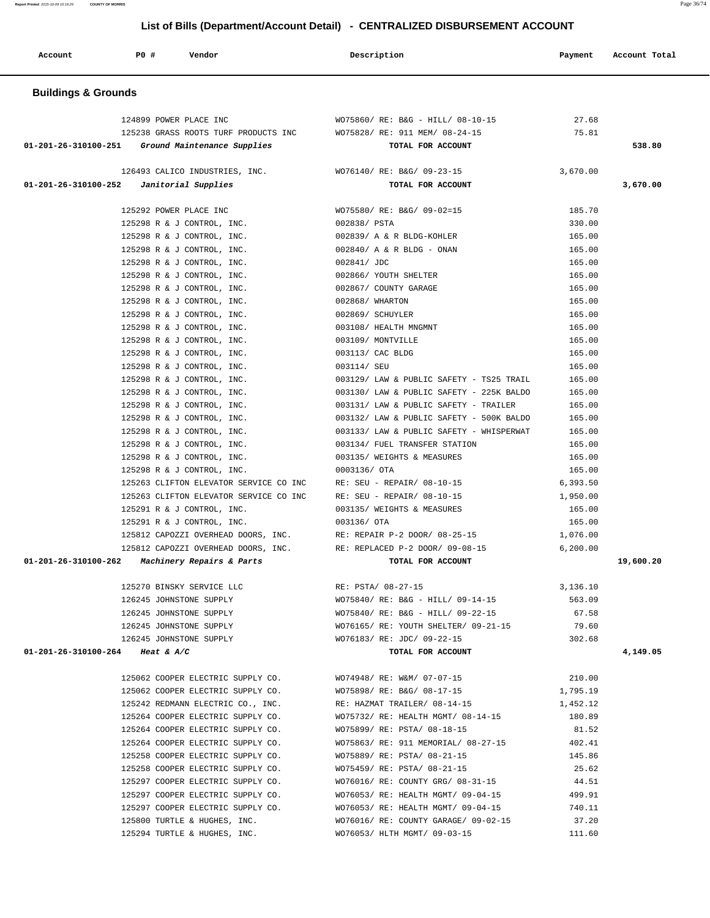# List of Bills (Department/Account Detail) - CENTRALIZED DISBURSEMENT ACCOUNT

| Account | PO # | Vendor | Description | Payment | Account Total |
|---|---|---|---|---|---|

## Buildings & Grounds

| Account | PO # | Vendor | Description | Payment | Account Total |
|---|---|---|---|---|---|
| | 124899 | POWER PLACE INC | WO75860/ RE: B&G - HILL/ 08-10-15 | 27.68 | |
| | 125238 | GRASS ROOTS TURF PRODUCTS INC | WO75828/ RE: 911 MEM/ 08-24-15 | 75.81 | |
| **01-201-26-310100-251** | | *Ground Maintenance Supplies* | **TOTAL FOR ACCOUNT** | | **538.80** |
| | 126493 | CALICO INDUSTRIES, INC. | WO76140/ RE: B&G/ 09-23-15 | 3,670.00 | |
| **01-201-26-310100-252** | | *Janitorial Supplies* | **TOTAL FOR ACCOUNT** | | **3,670.00** |
| | 125292 | POWER PLACE INC | WO75580/ RE: B&G/ 09-02=15 | 185.70 | |
| | 125298 | R & J CONTROL, INC. | 002838/ PSTA | 330.00 | |
| | 125298 | R & J CONTROL, INC. | 002839/ A & R BLDG-KOHLER | 165.00 | |
| | 125298 | R & J CONTROL, INC. | 002840/ A & R BLDG - ONAN | 165.00 | |
| | 125298 | R & J CONTROL, INC. | 002841/ JDC | 165.00 | |
| | 125298 | R & J CONTROL, INC. | 002866/ YOUTH SHELTER | 165.00 | |
| | 125298 | R & J CONTROL, INC. | 002867/ COUNTY GARAGE | 165.00 | |
| | 125298 | R & J CONTROL, INC. | 002868/ WHARTON | 165.00 | |
| | 125298 | R & J CONTROL, INC. | 002869/ SCHUYLER | 165.00 | |
| | 125298 | R & J CONTROL, INC. | 003108/ HEALTH MNGMNT | 165.00 | |
| | 125298 | R & J CONTROL, INC. | 003109/ MONTVILLE | 165.00 | |
| | 125298 | R & J CONTROL, INC. | 003113/ CAC BLDG | 165.00 | |
| | 125298 | R & J CONTROL, INC. | 003114/ SEU | 165.00 | |
| | 125298 | R & J CONTROL, INC. | 003129/ LAW & PUBLIC SAFETY - TS25 TRAIL | 165.00 | |
| | 125298 | R & J CONTROL, INC. | 003130/ LAW & PUBLIC SAFETY - 225K BALDO | 165.00 | |
| | 125298 | R & J CONTROL, INC. | 003131/ LAW & PUBLIC SAFETY - TRAILER | 165.00 | |
| | 125298 | R & J CONTROL, INC. | 003132/ LAW & PUBLIC SAFETY - 500K BALDO | 165.00 | |
| | 125298 | R & J CONTROL, INC. | 003133/ LAW & PUBLIC SAFETY - WHISPERWAT | 165.00 | |
| | 125298 | R & J CONTROL, INC. | 003134/ FUEL TRANSFER STATION | 165.00 | |
| | 125298 | R & J CONTROL, INC. | 003135/ WEIGHTS & MEASURES | 165.00 | |
| | 125298 | R & J CONTROL, INC. | 0003136/ OTA | 165.00 | |
| | 125263 | CLIFTON ELEVATOR SERVICE CO INC | RE: SEU - REPAIR/ 08-10-15 | 6,393.50 | |
| | 125263 | CLIFTON ELEVATOR SERVICE CO INC | RE: SEU - REPAIR/ 08-10-15 | 1,950.00 | |
| | 125291 | R & J CONTROL, INC. | 003135/ WEIGHTS & MEASURES | 165.00 | |
| | 125291 | R & J CONTROL, INC. | 003136/ OTA | 165.00 | |
| | 125812 | CAPOZZI OVERHEAD DOORS, INC. | RE: REPAIR P-2 DOOR/ 08-25-15 | 1,076.00 | |
| | 125812 | CAPOZZI OVERHEAD DOORS, INC. | RE: REPLACED P-2 DOOR/ 09-08-15 | 6,200.00 | |
| **01-201-26-310100-262** | | *Machinery Repairs & Parts* | **TOTAL FOR ACCOUNT** | | **19,600.20** |
| | 125270 | BINSKY SERVICE LLC | RE: PSTA/ 08-27-15 | 3,136.10 | |
| | 126245 | JOHNSTONE SUPPLY | WO75840/ RE: B&G - HILL/ 09-14-15 | 563.09 | |
| | 126245 | JOHNSTONE SUPPLY | WO75840/ RE: B&G - HILL/ 09-22-15 | 67.58 | |
| | 126245 | JOHNSTONE SUPPLY | WO76165/ RE: YOUTH SHELTER/ 09-21-15 | 79.60 | |
| | 126245 | JOHNSTONE SUPPLY | WO76183/ RE: JDC/ 09-22-15 | 302.68 | |
| **01-201-26-310100-264** | | *Heat & A/C* | **TOTAL FOR ACCOUNT** | | **4,149.05** |
| | 125062 | COOPER ELECTRIC SUPPLY CO. | WO74948/ RE: W&M/ 07-07-15 | 210.00 | |
| | 125062 | COOPER ELECTRIC SUPPLY CO. | WO75898/ RE: B&G/ 08-17-15 | 1,795.19 | |
| | 125242 | REDMANN ELECTRIC CO., INC. | RE: HAZMAT TRAILER/ 08-14-15 | 1,452.12 | |
| | 125264 | COOPER ELECTRIC SUPPLY CO. | WO75732/ RE: HEALTH MGMT/ 08-14-15 | 180.89 | |
| | 125264 | COOPER ELECTRIC SUPPLY CO. | WO75899/ RE: PSTA/ 08-18-15 | 81.52 | |
| | 125264 | COOPER ELECTRIC SUPPLY CO. | WO75863/ RE: 911 MEMORIAL/ 08-27-15 | 402.41 | |
| | 125258 | COOPER ELECTRIC SUPPLY CO. | WO75889/ RE: PSTA/ 08-21-15 | 145.86 | |
| | 125258 | COOPER ELECTRIC SUPPLY CO. | WO75459/ RE: PSTA/ 08-21-15 | 25.62 | |
| | 125297 | COOPER ELECTRIC SUPPLY CO. | WO76016/ RE: COUNTY GRG/ 08-31-15 | 44.51 | |
| | 125297 | COOPER ELECTRIC SUPPLY CO. | WO76053/ RE: HEALTH MGMT/ 09-04-15 | 499.91 | |
| | 125297 | COOPER ELECTRIC SUPPLY CO. | WO76053/ RE: HEALTH MGMT/ 09-04-15 | 740.11 | |
| | 125800 | TURTLE & HUGHES, INC. | WO76016/ RE: COUNTY GARAGE/ 09-02-15 | 37.20 | |
| | 125294 | TURTLE & HUGHES, INC. | WO76053/ HLTH MGMT/ 09-03-15 | 111.60 | |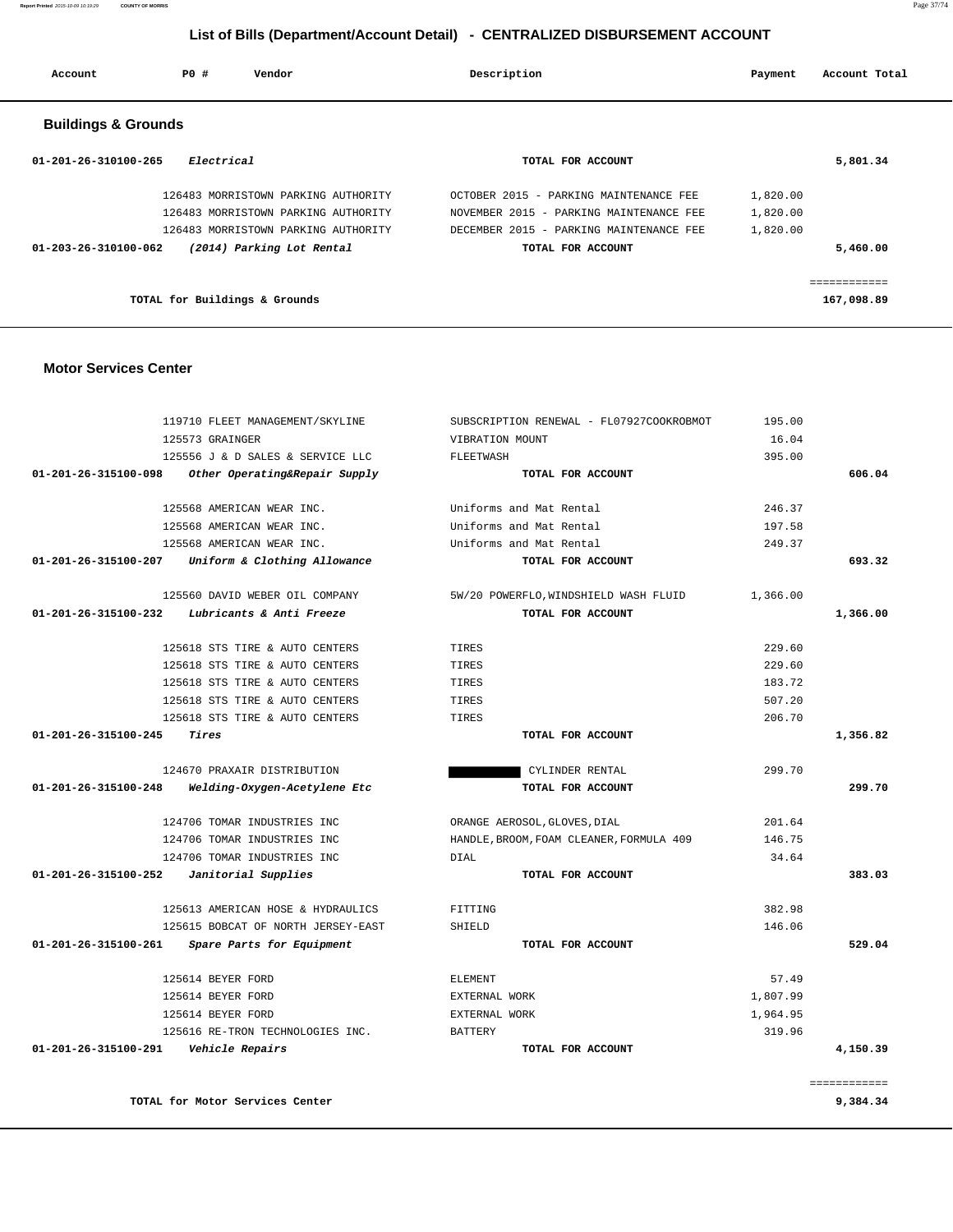# List of Bills (Department/Account Detail) - CENTRALIZED DISBURSEMENT ACCOUNT

| Account | PO # | Vendor | Description | Payment | Account Total |
|---|---|---|---|---|---|

## Buildings & Grounds

| Account | PO # | Vendor | Description | Payment | Account Total |
|---|---|---|---|---|---|
| 01-201-26-310100-265 | | *Electrical* | TOTAL FOR ACCOUNT | | 5,801.34 |
| | 126483 | MORRISTOWN PARKING AUTHORITY | OCTOBER 2015 - PARKING MAINTENANCE FEE | 1,820.00 | |
| | 126483 | MORRISTOWN PARKING AUTHORITY | NOVEMBER 2015 - PARKING MAINTENANCE FEE | 1,820.00 | |
| | 126483 | MORRISTOWN PARKING AUTHORITY | DECEMBER 2015 - PARKING MAINTENANCE FEE | 1,820.00 | |
| 01-203-26-310100-062 | | *(2014) Parking Lot Rental* | TOTAL FOR ACCOUNT | | 5,460.00 |
| | | | | | ============ |
| | | TOTAL for Buildings & Grounds | | | 167,098.89 |

## Motor Services Center

| Account | PO # | Vendor | Description | Payment | Account Total |
|---|---|---|---|---|---|
| | 119710 | FLEET MANAGEMENT/SKYLINE | SUBSCRIPTION RENEWAL - FL07927COOKROBMOT | 195.00 | |
| | 125573 | GRAINGER | VIBRATION MOUNT | 16.04 | |
| | 125556 | J & D SALES & SERVICE LLC | FLEETWASH | 395.00 | |
| 01-201-26-315100-098 | | *Other Operating&Repair Supply* | TOTAL FOR ACCOUNT | | 606.04 |
| | 125568 | AMERICAN WEAR INC. | Uniforms and Mat Rental | 246.37 | |
| | 125568 | AMERICAN WEAR INC. | Uniforms and Mat Rental | 197.58 | |
| | 125568 | AMERICAN WEAR INC. | Uniforms and Mat Rental | 249.37 | |
| 01-201-26-315100-207 | | *Uniform & Clothing Allowance* | TOTAL FOR ACCOUNT | | 693.32 |
| | 125560 | DAVID WEBER OIL COMPANY | 5W/20 POWERFLO,WINDSHIELD WASH FLUID | 1,366.00 | |
| 01-201-26-315100-232 | | *Lubricants & Anti Freeze* | TOTAL FOR ACCOUNT | | 1,366.00 |
| | 125618 | STS TIRE & AUTO CENTERS | TIRES | 229.60 | |
| | 125618 | STS TIRE & AUTO CENTERS | TIRES | 229.60 | |
| | 125618 | STS TIRE & AUTO CENTERS | TIRES | 183.72 | |
| | 125618 | STS TIRE & AUTO CENTERS | TIRES | 507.20 | |
| | 125618 | STS TIRE & AUTO CENTERS | TIRES | 206.70 | |
| 01-201-26-315100-245 | | *Tires* | TOTAL FOR ACCOUNT | | 1,356.82 |
| | 124670 | PRAXAIR DISTRIBUTION | CYLINDER RENTAL | 299.70 | |
| 01-201-26-315100-248 | | *Welding-Oxygen-Acetylene Etc* | TOTAL FOR ACCOUNT | | 299.70 |
| | 124706 | TOMAR INDUSTRIES INC | ORANGE AEROSOL,GLOVES,DIAL | 201.64 | |
| | 124706 | TOMAR INDUSTRIES INC | HANDLE,BROOM,FOAM CLEANER,FORMULA 409 | 146.75 | |
| | 124706 | TOMAR INDUSTRIES INC | DIAL | 34.64 | |
| 01-201-26-315100-252 | | *Janitorial Supplies* | TOTAL FOR ACCOUNT | | 383.03 |
| | 125613 | AMERICAN HOSE & HYDRAULICS | FITTING | 382.98 | |
| | 125615 | BOBCAT OF NORTH JERSEY-EAST | SHIELD | 146.06 | |
| 01-201-26-315100-261 | | *Spare Parts for Equipment* | TOTAL FOR ACCOUNT | | 529.04 |
| | 125614 | BEYER FORD | ELEMENT | 57.49 | |
| | 125614 | BEYER FORD | EXTERNAL WORK | 1,807.99 | |
| | 125614 | BEYER FORD | EXTERNAL WORK | 1,964.95 | |
| | 125616 | RE-TRON TECHNOLOGIES INC. | BATTERY | 319.96 | |
| 01-201-26-315100-291 | | *Vehicle Repairs* | TOTAL FOR ACCOUNT | | 4,150.39 |
| | | | | | ============ |
| | | TOTAL for Motor Services Center | | | 9,384.34 |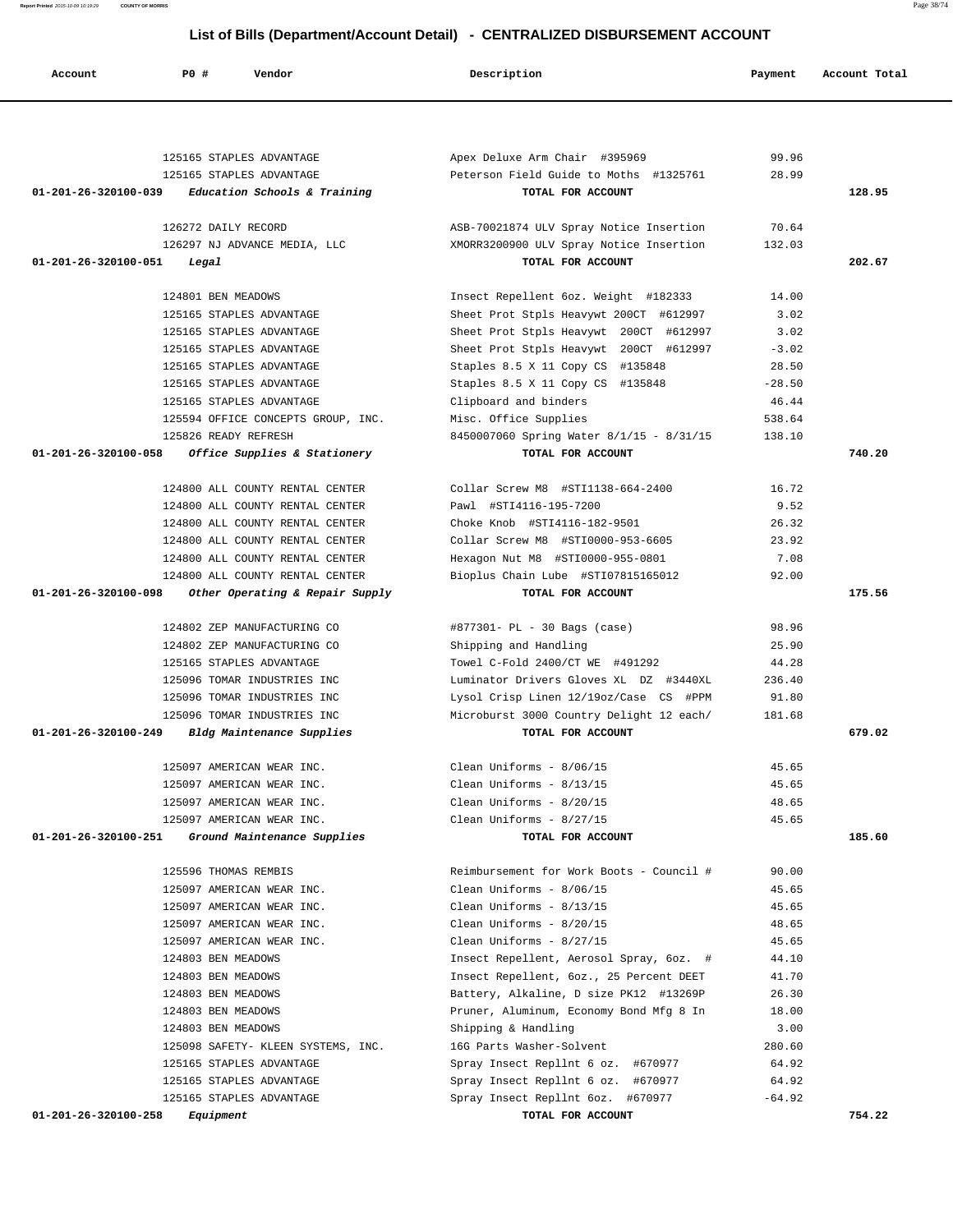# List of Bills (Department/Account Detail) - CENTRALIZED DISBURSEMENT ACCOUNT

| Account | PO # | Vendor | Description | Payment | Account Total |
|---|---|---|---|---|---|
| | 125165 | STAPLES ADVANTAGE | Apex Deluxe Arm Chair #395969 | 99.96 | |
| | 125165 | STAPLES ADVANTAGE | Peterson Field Guide to Moths #1325761 | 28.99 | |
| 01-201-26-320100-039 | | *Education Schools & Training* | TOTAL FOR ACCOUNT | | 128.95 |
| | 126272 | DAILY RECORD | ASB-70021874 ULV Spray Notice Insertion | 70.64 | |
| | 126297 | NJ ADVANCE MEDIA, LLC | XMORR3200900 ULV Spray Notice Insertion | 132.03 | |
| 01-201-26-320100-051 | | *Legal* | TOTAL FOR ACCOUNT | | 202.67 |
| | 124801 | BEN MEADOWS | Insect Repellent 6oz. Weight #182333 | 14.00 | |
| | 125165 | STAPLES ADVANTAGE | Sheet Prot Stpls Heavywt 200CT #612997 | 3.02 | |
| | 125165 | STAPLES ADVANTAGE | Sheet Prot Stpls Heavywt 200CT #612997 | 3.02 | |
| | 125165 | STAPLES ADVANTAGE | Sheet Prot Stpls Heavywt 200CT #612997 | -3.02 | |
| | 125165 | STAPLES ADVANTAGE | Staples 8.5 X 11 Copy CS #135848 | 28.50 | |
| | 125165 | STAPLES ADVANTAGE | Staples 8.5 X 11 Copy CS #135848 | -28.50 | |
| | 125165 | STAPLES ADVANTAGE | Clipboard and binders | 46.44 | |
| | 125594 | OFFICE CONCEPTS GROUP, INC. | Misc. Office Supplies | 538.64 | |
| | 125826 | READY REFRESH | 8450007060 Spring Water 8/1/15 - 8/31/15 | 138.10 | |
| 01-201-26-320100-058 | | *Office Supplies & Stationery* | TOTAL FOR ACCOUNT | | 740.20 |
| | 124800 | ALL COUNTY RENTAL CENTER | Collar Screw M8 #STI1138-664-2400 | 16.72 | |
| | 124800 | ALL COUNTY RENTAL CENTER | Pawl #STI4116-195-7200 | 9.52 | |
| | 124800 | ALL COUNTY RENTAL CENTER | Choke Knob #STI4116-182-9501 | 26.32 | |
| | 124800 | ALL COUNTY RENTAL CENTER | Collar Screw M8 #STI0000-953-6605 | 23.92 | |
| | 124800 | ALL COUNTY RENTAL CENTER | Hexagon Nut M8 #STI0000-955-0801 | 7.08 | |
| | 124800 | ALL COUNTY RENTAL CENTER | Bioplus Chain Lube #STI07815165012 | 92.00 | |
| 01-201-26-320100-098 | | *Other Operating & Repair Supply* | TOTAL FOR ACCOUNT | | 175.56 |
| | 124802 | ZEP MANUFACTURING CO | #877301- PL - 30 Bags (case) | 98.96 | |
| | 124802 | ZEP MANUFACTURING CO | Shipping and Handling | 25.90 | |
| | 125165 | STAPLES ADVANTAGE | Towel C-Fold 2400/CT WE #491292 | 44.28 | |
| | 125096 | TOMAR INDUSTRIES INC | Luminator Drivers Gloves XL DZ #3440XL | 236.40 | |
| | 125096 | TOMAR INDUSTRIES INC | Lysol Crisp Linen 12/19oz/Case CS #PPM | 91.80 | |
| | 125096 | TOMAR INDUSTRIES INC | Microburst 3000 Country Delight 12 each/ | 181.68 | |
| 01-201-26-320100-249 | | *Bldg Maintenance Supplies* | TOTAL FOR ACCOUNT | | 679.02 |
| | 125097 | AMERICAN WEAR INC. | Clean Uniforms - 8/06/15 | 45.65 | |
| | 125097 | AMERICAN WEAR INC. | Clean Uniforms - 8/13/15 | 45.65 | |
| | 125097 | AMERICAN WEAR INC. | Clean Uniforms - 8/20/15 | 48.65 | |
| | 125097 | AMERICAN WEAR INC. | Clean Uniforms - 8/27/15 | 45.65 | |
| 01-201-26-320100-251 | | *Ground Maintenance Supplies* | TOTAL FOR ACCOUNT | | 185.60 |
| | 125596 | THOMAS REMBIS | Reimbursement for Work Boots - Council # | 90.00 | |
| | 125097 | AMERICAN WEAR INC. | Clean Uniforms - 8/06/15 | 45.65 | |
| | 125097 | AMERICAN WEAR INC. | Clean Uniforms - 8/13/15 | 45.65 | |
| | 125097 | AMERICAN WEAR INC. | Clean Uniforms - 8/20/15 | 48.65 | |
| | 125097 | AMERICAN WEAR INC. | Clean Uniforms - 8/27/15 | 45.65 | |
| | 124803 | BEN MEADOWS | Insect Repellent, Aerosol Spray, 6oz. # | 44.10 | |
| | 124803 | BEN MEADOWS | Insect Repellent, 6oz., 25 Percent DEET | 41.70 | |
| | 124803 | BEN MEADOWS | Battery, Alkaline, D size PK12 #13269P | 26.30 | |
| | 124803 | BEN MEADOWS | Pruner, Aluminum, Economy Bond Mfg 8 In | 18.00 | |
| | 124803 | BEN MEADOWS | Shipping & Handling | 3.00 | |
| | 125098 | SAFETY- KLEEN SYSTEMS, INC. | 16G Parts Washer-Solvent | 280.60 | |
| | 125165 | STAPLES ADVANTAGE | Spray Insect Repllnt 6 oz. #670977 | 64.92 | |
| | 125165 | STAPLES ADVANTAGE | Spray Insect Repllnt 6 oz. #670977 | 64.92 | |
| | 125165 | STAPLES ADVANTAGE | Spray Insect Repllnt 6oz. #670977 | -64.92 | |
| 01-201-26-320100-258 | | *Equipment* | TOTAL FOR ACCOUNT | | 754.22 |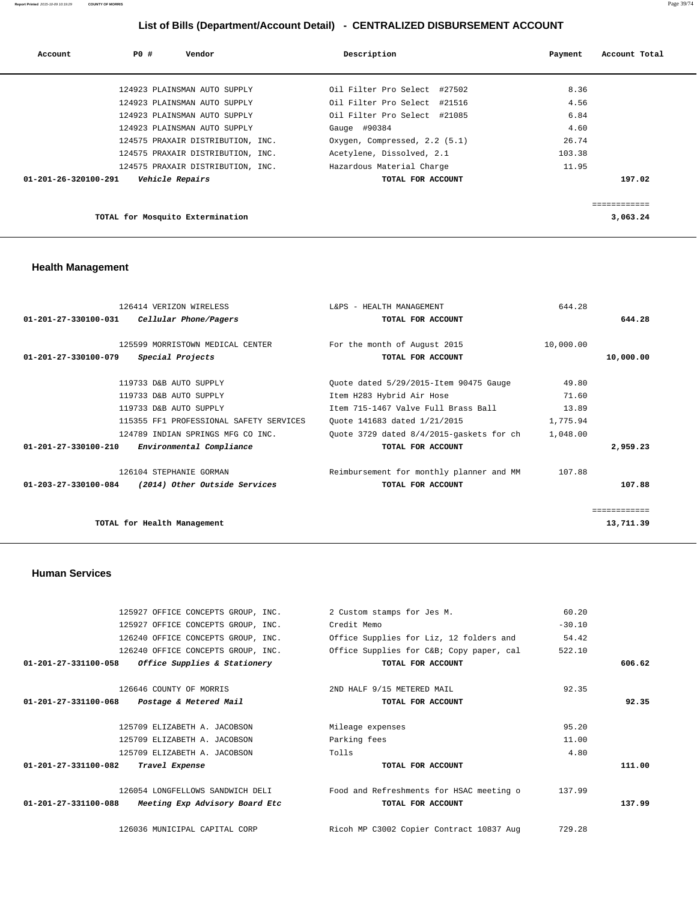## List of Bills (Department/Account Detail) - CENTRALIZED DISBURSEMENT ACCOUNT

| Account | PO # | Vendor | Description | Payment | Account Total |
|---|---|---|---|---|---|
| | 124923 | PLAINSMAN AUTO SUPPLY | Oil Filter Pro Select #27502 | 8.36 | |
| | 124923 | PLAINSMAN AUTO SUPPLY | Oil Filter Pro Select #21516 | 4.56 | |
| | 124923 | PLAINSMAN AUTO SUPPLY | Oil Filter Pro Select #21085 | 6.84 | |
| | 124923 | PLAINSMAN AUTO SUPPLY | Gauge #90384 | 4.60 | |
| | 124575 | PRAXAIR DISTRIBUTION, INC. | Oxygen, Compressed, 2.2 (5.1) | 26.74 | |
| | 124575 | PRAXAIR DISTRIBUTION, INC. | Acetylene, Dissolved, 2.1 | 103.38 | |
| | 124575 | PRAXAIR DISTRIBUTION, INC. | Hazardous Material Charge | 11.95 | |
| **01-201-26-320100-291** | | ***Vehicle Repairs*** | **TOTAL FOR ACCOUNT** | | **197.02** |
| | | **TOTAL for Mosquito Extermination** | | | **3,063.24** |

### Health Management

| Account | PO # | Vendor | Description | Payment | Account Total |
|---|---|---|---|---|---|
| | 126414 | VERIZON WIRELESS | L&PS - HEALTH MANAGEMENT | 644.28 | |
| **01-201-27-330100-031** | | ***Cellular Phone/Pagers*** | **TOTAL FOR ACCOUNT** | | **644.28** |
| | 125599 | MORRISTOWN MEDICAL CENTER | For the month of August 2015 | 10,000.00 | |
| **01-201-27-330100-079** | | ***Special Projects*** | **TOTAL FOR ACCOUNT** | | **10,000.00** |
| | 119733 | D&B AUTO SUPPLY | Quote dated 5/29/2015-Item 90475 Gauge | 49.80 | |
| | 119733 | D&B AUTO SUPPLY | Item H283 Hybrid Air Hose | 71.60 | |
| | 119733 | D&B AUTO SUPPLY | Item 715-1467 Valve Full Brass Ball | 13.89 | |
| | 115355 | FF1 PROFESSIONAL SAFETY SERVICES | Quote 141683 dated 1/21/2015 | 1,775.94 | |
| | 124789 | INDIAN SPRINGS MFG CO INC. | Quote 3729 dated 8/4/2015-gaskets for ch | 1,048.00 | |
| **01-201-27-330100-210** | | ***Environmental Compliance*** | **TOTAL FOR ACCOUNT** | | **2,959.23** |
| | 126104 | STEPHANIE GORMAN | Reimbursement for monthly planner and MM | 107.88 | |
| **01-203-27-330100-084** | | ***(2014) Other Outside Services*** | **TOTAL FOR ACCOUNT** | | **107.88** |
| | | **TOTAL for Health Management** | | | **13,711.39** |

### Human Services

| Account | PO # | Vendor | Description | Payment | Account Total |
|---|---|---|---|---|---|
| | 125927 | OFFICE CONCEPTS GROUP, INC. | 2 Custom stamps for Jes M. | 60.20 | |
| | 125927 | OFFICE CONCEPTS GROUP, INC. | Credit Memo | -30.10 | |
| | 126240 | OFFICE CONCEPTS GROUP, INC. | Office Supplies for Liz, 12 folders and | 54.42 | |
| | 126240 | OFFICE CONCEPTS GROUP, INC. | Office Supplies for C&B; Copy paper, cal | 522.10 | |
| **01-201-27-331100-058** | | ***Office Supplies & Stationery*** | **TOTAL FOR ACCOUNT** | | **606.62** |
| | 126646 | COUNTY OF MORRIS | 2ND HALF 9/15 METERED MAIL | 92.35 | |
| **01-201-27-331100-068** | | ***Postage & Metered Mail*** | **TOTAL FOR ACCOUNT** | | **92.35** |
| | 125709 | ELIZABETH A. JACOBSON | Mileage expenses | 95.20 | |
| | 125709 | ELIZABETH A. JACOBSON | Parking fees | 11.00 | |
| | 125709 | ELIZABETH A. JACOBSON | Tolls | 4.80 | |
| **01-201-27-331100-082** | | ***Travel Expense*** | **TOTAL FOR ACCOUNT** | | **111.00** |
| | 126054 | LONGFELLOWS SANDWICH DELI | Food and Refreshments for HSAC meeting o | 137.99 | |
| **01-201-27-331100-088** | | ***Meeting Exp Advisory Board Etc*** | **TOTAL FOR ACCOUNT** | | **137.99** |
| | 126036 | MUNICIPAL CAPITAL CORP | Ricoh MP C3002 Copier Contract 10837 Aug | 729.28 | |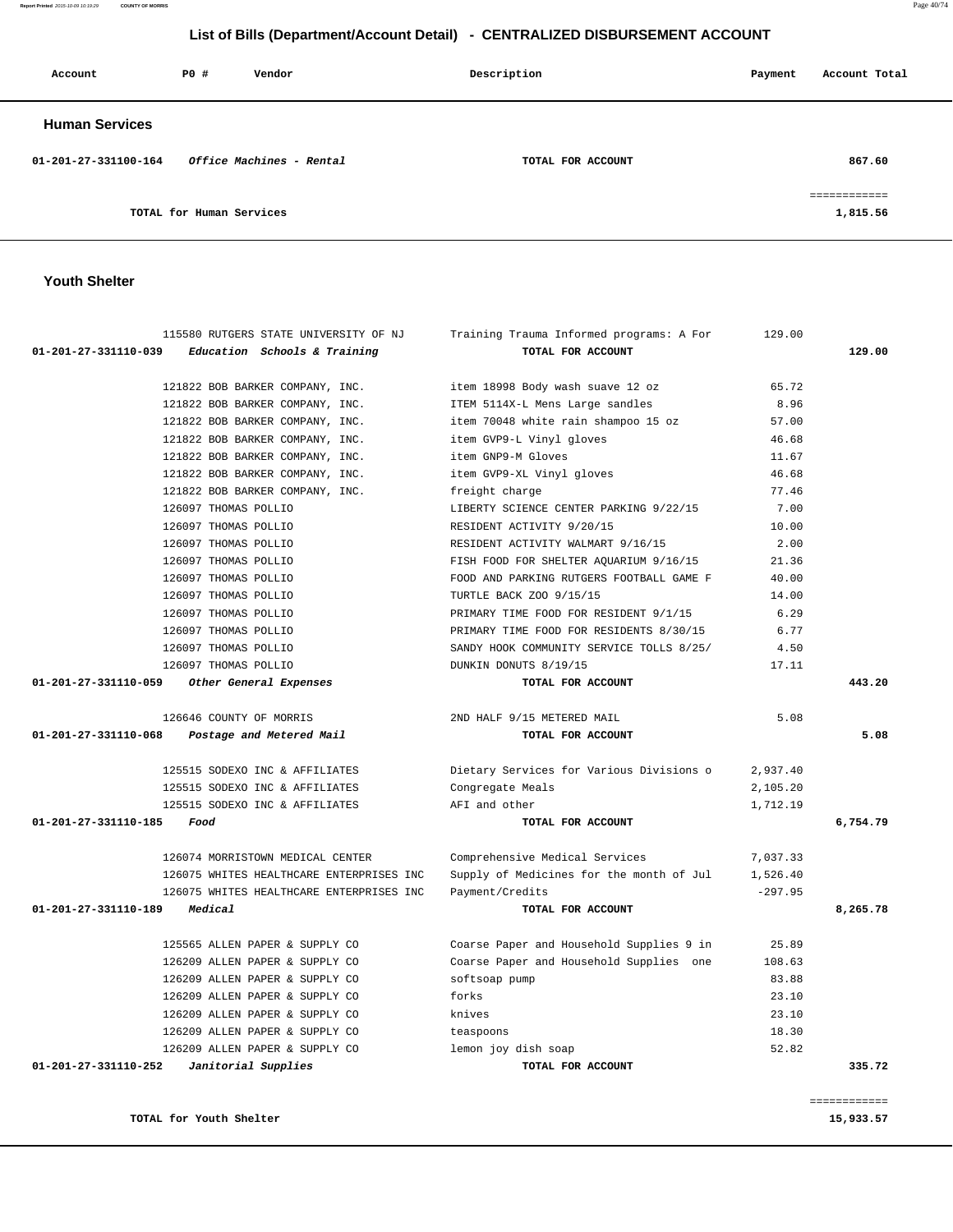## List of Bills (Department/Account Detail) - CENTRALIZED DISBURSEMENT ACCOUNT

| Account | PO # | Vendor | Description | Payment | Account Total |
|---|---|---|---|---|---|

### Human Services

| Account | PO # | Vendor | Description | Payment | Account Total |
|---|---|---|---|---|---|
| 01-201-27-331100-164 | | *Office Machines - Rental* | TOTAL FOR ACCOUNT | | 867.60 |
| | | | | | ============ |
| TOTAL for Human Services | | | | | 1,815.56 |

### Youth Shelter

| Account | PO # | Vendor | Description | Payment | Account Total |
|---|---|---|---|---|---|
| | 115580 | RUTGERS STATE UNIVERSITY OF NJ | Training Trauma Informed programs: A For | 129.00 | |
| 01-201-27-331110-039 | | *Education Schools & Training* | TOTAL FOR ACCOUNT | | 129.00 |
| | 121822 | BOB BARKER COMPANY, INC. | item 18998 Body wash suave 12 oz | 65.72 | |
| | 121822 | BOB BARKER COMPANY, INC. | ITEM 5114X-L Mens Large sandles | 8.96 | |
| | 121822 | BOB BARKER COMPANY, INC. | item 70048 white rain shampoo 15 oz | 57.00 | |
| | 121822 | BOB BARKER COMPANY, INC. | item GVP9-L Vinyl gloves | 46.68 | |
| | 121822 | BOB BARKER COMPANY, INC. | item GNP9-M Gloves | 11.67 | |
| | 121822 | BOB BARKER COMPANY, INC. | item GVP9-XL Vinyl gloves | 46.68 | |
| | 121822 | BOB BARKER COMPANY, INC. | freight charge | 77.46 | |
| | 126097 | THOMAS POLLIO | LIBERTY SCIENCE CENTER PARKING 9/22/15 | 7.00 | |
| | 126097 | THOMAS POLLIO | RESIDENT ACTIVITY 9/20/15 | 10.00 | |
| | 126097 | THOMAS POLLIO | RESIDENT ACTIVITY WALMART 9/16/15 | 2.00 | |
| | 126097 | THOMAS POLLIO | FISH FOOD FOR SHELTER AQUARIUM 9/16/15 | 21.36 | |
| | 126097 | THOMAS POLLIO | FOOD AND PARKING RUTGERS FOOTBALL GAME F | 40.00 | |
| | 126097 | THOMAS POLLIO | TURTLE BACK ZOO 9/15/15 | 14.00 | |
| | 126097 | THOMAS POLLIO | PRIMARY TIME FOOD FOR RESIDENT 9/1/15 | 6.29 | |
| | 126097 | THOMAS POLLIO | PRIMARY TIME FOOD FOR RESIDENTS 8/30/15 | 6.77 | |
| | 126097 | THOMAS POLLIO | SANDY HOOK COMMUNITY SERVICE TOLLS 8/25/ | 4.50 | |
| | 126097 | THOMAS POLLIO | DUNKIN DONUTS 8/19/15 | 17.11 | |
| 01-201-27-331110-059 | | *Other General Expenses* | TOTAL FOR ACCOUNT | | 443.20 |
| | 126646 | COUNTY OF MORRIS | 2ND HALF 9/15 METERED MAIL | 5.08 | |
| 01-201-27-331110-068 | | *Postage and Metered Mail* | TOTAL FOR ACCOUNT | | 5.08 |
| | 125515 | SODEXO INC & AFFILIATES | Dietary Services for Various Divisions o | 2,937.40 | |
| | 125515 | SODEXO INC & AFFILIATES | Congregate Meals | 2,105.20 | |
| | 125515 | SODEXO INC & AFFILIATES | AFI and other | 1,712.19 | |
| 01-201-27-331110-185 | | *Food* | TOTAL FOR ACCOUNT | | 6,754.79 |
| | 126074 | MORRISTOWN MEDICAL CENTER | Comprehensive Medical Services | 7,037.33 | |
| | 126075 | WHITES HEALTHCARE ENTERPRISES INC | Supply of Medicines for the month of Jul | 1,526.40 | |
| | 126075 | WHITES HEALTHCARE ENTERPRISES INC | Payment/Credits | -297.95 | |
| 01-201-27-331110-189 | | *Medical* | TOTAL FOR ACCOUNT | | 8,265.78 |
| | 125565 | ALLEN PAPER & SUPPLY CO | Coarse Paper and Household Supplies 9 in | 25.89 | |
| | 126209 | ALLEN PAPER & SUPPLY CO | Coarse Paper and Household Supplies one | 108.63 | |
| | 126209 | ALLEN PAPER & SUPPLY CO | softsoap pump | 83.88 | |
| | 126209 | ALLEN PAPER & SUPPLY CO | forks | 23.10 | |
| | 126209 | ALLEN PAPER & SUPPLY CO | knives | 23.10 | |
| | 126209 | ALLEN PAPER & SUPPLY CO | teaspoons | 18.30 | |
| | 126209 | ALLEN PAPER & SUPPLY CO | lemon joy dish soap | 52.82 | |
| 01-201-27-331110-252 | | *Janitorial Supplies* | TOTAL FOR ACCOUNT | | 335.72 |
| | | | | | ============ |
| TOTAL for Youth Shelter | | | | | 15,933.57 |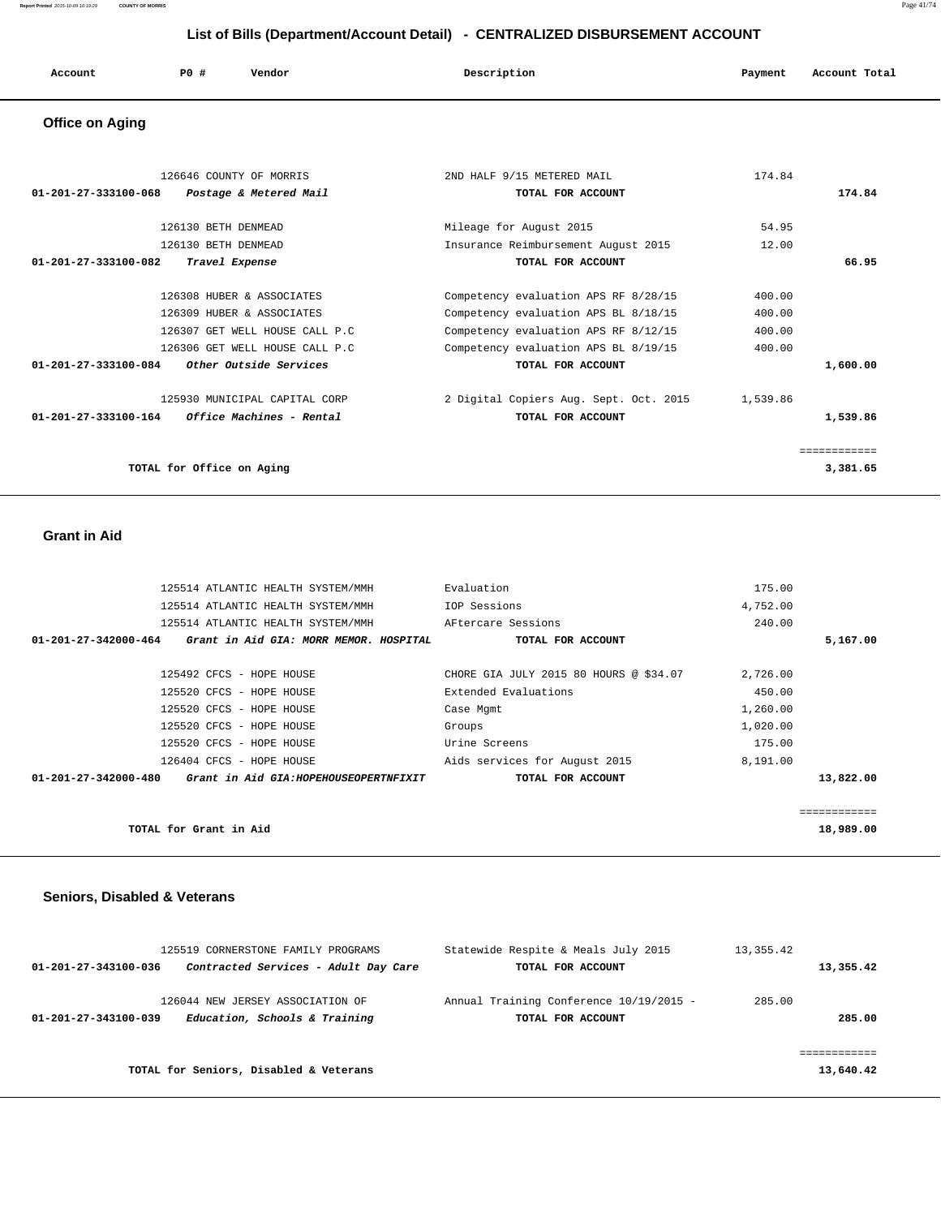## List of Bills (Department/Account Detail) - CENTRALIZED DISBURSEMENT ACCOUNT

| Account | PO # | Vendor | Description | Payment | Account Total |
|---|---|---|---|---|---|

### Office on Aging

| Account | PO # | Vendor | Description | Payment | Account Total |
|---|---|---|---|---|---|
| | 126646 | COUNTY OF MORRIS | 2ND HALF 9/15 METERED MAIL | 174.84 | |
| **01-201-27-333100-068** | | ***Postage & Metered Mail*** | **TOTAL FOR ACCOUNT** | | **174.84** |
| | 126130 | BETH DENMEAD | Mileage for August 2015 | 54.95 | |
| | 126130 | BETH DENMEAD | Insurance Reimbursement August 2015 | 12.00 | |
| **01-201-27-333100-082** | | ***Travel Expense*** | **TOTAL FOR ACCOUNT** | | **66.95** |
| | 126308 | HUBER & ASSOCIATES | Competency evaluation APS RF 8/28/15 | 400.00 | |
| | 126309 | HUBER & ASSOCIATES | Competency evaluation APS BL 8/18/15 | 400.00 | |
| | 126307 | GET WELL HOUSE CALL P.C | Competency evaluation APS RF 8/12/15 | 400.00 | |
| | 126306 | GET WELL HOUSE CALL P.C | Competency evaluation APS BL 8/19/15 | 400.00 | |
| **01-201-27-333100-084** | | ***Other Outside Services*** | **TOTAL FOR ACCOUNT** | | **1,600.00** |
| | 125930 | MUNICIPAL CAPITAL CORP | 2 Digital Copiers Aug. Sept. Oct. 2015 | 1,539.86 | |
| **01-201-27-333100-164** | | ***Office Machines - Rental*** | **TOTAL FOR ACCOUNT** | | **1,539.86** |
| | | | | | ============ |
| | **TOTAL for Office on Aging** | | | | **3,381.65** |

### Grant in Aid

| Account | PO # | Vendor | Description | Payment | Account Total |
|---|---|---|---|---|---|
| | 125514 | ATLANTIC HEALTH SYSTEM/MMH | Evaluation | 175.00 | |
| | 125514 | ATLANTIC HEALTH SYSTEM/MMH | IOP Sessions | 4,752.00 | |
| | 125514 | ATLANTIC HEALTH SYSTEM/MMH | AFtercare Sessions | 240.00 | |
| **01-201-27-342000-464** | | ***Grant in Aid GIA: MORR MEMOR. HOSPITAL*** | **TOTAL FOR ACCOUNT** | | **5,167.00** |
| | 125492 | CFCS - HOPE HOUSE | CHORE GIA JULY 2015 80 HOURS @ $34.07 | 2,726.00 | |
| | 125520 | CFCS - HOPE HOUSE | Extended Evaluations | 450.00 | |
| | 125520 | CFCS - HOPE HOUSE | Case Mgmt | 1,260.00 | |
| | 125520 | CFCS - HOPE HOUSE | Groups | 1,020.00 | |
| | 125520 | CFCS - HOPE HOUSE | Urine Screens | 175.00 | |
| | 126404 | CFCS - HOPE HOUSE | Aids services for August 2015 | 8,191.00 | |
| **01-201-27-342000-480** | | ***Grant in Aid GIA:HOPEHOUSEOPERTNFIXIT*** | **TOTAL FOR ACCOUNT** | | **13,822.00** |
| | | | | | ============ |
| | **TOTAL for Grant in Aid** | | | | **18,989.00** |

### Seniors, Disabled & Veterans

| Account | PO # | Vendor | Description | Payment | Account Total |
|---|---|---|---|---|---|
| | 125519 | CORNERSTONE FAMILY PROGRAMS | Statewide Respite & Meals July 2015 | 13,355.42 | |
| **01-201-27-343100-036** | | ***Contracted Services - Adult Day Care*** | **TOTAL FOR ACCOUNT** | | **13,355.42** |
| | 126044 | NEW JERSEY ASSOCIATION OF | Annual Training Conference 10/19/2015 - | 285.00 | |
| **01-201-27-343100-039** | | ***Education, Schools & Training*** | **TOTAL FOR ACCOUNT** | | **285.00** |
| | | | | | ============ |
| | **TOTAL for Seniors, Disabled & Veterans** | | | | **13,640.42** |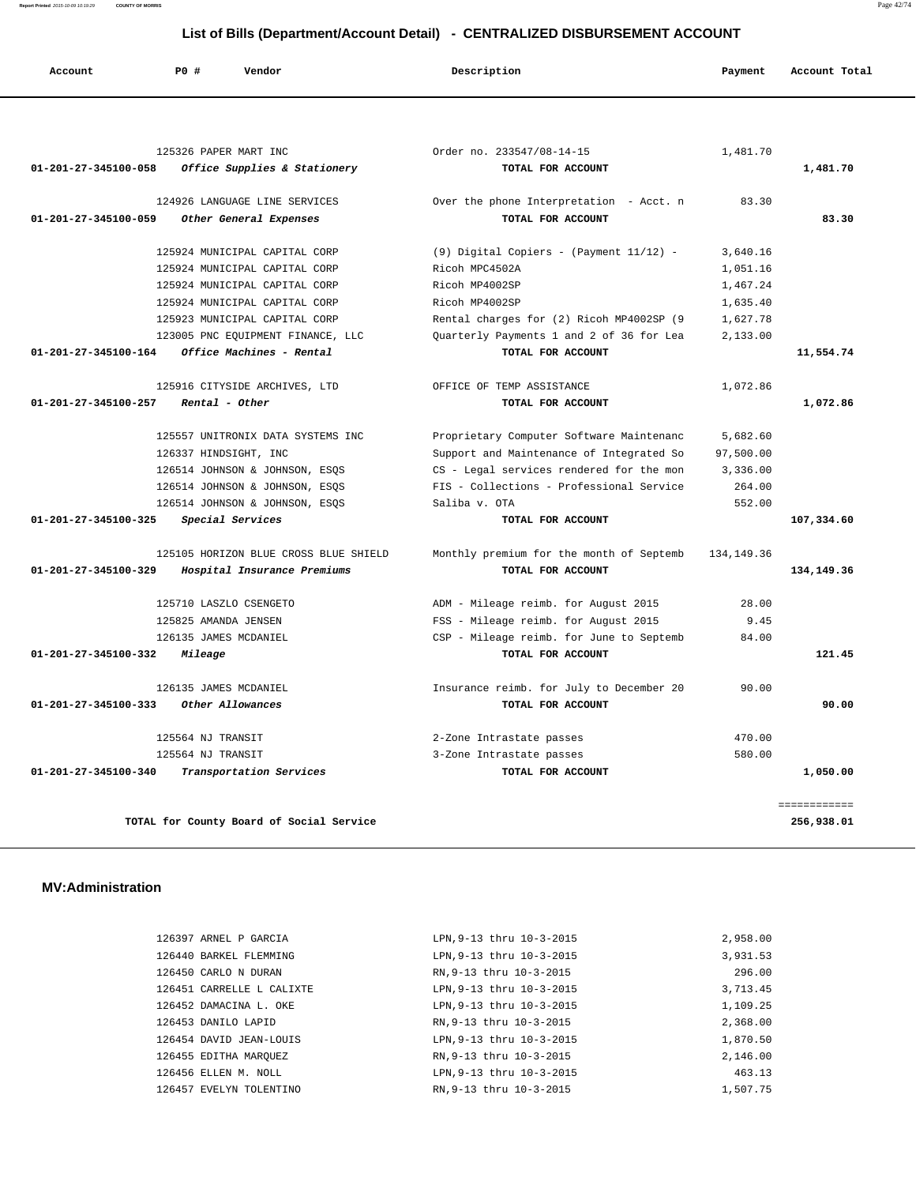## List of Bills (Department/Account Detail) - CENTRALIZED DISBURSEMENT ACCOUNT

| Account | PO # | Vendor | Description | Payment | Account Total |
|---|---|---|---|---|---|
| | 125326 | PAPER MART INC | Order no. 233547/08-14-15 | 1,481.70 | |
| 01-201-27-345100-058 | | *Office Supplies & Stationery* | TOTAL FOR ACCOUNT | | 1,481.70 |
| | 124926 | LANGUAGE LINE SERVICES | Over the phone Interpretation - Acct. n | 83.30 | |
| 01-201-27-345100-059 | | *Other General Expenses* | TOTAL FOR ACCOUNT | | 83.30 |
| | 125924 | MUNICIPAL CAPITAL CORP | (9) Digital Copiers - (Payment 11/12) - | 3,640.16 | |
| | 125924 | MUNICIPAL CAPITAL CORP | Ricoh MPC4502A | 1,051.16 | |
| | 125924 | MUNICIPAL CAPITAL CORP | Ricoh MP4002SP | 1,467.24 | |
| | 125924 | MUNICIPAL CAPITAL CORP | Ricoh MP4002SP | 1,635.40 | |
| | 125923 | MUNICIPAL CAPITAL CORP | Rental charges for (2) Ricoh MP4002SP (9 | 1,627.78 | |
| | 123005 | PNC EQUIPMENT FINANCE, LLC | Quarterly Payments 1 and 2 of 36 for Lea | 2,133.00 | |
| 01-201-27-345100-164 | | *Office Machines - Rental* | TOTAL FOR ACCOUNT | | 11,554.74 |
| | 125916 | CITYSIDE ARCHIVES, LTD | OFFICE OF TEMP ASSISTANCE | 1,072.86 | |
| 01-201-27-345100-257 | | *Rental - Other* | TOTAL FOR ACCOUNT | | 1,072.86 |
| | 125557 | UNITRONIX DATA SYSTEMS INC | Proprietary Computer Software Maintenanc | 5,682.60 | |
| | 126337 | HINDSIGHT, INC | Support and Maintenance of Integrated So | 97,500.00 | |
| | 126514 | JOHNSON & JOHNSON, ESQS | CS - Legal services rendered for the mon | 3,336.00 | |
| | 126514 | JOHNSON & JOHNSON, ESQS | FIS - Collections - Professional Service | 264.00 | |
| | 126514 | JOHNSON & JOHNSON, ESQS | Saliba v. OTA | 552.00 | |
| 01-201-27-345100-325 | | *Special Services* | TOTAL FOR ACCOUNT | | 107,334.60 |
| | 125105 | HORIZON BLUE CROSS BLUE SHIELD | Monthly premium for the month of Septemb | 134,149.36 | |
| 01-201-27-345100-329 | | *Hospital Insurance Premiums* | TOTAL FOR ACCOUNT | | 134,149.36 |
| | 125710 | LASZLO CSENGETO | ADM - Mileage reimb. for August 2015 | 28.00 | |
| | 125825 | AMANDA JENSEN | FSS - Mileage reimb. for August 2015 | 9.45 | |
| | 126135 | JAMES MCDANIEL | CSP - Mileage reimb. for June to Septemb | 84.00 | |
| 01-201-27-345100-332 | | *Mileage* | TOTAL FOR ACCOUNT | | 121.45 |
| | 126135 | JAMES MCDANIEL | Insurance reimb. for July to December 20 | 90.00 | |
| 01-201-27-345100-333 | | *Other Allowances* | TOTAL FOR ACCOUNT | | 90.00 |
| | 125564 | NJ TRANSIT | 2-Zone Intrastate passes | 470.00 | |
| | 125564 | NJ TRANSIT | 3-Zone Intrastate passes | 580.00 | |
| 01-201-27-345100-340 | | *Transportation Services* | TOTAL FOR ACCOUNT | | 1,050.00 |
| | | | | | ============ |
| | | TOTAL for County Board of Social Service | | | 256,938.01 |

### MV:Administration

| Account | PO # | Vendor | Description | Payment | Account Total |
|---|---|---|---|---|---|
| | 126397 | ARNEL P GARCIA | LPN,9-13 thru 10-3-2015 | 2,958.00 | |
| | 126440 | BARKEL FLEMMING | LPN,9-13 thru 10-3-2015 | 3,931.53 | |
| | 126450 | CARLO N DURAN | RN,9-13 thru 10-3-2015 | 296.00 | |
| | 126451 | CARRELLE L CALIXTE | LPN,9-13 thru 10-3-2015 | 3,713.45 | |
| | 126452 | DAMACINA L. OKE | LPN,9-13 thru 10-3-2015 | 1,109.25 | |
| | 126453 | DANILO LAPID | RN,9-13 thru 10-3-2015 | 2,368.00 | |
| | 126454 | DAVID JEAN-LOUIS | LPN,9-13 thru 10-3-2015 | 1,870.50 | |
| | 126455 | EDITHA MARQUEZ | RN,9-13 thru 10-3-2015 | 2,146.00 | |
| | 126456 | ELLEN M. NOLL | LPN,9-13 thru 10-3-2015 | 463.13 | |
| | 126457 | EVELYN TOLENTINO | RN,9-13 thru 10-3-2015 | 1,507.75 | |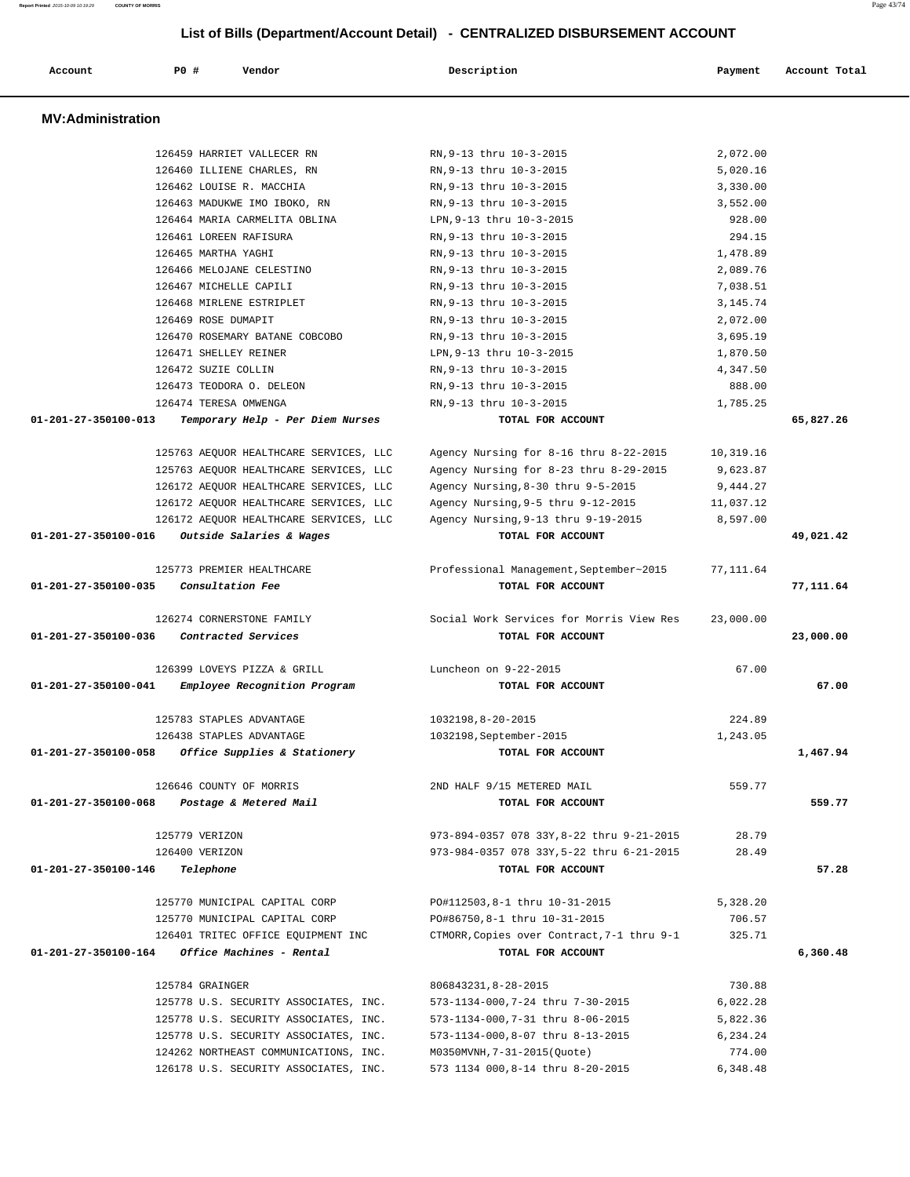## List of Bills (Department/Account Detail) - CENTRALIZED DISBURSEMENT ACCOUNT

| Account | PO # | Vendor | Description | Payment | Account Total |
|---|---|---|---|---|---|

### MV:Administration

| Account | PO # | Vendor | Description | Payment | Account Total |
|---|---|---|---|---|---|
| | 126459 | HARRIET VALLECER RN | RN,9-13 thru 10-3-2015 | 2,072.00 | |
| | 126460 | ILLIENE CHARLES, RN | RN,9-13 thru 10-3-2015 | 5,020.16 | |
| | 126462 | LOUISE R. MACCHIA | RN,9-13 thru 10-3-2015 | 3,330.00 | |
| | 126463 | MADUKWE IMO IBOKO, RN | RN,9-13 thru 10-3-2015 | 3,552.00 | |
| | 126464 | MARIA CARMELITA OBLINA | LPN,9-13 thru 10-3-2015 | 928.00 | |
| | 126461 | LOREEN RAFISURA | RN,9-13 thru 10-3-2015 | 294.15 | |
| | 126465 | MARTHA YAGHI | RN,9-13 thru 10-3-2015 | 1,478.89 | |
| | 126466 | MELOJANE CELESTINO | RN,9-13 thru 10-3-2015 | 2,089.76 | |
| | 126467 | MICHELLE CAPILI | RN,9-13 thru 10-3-2015 | 7,038.51 | |
| | 126468 | MIRLENE ESTRIPLET | RN,9-13 thru 10-3-2015 | 3,145.74 | |
| | 126469 | ROSE DUMAPIT | RN,9-13 thru 10-3-2015 | 2,072.00 | |
| | 126470 | ROSEMARY BATANE COBCOBO | RN,9-13 thru 10-3-2015 | 3,695.19 | |
| | 126471 | SHELLEY REINER | LPN,9-13 thru 10-3-2015 | 1,870.50 | |
| | 126472 | SUZIE COLLIN | RN,9-13 thru 10-3-2015 | 4,347.50 | |
| | 126473 | TEODORA O. DELEON | RN,9-13 thru 10-3-2015 | 888.00 | |
| | 126474 | TERESA OMWENGA | RN,9-13 thru 10-3-2015 | 1,785.25 | |
| **01-201-27-350100-013** | | ***Temporary Help - Per Diem Nurses*** | **TOTAL FOR ACCOUNT** | | **65,827.26** |
| | 125763 | AEQUOR HEALTHCARE SERVICES, LLC | Agency Nursing for 8-16 thru 8-22-2015 | 10,319.16 | |
| | 125763 | AEQUOR HEALTHCARE SERVICES, LLC | Agency Nursing for 8-23 thru 8-29-2015 | 9,623.87 | |
| | 126172 | AEQUOR HEALTHCARE SERVICES, LLC | Agency Nursing,8-30 thru 9-5-2015 | 9,444.27 | |
| | 126172 | AEQUOR HEALTHCARE SERVICES, LLC | Agency Nursing,9-5 thru 9-12-2015 | 11,037.12 | |
| | 126172 | AEQUOR HEALTHCARE SERVICES, LLC | Agency Nursing,9-13 thru 9-19-2015 | 8,597.00 | |
| **01-201-27-350100-016** | | ***Outside Salaries & Wages*** | **TOTAL FOR ACCOUNT** | | **49,021.42** |
| | 125773 | PREMIER HEALTHCARE | Professional Management,September~2015 | 77,111.64 | |
| **01-201-27-350100-035** | | ***Consultation Fee*** | **TOTAL FOR ACCOUNT** | | **77,111.64** |
| | 126274 | CORNERSTONE FAMILY | Social Work Services for Morris View Res | 23,000.00 | |
| **01-201-27-350100-036** | | ***Contracted Services*** | **TOTAL FOR ACCOUNT** | | **23,000.00** |
| | 126399 | LOVEYS PIZZA & GRILL | Luncheon on 9-22-2015 | 67.00 | |
| **01-201-27-350100-041** | | ***Employee Recognition Program*** | **TOTAL FOR ACCOUNT** | | **67.00** |
| | 125783 | STAPLES ADVANTAGE | 1032198,8-20-2015 | 224.89 | |
| | 126438 | STAPLES ADVANTAGE | 1032198,September-2015 | 1,243.05 | |
| **01-201-27-350100-058** | | ***Office Supplies & Stationery*** | **TOTAL FOR ACCOUNT** | | **1,467.94** |
| | 126646 | COUNTY OF MORRIS | 2ND HALF 9/15 METERED MAIL | 559.77 | |
| **01-201-27-350100-068** | | ***Postage & Metered Mail*** | **TOTAL FOR ACCOUNT** | | **559.77** |
| | 125779 | VERIZON | 973-894-0357 078 33Y,8-22 thru 9-21-2015 | 28.79 | |
| | 126400 | VERIZON | 973-984-0357 078 33Y,5-22 thru 6-21-2015 | 28.49 | |
| **01-201-27-350100-146** | | ***Telephone*** | **TOTAL FOR ACCOUNT** | | **57.28** |
| | 125770 | MUNICIPAL CAPITAL CORP | PO#112503,8-1 thru 10-31-2015 | 5,328.20 | |
| | 125770 | MUNICIPAL CAPITAL CORP | PO#86750,8-1 thru 10-31-2015 | 706.57 | |
| | 126401 | TRITEC OFFICE EQUIPMENT INC | CTMORR,Copies over Contract,7-1 thru 9-1 | 325.71 | |
| **01-201-27-350100-164** | | ***Office Machines - Rental*** | **TOTAL FOR ACCOUNT** | | **6,360.48** |
| | 125784 | GRAINGER | 806843231,8-28-2015 | 730.88 | |
| | 125778 | U.S. SECURITY ASSOCIATES, INC. | 573-1134-000,7-24 thru 7-30-2015 | 6,022.28 | |
| | 125778 | U.S. SECURITY ASSOCIATES, INC. | 573-1134-000,7-31 thru 8-06-2015 | 5,822.36 | |
| | 125778 | U.S. SECURITY ASSOCIATES, INC. | 573-1134-000,8-07 thru 8-13-2015 | 6,234.24 | |
| | 124262 | NORTHEAST COMMUNICATIONS, INC. | M0350MVNH,7-31-2015(Quote) | 774.00 | |
| | 126178 | U.S. SECURITY ASSOCIATES, INC. | 573 1134 000,8-14 thru 8-20-2015 | 6,348.48 | |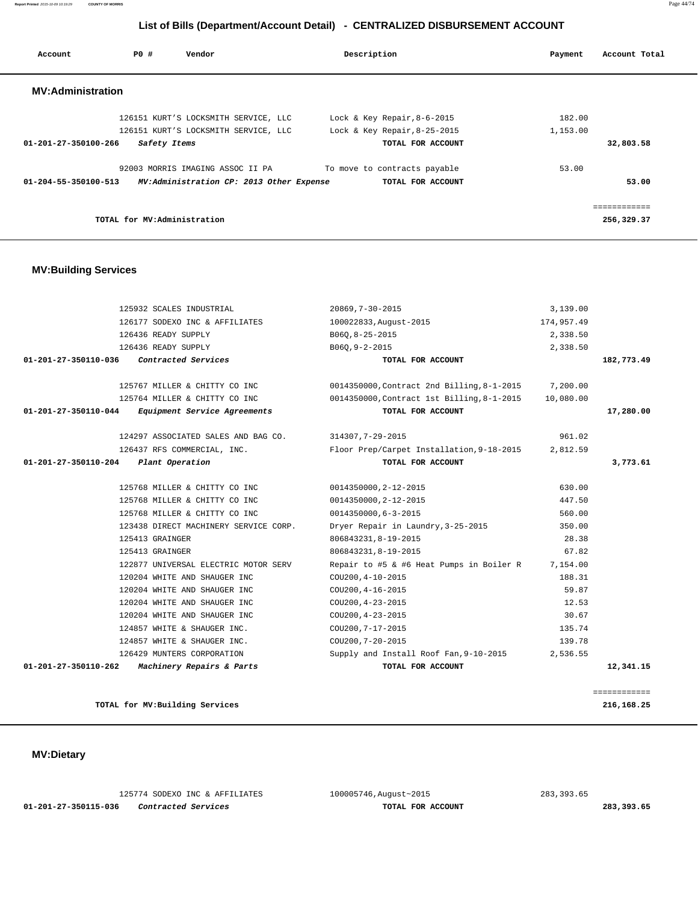# List of Bills (Department/Account Detail) - CENTRALIZED DISBURSEMENT ACCOUNT

| Account | PO # | Vendor | Description | Payment | Account Total |
|---|---|---|---|---|---|

## MV:Administration

| Account | PO # | Vendor | Description | Payment | Account Total |
|---|---|---|---|---|---|
| | 126151 | KURT'S LOCKSMITH SERVICE, LLC | Lock & Key Repair,8-6-2015 | 182.00 | |
| | 126151 | KURT'S LOCKSMITH SERVICE, LLC | Lock & Key Repair,8-25-2015 | 1,153.00 | |
| **01-201-27-350100-266** | | ***Safety Items*** | **TOTAL FOR ACCOUNT** | | **32,803.58** |
| | 92003 | MORRIS IMAGING ASSOC II PA | To move to contracts payable | 53.00 | |
| **01-204-55-350100-513** | | ***MV:Administration CP: 2013 Other Expense*** | **TOTAL FOR ACCOUNT** | | **53.00** |
| | | | | | ============ |
| | | **TOTAL for MV:Administration** | | | **256,329.37** |

## MV:Building Services

| Account | PO # | Vendor | Description | Payment | Account Total |
|---|---|---|---|---|---|
| | 125932 | SCALES INDUSTRIAL | 20869,7-30-2015 | 3,139.00 | |
| | 126177 | SODEXO INC & AFFILIATES | 100022833,August-2015 | 174,957.49 | |
| | 126436 | READY SUPPLY | B06Q,8-25-2015 | 2,338.50 | |
| | 126436 | READY SUPPLY | B06Q,9-2-2015 | 2,338.50 | |
| **01-201-27-350110-036** | | ***Contracted Services*** | **TOTAL FOR ACCOUNT** | | **182,773.49** |
| | 125767 | MILLER & CHITTY CO INC | 0014350000,Contract 2nd Billing,8-1-2015 | 7,200.00 | |
| | 125764 | MILLER & CHITTY CO INC | 0014350000,Contract 1st Billing,8-1-2015 | 10,080.00 | |
| **01-201-27-350110-044** | | ***Equipment Service Agreements*** | **TOTAL FOR ACCOUNT** | | **17,280.00** |
| | 124297 | ASSOCIATED SALES AND BAG CO. | 314307,7-29-2015 | 961.02 | |
| | 126437 | RFS COMMERCIAL, INC. | Floor Prep/Carpet Installation,9-18-2015 | 2,812.59 | |
| **01-201-27-350110-204** | | ***Plant Operation*** | **TOTAL FOR ACCOUNT** | | **3,773.61** |
| | 125768 | MILLER & CHITTY CO INC | 0014350000,2-12-2015 | 630.00 | |
| | 125768 | MILLER & CHITTY CO INC | 0014350000,2-12-2015 | 447.50 | |
| | 125768 | MILLER & CHITTY CO INC | 0014350000,6-3-2015 | 560.00 | |
| | 123438 | DIRECT MACHINERY SERVICE CORP. | Dryer Repair in Laundry,3-25-2015 | 350.00 | |
| | 125413 | GRAINGER | 806843231,8-19-2015 | 28.38 | |
| | 125413 | GRAINGER | 806843231,8-19-2015 | 67.82 | |
| | 122877 | UNIVERSAL ELECTRIC MOTOR SERV | Repair to #5 & #6 Heat Pumps in Boiler R | 7,154.00 | |
| | 120204 | WHITE AND SHAUGER INC | COU200,4-10-2015 | 188.31 | |
| | 120204 | WHITE AND SHAUGER INC | COU200,4-16-2015 | 59.87 | |
| | 120204 | WHITE AND SHAUGER INC | COU200,4-23-2015 | 12.53 | |
| | 120204 | WHITE AND SHAUGER INC | COU200,4-23-2015 | 30.67 | |
| | 124857 | WHITE & SHAUGER INC. | COU200,7-17-2015 | 135.74 | |
| | 124857 | WHITE & SHAUGER INC. | COU200,7-20-2015 | 139.78 | |
| | 126429 | MUNTERS CORPORATION | Supply and Install Roof Fan,9-10-2015 | 2,536.55 | |
| **01-201-27-350110-262** | | ***Machinery Repairs & Parts*** | **TOTAL FOR ACCOUNT** | | **12,341.15** |
| | | | | | ============ |
| | | **TOTAL for MV:Building Services** | | | **216,168.25** |

## MV:Dietary

| Account | PO # | Vendor | Description | Payment | Account Total |
|---|---|---|---|---|---|
| | 125774 | SODEXO INC & AFFILIATES | 100005746,August~2015 | 283,393.65 | |
| **01-201-27-350115-036** | | ***Contracted Services*** | **TOTAL FOR ACCOUNT** | | **283,393.65** |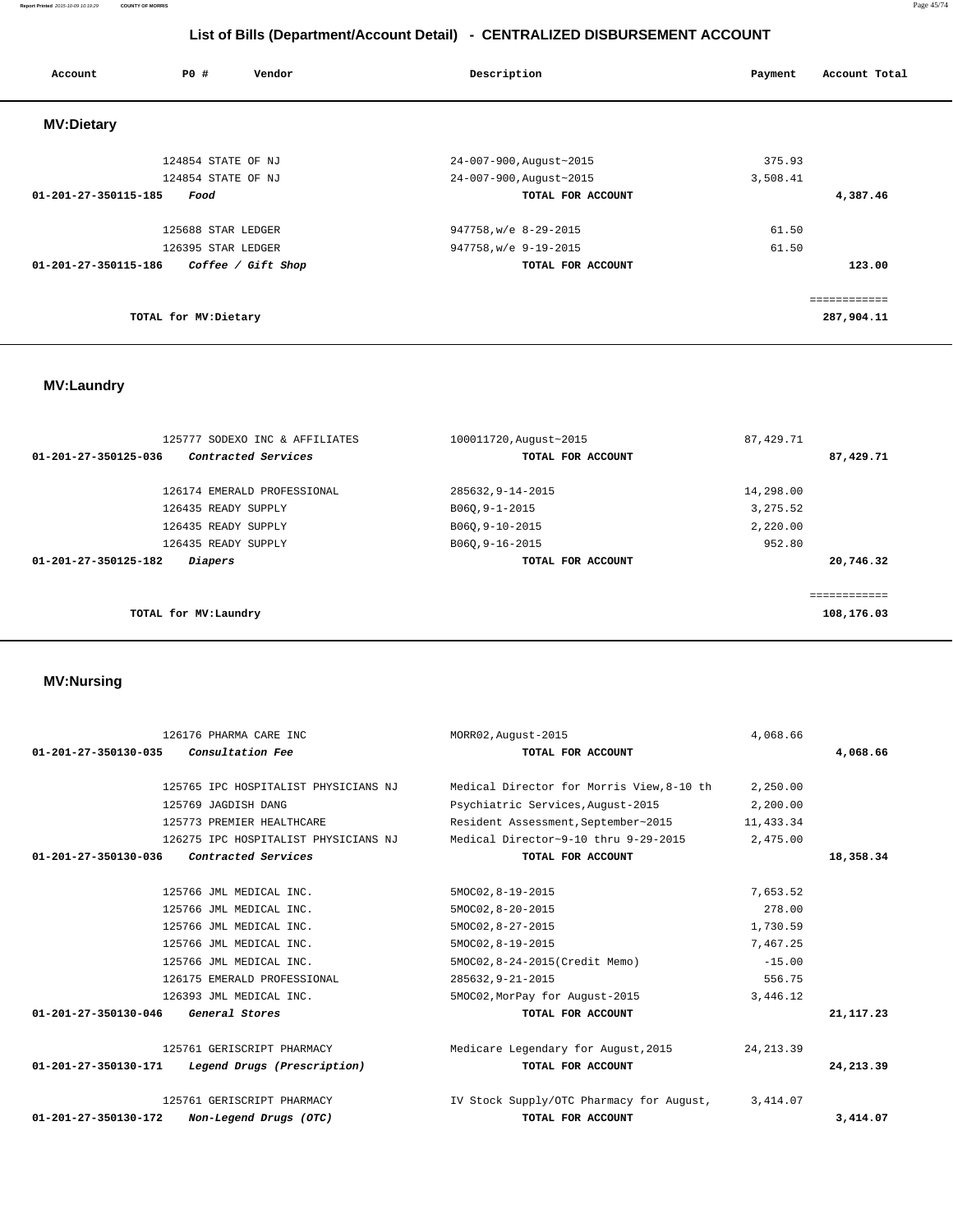# List of Bills (Department/Account Detail) - CENTRALIZED DISBURSEMENT ACCOUNT

| Account | PO # | Vendor | Description | Payment | Account Total |
|---|---|---|---|---|---|

## MV:Dietary

| Account | PO # | Vendor | Description | Payment | Account Total |
|---|---|---|---|---|---|
| | 124854 | STATE OF NJ | 24-007-900,August~2015 | 375.93 | |
| | 124854 | STATE OF NJ | 24-007-900,August~2015 | 3,508.41 | |
| **01-201-27-350115-185** | | *Food* | **TOTAL FOR ACCOUNT** | | **4,387.46** |
| | 125688 | STAR LEDGER | 947758,w/e 8-29-2015 | 61.50 | |
| | 126395 | STAR LEDGER | 947758,w/e 9-19-2015 | 61.50 | |
| **01-201-27-350115-186** | | *Coffee / Gift Shop* | **TOTAL FOR ACCOUNT** | | **123.00** |
| | | | | | ============ |
| | **TOTAL for MV:Dietary** | | | | **287,904.11** |

## MV:Laundry

| Account | PO # | Vendor | Description | Payment | Account Total |
|---|---|---|---|---|---|
| | 125777 | SODEXO INC & AFFILIATES | 100011720,August~2015 | 87,429.71 | |
| **01-201-27-350125-036** | | *Contracted Services* | **TOTAL FOR ACCOUNT** | | **87,429.71** |
| | 126174 | EMERALD PROFESSIONAL | 285632,9-14-2015 | 14,298.00 | |
| | 126435 | READY SUPPLY | B06Q,9-1-2015 | 3,275.52 | |
| | 126435 | READY SUPPLY | B06Q,9-10-2015 | 2,220.00 | |
| | 126435 | READY SUPPLY | B06Q,9-16-2015 | 952.80 | |
| **01-201-27-350125-182** | | *Diapers* | **TOTAL FOR ACCOUNT** | | **20,746.32** |
| | | | | | ============ |
| | **TOTAL for MV:Laundry** | | | | **108,176.03** |

## MV:Nursing

| Account | PO # | Vendor | Description | Payment | Account Total |
|---|---|---|---|---|---|
| | 126176 | PHARMA CARE INC | MORR02,August-2015 | 4,068.66 | |
| **01-201-27-350130-035** | | *Consultation Fee* | **TOTAL FOR ACCOUNT** | | **4,068.66** |
| | 125765 | IPC HOSPITALIST PHYSICIANS NJ | Medical Director for Morris View,8-10 th | 2,250.00 | |
| | 125769 | JAGDISH DANG | Psychiatric Services,August-2015 | 2,200.00 | |
| | 125773 | PREMIER HEALTHCARE | Resident Assessment,September~2015 | 11,433.34 | |
| | 126275 | IPC HOSPITALIST PHYSICIANS NJ | Medical Director~9-10 thru 9-29-2015 | 2,475.00 | |
| **01-201-27-350130-036** | | *Contracted Services* | **TOTAL FOR ACCOUNT** | | **18,358.34** |
| | 125766 | JML MEDICAL INC. | 5MOC02,8-19-2015 | 7,653.52 | |
| | 125766 | JML MEDICAL INC. | 5MOC02,8-20-2015 | 278.00 | |
| | 125766 | JML MEDICAL INC. | 5MOC02,8-27-2015 | 1,730.59 | |
| | 125766 | JML MEDICAL INC. | 5MOC02,8-19-2015 | 7,467.25 | |
| | 125766 | JML MEDICAL INC. | 5MOC02,8-24-2015(Credit Memo) | -15.00 | |
| | 126175 | EMERALD PROFESSIONAL | 285632,9-21-2015 | 556.75 | |
| | 126393 | JML MEDICAL INC. | 5MOC02,MorPay for August-2015 | 3,446.12 | |
| **01-201-27-350130-046** | | *General Stores* | **TOTAL FOR ACCOUNT** | | **21,117.23** |
| | 125761 | GERISCRIPT PHARMACY | Medicare Legendary for August,2015 | 24,213.39 | |
| **01-201-27-350130-171** | | *Legend Drugs (Prescription)* | **TOTAL FOR ACCOUNT** | | **24,213.39** |
| | 125761 | GERISCRIPT PHARMACY | IV Stock Supply/OTC Pharmacy for August, | 3,414.07 | |
| **01-201-27-350130-172** | | *Non-Legend Drugs (OTC)* | **TOTAL FOR ACCOUNT** | | **3,414.07** |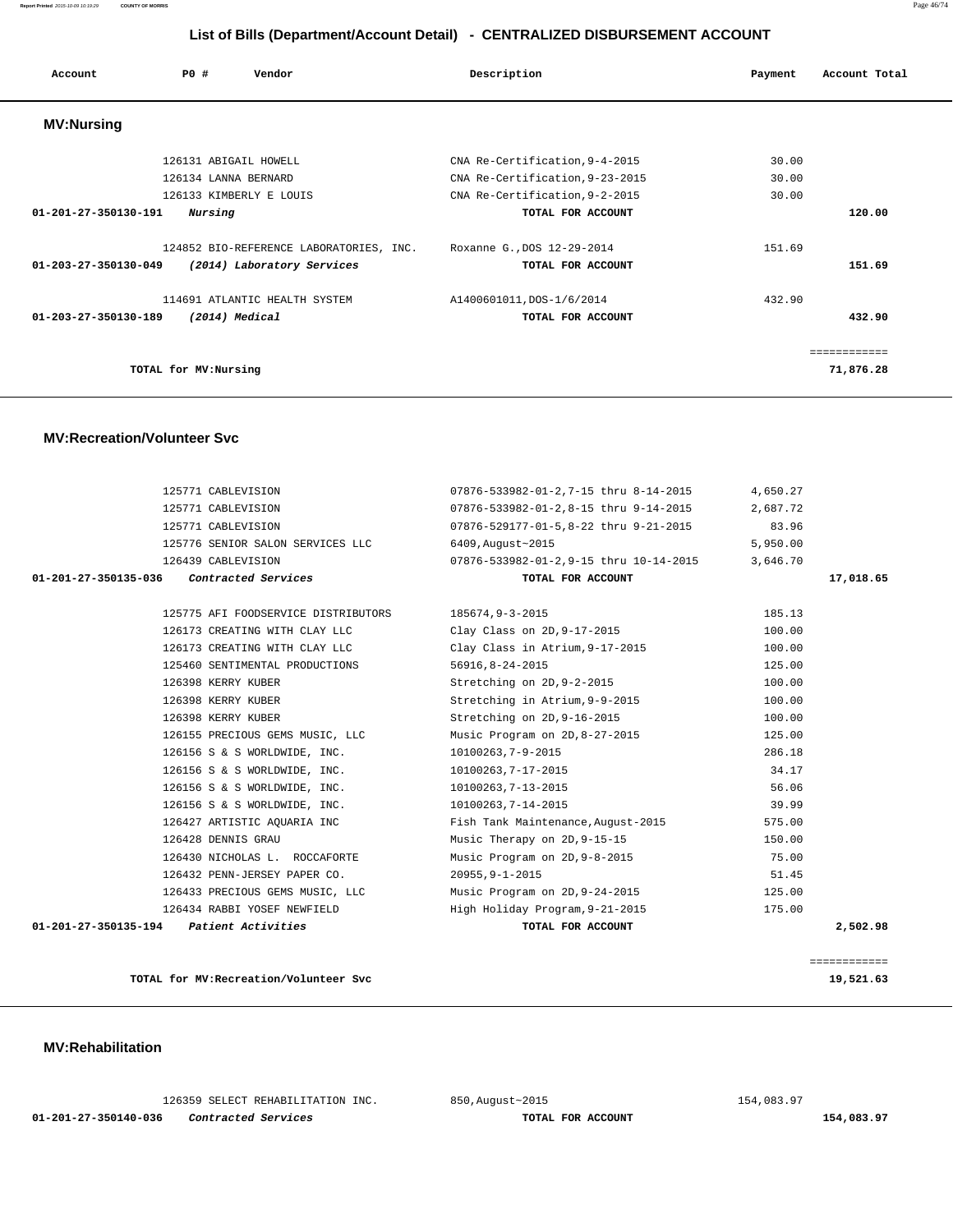## List of Bills (Department/Account Detail) - CENTRALIZED DISBURSEMENT ACCOUNT

| Account | PO # | Vendor | Description | Payment | Account Total |
|---|---|---|---|---|---|

### MV:Nursing

| Account | PO # | Vendor | Description | Payment | Account Total |
|---|---|---|---|---|---|
| | 126131 | ABIGAIL HOWELL | CNA Re-Certification,9-4-2015 | 30.00 | |
| | 126134 | LANNA BERNARD | CNA Re-Certification,9-23-2015 | 30.00 | |
| | 126133 | KIMBERLY E LOUIS | CNA Re-Certification,9-2-2015 | 30.00 | |
| 01-201-27-350130-191 | | *Nursing* | TOTAL FOR ACCOUNT | | 120.00 |
| | 124852 | BIO-REFERENCE LABORATORIES, INC. | Roxanne G.,DOS 12-29-2014 | 151.69 | |
| 01-203-27-350130-049 | | *(2014) Laboratory Services* | TOTAL FOR ACCOUNT | | 151.69 |
| | 114691 | ATLANTIC HEALTH SYSTEM | A1400601011,DOS-1/6/2014 | 432.90 | |
| 01-203-27-350130-189 | | *(2014) Medical* | TOTAL FOR ACCOUNT | | 432.90 |
| | | TOTAL for MV:Nursing | | | 71,876.28 |

### MV:Recreation/Volunteer Svc

| Account | PO # | Vendor | Description | Payment | Account Total |
|---|---|---|---|---|---|
| | 125771 | CABLEVISION | 07876-533982-01-2,7-15 thru 8-14-2015 | 4,650.27 | |
| | 125771 | CABLEVISION | 07876-533982-01-2,8-15 thru 9-14-2015 | 2,687.72 | |
| | 125771 | CABLEVISION | 07876-529177-01-5,8-22 thru 9-21-2015 | 83.96 | |
| | 125776 | SENIOR SALON SERVICES LLC | 6409,August~2015 | 5,950.00 | |
| | 126439 | CABLEVISION | 07876-533982-01-2,9-15 thru 10-14-2015 | 3,646.70 | |
| 01-201-27-350135-036 | | *Contracted Services* | TOTAL FOR ACCOUNT | | 17,018.65 |
| | 125775 | AFI FOODSERVICE DISTRIBUTORS | 185674,9-3-2015 | 185.13 | |
| | 126173 | CREATING WITH CLAY LLC | Clay Class on 2D,9-17-2015 | 100.00 | |
| | 126173 | CREATING WITH CLAY LLC | Clay Class in Atrium,9-17-2015 | 100.00 | |
| | 125460 | SENTIMENTAL PRODUCTIONS | 56916,8-24-2015 | 125.00 | |
| | 126398 | KERRY KUBER | Stretching on 2D,9-2-2015 | 100.00 | |
| | 126398 | KERRY KUBER | Stretching in Atrium,9-9-2015 | 100.00 | |
| | 126398 | KERRY KUBER | Stretching on 2D,9-16-2015 | 100.00 | |
| | 126155 | PRECIOUS GEMS MUSIC, LLC | Music Program on 2D,8-27-2015 | 125.00 | |
| | 126156 | S & S WORLDWIDE, INC. | 10100263,7-9-2015 | 286.18 | |
| | 126156 | S & S WORLDWIDE, INC. | 10100263,7-17-2015 | 34.17 | |
| | 126156 | S & S WORLDWIDE, INC. | 10100263,7-13-2015 | 56.06 | |
| | 126156 | S & S WORLDWIDE, INC. | 10100263,7-14-2015 | 39.99 | |
| | 126427 | ARTISTIC AQUARIA INC | Fish Tank Maintenance,August-2015 | 575.00 | |
| | 126428 | DENNIS GRAU | Music Therapy on 2D,9-15-15 | 150.00 | |
| | 126430 | NICHOLAS L. ROCCAFORTE | Music Program on 2D,9-8-2015 | 75.00 | |
| | 126432 | PENN-JERSEY PAPER CO. | 20955,9-1-2015 | 51.45 | |
| | 126433 | PRECIOUS GEMS MUSIC, LLC | Music Program on 2D,9-24-2015 | 125.00 | |
| | 126434 | RABBI YOSEF NEWFIELD | High Holiday Program,9-21-2015 | 175.00 | |
| 01-201-27-350135-194 | | *Patient Activities* | TOTAL FOR ACCOUNT | | 2,502.98 |
| | | TOTAL for MV:Recreation/Volunteer Svc | | | 19,521.63 |

### MV:Rehabilitation

| Account | PO # | Vendor | Description | Payment | Account Total |
|---|---|---|---|---|---|
| | 126359 | SELECT REHABILITATION INC. | 850,August~2015 | 154,083.97 | |
| 01-201-27-350140-036 | | *Contracted Services* | TOTAL FOR ACCOUNT | | 154,083.97 |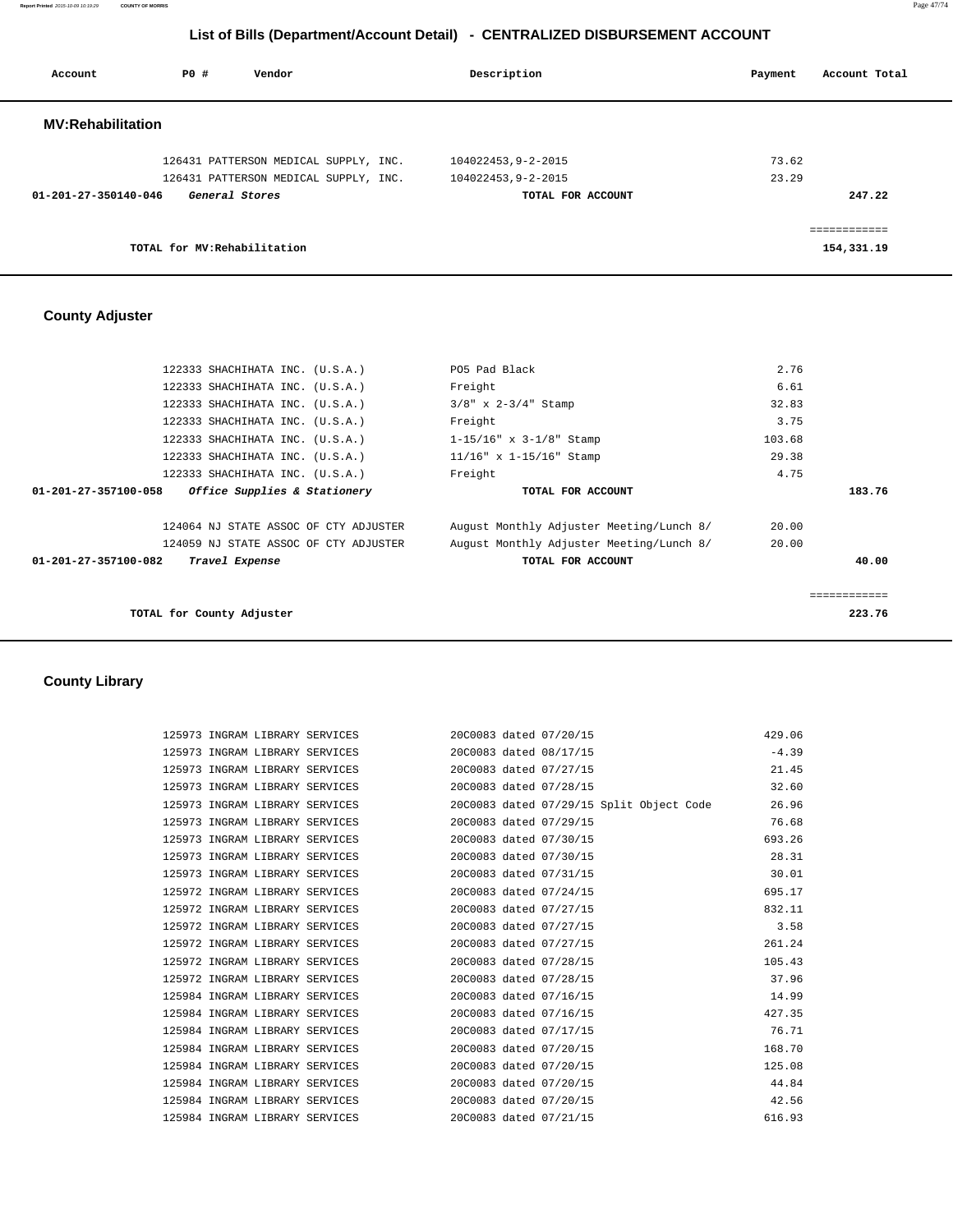## List of Bills (Department/Account Detail) - CENTRALIZED DISBURSEMENT ACCOUNT

| Account | PO # | Vendor | Description | Payment | Account Total |
|---|---|---|---|---|---|

### MV:Rehabilitation

| Account | PO # | Vendor | Description | Payment | Account Total |
|---|---|---|---|---|---|
| | 126431 | PATTERSON MEDICAL SUPPLY, INC. | 104022453,9-2-2015 | 73.62 | |
| | 126431 | PATTERSON MEDICAL SUPPLY, INC. | 104022453,9-2-2015 | 23.29 | |
| 01-201-27-350140-046 | *General Stores* | | TOTAL FOR ACCOUNT | | 247.22 |
| | | | | | ============ |
| | TOTAL for MV:Rehabilitation | | | | 154,331.19 |

### County Adjuster

| Account | PO # | Vendor | Description | Payment | Account Total |
|---|---|---|---|---|---|
| | 122333 | SHACHIHATA INC. (U.S.A.) | PO5 Pad Black | 2.76 | |
| | 122333 | SHACHIHATA INC. (U.S.A.) | Freight | 6.61 | |
| | 122333 | SHACHIHATA INC. (U.S.A.) | 3/8" x 2-3/4" Stamp | 32.83 | |
| | 122333 | SHACHIHATA INC. (U.S.A.) | Freight | 3.75 | |
| | 122333 | SHACHIHATA INC. (U.S.A.) | 1-15/16" x 3-1/8" Stamp | 103.68 | |
| | 122333 | SHACHIHATA INC. (U.S.A.) | 11/16" x 1-15/16" Stamp | 29.38 | |
| | 122333 | SHACHIHATA INC. (U.S.A.) | Freight | 4.75 | |
| 01-201-27-357100-058 | *Office Supplies & Stationery* | | TOTAL FOR ACCOUNT | | 183.76 |
| | 124064 | NJ STATE ASSOC OF CTY ADJUSTER | August Monthly Adjuster Meeting/Lunch 8/ | 20.00 | |
| | 124059 | NJ STATE ASSOC OF CTY ADJUSTER | August Monthly Adjuster Meeting/Lunch 8/ | 20.00 | |
| 01-201-27-357100-082 | *Travel Expense* | | TOTAL FOR ACCOUNT | | 40.00 |
| | | | | | ============ |
| | TOTAL for County Adjuster | | | | 223.76 |

### County Library

| Account | PO # | Vendor | Description | Payment | Account Total |
|---|---|---|---|---|---|
| | 125973 | INGRAM LIBRARY SERVICES | 20C0083 dated 07/20/15 | 429.06 | |
| | 125973 | INGRAM LIBRARY SERVICES | 20C0083 dated 08/17/15 | -4.39 | |
| | 125973 | INGRAM LIBRARY SERVICES | 20C0083 dated 07/27/15 | 21.45 | |
| | 125973 | INGRAM LIBRARY SERVICES | 20C0083 dated 07/28/15 | 32.60 | |
| | 125973 | INGRAM LIBRARY SERVICES | 20C0083 dated 07/29/15 Split Object Code | 26.96 | |
| | 125973 | INGRAM LIBRARY SERVICES | 20C0083 dated 07/29/15 | 76.68 | |
| | 125973 | INGRAM LIBRARY SERVICES | 20C0083 dated 07/30/15 | 693.26 | |
| | 125973 | INGRAM LIBRARY SERVICES | 20C0083 dated 07/30/15 | 28.31 | |
| | 125973 | INGRAM LIBRARY SERVICES | 20C0083 dated 07/31/15 | 30.01 | |
| | 125972 | INGRAM LIBRARY SERVICES | 20C0083 dated 07/24/15 | 695.17 | |
| | 125972 | INGRAM LIBRARY SERVICES | 20C0083 dated 07/27/15 | 832.11 | |
| | 125972 | INGRAM LIBRARY SERVICES | 20C0083 dated 07/27/15 | 3.58 | |
| | 125972 | INGRAM LIBRARY SERVICES | 20C0083 dated 07/27/15 | 261.24 | |
| | 125972 | INGRAM LIBRARY SERVICES | 20C0083 dated 07/28/15 | 105.43 | |
| | 125972 | INGRAM LIBRARY SERVICES | 20C0083 dated 07/28/15 | 37.96 | |
| | 125984 | INGRAM LIBRARY SERVICES | 20C0083 dated 07/16/15 | 14.99 | |
| | 125984 | INGRAM LIBRARY SERVICES | 20C0083 dated 07/16/15 | 427.35 | |
| | 125984 | INGRAM LIBRARY SERVICES | 20C0083 dated 07/17/15 | 76.71 | |
| | 125984 | INGRAM LIBRARY SERVICES | 20C0083 dated 07/20/15 | 168.70 | |
| | 125984 | INGRAM LIBRARY SERVICES | 20C0083 dated 07/20/15 | 125.08 | |
| | 125984 | INGRAM LIBRARY SERVICES | 20C0083 dated 07/20/15 | 44.84 | |
| | 125984 | INGRAM LIBRARY SERVICES | 20C0083 dated 07/20/15 | 42.56 | |
| | 125984 | INGRAM LIBRARY SERVICES | 20C0083 dated 07/21/15 | 616.93 | |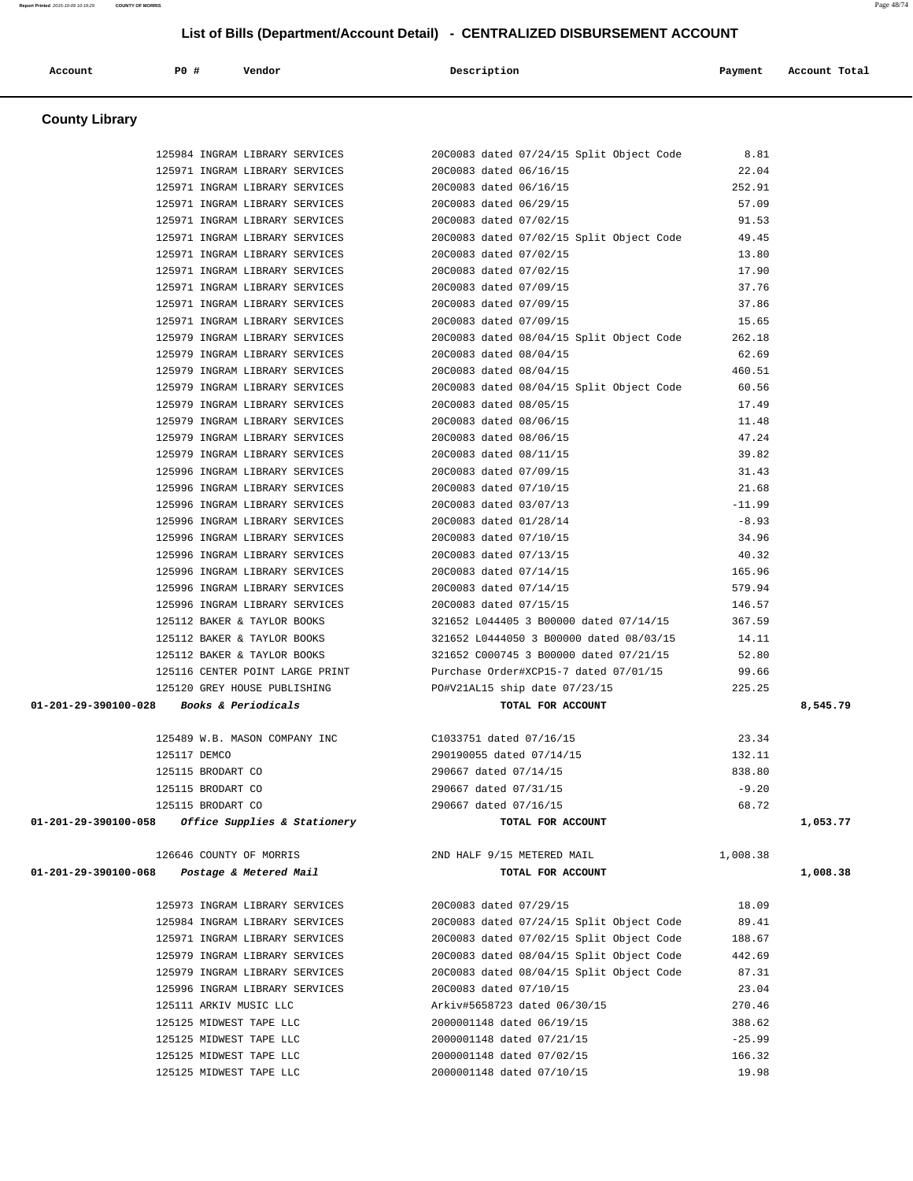## List of Bills (Department/Account Detail) - CENTRALIZED DISBURSEMENT ACCOUNT

| Account | PO # | Vendor | Description | Payment | Account Total |
|---|---|---|---|---|---|

### County Library

| Account | PO # | Vendor | Description | Payment | Account Total |
|---|---|---|---|---|---|
| | 125984 | INGRAM LIBRARY SERVICES | 20C0083 dated 07/24/15 Split Object Code | 8.81 | |
| | 125971 | INGRAM LIBRARY SERVICES | 20C0083 dated 06/16/15 | 22.04 | |
| | 125971 | INGRAM LIBRARY SERVICES | 20C0083 dated 06/16/15 | 252.91 | |
| | 125971 | INGRAM LIBRARY SERVICES | 20C0083 dated 06/29/15 | 57.09 | |
| | 125971 | INGRAM LIBRARY SERVICES | 20C0083 dated 07/02/15 | 91.53 | |
| | 125971 | INGRAM LIBRARY SERVICES | 20C0083 dated 07/02/15 Split Object Code | 49.45 | |
| | 125971 | INGRAM LIBRARY SERVICES | 20C0083 dated 07/02/15 | 13.80 | |
| | 125971 | INGRAM LIBRARY SERVICES | 20C0083 dated 07/02/15 | 17.90 | |
| | 125971 | INGRAM LIBRARY SERVICES | 20C0083 dated 07/09/15 | 37.76 | |
| | 125971 | INGRAM LIBRARY SERVICES | 20C0083 dated 07/09/15 | 37.86 | |
| | 125971 | INGRAM LIBRARY SERVICES | 20C0083 dated 07/09/15 | 15.65 | |
| | 125979 | INGRAM LIBRARY SERVICES | 20C0083 dated 08/04/15 Split Object Code | 262.18 | |
| | 125979 | INGRAM LIBRARY SERVICES | 20C0083 dated 08/04/15 | 62.69 | |
| | 125979 | INGRAM LIBRARY SERVICES | 20C0083 dated 08/04/15 | 460.51 | |
| | 125979 | INGRAM LIBRARY SERVICES | 20C0083 dated 08/04/15 Split Object Code | 60.56 | |
| | 125979 | INGRAM LIBRARY SERVICES | 20C0083 dated 08/05/15 | 17.49 | |
| | 125979 | INGRAM LIBRARY SERVICES | 20C0083 dated 08/06/15 | 11.48 | |
| | 125979 | INGRAM LIBRARY SERVICES | 20C0083 dated 08/06/15 | 47.24 | |
| | 125979 | INGRAM LIBRARY SERVICES | 20C0083 dated 08/11/15 | 39.82 | |
| | 125996 | INGRAM LIBRARY SERVICES | 20C0083 dated 07/09/15 | 31.43 | |
| | 125996 | INGRAM LIBRARY SERVICES | 20C0083 dated 07/10/15 | 21.68 | |
| | 125996 | INGRAM LIBRARY SERVICES | 20C0083 dated 03/07/13 | -11.99 | |
| | 125996 | INGRAM LIBRARY SERVICES | 20C0083 dated 01/28/14 | -8.93 | |
| | 125996 | INGRAM LIBRARY SERVICES | 20C0083 dated 07/10/15 | 34.96 | |
| | 125996 | INGRAM LIBRARY SERVICES | 20C0083 dated 07/13/15 | 40.32 | |
| | 125996 | INGRAM LIBRARY SERVICES | 20C0083 dated 07/14/15 | 165.96 | |
| | 125996 | INGRAM LIBRARY SERVICES | 20C0083 dated 07/14/15 | 579.94 | |
| | 125996 | INGRAM LIBRARY SERVICES | 20C0083 dated 07/15/15 | 146.57 | |
| | 125112 | BAKER & TAYLOR BOOKS | 321652 L044405 3 B00000 dated 07/14/15 | 367.59 | |
| | 125112 | BAKER & TAYLOR BOOKS | 321652 L0444050 3 B00000 dated 08/03/15 | 14.11 | |
| | 125112 | BAKER & TAYLOR BOOKS | 321652 C000745 3 B00000 dated 07/21/15 | 52.80 | |
| | 125116 | CENTER POINT LARGE PRINT | Purchase Order#XCP15-7 dated 07/01/15 | 99.66 | |
| | 125120 | GREY HOUSE PUBLISHING | PO#V21AL15 ship date 07/23/15 | 225.25 | |
| **01-201-29-390100-028** | | ***Books & Periodicals*** | **TOTAL FOR ACCOUNT** | | **8,545.79** |
| | 125489 | W.B. MASON COMPANY INC | C1033751 dated 07/16/15 | 23.34 | |
| | 125117 | DEMCO | 290190055 dated 07/14/15 | 132.11 | |
| | 125115 | BRODART CO | 290667 dated 07/14/15 | 838.80 | |
| | 125115 | BRODART CO | 290667 dated 07/31/15 | -9.20 | |
| | 125115 | BRODART CO | 290667 dated 07/16/15 | 68.72 | |
| **01-201-29-390100-058** | | ***Office Supplies & Stationery*** | **TOTAL FOR ACCOUNT** | | **1,053.77** |
| | 126646 | COUNTY OF MORRIS | 2ND HALF 9/15 METERED MAIL | 1,008.38 | |
| **01-201-29-390100-068** | | ***Postage & Metered Mail*** | **TOTAL FOR ACCOUNT** | | **1,008.38** |
| | 125973 | INGRAM LIBRARY SERVICES | 20C0083 dated 07/29/15 | 18.09 | |
| | 125984 | INGRAM LIBRARY SERVICES | 20C0083 dated 07/24/15 Split Object Code | 89.41 | |
| | 125971 | INGRAM LIBRARY SERVICES | 20C0083 dated 07/02/15 Split Object Code | 188.67 | |
| | 125979 | INGRAM LIBRARY SERVICES | 20C0083 dated 08/04/15 Split Object Code | 442.69 | |
| | 125979 | INGRAM LIBRARY SERVICES | 20C0083 dated 08/04/15 Split Object Code | 87.31 | |
| | 125996 | INGRAM LIBRARY SERVICES | 20C0083 dated 07/10/15 | 23.04 | |
| | 125111 | ARKIV MUSIC LLC | Arkiv#5658723 dated 06/30/15 | 270.46 | |
| | 125125 | MIDWEST TAPE LLC | 2000001148 dated 06/19/15 | 388.62 | |
| | 125125 | MIDWEST TAPE LLC | 2000001148 dated 07/21/15 | -25.99 | |
| | 125125 | MIDWEST TAPE LLC | 2000001148 dated 07/02/15 | 166.32 | |
| | 125125 | MIDWEST TAPE LLC | 2000001148 dated 07/10/15 | 19.98 | |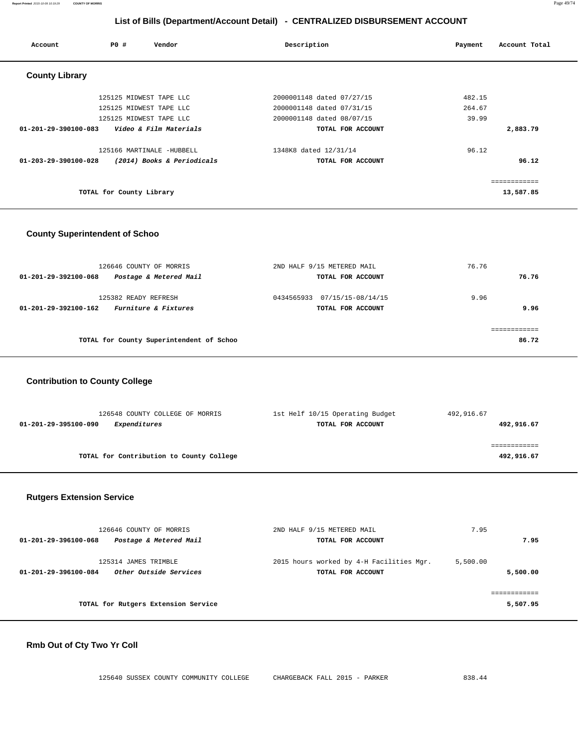## List of Bills (Department/Account Detail) - CENTRALIZED DISBURSEMENT ACCOUNT

| Account | PO # | Vendor | Description | Payment | Account Total |
|---|---|---|---|---|---|

### County Library

| Account | PO # | Vendor | Description | Payment | Account Total |
|---|---|---|---|---|---|
| | 125125 | MIDWEST TAPE LLC | 2000001148 dated 07/27/15 | 482.15 | |
| | 125125 | MIDWEST TAPE LLC | 2000001148 dated 07/31/15 | 264.67 | |
| | 125125 | MIDWEST TAPE LLC | 2000001148 dated 08/07/15 | 39.99 | |
| 01-201-29-390100-083 | | *Video & Film Materials* | TOTAL FOR ACCOUNT | | 2,883.79 |
| | 125166 | MARTINALE -HUBBELL | 1348K8 dated 12/31/14 | 96.12 | |
| 01-203-29-390100-028 | | *(2014) Books & Periodicals* | TOTAL FOR ACCOUNT | | 96.12 |
| | | TOTAL for County Library | | | 13,587.85 |

### County Superintendent of Schoo

| Account | PO # | Vendor | Description | Payment | Account Total |
|---|---|---|---|---|---|
| | 126646 | COUNTY OF MORRIS | 2ND HALF 9/15 METERED MAIL | 76.76 | |
| 01-201-29-392100-068 | | *Postage & Metered Mail* | TOTAL FOR ACCOUNT | | 76.76 |
| | 125382 | READY REFRESH | 0434565933 07/15/15-08/14/15 | 9.96 | |
| 01-201-29-392100-162 | | *Furniture & Fixtures* | TOTAL FOR ACCOUNT | | 9.96 |
| | | TOTAL for County Superintendent of Schoo | | | 86.72 |

### Contribution to County College

| Account | PO # | Vendor | Description | Payment | Account Total |
|---|---|---|---|---|---|
| | 126548 | COUNTY COLLEGE OF MORRIS | 1st Helf 10/15 Operating Budget | 492,916.67 | |
| 01-201-29-395100-090 | | *Expenditures* | TOTAL FOR ACCOUNT | | 492,916.67 |
| | | TOTAL for Contribution to County College | | | 492,916.67 |

### Rutgers Extension Service

| Account | PO # | Vendor | Description | Payment | Account Total |
|---|---|---|---|---|---|
| | 126646 | COUNTY OF MORRIS | 2ND HALF 9/15 METERED MAIL | 7.95 | |
| 01-201-29-396100-068 | | *Postage & Metered Mail* | TOTAL FOR ACCOUNT | | 7.95 |
| | 125314 | JAMES TRIMBLE | 2015 hours worked by 4-H Facilities Mgr. | 5,500.00 | |
| 01-201-29-396100-084 | | *Other Outside Services* | TOTAL FOR ACCOUNT | | 5,500.00 |
| | | TOTAL for Rutgers Extension Service | | | 5,507.95 |

### Rmb Out of Cty Two Yr Coll

| Account | PO # | Vendor | Description | Payment | Account Total |
|---|---|---|---|---|---|
| | 125640 | SUSSEX COUNTY COMMUNITY COLLEGE | CHARGEBACK FALL 2015 - PARKER | 838.44 | |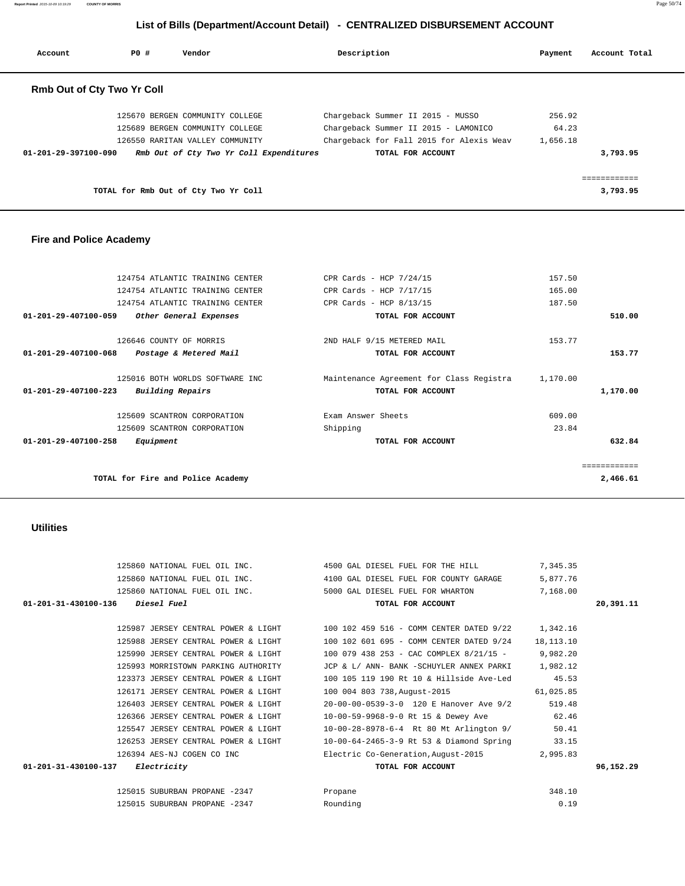## List of Bills (Department/Account Detail) - CENTRALIZED DISBURSEMENT ACCOUNT

| Account | PO # | Vendor | Description | Payment | Account Total |
|---|---|---|---|---|---|

### Rmb Out of Cty Two Yr Coll

| Account | PO # | Vendor | Description | Payment | Account Total |
|---|---|---|---|---|---|
| | 125670 | BERGEN COMMUNITY COLLEGE | Chargeback Summer II 2015 - MUSSO | 256.92 | |
| | 125689 | BERGEN COMMUNITY COLLEGE | Chargeback Summer II 2015 - LAMONICO | 64.23 | |
| | 126550 | RARITAN VALLEY COMMUNITY | Chargeback for Fall 2015 for Alexis Weav | 1,656.18 | |
| 01-201-29-397100-090 | | *Rmb Out of Cty Two Yr Coll Expenditures* | TOTAL FOR ACCOUNT | | 3,793.95 |

TOTAL for Rmb Out of Cty Two Yr Coll: 3,793.95

### Fire and Police Academy

| Account | PO # | Vendor | Description | Payment | Account Total |
|---|---|---|---|---|---|
| | 124754 | ATLANTIC TRAINING CENTER | CPR Cards - HCP 7/24/15 | 157.50 | |
| | 124754 | ATLANTIC TRAINING CENTER | CPR Cards - HCP 7/17/15 | 165.00 | |
| | 124754 | ATLANTIC TRAINING CENTER | CPR Cards - HCP 8/13/15 | 187.50 | |
| 01-201-29-407100-059 | | *Other General Expenses* | TOTAL FOR ACCOUNT | | 510.00 |
| | 126646 | COUNTY OF MORRIS | 2ND HALF 9/15 METERED MAIL | 153.77 | |
| 01-201-29-407100-068 | | *Postage & Metered Mail* | TOTAL FOR ACCOUNT | | 153.77 |
| | 125016 | BOTH WORLDS SOFTWARE INC | Maintenance Agreement for Class Registra | 1,170.00 | |
| 01-201-29-407100-223 | | *Building Repairs* | TOTAL FOR ACCOUNT | | 1,170.00 |
| | 125609 | SCANTRON CORPORATION | Exam Answer Sheets | 609.00 | |
| | 125609 | SCANTRON CORPORATION | Shipping | 23.84 | |
| 01-201-29-407100-258 | | *Equipment* | TOTAL FOR ACCOUNT | | 632.84 |

TOTAL for Fire and Police Academy: 2,466.61

### Utilities

| Account | PO # | Vendor | Description | Payment | Account Total |
|---|---|---|---|---|---|
| | 125860 | NATIONAL FUEL OIL INC. | 4500 GAL DIESEL FUEL FOR THE HILL | 7,345.35 | |
| | 125860 | NATIONAL FUEL OIL INC. | 4100 GAL DIESEL FUEL FOR COUNTY GARAGE | 5,877.76 | |
| | 125860 | NATIONAL FUEL OIL INC. | 5000 GAL DIESEL FUEL FOR WHARTON | 7,168.00 | |
| 01-201-31-430100-136 | | *Diesel Fuel* | TOTAL FOR ACCOUNT | | 20,391.11 |
| | 125987 | JERSEY CENTRAL POWER & LIGHT | 100 102 459 516 - COMM CENTER DATED 9/22 | 1,342.16 | |
| | 125988 | JERSEY CENTRAL POWER & LIGHT | 100 102 601 695 - COMM CENTER DATED 9/24 | 18,113.10 | |
| | 125990 | JERSEY CENTRAL POWER & LIGHT | 100 079 438 253 - CAC COMPLEX 8/21/15 - | 9,982.20 | |
| | 125993 | MORRISTOWN PARKING AUTHORITY | JCP & L/ ANN- BANK -SCHUYLER ANNEX PARKI | 1,982.12 | |
| | 123373 | JERSEY CENTRAL POWER & LIGHT | 100 105 119 190 Rt 10 & Hillside Ave-Led | 45.53 | |
| | 126171 | JERSEY CENTRAL POWER & LIGHT | 100 004 803 738,August-2015 | 61,025.85 | |
| | 126403 | JERSEY CENTRAL POWER & LIGHT | 20-00-00-0539-3-0 120 E Hanover Ave 9/2 | 519.48 | |
| | 126366 | JERSEY CENTRAL POWER & LIGHT | 10-00-59-9968-9-0 Rt 15 & Dewey Ave | 62.46 | |
| | 125547 | JERSEY CENTRAL POWER & LIGHT | 10-00-28-8978-6-4 Rt 80 Mt Arlington 9/ | 50.41 | |
| | 126253 | JERSEY CENTRAL POWER & LIGHT | 10-00-64-2465-3-9 Rt 53 & Diamond Spring | 33.15 | |
| | 126394 | AES-NJ COGEN CO INC | Electric Co-Generation,August-2015 | 2,995.83 | |
| 01-201-31-430100-137 | | *Electricity* | TOTAL FOR ACCOUNT | | 96,152.29 |
| | 125015 | SUBURBAN PROPANE -2347 | Propane | 348.10 | |
| | 125015 | SUBURBAN PROPANE -2347 | Rounding | 0.19 | |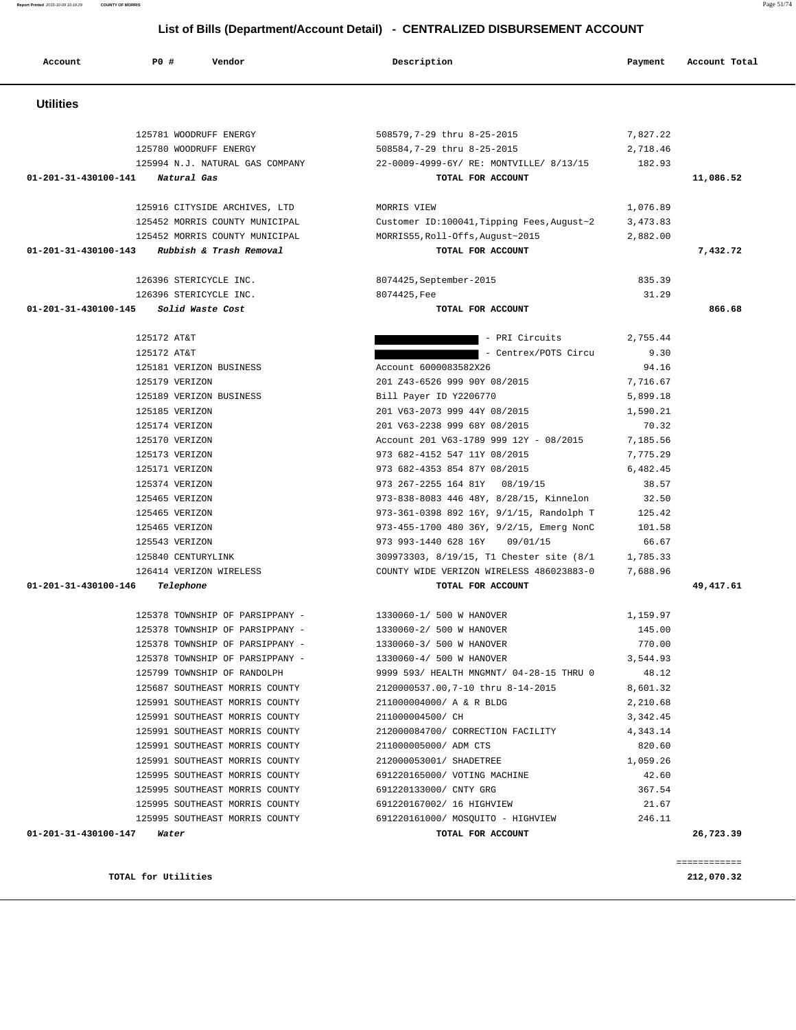# List of Bills (Department/Account Detail) - CENTRALIZED DISBURSEMENT ACCOUNT

| Account | PO # | Vendor | Description | Payment | Account Total |
|---|---|---|---|---|---|

## Utilities

| Account | PO # | Vendor | Description | Payment | Account Total |
|---|---|---|---|---|---|
| | 125781 | WOODRUFF ENERGY | 508579,7-29 thru 8-25-2015 | 7,827.22 | |
| | 125780 | WOODRUFF ENERGY | 508584,7-29 thru 8-25-2015 | 2,718.46 | |
| | 125994 | N.J. NATURAL GAS COMPANY | 22-0009-4999-6Y/ RE: MONTVILLE/ 8/13/15 | 182.93 | |
| **01-201-31-430100-141** | | ***Natural Gas*** | **TOTAL FOR ACCOUNT** | | **11,086.52** |
| | 125916 | CITYSIDE ARCHIVES, LTD | MORRIS VIEW | 1,076.89 | |
| | 125452 | MORRIS COUNTY MUNICIPAL | Customer ID:100041,Tipping Fees,August~2 | 3,473.83 | |
| | 125452 | MORRIS COUNTY MUNICIPAL | MORRIS55,Roll-Offs,August~2015 | 2,882.00 | |
| **01-201-31-430100-143** | | ***Rubbish & Trash Removal*** | **TOTAL FOR ACCOUNT** | | **7,432.72** |
| | 126396 | STERICYCLE INC. | 8074425,September-2015 | 835.39 | |
| | 126396 | STERICYCLE INC. | 8074425,Fee | 31.29 | |
| **01-201-31-430100-145** | | ***Solid Waste Cost*** | **TOTAL FOR ACCOUNT** | | **866.68** |
| | 125172 | AT&T | - PRI Circuits | 2,755.44 | |
| | 125172 | AT&T | - Centrex/POTS Circu | 9.30 | |
| | 125181 | VERIZON BUSINESS | Account 6000083582X26 | 94.16 | |
| | 125179 | VERIZON | 201 Z43-6526 999 90Y 08/2015 | 7,716.67 | |
| | 125189 | VERIZON BUSINESS | Bill Payer ID Y2206770 | 5,899.18 | |
| | 125185 | VERIZON | 201 V63-2073 999 44Y 08/2015 | 1,590.21 | |
| | 125174 | VERIZON | 201 V63-2238 999 68Y 08/2015 | 70.32 | |
| | 125170 | VERIZON | Account 201 V63-1789 999 12Y - 08/2015 | 7,185.56 | |
| | 125173 | VERIZON | 973 682-4152 547 11Y 08/2015 | 7,775.29 | |
| | 125171 | VERIZON | 973 682-4353 854 87Y 08/2015 | 6,482.45 | |
| | 125374 | VERIZON | 973 267-2255 164 81Y 08/19/15 | 38.57 | |
| | 125465 | VERIZON | 973-838-8083 446 48Y, 8/28/15, Kinnelon | 32.50 | |
| | 125465 | VERIZON | 973-361-0398 892 16Y, 9/1/15, Randolph T | 125.42 | |
| | 125465 | VERIZON | 973-455-1700 480 36Y, 9/2/15, Emerg NonC | 101.58 | |
| | 125543 | VERIZON | 973 993-1440 628 16Y 09/01/15 | 66.67 | |
| | 125840 | CENTURYLINK | 309973303, 8/19/15, T1 Chester site (8/1 | 1,785.33 | |
| | 126414 | VERIZON WIRELESS | COUNTY WIDE VERIZON WIRELESS 486023883-0 | 7,688.96 | |
| **01-201-31-430100-146** | | ***Telephone*** | **TOTAL FOR ACCOUNT** | | **49,417.61** |
| | 125378 | TOWNSHIP OF PARSIPPANY - | 1330060-1/ 500 W HANOVER | 1,159.97 | |
| | 125378 | TOWNSHIP OF PARSIPPANY - | 1330060-2/ 500 W HANOVER | 145.00 | |
| | 125378 | TOWNSHIP OF PARSIPPANY - | 1330060-3/ 500 W HANOVER | 770.00 | |
| | 125378 | TOWNSHIP OF PARSIPPANY - | 1330060-4/ 500 W HANOVER | 3,544.93 | |
| | 125799 | TOWNSHIP OF RANDOLPH | 9999 593/ HEALTH MNGMNT/ 04-28-15 THRU 0 | 48.12 | |
| | 125687 | SOUTHEAST MORRIS COUNTY | 2120000537.00,7-10 thru 8-14-2015 | 8,601.32 | |
| | 125991 | SOUTHEAST MORRIS COUNTY | 211000004000/ A & R BLDG | 2,210.68 | |
| | 125991 | SOUTHEAST MORRIS COUNTY | 211000004500/ CH | 3,342.45 | |
| | 125991 | SOUTHEAST MORRIS COUNTY | 212000084700/ CORRECTION FACILITY | 4,343.14 | |
| | 125991 | SOUTHEAST MORRIS COUNTY | 211000005000/ ADM CTS | 820.60 | |
| | 125991 | SOUTHEAST MORRIS COUNTY | 212000053001/ SHADETREE | 1,059.26 | |
| | 125995 | SOUTHEAST MORRIS COUNTY | 691220165000/ VOTING MACHINE | 42.60 | |
| | 125995 | SOUTHEAST MORRIS COUNTY | 691220133000/ CNTY GRG | 367.54 | |
| | 125995 | SOUTHEAST MORRIS COUNTY | 691220167002/ 16 HIGHVIEW | 21.67 | |
| | 125995 | SOUTHEAST MORRIS COUNTY | 691220161000/ MOSQUITO - HIGHVIEW | 246.11 | |
| **01-201-31-430100-147** | | ***Water*** | **TOTAL FOR ACCOUNT** | | **26,723.39** |

**TOTAL for Utilities** **212,070.32**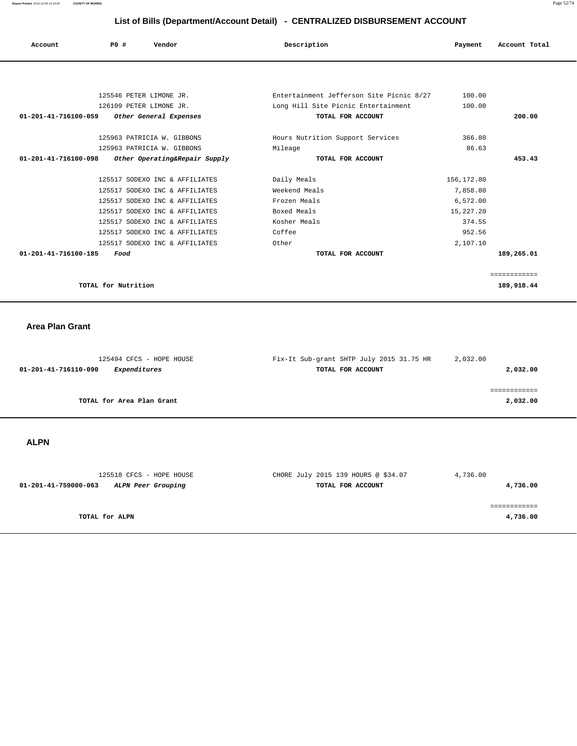# List of Bills (Department/Account Detail) - CENTRALIZED DISBURSEMENT ACCOUNT

| Account | PO # | Vendor | Description | Payment | Account Total |
|---|---|---|---|---|---|
| | 125546 | PETER LIMONE JR. | Entertainment Jefferson Site Picnic 8/27 | 100.00 | |
| | 126109 | PETER LIMONE JR. | Long Hill Site Picnic Entertainment | 100.00 | |
| **01-201-41-716100-059** | | ***Other General Expenses*** | **TOTAL FOR ACCOUNT** | | **200.00** |
| | 125963 | PATRICIA W. GIBBONS | Hours Nutrition Support Services | 366.80 | |
| | 125963 | PATRICIA W. GIBBONS | Mileage | 86.63 | |
| **01-201-41-716100-098** | | ***Other Operating&Repair Supply*** | **TOTAL FOR ACCOUNT** | | **453.43** |
| | 125517 | SODEXO INC & AFFILIATES | Daily Meals | 156,172.80 | |
| | 125517 | SODEXO INC & AFFILIATES | Weekend Meals | 7,858.80 | |
| | 125517 | SODEXO INC & AFFILIATES | Frozen Meals | 6,572.00 | |
| | 125517 | SODEXO INC & AFFILIATES | Boxed Meals | 15,227.20 | |
| | 125517 | SODEXO INC & AFFILIATES | Kosher Meals | 374.55 | |
| | 125517 | SODEXO INC & AFFILIATES | Coffee | 952.56 | |
| | 125517 | SODEXO INC & AFFILIATES | Other | 2,107.10 | |
| **01-201-41-716100-185** | | ***Food*** | **TOTAL FOR ACCOUNT** | | **189,265.01** |
| | | | | | ============ |
| | **TOTAL for Nutrition** | | | | **189,918.44** |

## Area Plan Grant

| Account | PO # | Vendor | Description | Payment | Account Total |
|---|---|---|---|---|---|
| | 125494 | CFCS - HOPE HOUSE | Fix-It Sub-grant SHTP July 2015 31.75 HR | 2,032.00 | |
| **01-201-41-716110-090** | | ***Expenditures*** | **TOTAL FOR ACCOUNT** | | **2,032.00** |
| | | | | | ============ |
| | **TOTAL for Area Plan Grant** | | | | **2,032.00** |

## ALPN

| Account | PO # | Vendor | Description | Payment | Account Total |
|---|---|---|---|---|---|
| | 125518 | CFCS - HOPE HOUSE | CHORE July 2015 139 HOURS @ $34.07 | 4,736.00 | |
| **01-201-41-759000-063** | | ***ALPN Peer Grouping*** | **TOTAL FOR ACCOUNT** | | **4,736.00** |
| | | | | | ============ |
| | **TOTAL for ALPN** | | | | **4,736.00** |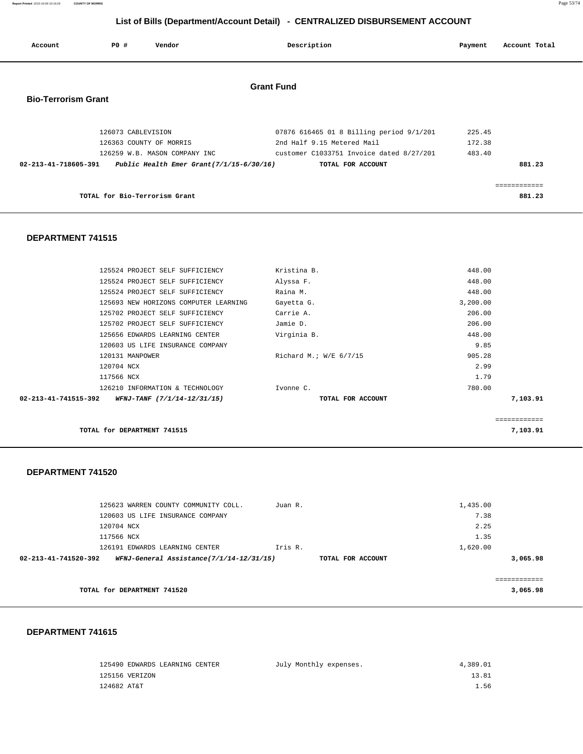# List of Bills (Department/Account Detail) - CENTRALIZED DISBURSEMENT ACCOUNT

| Account | PO # | Vendor | Description | Payment | Account Total |
|---|---|---|---|---|---|

## Grant Fund

### Bio-Terrorism Grant

| Account | PO # | Vendor | Description | Payment | Account Total |
|---|---|---|---|---|---|
| | 126073 | CABLEVISION | 07876 616465 01 8 Billing period 9/1/201 | 225.45 | |
| | 126363 | COUNTY OF MORRIS | 2nd Half 9.15 Metered Mail | 172.38 | |
| | 126259 | W.B. MASON COMPANY INC | customer C1033751 Invoice dated 8/27/201 | 483.40 | |
| **02-213-41-718605-391** | | ***Public Health Emer Grant(7/1/15-6/30/16)*** | **TOTAL FOR ACCOUNT** | | **881.23** |
| | | | | | ============ |
| | | **TOTAL for Bio-Terrorism Grant** | | | **881.23** |

### DEPARTMENT 741515

| Account | PO # | Vendor | Description | Payment | Account Total |
|---|---|---|---|---|---|
| | 125524 | PROJECT SELF SUFFICIENCY | Kristina B. | 448.00 | |
| | 125524 | PROJECT SELF SUFFICIENCY | Alyssa F. | 448.00 | |
| | 125524 | PROJECT SELF SUFFICIENCY | Raina M. | 448.00 | |
| | 125693 | NEW HORIZONS COMPUTER LEARNING | Gayetta G. | 3,200.00 | |
| | 125702 | PROJECT SELF SUFFICIENCY | Carrie A. | 206.00 | |
| | 125702 | PROJECT SELF SUFFICIENCY | Jamie D. | 206.00 | |
| | 125656 | EDWARDS LEARNING CENTER | Virginia B. | 448.00 | |
| | 120603 | US LIFE INSURANCE COMPANY | | 9.85 | |
| | 120131 | MANPOWER | Richard M.; W/E 6/7/15 | 905.28 | |
| | 120704 | NCX | | 2.99 | |
| | 117566 | NCX | | 1.79 | |
| | 126210 | INFORMATION & TECHNOLOGY | Ivonne C. | 780.00 | |
| **02-213-41-741515-392** | | ***WFNJ-TANF (7/1/14-12/31/15)*** | **TOTAL FOR ACCOUNT** | | **7,103.91** |
| | | | | | ============ |
| | | **TOTAL for DEPARTMENT 741515** | | | **7,103.91** |

### DEPARTMENT 741520

| Account | PO # | Vendor | Description | Payment | Account Total |
|---|---|---|---|---|---|
| | 125623 | WARREN COUNTY COMMUNITY COLL. | Juan R. | 1,435.00 | |
| | 120603 | US LIFE INSURANCE COMPANY | | 7.38 | |
| | 120704 | NCX | | 2.25 | |
| | 117566 | NCX | | 1.35 | |
| | 126191 | EDWARDS LEARNING CENTER | Iris R. | 1,620.00 | |
| **02-213-41-741520-392** | | ***WFNJ-General Assistance(7/1/14-12/31/15)*** | **TOTAL FOR ACCOUNT** | | **3,065.98** |
| | | | | | ============ |
| | | **TOTAL for DEPARTMENT 741520** | | | **3,065.98** |

### DEPARTMENT 741615

| Account | PO # | Vendor | Description | Payment | Account Total |
|---|---|---|---|---|---|
| | 125490 | EDWARDS LEARNING CENTER | July Monthly expenses. | 4,389.01 | |
| | 125156 | VERIZON | | 13.81 | |
| | 124682 | AT&T | | 1.56 | |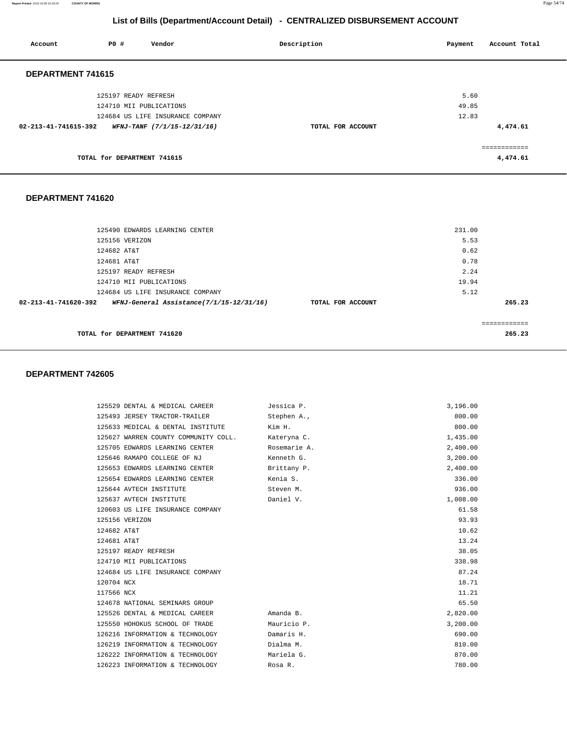## List of Bills (Department/Account Detail) - CENTRALIZED DISBURSEMENT ACCOUNT

| Account | PO # | Vendor | Description | Payment | Account Total |
|---|---|---|---|---|---|

### DEPARTMENT 741615

| Account | PO # | Vendor | Description | Payment | Account Total |
|---|---|---|---|---|---|
| | 125197 | READY REFRESH | | 5.60 | |
| | 124710 | MII PUBLICATIONS | | 49.85 | |
| | 124684 | US LIFE INSURANCE COMPANY | | 12.83 | |
| **02-213-41-741615-392** | | ***WFNJ-TANF (7/1/15-12/31/16)*** | **TOTAL FOR ACCOUNT** | | **4,474.61** |

**TOTAL for DEPARTMENT 741615** — **4,474.61**

### DEPARTMENT 741620

| Account | PO # | Vendor | Description | Payment | Account Total |
|---|---|---|---|---|---|
| | 125490 | EDWARDS LEARNING CENTER | | 231.00 | |
| | 125156 | VERIZON | | 5.53 | |
| | 124682 | AT&T | | 0.62 | |
| | 124681 | AT&T | | 0.78 | |
| | 125197 | READY REFRESH | | 2.24 | |
| | 124710 | MII PUBLICATIONS | | 19.94 | |
| | 124684 | US LIFE INSURANCE COMPANY | | 5.12 | |
| **02-213-41-741620-392** | | ***WFNJ-General Assistance(7/1/15-12/31/16)*** | **TOTAL FOR ACCOUNT** | | **265.23** |

**TOTAL for DEPARTMENT 741620** — **265.23**

### DEPARTMENT 742605

| Account | PO # | Vendor | Description | Payment | Account Total |
|---|---|---|---|---|---|
| | 125529 | DENTAL & MEDICAL CAREER | Jessica P. | 3,196.00 | |
| | 125493 | JERSEY TRACTOR-TRAILER | Stephen A., | 800.00 | |
| | 125633 | MEDICAL & DENTAL INSTITUTE | Kim H. | 800.00 | |
| | 125627 | WARREN COUNTY COMMUNITY COLL. | Kateryna C. | 1,435.00 | |
| | 125705 | EDWARDS LEARNING CENTER | Rosemarie A. | 2,400.00 | |
| | 125646 | RAMAPO COLLEGE OF NJ | Kenneth G. | 3,200.00 | |
| | 125653 | EDWARDS LEARNING CENTER | Brittany P. | 2,400.00 | |
| | 125654 | EDWARDS LEARNING CENTER | Kenia S. | 336.00 | |
| | 125644 | AVTECH INSTITUTE | Steven M. | 936.00 | |
| | 125637 | AVTECH INSTITUTE | Daniel V. | 1,008.00 | |
| | 120603 | US LIFE INSURANCE COMPANY | | 61.58 | |
| | 125156 | VERIZON | | 93.93 | |
| | 124682 | AT&T | | 10.62 | |
| | 124681 | AT&T | | 13.24 | |
| | 125197 | READY REFRESH | | 38.05 | |
| | 124710 | MII PUBLICATIONS | | 338.98 | |
| | 124684 | US LIFE INSURANCE COMPANY | | 87.24 | |
| | 120704 | NCX | | 18.71 | |
| | 117566 | NCX | | 11.21 | |
| | 124678 | NATIONAL SEMINARS GROUP | | 65.50 | |
| | 125526 | DENTAL & MEDICAL CAREER | Amanda B. | 2,820.00 | |
| | 125550 | HOHOKUS SCHOOL OF TRADE | Mauricio P. | 3,200.00 | |
| | 126216 | INFORMATION & TECHNOLOGY | Damaris H. | 690.00 | |
| | 126219 | INFORMATION & TECHNOLOGY | Dialma M. | 810.00 | |
| | 126222 | INFORMATION & TECHNOLOGY | Mariela G. | 870.00 | |
| | 126223 | INFORMATION & TECHNOLOGY | Rosa R. | 780.00 | |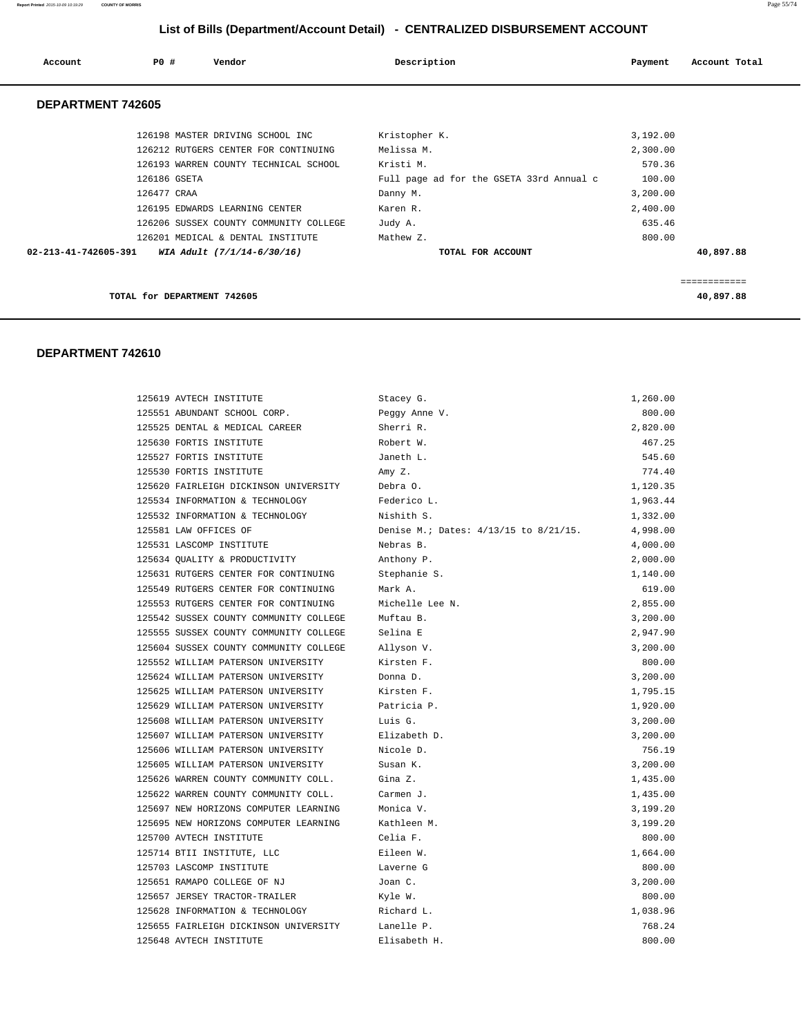# List of Bills (Department/Account Detail) - CENTRALIZED DISBURSEMENT ACCOUNT

## DEPARTMENT 742605

| Account | PO # | Vendor | Description | Payment | Account Total |
|---|---|---|---|---|---|
| | 126198 | MASTER DRIVING SCHOOL INC | Kristopher K. | 3,192.00 | |
| | 126212 | RUTGERS CENTER FOR CONTINUING | Melissa M. | 2,300.00 | |
| | 126193 | WARREN COUNTY TECHNICAL SCHOOL | Kristi M. | 570.36 | |
| | 126186 | GSETA | Full page ad for the GSETA 33rd Annual c | 100.00 | |
| | 126477 | CRAA | Danny M. | 3,200.00 | |
| | 126195 | EDWARDS LEARNING CENTER | Karen R. | 2,400.00 | |
| | 126206 | SUSSEX COUNTY COMMUNITY COLLEGE | Judy A. | 635.46 | |
| | 126201 | MEDICAL & DENTAL INSTITUTE | Mathew Z. | 800.00 | |
| **02-213-41-742605-391** | | ***WIA Adult (7/1/14-6/30/16)*** | **TOTAL FOR ACCOUNT** | | **40,897.88** |

**TOTAL for DEPARTMENT 742605** **40,897.88**

## DEPARTMENT 742610

| Account | PO # | Vendor | Description | Payment | Account Total |
|---|---|---|---|---|---|
| | 125619 | AVTECH INSTITUTE | Stacey G. | 1,260.00 | |
| | 125551 | ABUNDANT SCHOOL CORP. | Peggy Anne V. | 800.00 | |
| | 125525 | DENTAL & MEDICAL CAREER | Sherri R. | 2,820.00 | |
| | 125630 | FORTIS INSTITUTE | Robert W. | 467.25 | |
| | 125527 | FORTIS INSTITUTE | Janeth L. | 545.60 | |
| | 125530 | FORTIS INSTITUTE | Amy Z. | 774.40 | |
| | 125620 | FAIRLEIGH DICKINSON UNIVERSITY | Debra O. | 1,120.35 | |
| | 125534 | INFORMATION & TECHNOLOGY | Federico L. | 1,963.44 | |
| | 125532 | INFORMATION & TECHNOLOGY | Nishith S. | 1,332.00 | |
| | 125581 | LAW OFFICES OF | Denise M.; Dates: 4/13/15 to 8/21/15. | 4,998.00 | |
| | 125531 | LASCOMP INSTITUTE | Nebras B. | 4,000.00 | |
| | 125634 | QUALITY & PRODUCTIVITY | Anthony P. | 2,000.00 | |
| | 125631 | RUTGERS CENTER FOR CONTINUING | Stephanie S. | 1,140.00 | |
| | 125549 | RUTGERS CENTER FOR CONTINUING | Mark A. | 619.00 | |
| | 125553 | RUTGERS CENTER FOR CONTINUING | Michelle Lee N. | 2,855.00 | |
| | 125542 | SUSSEX COUNTY COMMUNITY COLLEGE | Muftau B. | 3,200.00 | |
| | 125555 | SUSSEX COUNTY COMMUNITY COLLEGE | Selina E | 2,947.90 | |
| | 125604 | SUSSEX COUNTY COMMUNITY COLLEGE | Allyson V. | 3,200.00 | |
| | 125552 | WILLIAM PATERSON UNIVERSITY | Kirsten F. | 800.00 | |
| | 125624 | WILLIAM PATERSON UNIVERSITY | Donna D. | 3,200.00 | |
| | 125625 | WILLIAM PATERSON UNIVERSITY | Kirsten F. | 1,795.15 | |
| | 125629 | WILLIAM PATERSON UNIVERSITY | Patricia P. | 1,920.00 | |
| | 125608 | WILLIAM PATERSON UNIVERSITY | Luis G. | 3,200.00 | |
| | 125607 | WILLIAM PATERSON UNIVERSITY | Elizabeth D. | 3,200.00 | |
| | 125606 | WILLIAM PATERSON UNIVERSITY | Nicole D. | 756.19 | |
| | 125605 | WILLIAM PATERSON UNIVERSITY | Susan K. | 3,200.00 | |
| | 125626 | WARREN COUNTY COMMUNITY COLL. | Gina Z. | 1,435.00 | |
| | 125622 | WARREN COUNTY COMMUNITY COLL. | Carmen J. | 1,435.00 | |
| | 125697 | NEW HORIZONS COMPUTER LEARNING | Monica V. | 3,199.20 | |
| | 125695 | NEW HORIZONS COMPUTER LEARNING | Kathleen M. | 3,199.20 | |
| | 125700 | AVTECH INSTITUTE | Celia F. | 800.00 | |
| | 125714 | BTII INSTITUTE, LLC | Eileen W. | 1,664.00 | |
| | 125703 | LASCOMP INSTITUTE | Laverne G | 800.00 | |
| | 125651 | RAMAPO COLLEGE OF NJ | Joan C. | 3,200.00 | |
| | 125657 | JERSEY TRACTOR-TRAILER | Kyle W. | 800.00 | |
| | 125628 | INFORMATION & TECHNOLOGY | Richard L. | 1,038.96 | |
| | 125655 | FAIRLEIGH DICKINSON UNIVERSITY | Lanelle P. | 768.24 | |
| | 125648 | AVTECH INSTITUTE | Elisabeth H. | 800.00 | |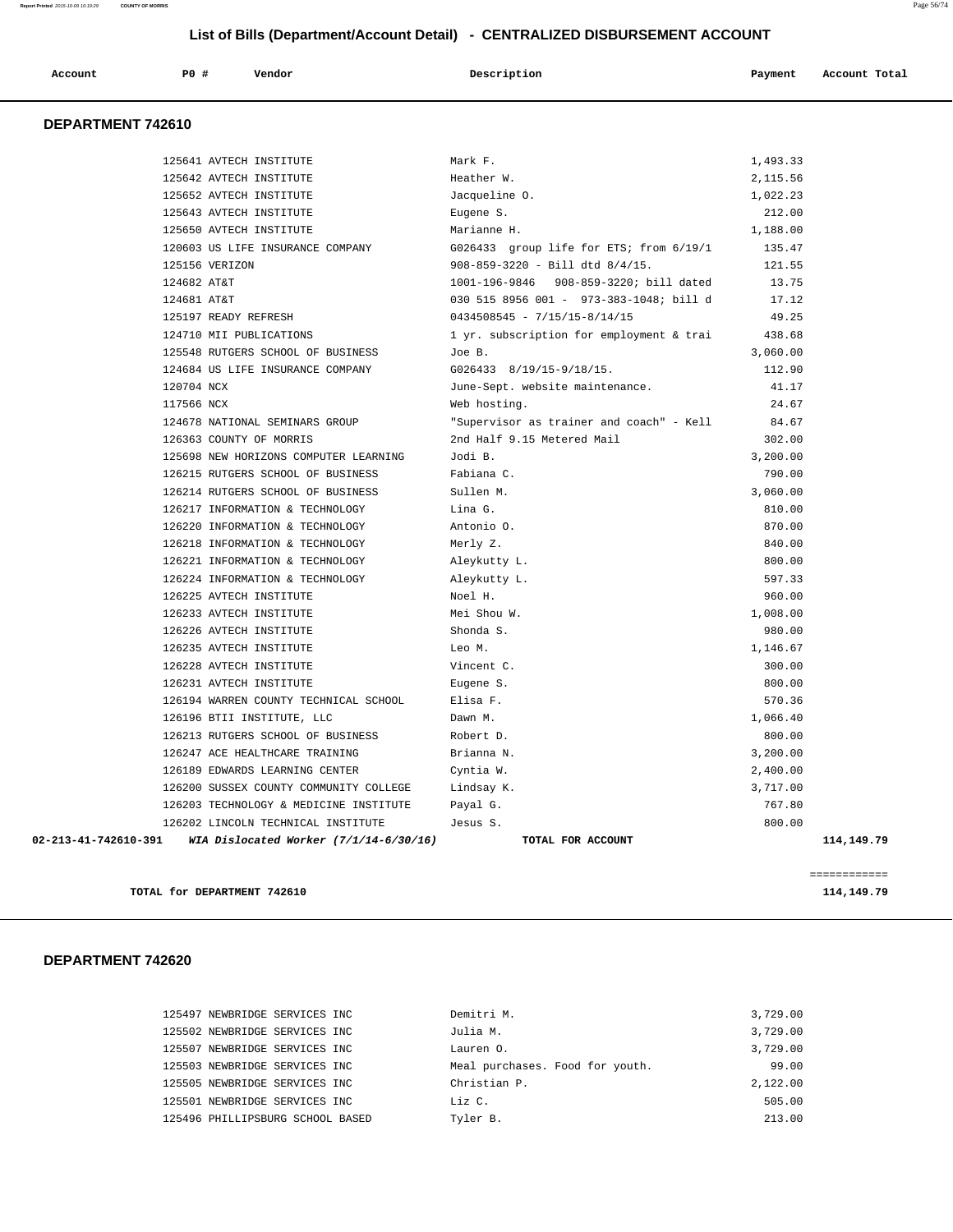## List of Bills (Department/Account Detail) - CENTRALIZED DISBURSEMENT ACCOUNT

| Account | PO # | Vendor | Description | Payment | Account Total |
|---|---|---|---|---|---|

### DEPARTMENT 742610

| Account | PO # | Vendor | Description | Payment | Account Total |
|---|---|---|---|---|---|
| | 125641 | AVTECH INSTITUTE | Mark F. | 1,493.33 | |
| | 125642 | AVTECH INSTITUTE | Heather W. | 2,115.56 | |
| | 125652 | AVTECH INSTITUTE | Jacqueline O. | 1,022.23 | |
| | 125643 | AVTECH INSTITUTE | Eugene S. | 212.00 | |
| | 125650 | AVTECH INSTITUTE | Marianne H. | 1,188.00 | |
| | 120603 | US LIFE INSURANCE COMPANY | G026433 group life for ETS; from 6/19/1 | 135.47 | |
| | 125156 | VERIZON | 908-859-3220 - Bill dtd 8/4/15. | 121.55 | |
| | 124682 | AT&T | 1001-196-9846 908-859-3220; bill dated | 13.75 | |
| | 124681 | AT&T | 030 515 8956 001 - 973-383-1048; bill d | 17.12 | |
| | 125197 | READY REFRESH | 0434508545 - 7/15/15-8/14/15 | 49.25 | |
| | 124710 | MII PUBLICATIONS | 1 yr. subscription for employment & trai | 438.68 | |
| | 125548 | RUTGERS SCHOOL OF BUSINESS | Joe B. | 3,060.00 | |
| | 124684 | US LIFE INSURANCE COMPANY | G026433 8/19/15-9/18/15. | 112.90 | |
| | 120704 | NCX | June-Sept. website maintenance. | 41.17 | |
| | 117566 | NCX | Web hosting. | 24.67 | |
| | 124678 | NATIONAL SEMINARS GROUP | "Supervisor as trainer and coach" - Kell | 84.67 | |
| | 126363 | COUNTY OF MORRIS | 2nd Half 9.15 Metered Mail | 302.00 | |
| | 125698 | NEW HORIZONS COMPUTER LEARNING | Jodi B. | 3,200.00 | |
| | 126215 | RUTGERS SCHOOL OF BUSINESS | Fabiana C. | 790.00 | |
| | 126214 | RUTGERS SCHOOL OF BUSINESS | Sullen M. | 3,060.00 | |
| | 126217 | INFORMATION & TECHNOLOGY | Lina G. | 810.00 | |
| | 126220 | INFORMATION & TECHNOLOGY | Antonio O. | 870.00 | |
| | 126218 | INFORMATION & TECHNOLOGY | Merly Z. | 840.00 | |
| | 126221 | INFORMATION & TECHNOLOGY | Aleykutty L. | 800.00 | |
| | 126224 | INFORMATION & TECHNOLOGY | Aleykutty L. | 597.33 | |
| | 126225 | AVTECH INSTITUTE | Noel H. | 960.00 | |
| | 126233 | AVTECH INSTITUTE | Mei Shou W. | 1,008.00 | |
| | 126226 | AVTECH INSTITUTE | Shonda S. | 980.00 | |
| | 126235 | AVTECH INSTITUTE | Leo M. | 1,146.67 | |
| | 126228 | AVTECH INSTITUTE | Vincent C. | 300.00 | |
| | 126231 | AVTECH INSTITUTE | Eugene S. | 800.00 | |
| | 126194 | WARREN COUNTY TECHNICAL SCHOOL | Elisa F. | 570.36 | |
| | 126196 | BTII INSTITUTE, LLC | Dawn M. | 1,066.40 | |
| | 126213 | RUTGERS SCHOOL OF BUSINESS | Robert D. | 800.00 | |
| | 126247 | ACE HEALTHCARE TRAINING | Brianna N. | 3,200.00 | |
| | 126189 | EDWARDS LEARNING CENTER | Cyntia W. | 2,400.00 | |
| | 126200 | SUSSEX COUNTY COMMUNITY COLLEGE | Lindsay K. | 3,717.00 | |
| | 126203 | TECHNOLOGY & MEDICINE INSTITUTE | Payal G. | 767.80 | |
| | 126202 | LINCOLN TECHNICAL INSTITUTE | Jesus S. | 800.00 | |
| **02-213-41-742610-391** | | ***WIA Dislocated Worker (7/1/14-6/30/16)*** | **TOTAL FOR ACCOUNT** | | **114,149.79** |

**TOTAL for DEPARTMENT 742610** — **114,149.79**

### DEPARTMENT 742620

| Account | PO # | Vendor | Description | Payment | Account Total |
|---|---|---|---|---|---|
| | 125497 | NEWBRIDGE SERVICES INC | Demitri M. | 3,729.00 | |
| | 125502 | NEWBRIDGE SERVICES INC | Julia M. | 3,729.00 | |
| | 125507 | NEWBRIDGE SERVICES INC | Lauren O. | 3,729.00 | |
| | 125503 | NEWBRIDGE SERVICES INC | Meal purchases. Food for youth. | 99.00 | |
| | 125505 | NEWBRIDGE SERVICES INC | Christian P. | 2,122.00 | |
| | 125501 | NEWBRIDGE SERVICES INC | Liz C. | 505.00 | |
| | 125496 | PHILLIPSBURG SCHOOL BASED | Tyler B. | 213.00 | |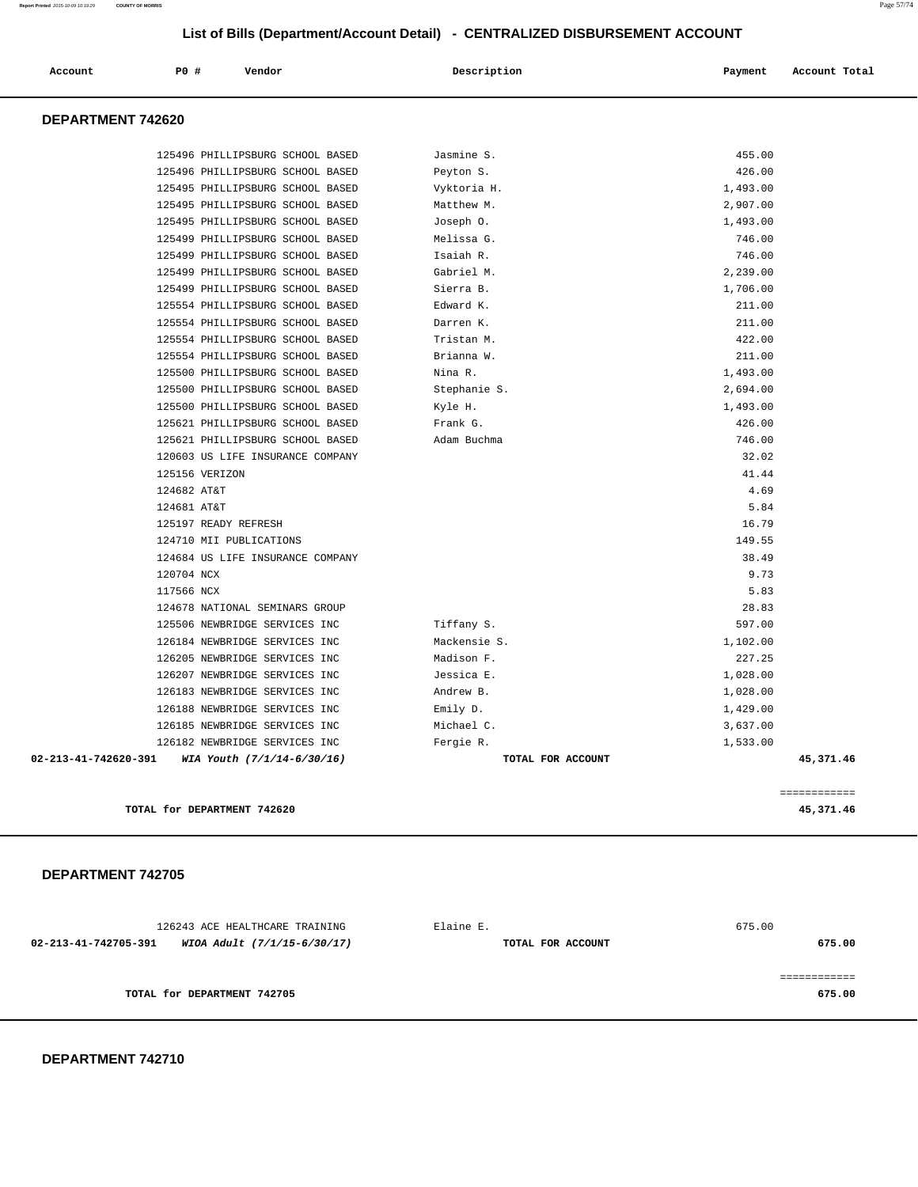## List of Bills (Department/Account Detail) - CENTRALIZED DISBURSEMENT ACCOUNT

| Account | PO # | Vendor | Description | Payment | Account Total |
|---|---|---|---|---|---|

### DEPARTMENT 742620

| Account | PO # | Vendor | Description | Payment | Account Total |
|---|---|---|---|---|---|
| | 125496 | PHILLIPSBURG SCHOOL BASED | Jasmine S. | 455.00 | |
| | 125496 | PHILLIPSBURG SCHOOL BASED | Peyton S. | 426.00 | |
| | 125495 | PHILLIPSBURG SCHOOL BASED | Vyktoria H. | 1,493.00 | |
| | 125495 | PHILLIPSBURG SCHOOL BASED | Matthew M. | 2,907.00 | |
| | 125495 | PHILLIPSBURG SCHOOL BASED | Joseph O. | 1,493.00 | |
| | 125499 | PHILLIPSBURG SCHOOL BASED | Melissa G. | 746.00 | |
| | 125499 | PHILLIPSBURG SCHOOL BASED | Isaiah R. | 746.00 | |
| | 125499 | PHILLIPSBURG SCHOOL BASED | Gabriel M. | 2,239.00 | |
| | 125499 | PHILLIPSBURG SCHOOL BASED | Sierra B. | 1,706.00 | |
| | 125554 | PHILLIPSBURG SCHOOL BASED | Edward K. | 211.00 | |
| | 125554 | PHILLIPSBURG SCHOOL BASED | Darren K. | 211.00 | |
| | 125554 | PHILLIPSBURG SCHOOL BASED | Tristan M. | 422.00 | |
| | 125554 | PHILLIPSBURG SCHOOL BASED | Brianna W. | 211.00 | |
| | 125500 | PHILLIPSBURG SCHOOL BASED | Nina R. | 1,493.00 | |
| | 125500 | PHILLIPSBURG SCHOOL BASED | Stephanie S. | 2,694.00 | |
| | 125500 | PHILLIPSBURG SCHOOL BASED | Kyle H. | 1,493.00 | |
| | 125621 | PHILLIPSBURG SCHOOL BASED | Frank G. | 426.00 | |
| | 125621 | PHILLIPSBURG SCHOOL BASED | Adam Buchma | 746.00 | |
| | 120603 | US LIFE INSURANCE COMPANY | | 32.02 | |
| | 125156 | VERIZON | | 41.44 | |
| | 124682 | AT&T | | 4.69 | |
| | 124681 | AT&T | | 5.84 | |
| | 125197 | READY REFRESH | | 16.79 | |
| | 124710 | MII PUBLICATIONS | | 149.55 | |
| | 124684 | US LIFE INSURANCE COMPANY | | 38.49 | |
| | 120704 | NCX | | 9.73 | |
| | 117566 | NCX | | 5.83 | |
| | 124678 | NATIONAL SEMINARS GROUP | | 28.83 | |
| | 125506 | NEWBRIDGE SERVICES INC | Tiffany S. | 597.00 | |
| | 126184 | NEWBRIDGE SERVICES INC | Mackensie S. | 1,102.00 | |
| | 126205 | NEWBRIDGE SERVICES INC | Madison F. | 227.25 | |
| | 126207 | NEWBRIDGE SERVICES INC | Jessica E. | 1,028.00 | |
| | 126183 | NEWBRIDGE SERVICES INC | Andrew B. | 1,028.00 | |
| | 126188 | NEWBRIDGE SERVICES INC | Emily D. | 1,429.00 | |
| | 126185 | NEWBRIDGE SERVICES INC | Michael C. | 3,637.00 | |
| | 126182 | NEWBRIDGE SERVICES INC | Fergie R. | 1,533.00 | |
| **02-213-41-742620-391** | | ***WIA Youth (7/1/14-6/30/16)*** | **TOTAL FOR ACCOUNT** | | **45,371.46** |

**TOTAL for DEPARTMENT 742620** — **45,371.46**

### DEPARTMENT 742705

| Account | PO # | Vendor | Description | Payment | Account Total |
|---|---|---|---|---|---|
| | 126243 | ACE HEALTHCARE TRAINING | Elaine E. | 675.00 | |
| **02-213-41-742705-391** | | ***WIOA Adult (7/1/15-6/30/17)*** | **TOTAL FOR ACCOUNT** | | **675.00** |

**TOTAL for DEPARTMENT 742705** — **675.00**

### DEPARTMENT 742710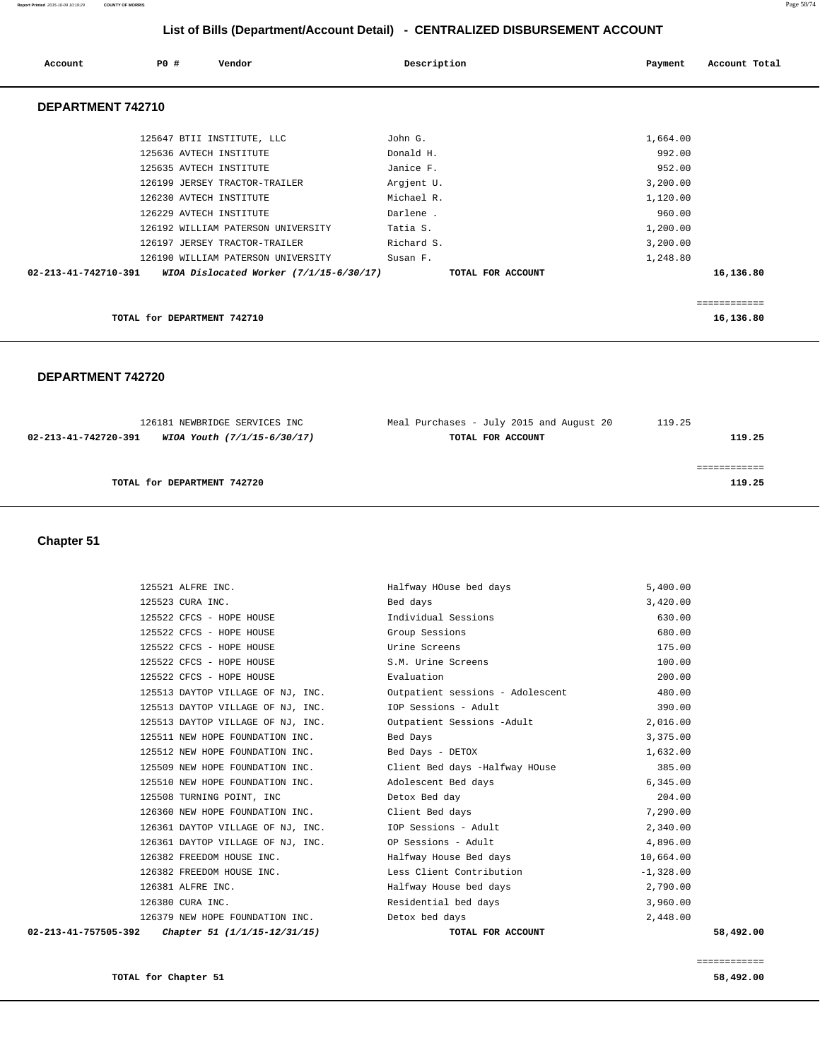# List of Bills (Department/Account Detail) - CENTRALIZED DISBURSEMENT ACCOUNT

| Account | PO # | Vendor | Description | Payment | Account Total |
|---|---|---|---|---|---|

## DEPARTMENT 742710

| Account | PO # | Vendor | Description | Payment | Account Total |
|---|---|---|---|---|---|
| | 125647 | BTII INSTITUTE, LLC | John G. | 1,664.00 | |
| | 125636 | AVTECH INSTITUTE | Donald H. | 992.00 | |
| | 125635 | AVTECH INSTITUTE | Janice F. | 952.00 | |
| | 126199 | JERSEY TRACTOR-TRAILER | Argjent U. | 3,200.00 | |
| | 126230 | AVTECH INSTITUTE | Michael R. | 1,120.00 | |
| | 126229 | AVTECH INSTITUTE | Darlene . | 960.00 | |
| | 126192 | WILLIAM PATERSON UNIVERSITY | Tatia S. | 1,200.00 | |
| | 126197 | JERSEY TRACTOR-TRAILER | Richard S. | 3,200.00 | |
| | 126190 | WILLIAM PATERSON UNIVERSITY | Susan F. | 1,248.80 | |
| **02-213-41-742710-391** | | ***WIOA Dislocated Worker (7/1/15-6/30/17)*** | **TOTAL FOR ACCOUNT** | | **16,136.80** |

**TOTAL for DEPARTMENT 742710** — **16,136.80**

## DEPARTMENT 742720

| Account | PO # | Vendor | Description | Payment | Account Total |
|---|---|---|---|---|---|
| | 126181 | NEWBRIDGE SERVICES INC | Meal Purchases - July 2015 and August 20 | 119.25 | |
| **02-213-41-742720-391** | | ***WIOA Youth (7/1/15-6/30/17)*** | **TOTAL FOR ACCOUNT** | | **119.25** |

**TOTAL for DEPARTMENT 742720** — **119.25**

## Chapter 51

| Account | PO # | Vendor | Description | Payment | Account Total |
|---|---|---|---|---|---|
| | 125521 | ALFRE INC. | Halfway HOuse bed days | 5,400.00 | |
| | 125523 | CURA INC. | Bed days | 3,420.00 | |
| | 125522 | CFCS - HOPE HOUSE | Individual Sessions | 630.00 | |
| | 125522 | CFCS - HOPE HOUSE | Group Sessions | 680.00 | |
| | 125522 | CFCS - HOPE HOUSE | Urine Screens | 175.00 | |
| | 125522 | CFCS - HOPE HOUSE | S.M. Urine Screens | 100.00 | |
| | 125522 | CFCS - HOPE HOUSE | Evaluation | 200.00 | |
| | 125513 | DAYTOP VILLAGE OF NJ, INC. | Outpatient sessions - Adolescent | 480.00 | |
| | 125513 | DAYTOP VILLAGE OF NJ, INC. | IOP Sessions - Adult | 390.00 | |
| | 125513 | DAYTOP VILLAGE OF NJ, INC. | Outpatient Sessions -Adult | 2,016.00 | |
| | 125511 | NEW HOPE FOUNDATION INC. | Bed Days | 3,375.00 | |
| | 125512 | NEW HOPE FOUNDATION INC. | Bed Days - DETOX | 1,632.00 | |
| | 125509 | NEW HOPE FOUNDATION INC. | Client Bed days -Halfway HOuse | 385.00 | |
| | 125510 | NEW HOPE FOUNDATION INC. | Adolescent Bed days | 6,345.00 | |
| | 125508 | TURNING POINT, INC | Detox Bed day | 204.00 | |
| | 126360 | NEW HOPE FOUNDATION INC. | Client Bed days | 7,290.00 | |
| | 126361 | DAYTOP VILLAGE OF NJ, INC. | IOP Sessions - Adult | 2,340.00 | |
| | 126361 | DAYTOP VILLAGE OF NJ, INC. | OP Sessions - Adult | 4,896.00 | |
| | 126382 | FREEDOM HOUSE INC. | Halfway House Bed days | 10,664.00 | |
| | 126382 | FREEDOM HOUSE INC. | Less Client Contribution | -1,328.00 | |
| | 126381 | ALFRE INC. | Halfway House bed days | 2,790.00 | |
| | 126380 | CURA INC. | Residential bed days | 3,960.00 | |
| | 126379 | NEW HOPE FOUNDATION INC. | Detox bed days | 2,448.00 | |
| **02-213-41-757505-392** | | ***Chapter 51 (1/1/15-12/31/15)*** | **TOTAL FOR ACCOUNT** | | **58,492.00** |

**TOTAL for Chapter 51** — **58,492.00**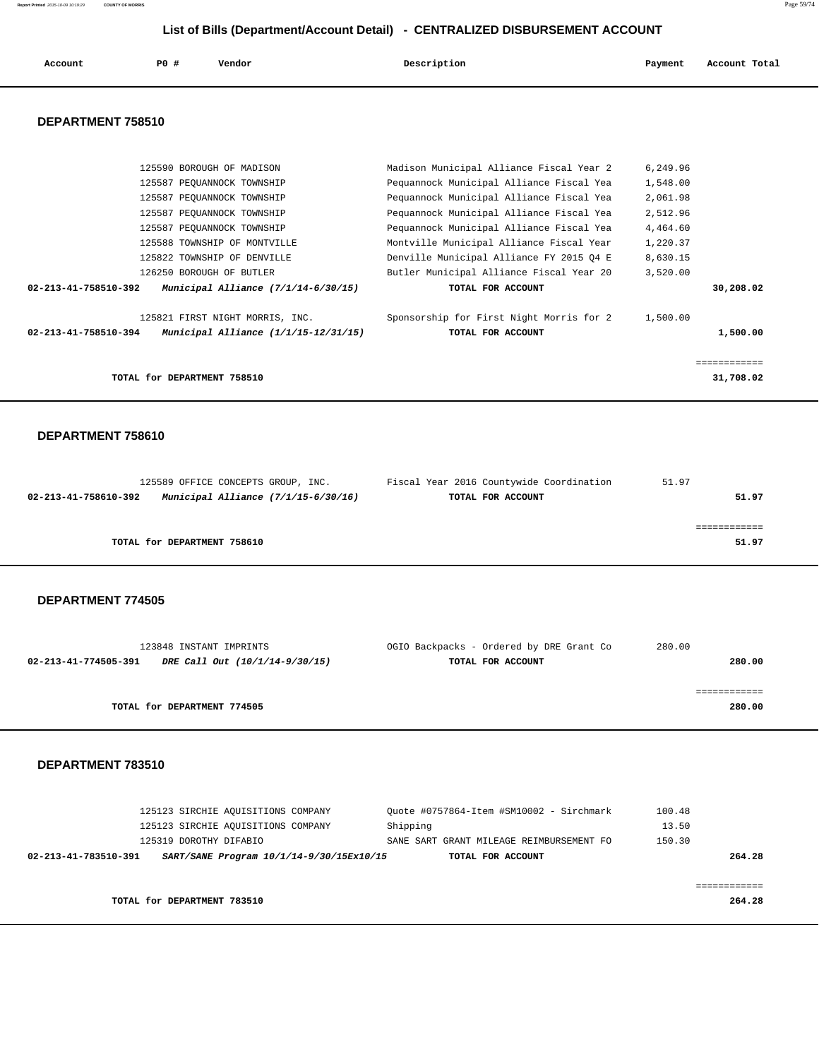## List of Bills (Department/Account Detail) - CENTRALIZED DISBURSEMENT ACCOUNT

| Account | PO # | Vendor | Description | Payment | Account Total |
|---|---|---|---|---|---|

### DEPARTMENT 758510

| Account | PO # | Vendor | Description | Payment | Account Total |
|---|---|---|---|---|---|
| | 125590 | BOROUGH OF MADISON | Madison Municipal Alliance Fiscal Year 2 | 6,249.96 | |
| | 125587 | PEQUANNOCK TOWNSHIP | Pequannock Municipal Alliance Fiscal Yea | 1,548.00 | |
| | 125587 | PEQUANNOCK TOWNSHIP | Pequannock Municipal Alliance Fiscal Yea | 2,061.98 | |
| | 125587 | PEQUANNOCK TOWNSHIP | Pequannock Municipal Alliance Fiscal Yea | 2,512.96 | |
| | 125587 | PEQUANNOCK TOWNSHIP | Pequannock Municipal Alliance Fiscal Yea | 4,464.60 | |
| | 125588 | TOWNSHIP OF MONTVILLE | Montville Municipal Alliance Fiscal Year | 1,220.37 | |
| | 125822 | TOWNSHIP OF DENVILLE | Denville Municipal Alliance FY 2015 Q4 E | 8,630.15 | |
| | 126250 | BOROUGH OF BUTLER | Butler Municipal Alliance Fiscal Year 20 | 3,520.00 | |
| **02-213-41-758510-392** | | ***Municipal Alliance (7/1/14-6/30/15)*** | **TOTAL FOR ACCOUNT** | | **30,208.02** |
| | 125821 | FIRST NIGHT MORRIS, INC. | Sponsorship for First Night Morris for 2 | 1,500.00 | |
| **02-213-41-758510-394** | | ***Municipal Alliance (1/1/15-12/31/15)*** | **TOTAL FOR ACCOUNT** | | **1,500.00** |
| | | | | | ============ |
| | | **TOTAL for DEPARTMENT 758510** | | | **31,708.02** |

### DEPARTMENT 758610

| Account | PO # | Vendor | Description | Payment | Account Total |
|---|---|---|---|---|---|
| | 125589 | OFFICE CONCEPTS GROUP, INC. | Fiscal Year 2016 Countywide Coordination | 51.97 | |
| **02-213-41-758610-392** | | ***Municipal Alliance (7/1/15-6/30/16)*** | **TOTAL FOR ACCOUNT** | | **51.97** |
| | | | | | ============ |
| | | **TOTAL for DEPARTMENT 758610** | | | **51.97** |

### DEPARTMENT 774505

| Account | PO # | Vendor | Description | Payment | Account Total |
|---|---|---|---|---|---|
| | 123848 | INSTANT IMPRINTS | OGIO Backpacks - Ordered by DRE Grant Co | 280.00 | |
| **02-213-41-774505-391** | | ***DRE Call Out (10/1/14-9/30/15)*** | **TOTAL FOR ACCOUNT** | | **280.00** |
| | | | | | ============ |
| | | **TOTAL for DEPARTMENT 774505** | | | **280.00** |

### DEPARTMENT 783510

| Account | PO # | Vendor | Description | Payment | Account Total |
|---|---|---|---|---|---|
| | 125123 | SIRCHIE AQUISITIONS COMPANY | Quote #0757864-Item #SM10002 - Sirchmark | 100.48 | |
| | 125123 | SIRCHIE AQUISITIONS COMPANY | Shipping | 13.50 | |
| | 125319 | DOROTHY DIFABIO | SANE SART GRANT MILEAGE REIMBURSEMENT FO | 150.30 | |
| **02-213-41-783510-391** | | ***SART/SANE Program 10/1/14-9/30/15Ex10/15*** | **TOTAL FOR ACCOUNT** | | **264.28** |
| | | | | | ============ |
| | | **TOTAL for DEPARTMENT 783510** | | | **264.28** |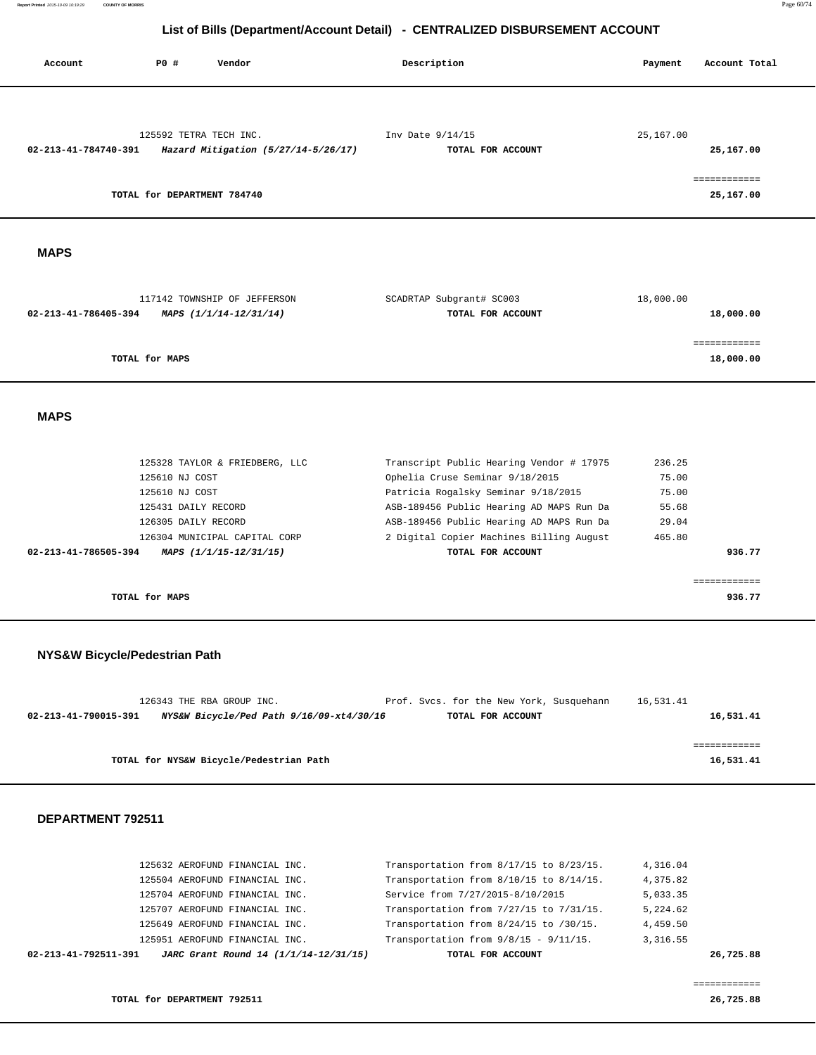## List of Bills (Department/Account Detail) - CENTRALIZED DISBURSEMENT ACCOUNT

| Account | PO # | Vendor | Description | Payment | Account Total |
|---|---|---|---|---|---|
| | 125592 | TETRA TECH INC. | Inv Date 9/14/15 | 25,167.00 | |
| **02-213-41-784740-391** | | ***Hazard Mitigation (5/27/14-5/26/17)*** | **TOTAL FOR ACCOUNT** | | **25,167.00** |
| | | **TOTAL for DEPARTMENT 784740** | | | **25,167.00** |

### MAPS

| Account | PO # | Vendor | Description | Payment | Account Total |
|---|---|---|---|---|---|
| | 117142 | TOWNSHIP OF JEFFERSON | SCADRTAP Subgrant# SC003 | 18,000.00 | |
| **02-213-41-786405-394** | | ***MAPS (1/1/14-12/31/14)*** | **TOTAL FOR ACCOUNT** | | **18,000.00** |
| | | **TOTAL for MAPS** | | | **18,000.00** |

### MAPS

| Account | PO # | Vendor | Description | Payment | Account Total |
|---|---|---|---|---|---|
| | 125328 | TAYLOR & FRIEDBERG, LLC | Transcript Public Hearing Vendor # 17975 | 236.25 | |
| | 125610 | NJ COST | Ophelia Cruse Seminar 9/18/2015 | 75.00 | |
| | 125610 | NJ COST | Patricia Rogalsky Seminar 9/18/2015 | 75.00 | |
| | 125431 | DAILY RECORD | ASB-189456 Public Hearing AD MAPS Run Da | 55.68 | |
| | 126305 | DAILY RECORD | ASB-189456 Public Hearing AD MAPS Run Da | 29.04 | |
| | 126304 | MUNICIPAL CAPITAL CORP | 2 Digital Copier Machines Billing August | 465.80 | |
| **02-213-41-786505-394** | | ***MAPS (1/1/15-12/31/15)*** | **TOTAL FOR ACCOUNT** | | **936.77** |
| | | **TOTAL for MAPS** | | | **936.77** |

### NYS&W Bicycle/Pedestrian Path

| Account | PO # | Vendor | Description | Payment | Account Total |
|---|---|---|---|---|---|
| | 126343 | THE RBA GROUP INC. | Prof. Svcs. for the New York, Susquehann | 16,531.41 | |
| **02-213-41-790015-391** | | ***NYS&W Bicycle/Ped Path 9/16/09-xt4/30/16*** | **TOTAL FOR ACCOUNT** | | **16,531.41** |
| | | **TOTAL for NYS&W Bicycle/Pedestrian Path** | | | **16,531.41** |

### DEPARTMENT 792511

| Account | PO # | Vendor | Description | Payment | Account Total |
|---|---|---|---|---|---|
| | 125632 | AEROFUND FINANCIAL INC. | Transportation from 8/17/15 to 8/23/15. | 4,316.04 | |
| | 125504 | AEROFUND FINANCIAL INC. | Transportation from 8/10/15 to 8/14/15. | 4,375.82 | |
| | 125704 | AEROFUND FINANCIAL INC. | Service from 7/27/2015-8/10/2015 | 5,033.35 | |
| | 125707 | AEROFUND FINANCIAL INC. | Transportation from 7/27/15 to 7/31/15. | 5,224.62 | |
| | 125649 | AEROFUND FINANCIAL INC. | Transportation from 8/24/15 to /30/15. | 4,459.50 | |
| | 125951 | AEROFUND FINANCIAL INC. | Transportation from 9/8/15 - 9/11/15. | 3,316.55 | |
| **02-213-41-792511-391** | | ***JARC Grant Round 14 (1/1/14-12/31/15)*** | **TOTAL FOR ACCOUNT** | | **26,725.88** |
| | | **TOTAL for DEPARTMENT 792511** | | | **26,725.88** |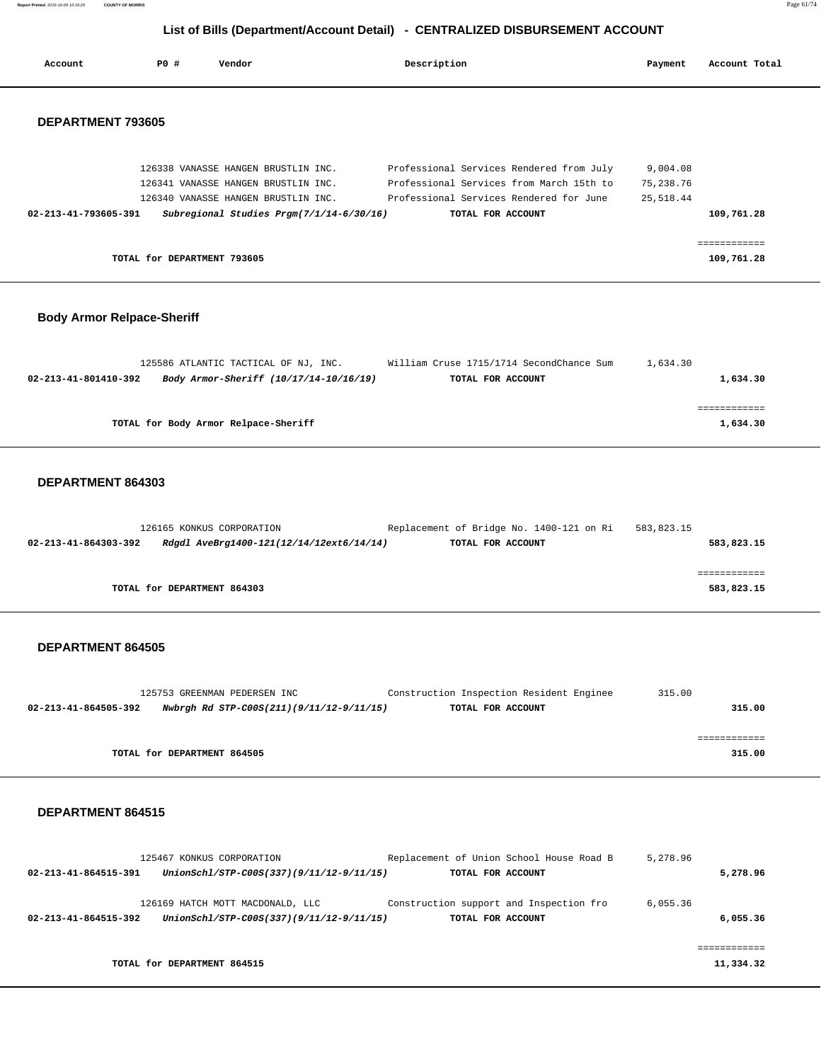## List of Bills (Department/Account Detail) - CENTRALIZED DISBURSEMENT ACCOUNT

| Account | PO # | Vendor | Description | Payment | Account Total |
|---|---|---|---|---|---|

### DEPARTMENT 793605

| Account | PO # | Vendor | Description | Payment | Account Total |
|---|---|---|---|---|---|
| | 126338 | VANASSE HANGEN BRUSTLIN INC. | Professional Services Rendered from July | 9,004.08 | |
| | 126341 | VANASSE HANGEN BRUSTLIN INC. | Professional Services from March 15th to | 75,238.76 | |
| | 126340 | VANASSE HANGEN BRUSTLIN INC. | Professional Services Rendered for June | 25,518.44 | |
| **02-213-41-793605-391** | | ***Subregional Studies Prgm(7/1/14-6/30/16)*** | **TOTAL FOR ACCOUNT** | | **109,761.28** |
| | | **TOTAL for DEPARTMENT 793605** | | | **109,761.28** |

### Body Armor Relpace-Sheriff

| Account | PO # | Vendor | Description | Payment | Account Total |
|---|---|---|---|---|---|
| | 125586 | ATLANTIC TACTICAL OF NJ, INC. | William Cruse 1715/1714 SecondChance Sum | 1,634.30 | |
| **02-213-41-801410-392** | | ***Body Armor-Sheriff (10/17/14-10/16/19)*** | **TOTAL FOR ACCOUNT** | | **1,634.30** |
| | | **TOTAL for Body Armor Relpace-Sheriff** | | | **1,634.30** |

### DEPARTMENT 864303

| Account | PO # | Vendor | Description | Payment | Account Total |
|---|---|---|---|---|---|
| | 126165 | KONKUS CORPORATION | Replacement of Bridge No. 1400-121 on Ri | 583,823.15 | |
| **02-213-41-864303-392** | | ***Rdgdl AveBrg1400-121(12/14/12ext6/14/14)*** | **TOTAL FOR ACCOUNT** | | **583,823.15** |
| | | **TOTAL for DEPARTMENT 864303** | | | **583,823.15** |

### DEPARTMENT 864505

| Account | PO # | Vendor | Description | Payment | Account Total |
|---|---|---|---|---|---|
| | 125753 | GREENMAN PEDERSEN INC | Construction Inspection Resident Enginee | 315.00 | |
| **02-213-41-864505-392** | | ***Nwbrgh Rd STP-C00S(211)(9/11/12-9/11/15)*** | **TOTAL FOR ACCOUNT** | | **315.00** |
| | | **TOTAL for DEPARTMENT 864505** | | | **315.00** |

### DEPARTMENT 864515

| Account | PO # | Vendor | Description | Payment | Account Total |
|---|---|---|---|---|---|
| | 125467 | KONKUS CORPORATION | Replacement of Union School House Road B | 5,278.96 | |
| **02-213-41-864515-391** | | ***UnionSchl/STP-C00S(337)(9/11/12-9/11/15)*** | **TOTAL FOR ACCOUNT** | | **5,278.96** |
| | 126169 | HATCH MOTT MACDONALD, LLC | Construction support and Inspection fro | 6,055.36 | |
| **02-213-41-864515-392** | | ***UnionSchl/STP-C00S(337)(9/11/12-9/11/15)*** | **TOTAL FOR ACCOUNT** | | **6,055.36** |
| | | **TOTAL for DEPARTMENT 864515** | | | **11,334.32** |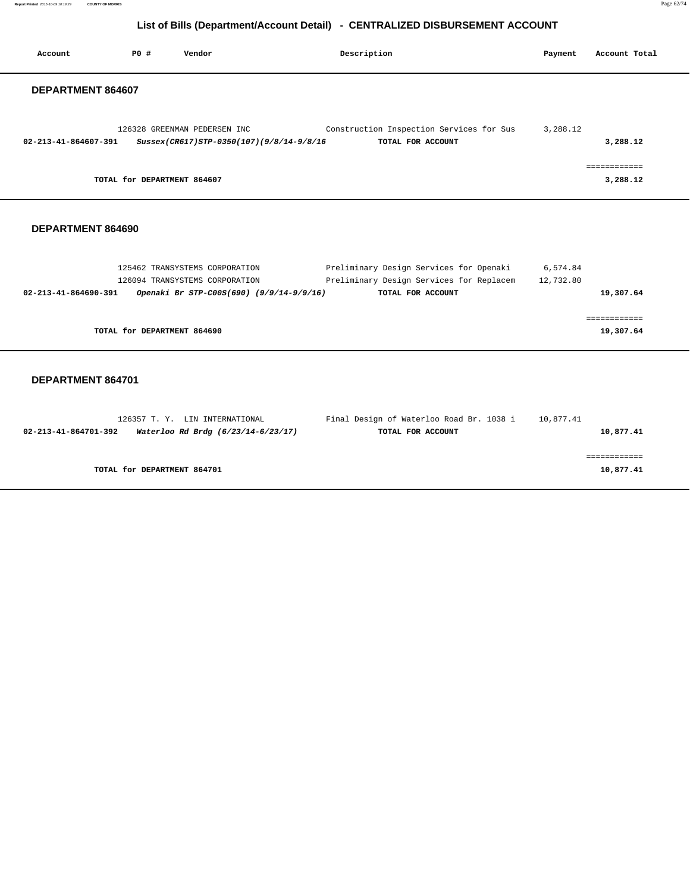# List of Bills (Department/Account Detail) - CENTRALIZED DISBURSEMENT ACCOUNT

| Account | PO # | Vendor | Description | Payment | Account Total |
|---|---|---|---|---|---|

## DEPARTMENT 864607

| Account | PO # | Vendor | Description | Payment | Account Total |
|---|---|---|---|---|---|
| | 126328 | GREENMAN PEDERSEN INC | Construction Inspection Services for Sus | 3,288.12 | |
| **02-213-41-864607-391** | | ***Sussex(CR617)STP-0350(107)(9/8/14-9/8/16*** | **TOTAL FOR ACCOUNT** | | **3,288.12** |
| | | | | | ============ |
| | **TOTAL for DEPARTMENT 864607** | | | | **3,288.12** |

## DEPARTMENT 864690

| Account | PO # | Vendor | Description | Payment | Account Total |
|---|---|---|---|---|---|
| | 125462 | TRANSYSTEMS CORPORATION | Preliminary Design Services for Openaki | 6,574.84 | |
| | 126094 | TRANSYSTEMS CORPORATION | Preliminary Design Services for Replacem | 12,732.80 | |
| **02-213-41-864690-391** | | ***Openaki Br STP-C00S(690) (9/9/14-9/9/16)*** | **TOTAL FOR ACCOUNT** | | **19,307.64** |
| | | | | | ============ |
| | **TOTAL for DEPARTMENT 864690** | | | | **19,307.64** |

## DEPARTMENT 864701

| Account | PO # | Vendor | Description | Payment | Account Total |
|---|---|---|---|---|---|
| | 126357 | T. Y. LIN INTERNATIONAL | Final Design of Waterloo Road Br. 1038 i | 10,877.41 | |
| **02-213-41-864701-392** | | ***Waterloo Rd Brdg (6/23/14-6/23/17)*** | **TOTAL FOR ACCOUNT** | | **10,877.41** |
| | | | | | ============ |
| | **TOTAL for DEPARTMENT 864701** | | | | **10,877.41** |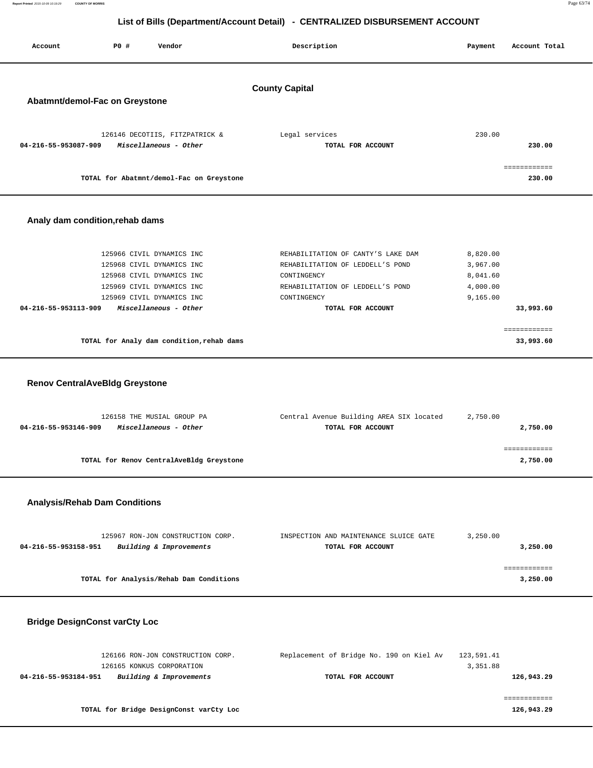# List of Bills (Department/Account Detail) - CENTRALIZED DISBURSEMENT ACCOUNT

| Account | PO # | Vendor | Description | Payment | Account Total |
|---|---|---|---|---|---|

## County Capital

### Abatmnt/demol-Fac on Greystone

| Account | PO # | Vendor | Description | Payment | Account Total |
|---|---|---|---|---|---|
| | 126146 | DECOTIIS, FITZPATRICK & | Legal services | 230.00 | |
| **04-216-55-953087-909** | | ***Miscellaneous - Other*** | **TOTAL FOR ACCOUNT** | | **230.00** |
| | | | | | ============ |
| | | **TOTAL for Abatmnt/demol-Fac on Greystone** | | | **230.00** |

### Analy dam condition,rehab dams

| Account | PO # | Vendor | Description | Payment | Account Total |
|---|---|---|---|---|---|
| | 125966 | CIVIL DYNAMICS INC | REHABILITATION OF CANTY'S LAKE DAM | 8,820.00 | |
| | 125968 | CIVIL DYNAMICS INC | REHABILITATION OF LEDDELL'S POND | 3,967.00 | |
| | 125968 | CIVIL DYNAMICS INC | CONTINGENCY | 8,041.60 | |
| | 125969 | CIVIL DYNAMICS INC | REHABILITATION OF LEDDELL'S POND | 4,000.00 | |
| | 125969 | CIVIL DYNAMICS INC | CONTINGENCY | 9,165.00 | |
| **04-216-55-953113-909** | | ***Miscellaneous - Other*** | **TOTAL FOR ACCOUNT** | | **33,993.60** |
| | | | | | ============ |
| | | **TOTAL for Analy dam condition,rehab dams** | | | **33,993.60** |

### Renov CentralAveBldg Greystone

| Account | PO # | Vendor | Description | Payment | Account Total |
|---|---|---|---|---|---|
| | 126158 | THE MUSIAL GROUP PA | Central Avenue Building AREA SIX located | 2,750.00 | |
| **04-216-55-953146-909** | | ***Miscellaneous - Other*** | **TOTAL FOR ACCOUNT** | | **2,750.00** |
| | | | | | ============ |
| | | **TOTAL for Renov CentralAveBldg Greystone** | | | **2,750.00** |

### Analysis/Rehab Dam Conditions

| Account | PO # | Vendor | Description | Payment | Account Total |
|---|---|---|---|---|---|
| | 125967 | RON-JON CONSTRUCTION CORP. | INSPECTION AND MAINTENANCE SLUICE GATE | 3,250.00 | |
| **04-216-55-953158-951** | | ***Building & Improvements*** | **TOTAL FOR ACCOUNT** | | **3,250.00** |
| | | | | | ============ |
| | | **TOTAL for Analysis/Rehab Dam Conditions** | | | **3,250.00** |

### Bridge DesignConst varCty Loc

| Account | PO # | Vendor | Description | Payment | Account Total |
|---|---|---|---|---|---|
| | 126166 | RON-JON CONSTRUCTION CORP. | Replacement of Bridge No. 190 on Kiel Av | 123,591.41 | |
| | 126165 | KONKUS CORPORATION | | 3,351.88 | |
| **04-216-55-953184-951** | | ***Building & Improvements*** | **TOTAL FOR ACCOUNT** | | **126,943.29** |
| | | | | | ============ |
| | | **TOTAL for Bridge DesignConst varCty Loc** | | | **126,943.29** |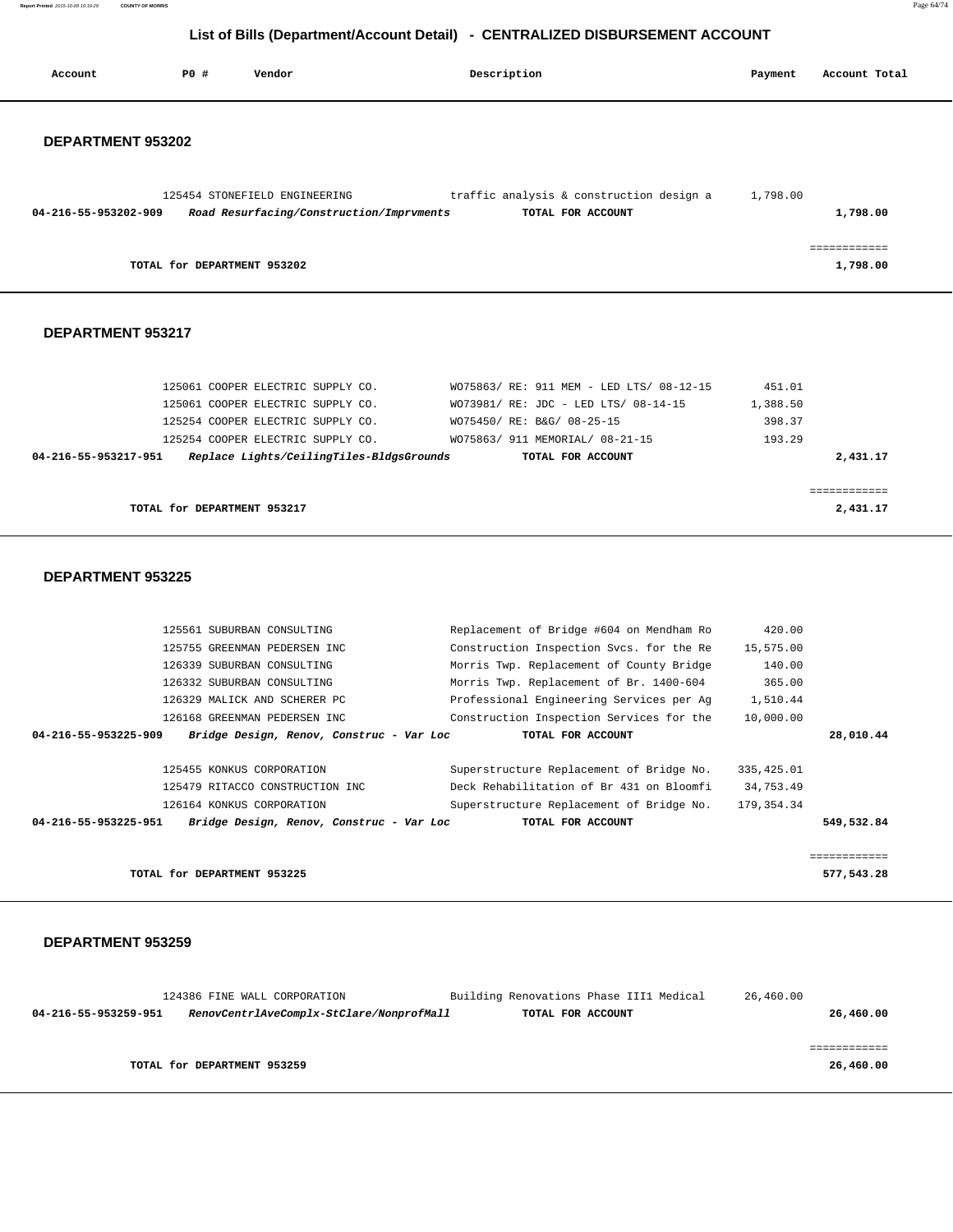## List of Bills (Department/Account Detail) - CENTRALIZED DISBURSEMENT ACCOUNT

| Account | PO # | Vendor | Description | Payment | Account Total |
|---|---|---|---|---|---|

### DEPARTMENT 953202

| Account | PO # | Vendor | Description | Payment | Account Total |
|---|---|---|---|---|---|
| | 125454 | STONEFIELD ENGINEERING | traffic analysis & construction design a | 1,798.00 | |
| **04-216-55-953202-909** | | ***Road Resurfacing/Construction/Imprvments*** | **TOTAL FOR ACCOUNT** | | **1,798.00** |
| | | | | | ============ |
| | **TOTAL for DEPARTMENT 953202** | | | | **1,798.00** |

### DEPARTMENT 953217

| Account | PO # | Vendor | Description | Payment | Account Total |
|---|---|---|---|---|---|
| | 125061 | COOPER ELECTRIC SUPPLY CO. | WO75863/ RE: 911 MEM - LED LTS/ 08-12-15 | 451.01 | |
| | 125061 | COOPER ELECTRIC SUPPLY CO. | WO73981/ RE: JDC - LED LTS/ 08-14-15 | 1,388.50 | |
| | 125254 | COOPER ELECTRIC SUPPLY CO. | WO75450/ RE: B&G/ 08-25-15 | 398.37 | |
| | 125254 | COOPER ELECTRIC SUPPLY CO. | WO75863/ 911 MEMORIAL/ 08-21-15 | 193.29 | |
| **04-216-55-953217-951** | | ***Replace Lights/CeilingTiles-BldgsGrounds*** | **TOTAL FOR ACCOUNT** | | **2,431.17** |
| | | | | | ============ |
| | **TOTAL for DEPARTMENT 953217** | | | | **2,431.17** |

### DEPARTMENT 953225

| Account | PO # | Vendor | Description | Payment | Account Total |
|---|---|---|---|---|---|
| | 125561 | SUBURBAN CONSULTING | Replacement of Bridge #604 on Mendham Ro | 420.00 | |
| | 125755 | GREENMAN PEDERSEN INC | Construction Inspection Svcs. for the Re | 15,575.00 | |
| | 126339 | SUBURBAN CONSULTING | Morris Twp. Replacement of County Bridge | 140.00 | |
| | 126332 | SUBURBAN CONSULTING | Morris Twp. Replacement of Br. 1400-604 | 365.00 | |
| | 126329 | MALICK AND SCHERER PC | Professional Engineering Services per Ag | 1,510.44 | |
| | 126168 | GREENMAN PEDERSEN INC | Construction Inspection Services for the | 10,000.00 | |
| **04-216-55-953225-909** | | ***Bridge Design, Renov, Construc - Var Loc*** | **TOTAL FOR ACCOUNT** | | **28,010.44** |
| | 125455 | KONKUS CORPORATION | Superstructure Replacement of Bridge No. | 335,425.01 | |
| | 125479 | RITACCO CONSTRUCTION INC | Deck Rehabilitation of Br 431 on Bloomfi | 34,753.49 | |
| | 126164 | KONKUS CORPORATION | Superstructure Replacement of Bridge No. | 179,354.34 | |
| **04-216-55-953225-951** | | ***Bridge Design, Renov, Construc - Var Loc*** | **TOTAL FOR ACCOUNT** | | **549,532.84** |
| | | | | | ============ |
| | **TOTAL for DEPARTMENT 953225** | | | | **577,543.28** |

### DEPARTMENT 953259

| Account | PO # | Vendor | Description | Payment | Account Total |
|---|---|---|---|---|---|
| | 124386 | FINE WALL CORPORATION | Building Renovations Phase III1 Medical | 26,460.00 | |
| **04-216-55-953259-951** | | ***RenovCentrlAveComplx-StClare/NonprofMall*** | **TOTAL FOR ACCOUNT** | | **26,460.00** |
| | | | | | ============ |
| | **TOTAL for DEPARTMENT 953259** | | | | **26,460.00** |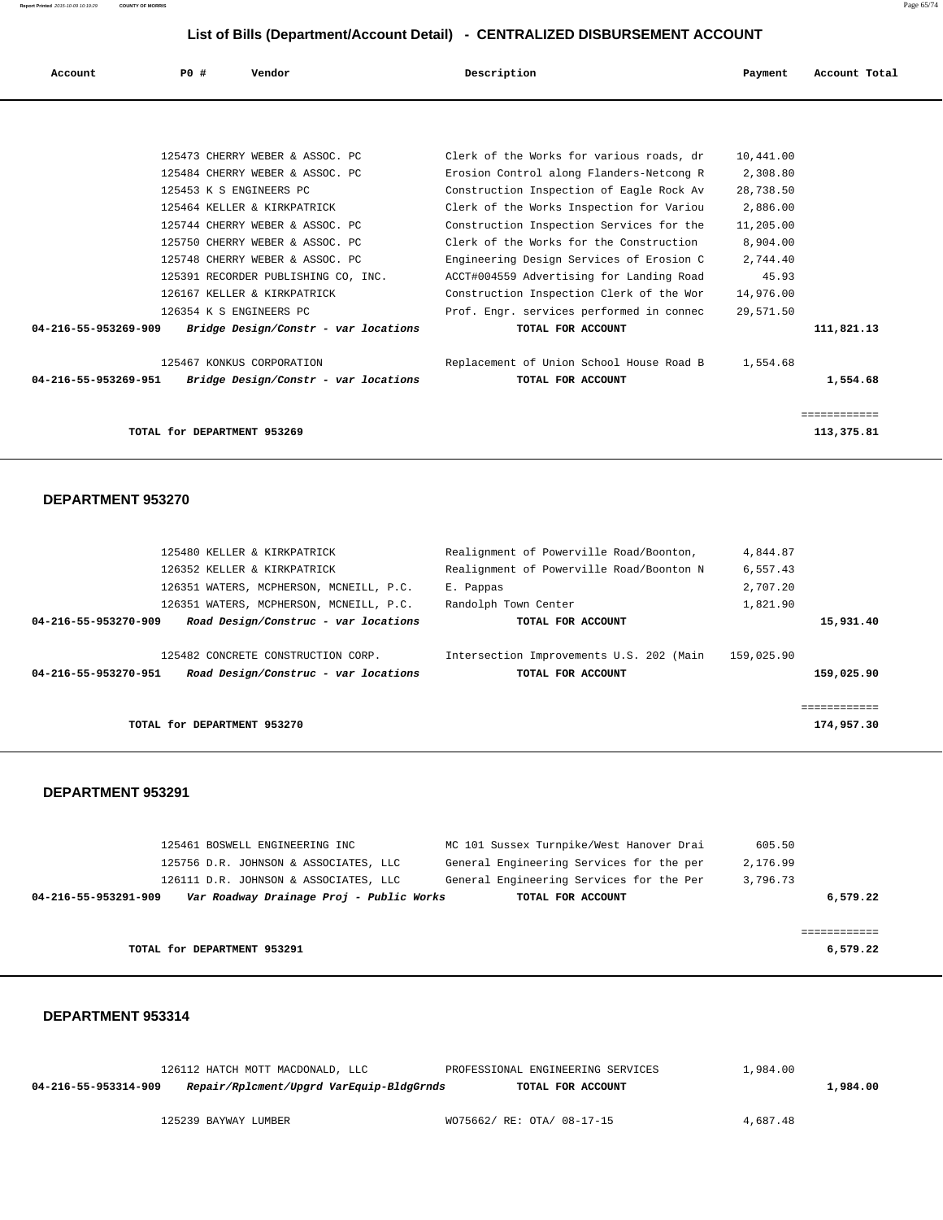## List of Bills (Department/Account Detail) - CENTRALIZED DISBURSEMENT ACCOUNT

| Account | PO # | Vendor | Description | Payment | Account Total |
|---|---|---|---|---|---|
| | 125473 | CHERRY WEBER & ASSOC. PC | Clerk of the Works for various roads, dr | 10,441.00 | |
| | 125484 | CHERRY WEBER & ASSOC. PC | Erosion Control along Flanders-Netcong R | 2,308.80 | |
| | 125453 | K S ENGINEERS PC | Construction Inspection of Eagle Rock Av | 28,738.50 | |
| | 125464 | KELLER & KIRKPATRICK | Clerk of the Works Inspection for Variou | 2,886.00 | |
| | 125744 | CHERRY WEBER & ASSOC. PC | Construction Inspection Services for the | 11,205.00 | |
| | 125750 | CHERRY WEBER & ASSOC. PC | Clerk of the Works for the Construction | 8,904.00 | |
| | 125748 | CHERRY WEBER & ASSOC. PC | Engineering Design Services of Erosion C | 2,744.40 | |
| | 125391 | RECORDER PUBLISHING CO, INC. | ACCT#004559 Advertising for Landing Road | 45.93 | |
| | 126167 | KELLER & KIRKPATRICK | Construction Inspection Clerk of the Wor | 14,976.00 | |
| | 126354 | K S ENGINEERS PC | Prof. Engr. services performed in connec | 29,571.50 | |
| **04-216-55-953269-909** | | ***Bridge Design/Constr - var locations*** | **TOTAL FOR ACCOUNT** | | **111,821.13** |
| | 125467 | KONKUS CORPORATION | Replacement of Union School House Road B | 1,554.68 | |
| **04-216-55-953269-951** | | ***Bridge Design/Constr - var locations*** | **TOTAL FOR ACCOUNT** | | **1,554.68** |
| | | | | | ============ |
| | | **TOTAL for DEPARTMENT 953269** | | | **113,375.81** |

### DEPARTMENT 953270

| Account | PO # | Vendor | Description | Payment | Account Total |
|---|---|---|---|---|---|
| | 125480 | KELLER & KIRKPATRICK | Realignment of Powerville Road/Boonton, | 4,844.87 | |
| | 126352 | KELLER & KIRKPATRICK | Realignment of Powerville Road/Boonton N | 6,557.43 | |
| | 126351 | WATERS, MCPHERSON, MCNEILL, P.C. | E. Pappas | 2,707.20 | |
| | 126351 | WATERS, MCPHERSON, MCNEILL, P.C. | Randolph Town Center | 1,821.90 | |
| **04-216-55-953270-909** | | ***Road Design/Construc - var locations*** | **TOTAL FOR ACCOUNT** | | **15,931.40** |
| | 125482 | CONCRETE CONSTRUCTION CORP. | Intersection Improvements U.S. 202 (Main | 159,025.90 | |
| **04-216-55-953270-951** | | ***Road Design/Construc - var locations*** | **TOTAL FOR ACCOUNT** | | **159,025.90** |
| | | | | | ============ |
| | | **TOTAL for DEPARTMENT 953270** | | | **174,957.30** |

### DEPARTMENT 953291

| Account | PO # | Vendor | Description | Payment | Account Total |
|---|---|---|---|---|---|
| | 125461 | BOSWELL ENGINEERING INC | MC 101 Sussex Turnpike/West Hanover Drai | 605.50 | |
| | 125756 | D.R. JOHNSON & ASSOCIATES, LLC | General Engineering Services for the per | 2,176.99 | |
| | 126111 | D.R. JOHNSON & ASSOCIATES, LLC | General Engineering Services for the Per | 3,796.73 | |
| **04-216-55-953291-909** | | ***Var Roadway Drainage Proj - Public Works*** | **TOTAL FOR ACCOUNT** | | **6,579.22** |
| | | | | | ============ |
| | | **TOTAL for DEPARTMENT 953291** | | | **6,579.22** |

### DEPARTMENT 953314

| Account | PO # | Vendor | Description | Payment | Account Total |
|---|---|---|---|---|---|
| | 126112 | HATCH MOTT MACDONALD, LLC | PROFESSIONAL ENGINEERING SERVICES | 1,984.00 | |
| **04-216-55-953314-909** | | ***Repair/Rplcment/Upgrd VarEquip-BldgGrnds*** | **TOTAL FOR ACCOUNT** | | **1,984.00** |
| | 125239 | BAYWAY LUMBER | WO75662/ RE: OTA/ 08-17-15 | 4,687.48 | |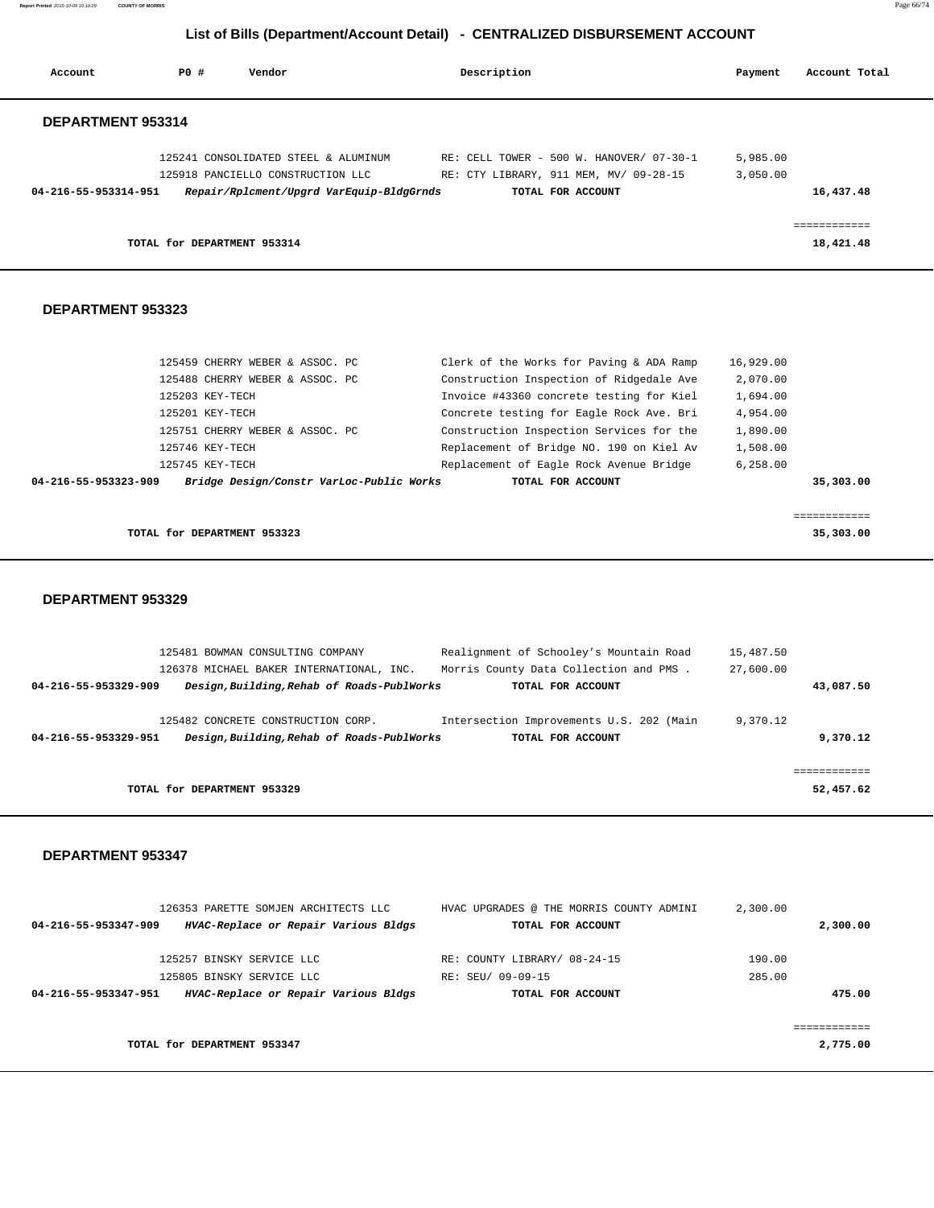# List of Bills (Department/Account Detail) - CENTRALIZED DISBURSEMENT ACCOUNT

| Account | PO # | Vendor | Description | Payment | Account Total |
|---|---|---|---|---|---|

## DEPARTMENT 953314

| Account | PO # | Vendor | Description | Payment | Account Total |
|---|---|---|---|---|---|
| | 125241 | CONSOLIDATED STEEL & ALUMINUM | RE: CELL TOWER - 500 W. HANOVER/ 07-30-1 | 5,985.00 | |
| | 125918 | PANCIELLO CONSTRUCTION LLC | RE: CTY LIBRARY, 911 MEM, MV/ 09-28-15 | 3,050.00 | |
| **04-216-55-953314-951** | | ***Repair/Rplcment/Upgrd VarEquip-BldgGrnds*** | **TOTAL FOR ACCOUNT** | | **16,437.48** |

**TOTAL for DEPARTMENT 953314** — **18,421.48**

## DEPARTMENT 953323

| Account | PO # | Vendor | Description | Payment | Account Total |
|---|---|---|---|---|---|
| | 125459 | CHERRY WEBER & ASSOC. PC | Clerk of the Works for Paving & ADA Ramp | 16,929.00 | |
| | 125488 | CHERRY WEBER & ASSOC. PC | Construction Inspection of Ridgedale Ave | 2,070.00 | |
| | 125203 | KEY-TECH | Invoice #43360 concrete testing for Kiel | 1,694.00 | |
| | 125201 | KEY-TECH | Concrete testing for Eagle Rock Ave. Bri | 4,954.00 | |
| | 125751 | CHERRY WEBER & ASSOC. PC | Construction Inspection Services for the | 1,890.00 | |
| | 125746 | KEY-TECH | Replacement of Bridge NO. 190 on Kiel Av | 1,508.00 | |
| | 125745 | KEY-TECH | Replacement of Eagle Rock Avenue Bridge | 6,258.00 | |
| **04-216-55-953323-909** | | ***Bridge Design/Constr VarLoc-Public Works*** | **TOTAL FOR ACCOUNT** | | **35,303.00** |

**TOTAL for DEPARTMENT 953323** — **35,303.00**

## DEPARTMENT 953329

| Account | PO # | Vendor | Description | Payment | Account Total |
|---|---|---|---|---|---|
| | 125481 | BOWMAN CONSULTING COMPANY | Realignment of Schooley's Mountain Road | 15,487.50 | |
| | 126378 | MICHAEL BAKER INTERNATIONAL, INC. | Morris County Data Collection and PMS . | 27,600.00 | |
| **04-216-55-953329-909** | | ***Design,Building,Rehab of Roads-PublWorks*** | **TOTAL FOR ACCOUNT** | | **43,087.50** |
| | 125482 | CONCRETE CONSTRUCTION CORP. | Intersection Improvements U.S. 202 (Main | 9,370.12 | |
| **04-216-55-953329-951** | | ***Design,Building,Rehab of Roads-PublWorks*** | **TOTAL FOR ACCOUNT** | | **9,370.12** |

**TOTAL for DEPARTMENT 953329** — **52,457.62**

## DEPARTMENT 953347

| Account | PO # | Vendor | Description | Payment | Account Total |
|---|---|---|---|---|---|
| | 126353 | PARETTE SOMJEN ARCHITECTS LLC | HVAC UPGRADES @ THE MORRIS COUNTY ADMINI | 2,300.00 | |
| **04-216-55-953347-909** | | ***HVAC-Replace or Repair Various Bldgs*** | **TOTAL FOR ACCOUNT** | | **2,300.00** |
| | 125257 | BINSKY SERVICE LLC | RE: COUNTY LIBRARY/ 08-24-15 | 190.00 | |
| | 125805 | BINSKY SERVICE LLC | RE: SEU/ 09-09-15 | 285.00 | |
| **04-216-55-953347-951** | | ***HVAC-Replace or Repair Various Bldgs*** | **TOTAL FOR ACCOUNT** | | **475.00** |

**TOTAL for DEPARTMENT 953347** — **2,775.00**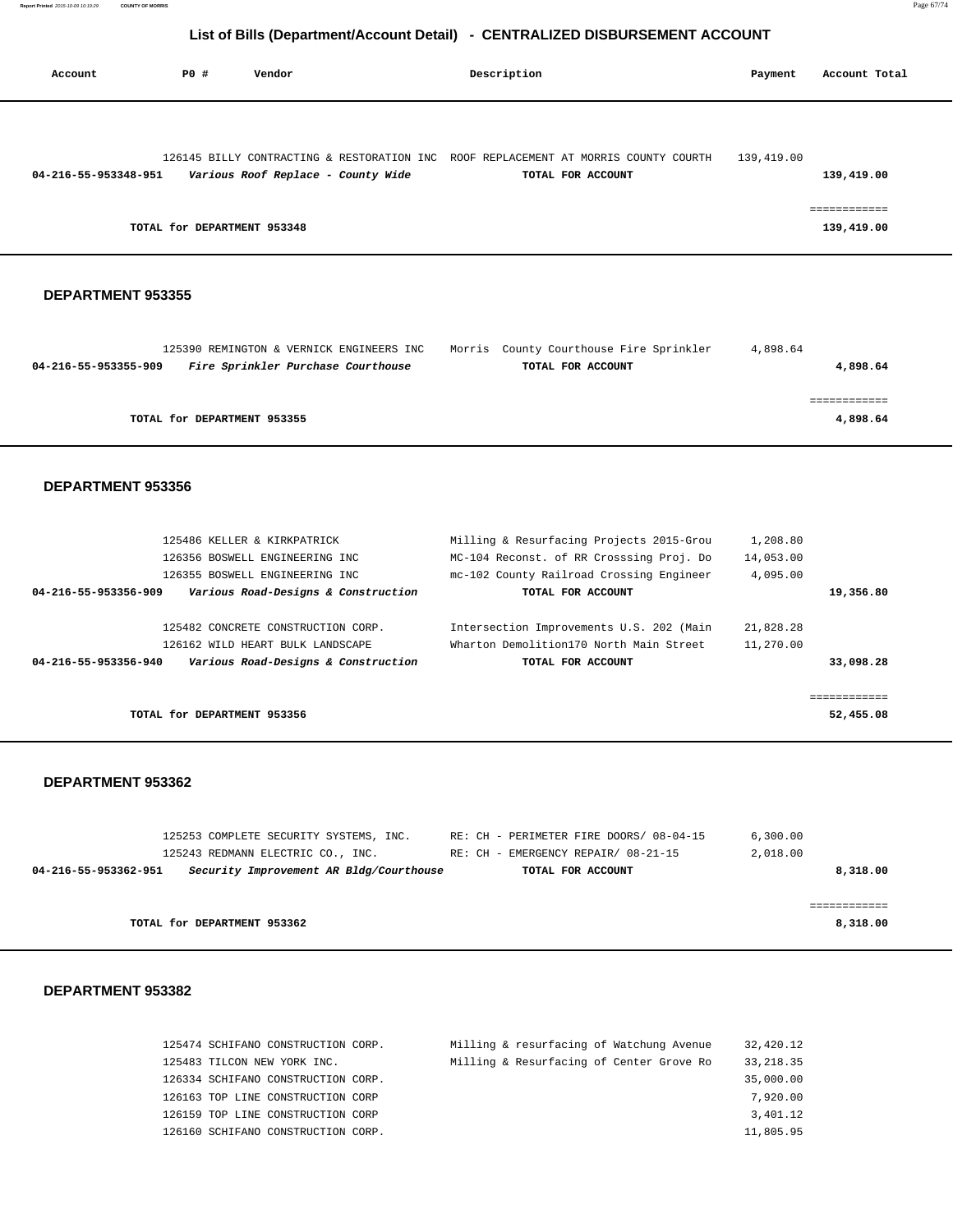## List of Bills (Department/Account Detail) - CENTRALIZED DISBURSEMENT ACCOUNT

| Account | PO # | Vendor | Description | Payment | Account Total |
|---|---|---|---|---|---|
| | 126145 | BILLY CONTRACTING & RESTORATION INC | ROOF REPLACEMENT AT MORRIS COUNTY COURTH | 139,419.00 | |
| **04-216-55-953348-951** | | ***Various Roof Replace - County Wide*** | **TOTAL FOR ACCOUNT** | | **139,419.00** |
| | | | | | ============ |
| | | **TOTAL for DEPARTMENT 953348** | | | **139,419.00** |

### DEPARTMENT 953355

| Account | PO # | Vendor | Description | Payment | Account Total |
|---|---|---|---|---|---|
| | 125390 | REMINGTON & VERNICK ENGINEERS INC | Morris County Courthouse Fire Sprinkler | 4,898.64 | |
| **04-216-55-953355-909** | | ***Fire Sprinkler Purchase Courthouse*** | **TOTAL FOR ACCOUNT** | | **4,898.64** |
| | | | | | ============ |
| | | **TOTAL for DEPARTMENT 953355** | | | **4,898.64** |

### DEPARTMENT 953356

| Account | PO # | Vendor | Description | Payment | Account Total |
|---|---|---|---|---|---|
| | 125486 | KELLER & KIRKPATRICK | Milling & Resurfacing Projects 2015-Grou | 1,208.80 | |
| | 126356 | BOSWELL ENGINEERING INC | MC-104 Reconst. of RR Crosssing Proj. Do | 14,053.00 | |
| | 126355 | BOSWELL ENGINEERING INC | mc-102 County Railroad Crossing Engineer | 4,095.00 | |
| **04-216-55-953356-909** | | ***Various Road-Designs & Construction*** | **TOTAL FOR ACCOUNT** | | **19,356.80** |
| | 125482 | CONCRETE CONSTRUCTION CORP. | Intersection Improvements U.S. 202 (Main | 21,828.28 | |
| | 126162 | WILD HEART BULK LANDSCAPE | Wharton Demolition170 North Main Street | 11,270.00 | |
| **04-216-55-953356-940** | | ***Various Road-Designs & Construction*** | **TOTAL FOR ACCOUNT** | | **33,098.28** |
| | | | | | ============ |
| | | **TOTAL for DEPARTMENT 953356** | | | **52,455.08** |

### DEPARTMENT 953362

| Account | PO # | Vendor | Description | Payment | Account Total |
|---|---|---|---|---|---|
| | 125253 | COMPLETE SECURITY SYSTEMS, INC. | RE: CH - PERIMETER FIRE DOORS/ 08-04-15 | 6,300.00 | |
| | 125243 | REDMANN ELECTRIC CO., INC. | RE: CH - EMERGENCY REPAIR/ 08-21-15 | 2,018.00 | |
| **04-216-55-953362-951** | | ***Security Improvement AR Bldg/Courthouse*** | **TOTAL FOR ACCOUNT** | | **8,318.00** |
| | | | | | ============ |
| | | **TOTAL for DEPARTMENT 953362** | | | **8,318.00** |

### DEPARTMENT 953382

| Account | PO # | Vendor | Description | Payment | Account Total |
|---|---|---|---|---|---|
| | 125474 | SCHIFANO CONSTRUCTION CORP. | Milling & resurfacing of Watchung Avenue | 32,420.12 | |
| | 125483 | TILCON NEW YORK INC. | Milling & Resurfacing of Center Grove Ro | 33,218.35 | |
| | 126334 | SCHIFANO CONSTRUCTION CORP. | | 35,000.00 | |
| | 126163 | TOP LINE CONSTRUCTION CORP | | 7,920.00 | |
| | 126159 | TOP LINE CONSTRUCTION CORP | | 3,401.12 | |
| | 126160 | SCHIFANO CONSTRUCTION CORP. | | 11,805.95 | |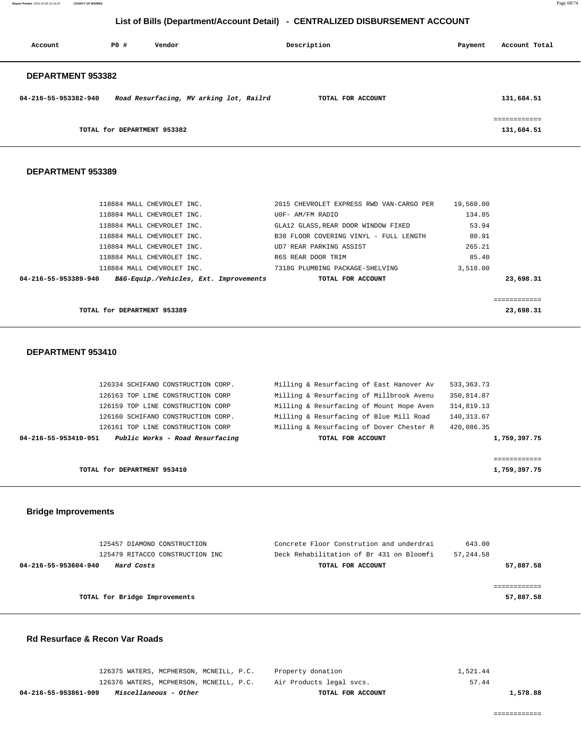# List of Bills (Department/Account Detail) - CENTRALIZED DISBURSEMENT ACCOUNT

| Account | PO # | Vendor | Description | Payment | Account Total |
|---|---|---|---|---|---|

## DEPARTMENT 953382

| Account | PO # | Vendor | Description | Payment | Account Total |
|---|---|---|---|---|---|
| 04-216-55-953382-940 | | *Road Resurfacing, MV arking lot, Railrd* | **TOTAL FOR ACCOUNT** | | 131,684.51 |
| | | | | | ============ |
| | | **TOTAL for DEPARTMENT 953382** | | | 131,684.51 |

## DEPARTMENT 953389

| Account | PO # | Vendor | Description | Payment | Account Total |
|---|---|---|---|---|---|
| | 118884 | MALL CHEVROLET INC. | 2015 CHEVROLET EXPRESS RWD VAN-CARGO PER | 19,560.00 | |
| | 118884 | MALL CHEVROLET INC. | U0F- AM/FM RADIO | 134.85 | |
| | 118884 | MALL CHEVROLET INC. | GLA12 GLASS,REAR DOOR WINDOW FIXED | 53.94 | |
| | 118884 | MALL CHEVROLET INC. | B38 FLOOR COVERING VINYL - FULL LENGTH | 80.91 | |
| | 118884 | MALL CHEVROLET INC. | UD7 REAR PARKING ASSIST | 265.21 | |
| | 118884 | MALL CHEVROLET INC. | R6S REAR DOOR TRIM | 85.40 | |
| | 118884 | MALL CHEVROLET INC. | 7318G PLUMBING PACKAGE-SHELVING | 3,518.00 | |
| 04-216-55-953389-940 | | *B&G-Equip./Vehicles, Ext. Improvements* | **TOTAL FOR ACCOUNT** | | 23,698.31 |
| | | | | | ============ |
| | | **TOTAL for DEPARTMENT 953389** | | | 23,698.31 |

## DEPARTMENT 953410

| Account | PO # | Vendor | Description | Payment | Account Total |
|---|---|---|---|---|---|
| | 126334 | SCHIFANO CONSTRUCTION CORP. | Milling & Resurfacing of East Hanover Av | 533,363.73 | |
| | 126163 | TOP LINE CONSTRUCTION CORP | Milling & Resurfacing of Millbrook Avenu | 350,814.87 | |
| | 126159 | TOP LINE CONSTRUCTION CORP | Milling & Resurfacing of Mount Hope Aven | 314,819.13 | |
| | 126160 | SCHIFANO CONSTRUCTION CORP. | Milling & Resurfacing of Blue Mill Road | 140,313.67 | |
| | 126161 | TOP LINE CONSTRUCTION CORP | Milling & Resurfacing of Dover Chester R | 420,086.35 | |
| 04-216-55-953410-951 | | *Public Works - Road Resurfacing* | **TOTAL FOR ACCOUNT** | | 1,759,397.75 |
| | | | | | ============ |
| | | **TOTAL for DEPARTMENT 953410** | | | 1,759,397.75 |

## Bridge Improvements

| Account | PO # | Vendor | Description | Payment | Account Total |
|---|---|---|---|---|---|
| | 125457 | DIAMOND CONSTRUCTION | Concrete Floor Construtiion and underdrai | 643.00 | |
| | 125479 | RITACCO CONSTRUCTION INC | Deck Rehabilitation of Br 431 on Bloomfi | 57,244.58 | |
| 04-216-55-953604-940 | | *Hard Costs* | **TOTAL FOR ACCOUNT** | | 57,887.58 |
| | | | | | ============ |
| | | **TOTAL for Bridge Improvements** | | | 57,887.58 |

## Rd Resurface & Recon Var Roads

| Account | PO # | Vendor | Description | Payment | Account Total |
|---|---|---|---|---|---|
| | 126375 | WATERS, MCPHERSON, MCNEILL, P.C. | Property donation | 1,521.44 | |
| | 126376 | WATERS, MCPHERSON, MCNEILL, P.C. | Air Products legal svcs. | 57.44 | |
| 04-216-55-953861-909 | | *Miscellaneous - Other* | **TOTAL FOR ACCOUNT** | | 1,578.88 |
| | | | | | ============ |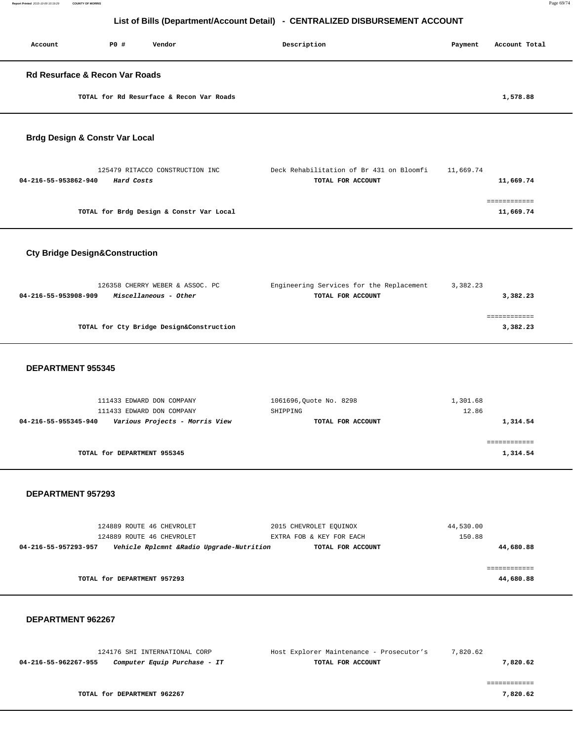# List of Bills (Department/Account Detail) - CENTRALIZED DISBURSEMENT ACCOUNT

| Account | PO # | Vendor | Description | Payment | Account Total |
|---|---|---|---|---|---|

## Rd Resurface & Recon Var Roads

| | | | | |
|---|---|---|---|---|
| | TOTAL for Rd Resurface & Recon Var Roads | | | 1,578.88 |

## Brdg Design & Constr Var Local

| Account | PO # / Vendor | Description | Payment | Account Total |
|---|---|---|---|---|
| | 125479 RITACCO CONSTRUCTION INC | Deck Rehabilitation of Br 431 on Bloomfi | 11,669.74 | |
| 04-216-55-953862-940 | *Hard Costs* | TOTAL FOR ACCOUNT | | 11,669.74 |
| | | | | ============ |
| | TOTAL for Brdg Design & Constr Var Local | | | 11,669.74 |

## Cty Bridge Design&Construction

| Account | PO # / Vendor | Description | Payment | Account Total |
|---|---|---|---|---|
| | 126358 CHERRY WEBER & ASSOC. PC | Engineering Services for the Replacement | 3,382.23 | |
| 04-216-55-953908-909 | *Miscellaneous - Other* | TOTAL FOR ACCOUNT | | 3,382.23 |
| | | | | ============ |
| | TOTAL for Cty Bridge Design&Construction | | | 3,382.23 |

## DEPARTMENT 955345

| Account | PO # / Vendor | Description | Payment | Account Total |
|---|---|---|---|---|
| | 111433 EDWARD DON COMPANY | 1061696,Quote No. 8298 | 1,301.68 | |
| | 111433 EDWARD DON COMPANY | SHIPPING | 12.86 | |
| 04-216-55-955345-940 | *Various Projects - Morris View* | TOTAL FOR ACCOUNT | | 1,314.54 |
| | | | | ============ |
| | TOTAL for DEPARTMENT 955345 | | | 1,314.54 |

## DEPARTMENT 957293

| Account | PO # / Vendor | Description | Payment | Account Total |
|---|---|---|---|---|
| | 124889 ROUTE 46 CHEVROLET | 2015 CHEVROLET EQUINOX | 44,530.00 | |
| | 124889 ROUTE 46 CHEVROLET | EXTRA FOB & KEY FOR EACH | 150.88 | |
| 04-216-55-957293-957 | *Vehicle Rplcmnt &Radio Upgrade-Nutrition* | TOTAL FOR ACCOUNT | | 44,680.88 |
| | | | | ============ |
| | TOTAL for DEPARTMENT 957293 | | | 44,680.88 |

## DEPARTMENT 962267

| Account | PO # / Vendor | Description | Payment | Account Total |
|---|---|---|---|---|
| | 124176 SHI INTERNATIONAL CORP | Host Explorer Maintenance - Prosecutor's | 7,820.62 | |
| 04-216-55-962267-955 | *Computer Equip Purchase - IT* | TOTAL FOR ACCOUNT | | 7,820.62 |
| | | | | ============ |
| | TOTAL for DEPARTMENT 962267 | | | 7,820.62 |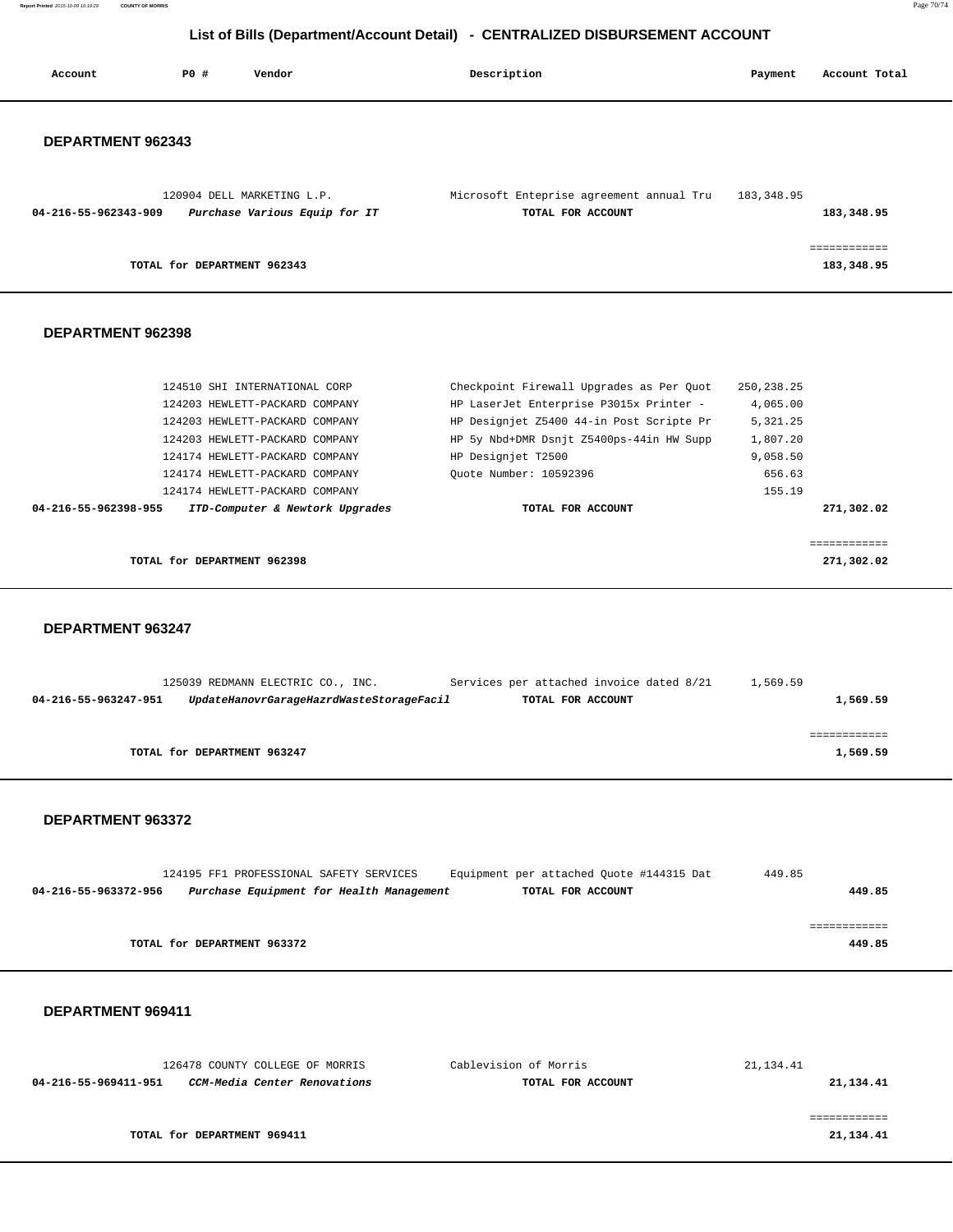# List of Bills (Department/Account Detail) - CENTRALIZED DISBURSEMENT ACCOUNT

| Account | PO # | Vendor | Description | Payment | Account Total |
|---|---|---|---|---|---|

### DEPARTMENT 962343

| Account | PO # | Vendor | Description | Payment | Account Total |
|---|---|---|---|---|---|
| | 120904 | DELL MARKETING L.P. | Microsoft Enteprise agreement annual Tru | 183,348.95 | |
| 04-216-55-962343-909 | | *Purchase Various Equip for IT* | TOTAL FOR ACCOUNT | | 183,348.95 |
| | | | | | ============ |
| | | TOTAL for DEPARTMENT 962343 | | | 183,348.95 |

### DEPARTMENT 962398

| Account | PO # | Vendor | Description | Payment | Account Total |
|---|---|---|---|---|---|
| | 124510 | SHI INTERNATIONAL CORP | Checkpoint Firewall Upgrades as Per Quot | 250,238.25 | |
| | 124203 | HEWLETT-PACKARD COMPANY | HP LaserJet Enterprise P3015x Printer - | 4,065.00 | |
| | 124203 | HEWLETT-PACKARD COMPANY | HP Designjet Z5400 44-in Post Scripte Pr | 5,321.25 | |
| | 124203 | HEWLETT-PACKARD COMPANY | HP 5y Nbd+DMR Dsnjt Z5400ps-44in HW Supp | 1,807.20 | |
| | 124174 | HEWLETT-PACKARD COMPANY | HP Designjet T2500 | 9,058.50 | |
| | 124174 | HEWLETT-PACKARD COMPANY | Quote Number: 10592396 | 656.63 | |
| | 124174 | HEWLETT-PACKARD COMPANY | | 155.19 | |
| 04-216-55-962398-955 | | *ITD-Computer & Newtork Upgrades* | TOTAL FOR ACCOUNT | | 271,302.02 |
| | | | | | ============ |
| | | TOTAL for DEPARTMENT 962398 | | | 271,302.02 |

### DEPARTMENT 963247

| Account | PO # | Vendor | Description | Payment | Account Total |
|---|---|---|---|---|---|
| | 125039 | REDMANN ELECTRIC CO., INC. | Services per attached invoice dated 8/21 | 1,569.59 | |
| 04-216-55-963247-951 | | *UpdateHanovrGarageHazrdWasteStorageFacil* | TOTAL FOR ACCOUNT | | 1,569.59 |
| | | | | | ============ |
| | | TOTAL for DEPARTMENT 963247 | | | 1,569.59 |

### DEPARTMENT 963372

| Account | PO # | Vendor | Description | Payment | Account Total |
|---|---|---|---|---|---|
| | 124195 | FF1 PROFESSIONAL SAFETY SERVICES | Equipment per attached Quote #144315 Dat | 449.85 | |
| 04-216-55-963372-956 | | *Purchase Equipment for Health Management* | TOTAL FOR ACCOUNT | | 449.85 |
| | | | | | ============ |
| | | TOTAL for DEPARTMENT 963372 | | | 449.85 |

### DEPARTMENT 969411

| Account | PO # | Vendor | Description | Payment | Account Total |
|---|---|---|---|---|---|
| | 126478 | COUNTY COLLEGE OF MORRIS | Cablevision of Morris | 21,134.41 | |
| 04-216-55-969411-951 | | *CCM-Media Center Renovations* | TOTAL FOR ACCOUNT | | 21,134.41 |
| | | | | | ============ |
| | | TOTAL for DEPARTMENT 969411 | | | 21,134.41 |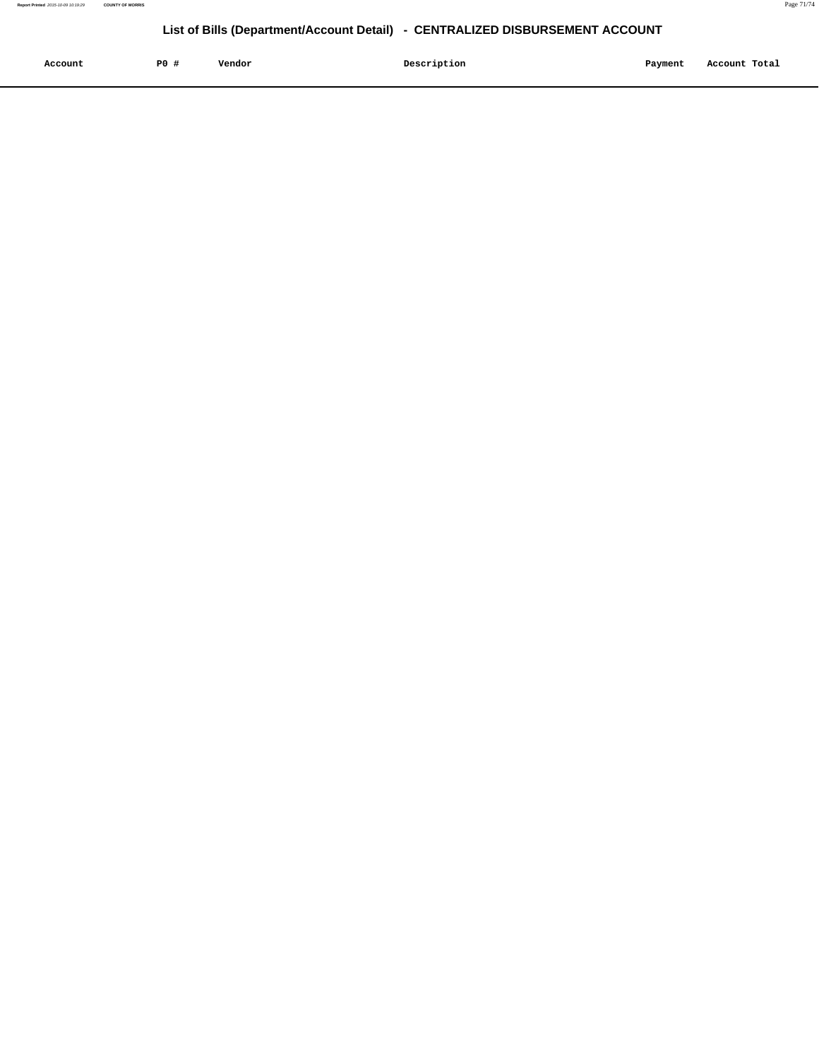## List of Bills (Department/Account Detail) - CENTRALIZED DISBURSEMENT ACCOUNT

| Account | PO # | Vendor | Description | Payment | Account Total |
|---|---|---|---|---|---|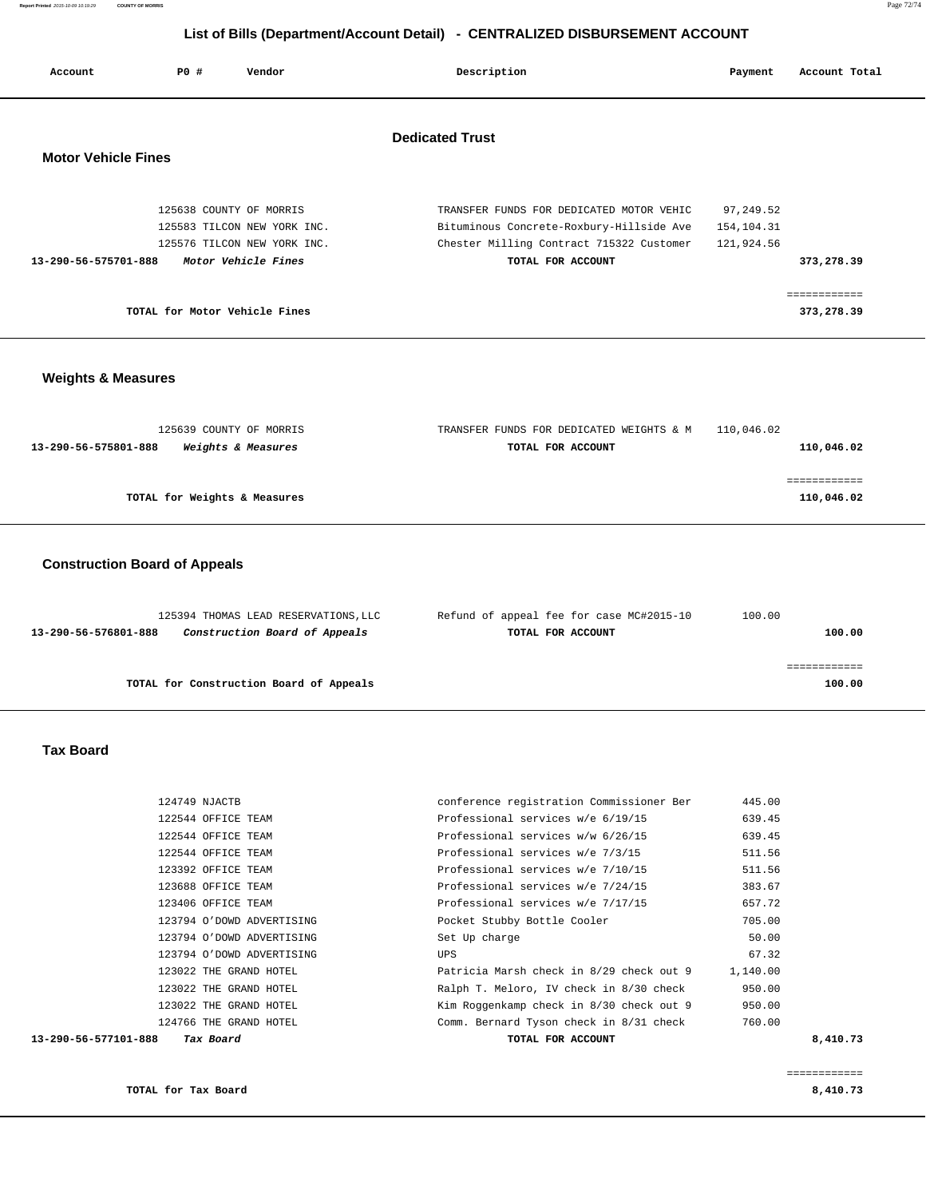# List of Bills (Department/Account Detail) - CENTRALIZED DISBURSEMENT ACCOUNT

## Dedicated Trust

### Motor Vehicle Fines

| Account | PO # | Vendor | Description | Payment | Account Total |
|---|---|---|---|---|---|
| | 125638 | COUNTY OF MORRIS | TRANSFER FUNDS FOR DEDICATED MOTOR VEHIC | 97,249.52 | |
| | 125583 | TILCON NEW YORK INC. | Bituminous Concrete-Roxbury-Hillside Ave | 154,104.31 | |
| | 125576 | TILCON NEW YORK INC. | Chester Milling Contract 715322 Customer | 121,924.56 | |
| **13-290-56-575701-888** | | ***Motor Vehicle Fines*** | **TOTAL FOR ACCOUNT** | | **373,278.39** |

**TOTAL for Motor Vehicle Fines** **373,278.39**

### Weights & Measures

| Account | PO # | Vendor | Description | Payment | Account Total |
|---|---|---|---|---|---|
| | 125639 | COUNTY OF MORRIS | TRANSFER FUNDS FOR DEDICATED WEIGHTS & M | 110,046.02 | |
| **13-290-56-575801-888** | | ***Weights & Measures*** | **TOTAL FOR ACCOUNT** | | **110,046.02** |

**TOTAL for Weights & Measures** **110,046.02**

### Construction Board of Appeals

| Account | PO # | Vendor | Description | Payment | Account Total |
|---|---|---|---|---|---|
| | 125394 | THOMAS LEAD RESERVATIONS,LLC | Refund of appeal fee for case MC#2015-10 | 100.00 | |
| **13-290-56-576801-888** | | ***Construction Board of Appeals*** | **TOTAL FOR ACCOUNT** | | **100.00** |

**TOTAL for Construction Board of Appeals** **100.00**

### Tax Board

| Account | PO # | Vendor | Description | Payment | Account Total |
|---|---|---|---|---|---|
| | 124749 | NJACTB | conference registration Commissioner Ber | 445.00 | |
| | 122544 | OFFICE TEAM | Professional services w/e 6/19/15 | 639.45 | |
| | 122544 | OFFICE TEAM | Professional services w/w 6/26/15 | 639.45 | |
| | 122544 | OFFICE TEAM | Professional services w/e 7/3/15 | 511.56 | |
| | 123392 | OFFICE TEAM | Professional services w/e 7/10/15 | 511.56 | |
| | 123688 | OFFICE TEAM | Professional services w/e 7/24/15 | 383.67 | |
| | 123406 | OFFICE TEAM | Professional services w/e 7/17/15 | 657.72 | |
| | 123794 | O'DOWD ADVERTISING | Pocket Stubby Bottle Cooler | 705.00 | |
| | 123794 | O'DOWD ADVERTISING | Set Up charge | 50.00 | |
| | 123794 | O'DOWD ADVERTISING | UPS | 67.32 | |
| | 123022 | THE GRAND HOTEL | Patricia Marsh check in 8/29 check out 9 | 1,140.00 | |
| | 123022 | THE GRAND HOTEL | Ralph T. Meloro, IV check in 8/30 check | 950.00 | |
| | 123022 | THE GRAND HOTEL | Kim Roggenkamp check in 8/30 check out 9 | 950.00 | |
| | 124766 | THE GRAND HOTEL | Comm. Bernard Tyson check in 8/31 check | 760.00 | |
| **13-290-56-577101-888** | | ***Tax Board*** | **TOTAL FOR ACCOUNT** | | **8,410.73** |

**TOTAL for Tax Board** **8,410.73**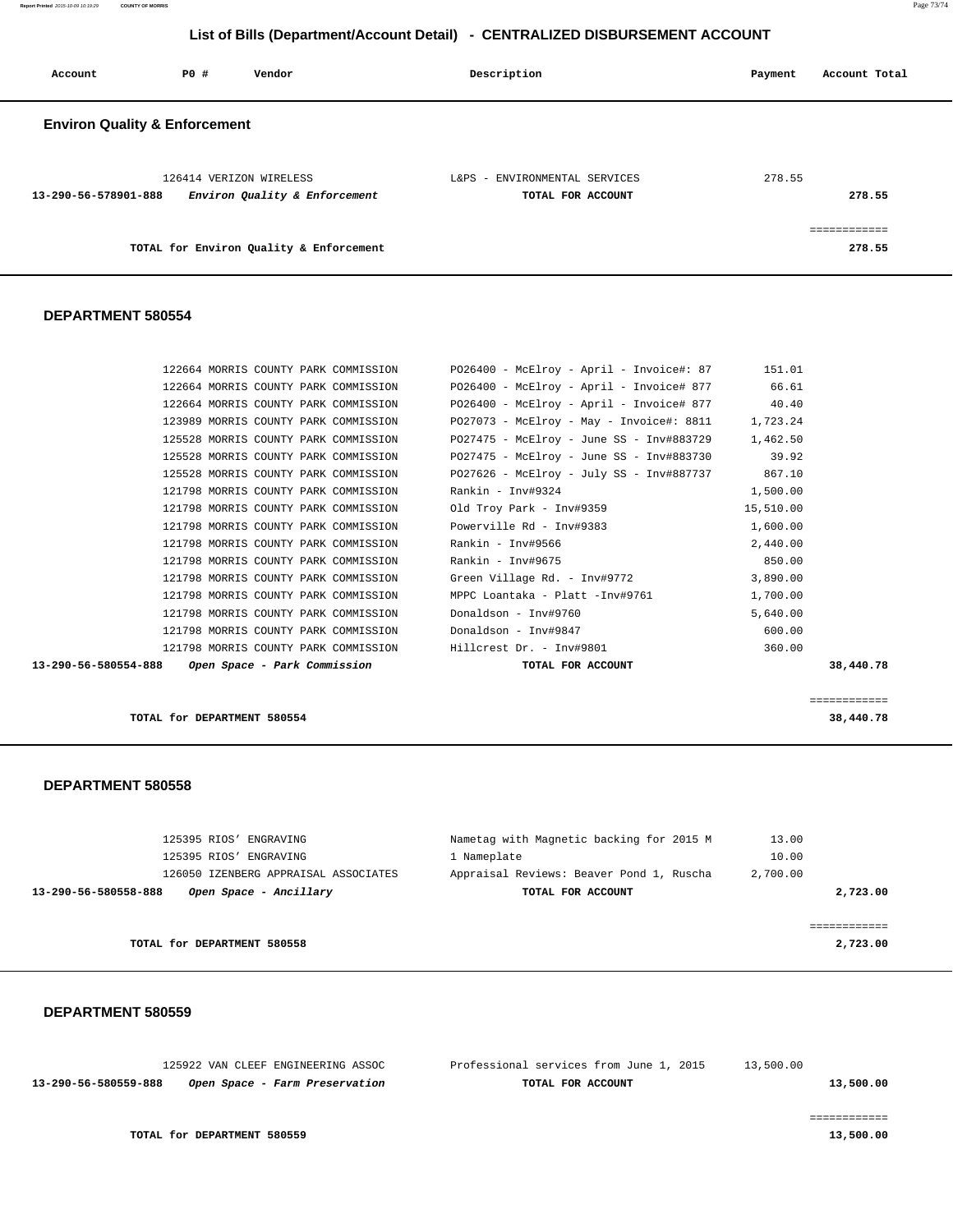# List of Bills (Department/Account Detail) - CENTRALIZED DISBURSEMENT ACCOUNT

| Account | PO # | Vendor | Description | Payment | Account Total |
|---|---|---|---|---|---|

## Environ Quality & Enforcement

| Account | PO # | Vendor | Description | Payment | Account Total |
|---|---|---|---|---|---|
| | 126414 | VERIZON WIRELESS | L&PS - ENVIRONMENTAL SERVICES | 278.55 | |
| **13-290-56-578901-888** | | *Environ Quality & Enforcement* | **TOTAL FOR ACCOUNT** | | **278.55** |

**TOTAL for Environ Quality & Enforcement** — **278.55**

## DEPARTMENT 580554

| Account | PO # | Vendor | Description | Payment | Account Total |
|---|---|---|---|---|---|
| | 122664 | MORRIS COUNTY PARK COMMISSION | PO26400 - McElroy - April - Invoice#: 87 | 151.01 | |
| | 122664 | MORRIS COUNTY PARK COMMISSION | PO26400 - McElroy - April - Invoice# 877 | 66.61 | |
| | 122664 | MORRIS COUNTY PARK COMMISSION | PO26400 - McElroy - April - Invoice# 877 | 40.40 | |
| | 123989 | MORRIS COUNTY PARK COMMISSION | PO27073 - McElroy - May - Invoice#: 8811 | 1,723.24 | |
| | 125528 | MORRIS COUNTY PARK COMMISSION | PO27475 - McElroy - June SS - Inv#883729 | 1,462.50 | |
| | 125528 | MORRIS COUNTY PARK COMMISSION | PO27475 - McElroy - June SS - Inv#883730 | 39.92 | |
| | 125528 | MORRIS COUNTY PARK COMMISSION | PO27626 - McElroy - July SS - Inv#887737 | 867.10 | |
| | 121798 | MORRIS COUNTY PARK COMMISSION | Rankin - Inv#9324 | 1,500.00 | |
| | 121798 | MORRIS COUNTY PARK COMMISSION | Old Troy Park - Inv#9359 | 15,510.00 | |
| | 121798 | MORRIS COUNTY PARK COMMISSION | Powerville Rd - Inv#9383 | 1,600.00 | |
| | 121798 | MORRIS COUNTY PARK COMMISSION | Rankin - Inv#9566 | 2,440.00 | |
| | 121798 | MORRIS COUNTY PARK COMMISSION | Rankin - Inv#9675 | 850.00 | |
| | 121798 | MORRIS COUNTY PARK COMMISSION | Green Village Rd. - Inv#9772 | 3,890.00 | |
| | 121798 | MORRIS COUNTY PARK COMMISSION | MPPC Loantaka - Platt -Inv#9761 | 1,700.00 | |
| | 121798 | MORRIS COUNTY PARK COMMISSION | Donaldson - Inv#9760 | 5,640.00 | |
| | 121798 | MORRIS COUNTY PARK COMMISSION | Donaldson - Inv#9847 | 600.00 | |
| | 121798 | MORRIS COUNTY PARK COMMISSION | Hillcrest Dr. - Inv#9801 | 360.00 | |
| **13-290-56-580554-888** | | *Open Space - Park Commission* | **TOTAL FOR ACCOUNT** | | **38,440.78** |

**TOTAL for DEPARTMENT 580554** — **38,440.78**

## DEPARTMENT 580558

| Account | PO # | Vendor | Description | Payment | Account Total |
|---|---|---|---|---|---|
| | 125395 | RIOS' ENGRAVING | Nametag with Magnetic backing for 2015 M | 13.00 | |
| | 125395 | RIOS' ENGRAVING | 1 Nameplate | 10.00 | |
| | 126050 | IZENBERG APPRAISAL ASSOCIATES | Appraisal Reviews: Beaver Pond 1, Ruscha | 2,700.00 | |
| **13-290-56-580558-888** | | *Open Space - Ancillary* | **TOTAL FOR ACCOUNT** | | **2,723.00** |

**TOTAL for DEPARTMENT 580558** — **2,723.00**

## DEPARTMENT 580559

| Account | PO # | Vendor | Description | Payment | Account Total |
|---|---|---|---|---|---|
| | 125922 | VAN CLEEF ENGINEERING ASSOC | Professional services from June 1, 2015 | 13,500.00 | |
| **13-290-56-580559-888** | | *Open Space - Farm Preservation* | **TOTAL FOR ACCOUNT** | | **13,500.00** |

**TOTAL for DEPARTMENT 580559** — **13,500.00**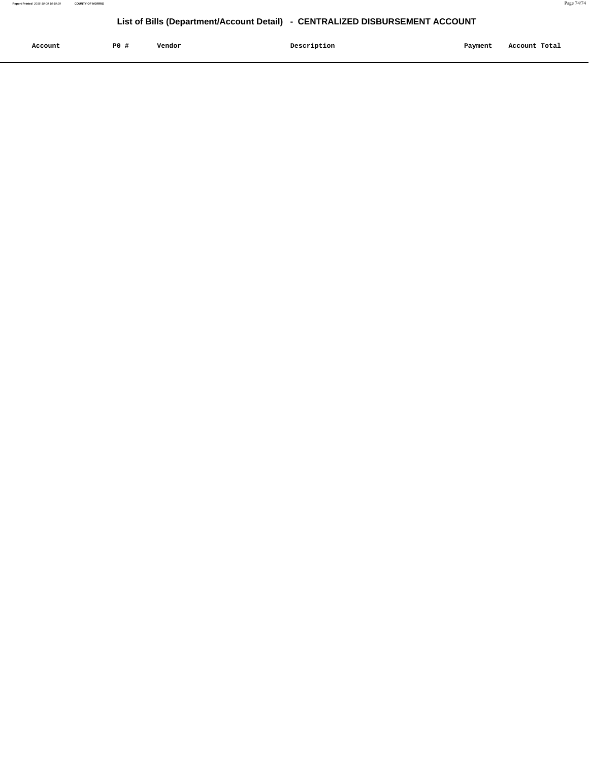## List of Bills (Department/Account Detail) - CENTRALIZED DISBURSEMENT ACCOUNT

| Account | PO # | Vendor | Description | Payment | Account Total |
|---|---|---|---|---|---|